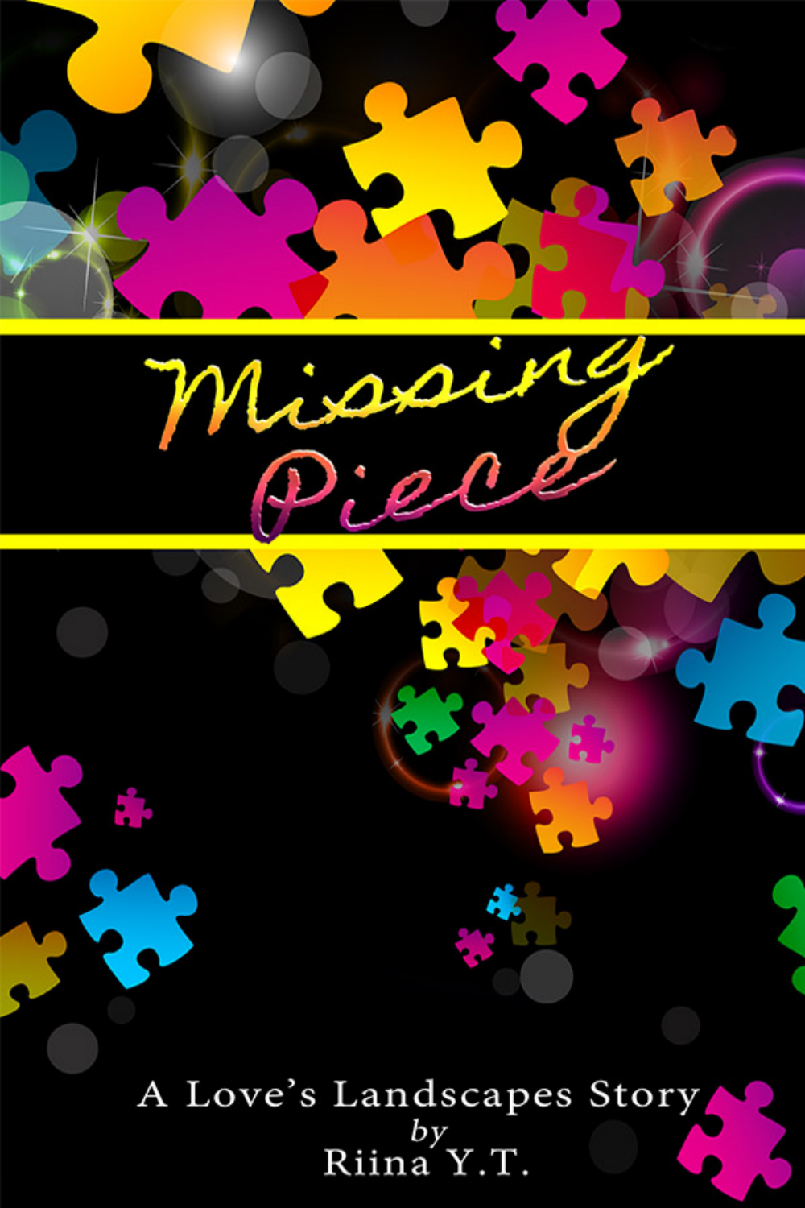# Missing Piece

A Love's Landscapes Story

*by*

Riina Y.T.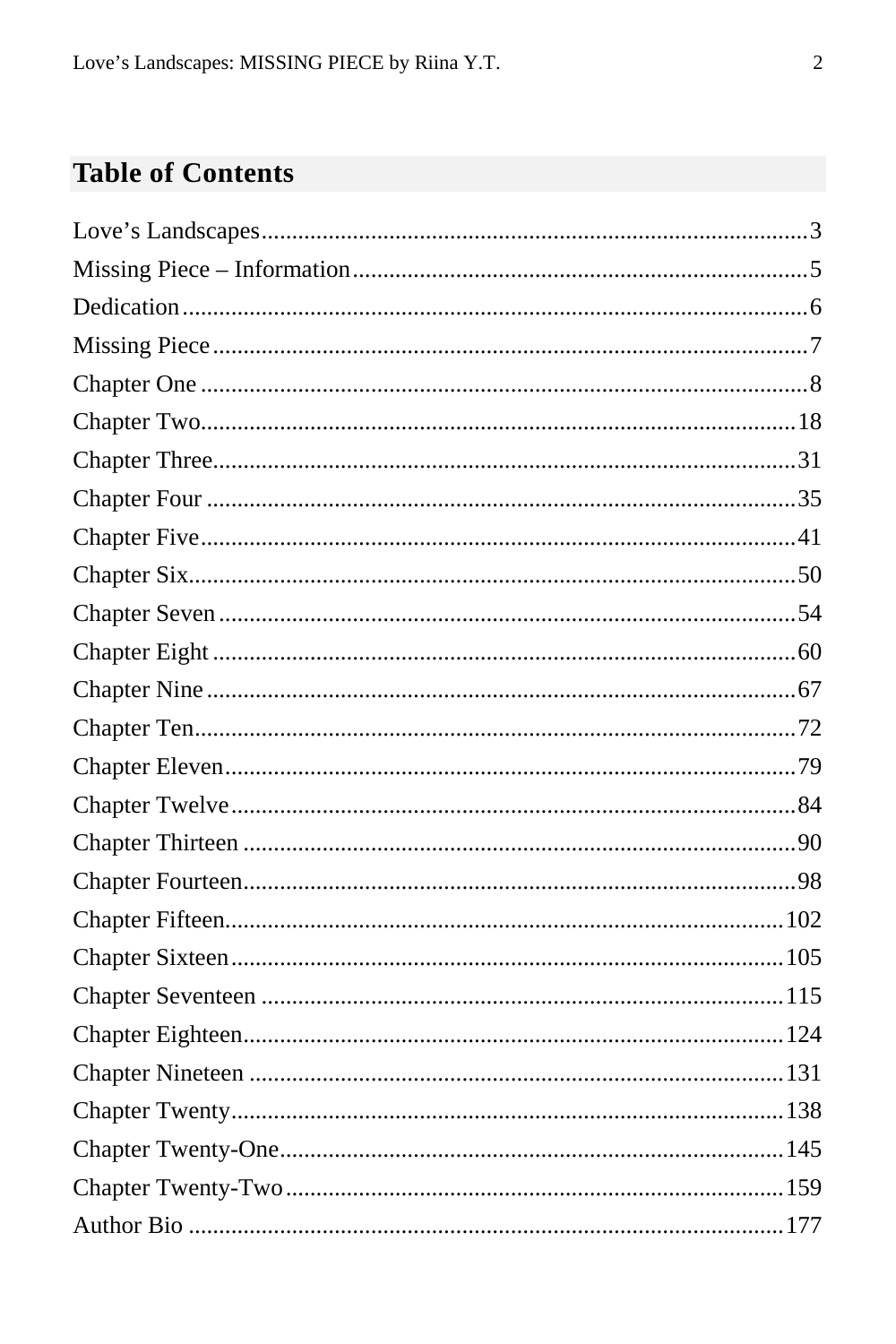## Table of Contents

Love's Landscapes.........................................................................................3
Missing Piece – Information..........................................................................5
Dedication.....................................................................................................6
Missing Piece.................................................................................................7
Chapter One...................................................................................................8
Chapter Two.................................................................................................18
Chapter Three...............................................................................................31
Chapter Four................................................................................................35
Chapter Five.................................................................................................41
Chapter Six...................................................................................................50
Chapter Seven..............................................................................................54
Chapter Eight...............................................................................................60
Chapter Nine................................................................................................67
Chapter Ten..................................................................................................72
Chapter Eleven.............................................................................................79
Chapter Twelve.............................................................................................84
Chapter Thirteen..........................................................................................90
Chapter Fourteen..........................................................................................98
Chapter Fifteen...........................................................................................102
Chapter Sixteen...........................................................................................105
Chapter Seventeen......................................................................................115
Chapter Eighteen.........................................................................................124
Chapter Nineteen........................................................................................131
Chapter Twenty...........................................................................................138
Chapter Twenty-One...................................................................................145
Chapter Twenty-Two..................................................................................159
Author Bio..................................................................................................177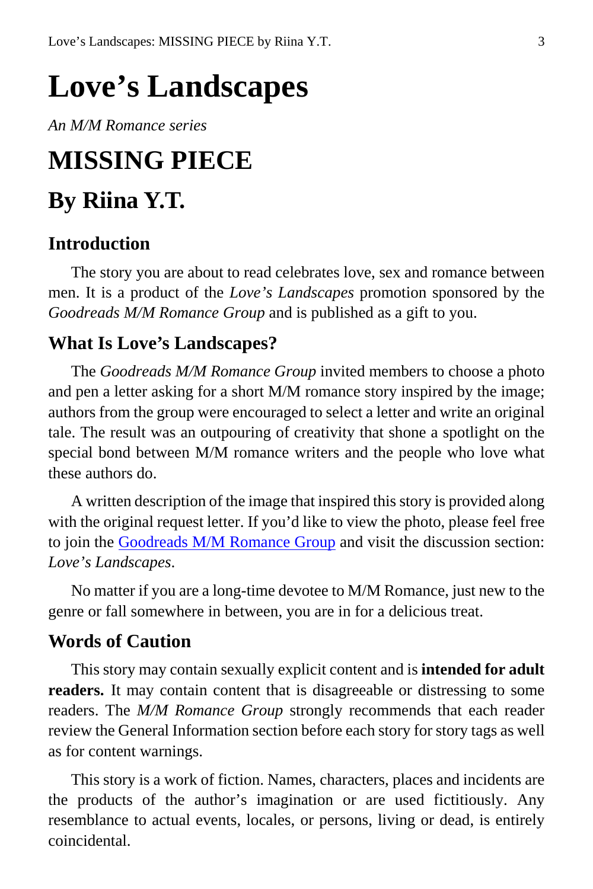# Love's Landscapes

*An M/M Romance series*

# MISSING PIECE

# By Riina Y.T.

## Introduction

The story you are about to read celebrates love, sex and romance between men. It is a product of the *Love's Landscapes* promotion sponsored by the *Goodreads M/M Romance Group* and is published as a gift to you.

## What Is Love's Landscapes?

The *Goodreads M/M Romance Group* invited members to choose a photo and pen a letter asking for a short M/M romance story inspired by the image; authors from the group were encouraged to select a letter and write an original tale. The result was an outpouring of creativity that shone a spotlight on the special bond between M/M romance writers and the people who love what these authors do.

A written description of the image that inspired this story is provided along with the original request letter. If you'd like to view the photo, please feel free to join the Goodreads M/M Romance Group and visit the discussion section: *Love's Landscapes*.

No matter if you are a long-time devotee to M/M Romance, just new to the genre or fall somewhere in between, you are in for a delicious treat.

## Words of Caution

This story may contain sexually explicit content and is **intended for adult readers.** It may contain content that is disagreeable or distressing to some readers. The *M/M Romance Group* strongly recommends that each reader review the General Information section before each story for story tags as well as for content warnings.

This story is a work of fiction. Names, characters, places and incidents are the products of the author's imagination or are used fictitiously. Any resemblance to actual events, locales, or persons, living or dead, is entirely coincidental.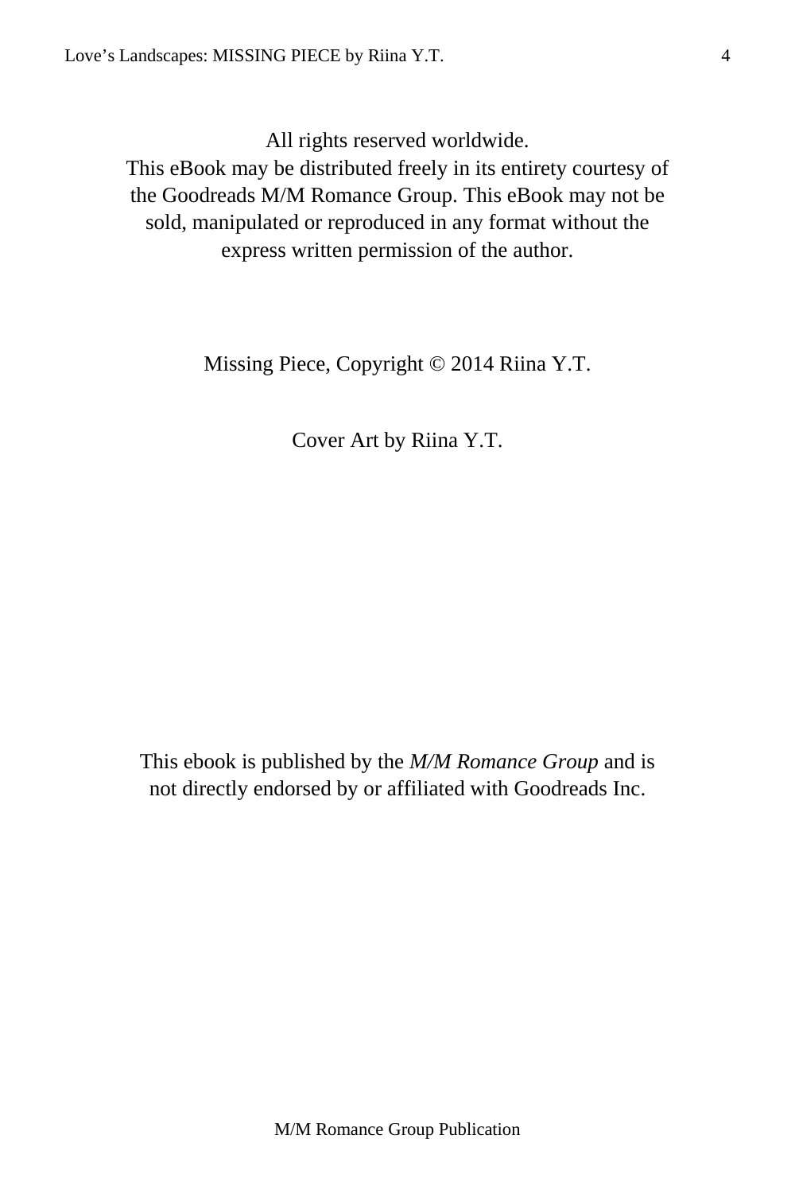All rights reserved worldwide.
This eBook may be distributed freely in its entirety courtesy of the Goodreads M/M Romance Group. This eBook may not be sold, manipulated or reproduced in any format without the express written permission of the author.

Missing Piece, Copyright © 2014 Riina Y.T.

Cover Art by Riina Y.T.

This ebook is published by the *M/M Romance Group* and is not directly endorsed by or affiliated with Goodreads Inc.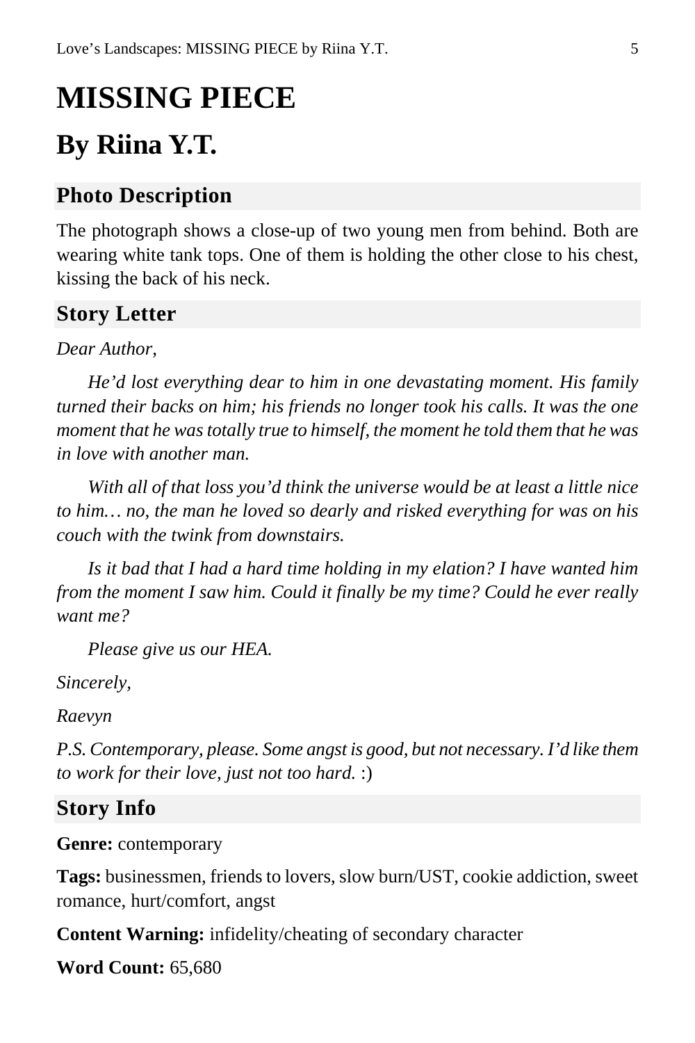# MISSING PIECE

## By Riina Y.T.

### Photo Description

The photograph shows a close-up of two young men from behind. Both are wearing white tank tops. One of them is holding the other close to his chest, kissing the back of his neck.

### Story Letter

*Dear Author,*

*He'd lost everything dear to him in one devastating moment. His family turned their backs on him; his friends no longer took his calls. It was the one moment that he was totally true to himself, the moment he told them that he was in love with another man.*

*With all of that loss you'd think the universe would be at least a little nice to him… no, the man he loved so dearly and risked everything for was on his couch with the twink from downstairs.*

*Is it bad that I had a hard time holding in my elation? I have wanted him from the moment I saw him. Could it finally be my time? Could he ever really want me?*

*Please give us our HEA.*

*Sincerely,*

*Raevyn*

*P.S. Contemporary, please. Some angst is good, but not necessary. I'd like them to work for their love, just not too hard.* :)

### Story Info

**Genre:** contemporary

**Tags:** businessmen, friends to lovers, slow burn/UST, cookie addiction, sweet romance, hurt/comfort, angst

**Content Warning:** infidelity/cheating of secondary character

**Word Count:** 65,680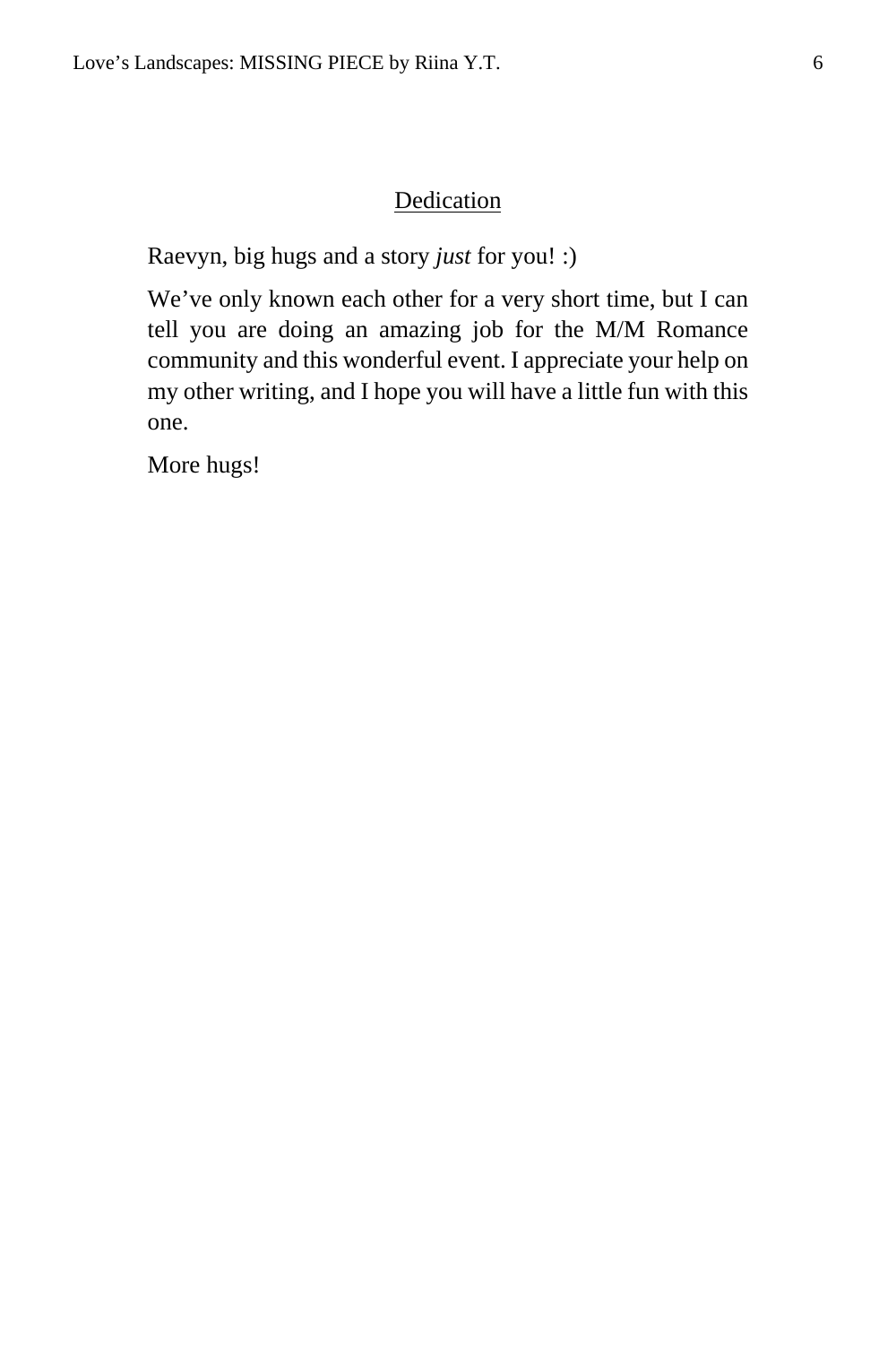## Dedication

Raevyn, big hugs and a story *just* for you! :)

We've only known each other for a very short time, but I can tell you are doing an amazing job for the M/M Romance community and this wonderful event. I appreciate your help on my other writing, and I hope you will have a little fun with this one.

More hugs!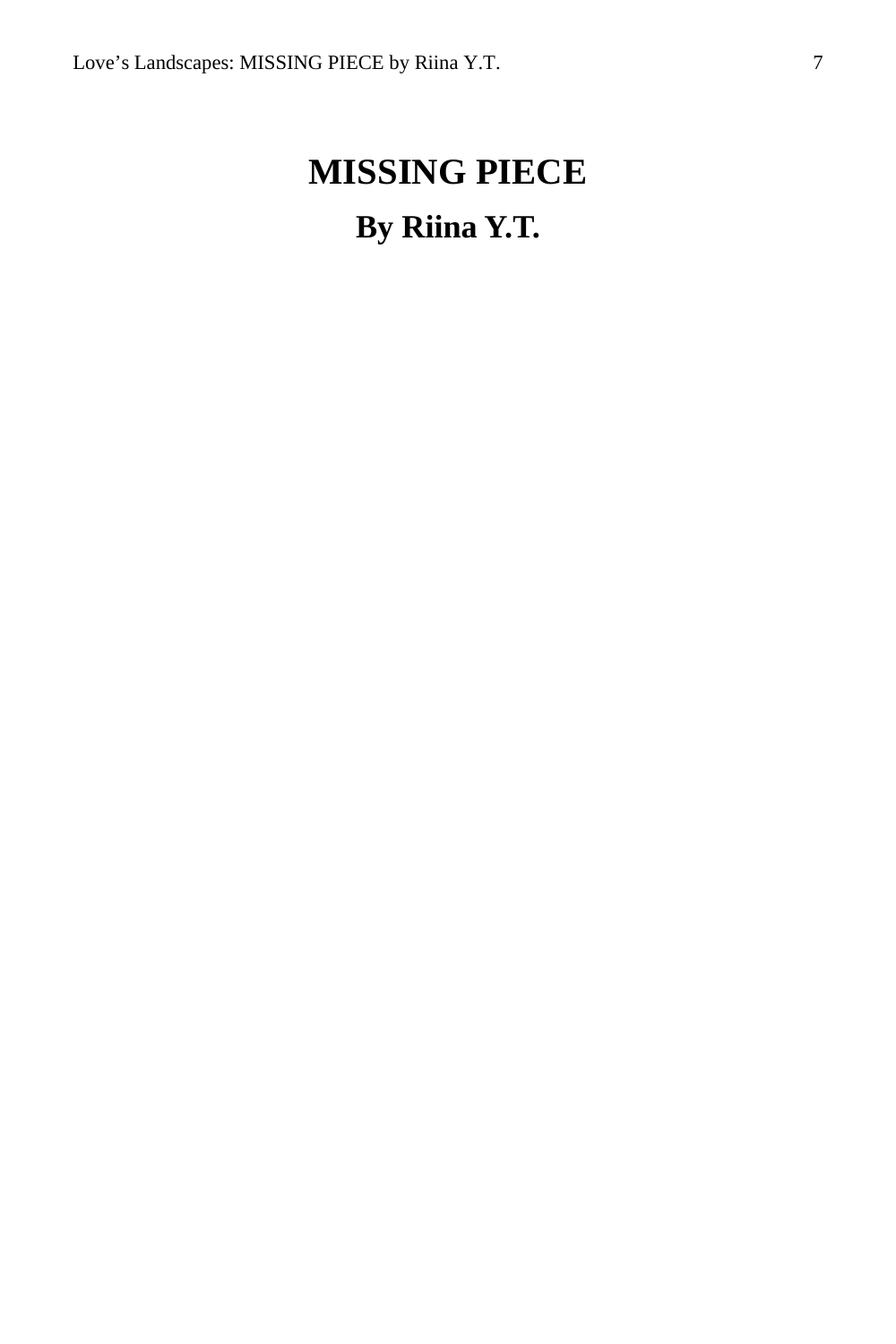# MISSING PIECE

## By Riina Y.T.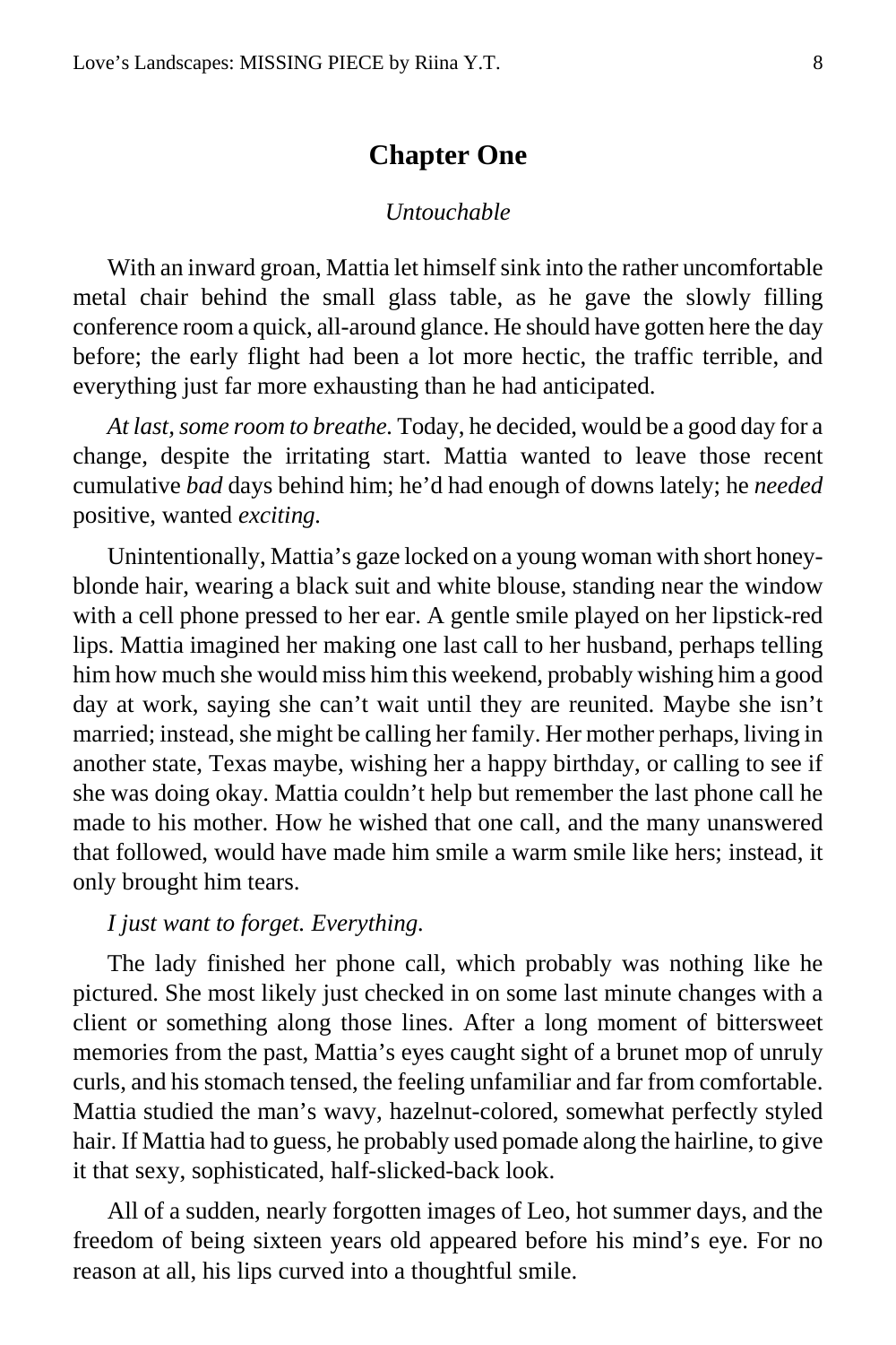## Chapter One

*Untouchable*

With an inward groan, Mattia let himself sink into the rather uncomfortable metal chair behind the small glass table, as he gave the slowly filling conference room a quick, all-around glance. He should have gotten here the day before; the early flight had been a lot more hectic, the traffic terrible, and everything just far more exhausting than he had anticipated.

*At last, some room to breathe.* Today, he decided, would be a good day for a change, despite the irritating start. Mattia wanted to leave those recent cumulative *bad* days behind him; he'd had enough of downs lately; he *needed* positive, wanted *exciting.*

Unintentionally, Mattia's gaze locked on a young woman with short honey-blonde hair, wearing a black suit and white blouse, standing near the window with a cell phone pressed to her ear. A gentle smile played on her lipstick-red lips. Mattia imagined her making one last call to her husband, perhaps telling him how much she would miss him this weekend, probably wishing him a good day at work, saying she can't wait until they are reunited. Maybe she isn't married; instead, she might be calling her family. Her mother perhaps, living in another state, Texas maybe, wishing her a happy birthday, or calling to see if she was doing okay. Mattia couldn't help but remember the last phone call he made to his mother. How he wished that one call, and the many unanswered that followed, would have made him smile a warm smile like hers; instead, it only brought him tears.

*I just want to forget. Everything.*

The lady finished her phone call, which probably was nothing like he pictured. She most likely just checked in on some last minute changes with a client or something along those lines. After a long moment of bittersweet memories from the past, Mattia's eyes caught sight of a brunet mop of unruly curls, and his stomach tensed, the feeling unfamiliar and far from comfortable. Mattia studied the man's wavy, hazelnut-colored, somewhat perfectly styled hair. If Mattia had to guess, he probably used pomade along the hairline, to give it that sexy, sophisticated, half-slicked-back look.

All of a sudden, nearly forgotten images of Leo, hot summer days, and the freedom of being sixteen years old appeared before his mind's eye. For no reason at all, his lips curved into a thoughtful smile.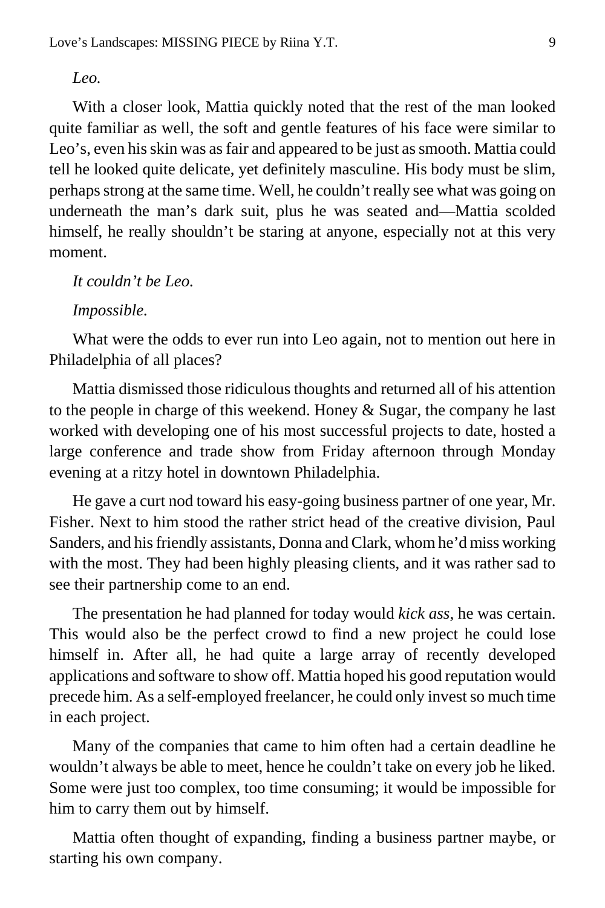*Leo.*

With a closer look, Mattia quickly noted that the rest of the man looked quite familiar as well, the soft and gentle features of his face were similar to Leo's, even his skin was as fair and appeared to be just as smooth. Mattia could tell he looked quite delicate, yet definitely masculine. His body must be slim, perhaps strong at the same time. Well, he couldn't really see what was going on underneath the man's dark suit, plus he was seated and—Mattia scolded himself, he really shouldn't be staring at anyone, especially not at this very moment.

*It couldn't be Leo.*

*Impossible.*

What were the odds to ever run into Leo again, not to mention out here in Philadelphia of all places?

Mattia dismissed those ridiculous thoughts and returned all of his attention to the people in charge of this weekend. Honey & Sugar, the company he last worked with developing one of his most successful projects to date, hosted a large conference and trade show from Friday afternoon through Monday evening at a ritzy hotel in downtown Philadelphia.

He gave a curt nod toward his easy-going business partner of one year, Mr. Fisher. Next to him stood the rather strict head of the creative division, Paul Sanders, and his friendly assistants, Donna and Clark, whom he'd miss working with the most. They had been highly pleasing clients, and it was rather sad to see their partnership come to an end.

The presentation he had planned for today would *kick ass*, he was certain. This would also be the perfect crowd to find a new project he could lose himself in. After all, he had quite a large array of recently developed applications and software to show off. Mattia hoped his good reputation would precede him. As a self-employed freelancer, he could only invest so much time in each project.

Many of the companies that came to him often had a certain deadline he wouldn't always be able to meet, hence he couldn't take on every job he liked. Some were just too complex, too time consuming; it would be impossible for him to carry them out by himself.

Mattia often thought of expanding, finding a business partner maybe, or starting his own company.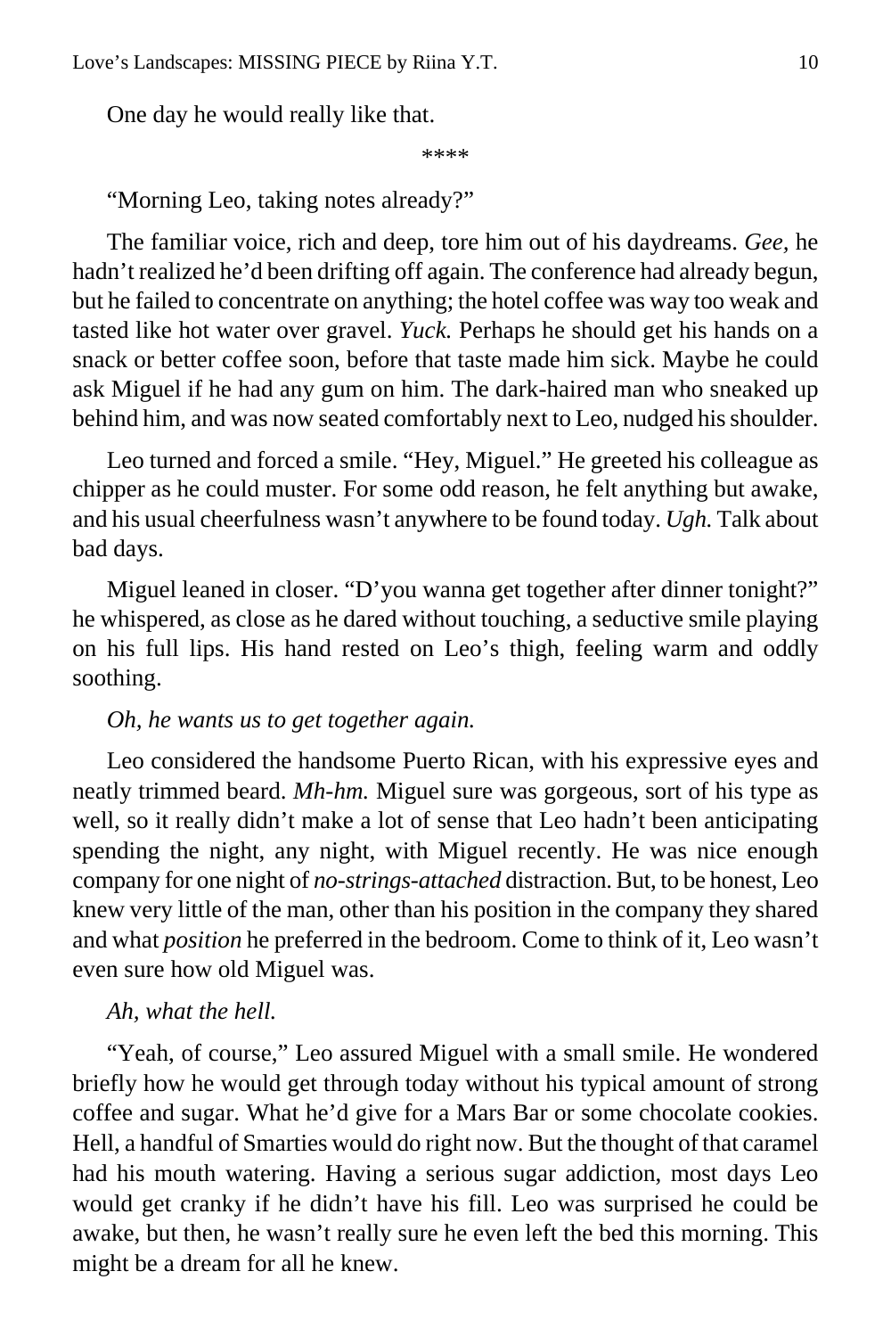One day he would really like that.

****

"Morning Leo, taking notes already?"

The familiar voice, rich and deep, tore him out of his daydreams. *Gee,* he hadn't realized he'd been drifting off again. The conference had already begun, but he failed to concentrate on anything; the hotel coffee was way too weak and tasted like hot water over gravel. *Yuck.* Perhaps he should get his hands on a snack or better coffee soon, before that taste made him sick. Maybe he could ask Miguel if he had any gum on him. The dark-haired man who sneaked up behind him, and was now seated comfortably next to Leo, nudged his shoulder.

Leo turned and forced a smile. "Hey, Miguel." He greeted his colleague as chipper as he could muster. For some odd reason, he felt anything but awake, and his usual cheerfulness wasn't anywhere to be found today. *Ugh.* Talk about bad days.

Miguel leaned in closer. "D'you wanna get together after dinner tonight?" he whispered, as close as he dared without touching, a seductive smile playing on his full lips. His hand rested on Leo's thigh, feeling warm and oddly soothing.

*Oh, he wants us to get together again.*

Leo considered the handsome Puerto Rican, with his expressive eyes and neatly trimmed beard. *Mh-hm.* Miguel sure was gorgeous, sort of his type as well, so it really didn't make a lot of sense that Leo hadn't been anticipating spending the night, any night, with Miguel recently. He was nice enough company for one night of *no-strings-attached* distraction. But, to be honest, Leo knew very little of the man, other than his position in the company they shared and what *position* he preferred in the bedroom. Come to think of it, Leo wasn't even sure how old Miguel was.

*Ah, what the hell.*

"Yeah, of course," Leo assured Miguel with a small smile. He wondered briefly how he would get through today without his typical amount of strong coffee and sugar. What he'd give for a Mars Bar or some chocolate cookies. Hell, a handful of Smarties would do right now. But the thought of that caramel had his mouth watering. Having a serious sugar addiction, most days Leo would get cranky if he didn't have his fill. Leo was surprised he could be awake, but then, he wasn't really sure he even left the bed this morning. This might be a dream for all he knew.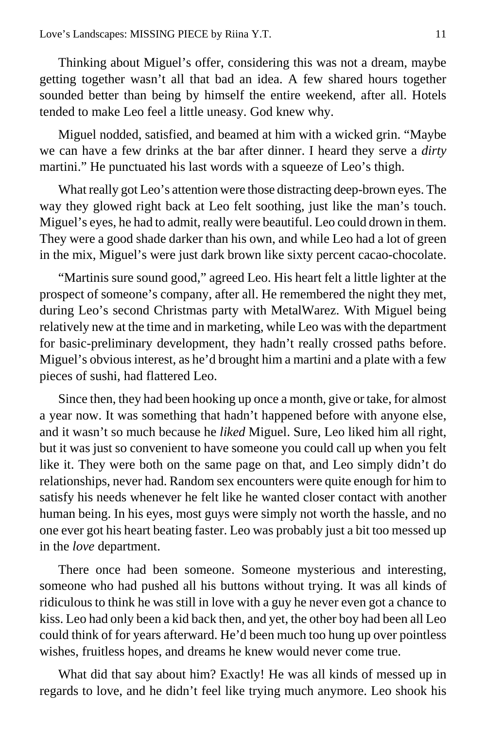Thinking about Miguel's offer, considering this was not a dream, maybe getting together wasn't all that bad an idea. A few shared hours together sounded better than being by himself the entire weekend, after all. Hotels tended to make Leo feel a little uneasy. God knew why.

Miguel nodded, satisfied, and beamed at him with a wicked grin. "Maybe we can have a few drinks at the bar after dinner. I heard they serve a *dirty* martini." He punctuated his last words with a squeeze of Leo's thigh.

What really got Leo's attention were those distracting deep-brown eyes. The way they glowed right back at Leo felt soothing, just like the man's touch. Miguel's eyes, he had to admit, really were beautiful. Leo could drown in them. They were a good shade darker than his own, and while Leo had a lot of green in the mix, Miguel's were just dark brown like sixty percent cacao-chocolate.

"Martinis sure sound good," agreed Leo. His heart felt a little lighter at the prospect of someone's company, after all. He remembered the night they met, during Leo's second Christmas party with MetalWarez. With Miguel being relatively new at the time and in marketing, while Leo was with the department for basic-preliminary development, they hadn't really crossed paths before. Miguel's obvious interest, as he'd brought him a martini and a plate with a few pieces of sushi, had flattered Leo.

Since then, they had been hooking up once a month, give or take, for almost a year now. It was something that hadn't happened before with anyone else, and it wasn't so much because he *liked* Miguel. Sure, Leo liked him all right, but it was just so convenient to have someone you could call up when you felt like it. They were both on the same page on that, and Leo simply didn't do relationships, never had. Random sex encounters were quite enough for him to satisfy his needs whenever he felt like he wanted closer contact with another human being. In his eyes, most guys were simply not worth the hassle, and no one ever got his heart beating faster. Leo was probably just a bit too messed up in the *love* department.

There once had been someone. Someone mysterious and interesting, someone who had pushed all his buttons without trying. It was all kinds of ridiculous to think he was still in love with a guy he never even got a chance to kiss. Leo had only been a kid back then, and yet, the other boy had been all Leo could think of for years afterward. He'd been much too hung up over pointless wishes, fruitless hopes, and dreams he knew would never come true.

What did that say about him? Exactly! He was all kinds of messed up in regards to love, and he didn't feel like trying much anymore. Leo shook his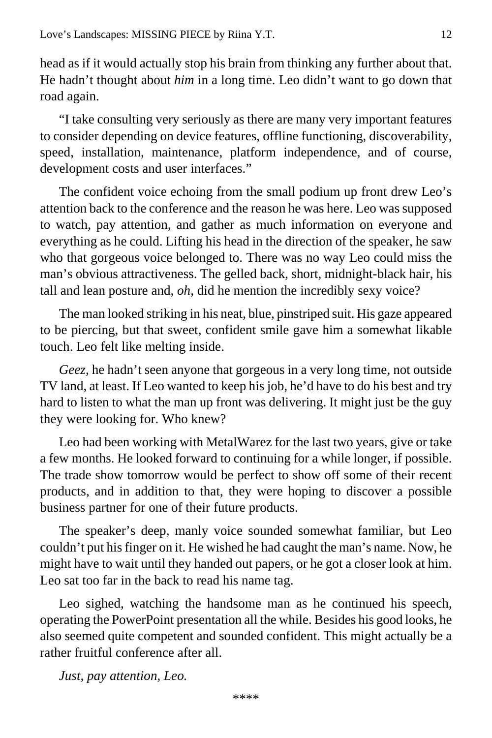head as if it would actually stop his brain from thinking any further about that. He hadn't thought about *him* in a long time. Leo didn't want to go down that road again.

"I take consulting very seriously as there are many very important features to consider depending on device features, offline functioning, discoverability, speed, installation, maintenance, platform independence, and of course, development costs and user interfaces."

The confident voice echoing from the small podium up front drew Leo's attention back to the conference and the reason he was here. Leo was supposed to watch, pay attention, and gather as much information on everyone and everything as he could. Lifting his head in the direction of the speaker, he saw who that gorgeous voice belonged to. There was no way Leo could miss the man's obvious attractiveness. The gelled back, short, midnight-black hair, his tall and lean posture and, *oh,* did he mention the incredibly sexy voice?

The man looked striking in his neat, blue, pinstriped suit. His gaze appeared to be piercing, but that sweet, confident smile gave him a somewhat likable touch. Leo felt like melting inside.

*Geez,* he hadn't seen anyone that gorgeous in a very long time, not outside TV land, at least. If Leo wanted to keep his job, he'd have to do his best and try hard to listen to what the man up front was delivering. It might just be the guy they were looking for. Who knew?

Leo had been working with MetalWarez for the last two years, give or take a few months. He looked forward to continuing for a while longer, if possible. The trade show tomorrow would be perfect to show off some of their recent products, and in addition to that, they were hoping to discover a possible business partner for one of their future products.

The speaker's deep, manly voice sounded somewhat familiar, but Leo couldn't put his finger on it. He wished he had caught the man's name. Now, he might have to wait until they handed out papers, or he got a closer look at him. Leo sat too far in the back to read his name tag.

Leo sighed, watching the handsome man as he continued his speech, operating the PowerPoint presentation all the while. Besides his good looks, he also seemed quite competent and sounded confident. This might actually be a rather fruitful conference after all.

*Just, pay attention, Leo.*

\*\*\*\*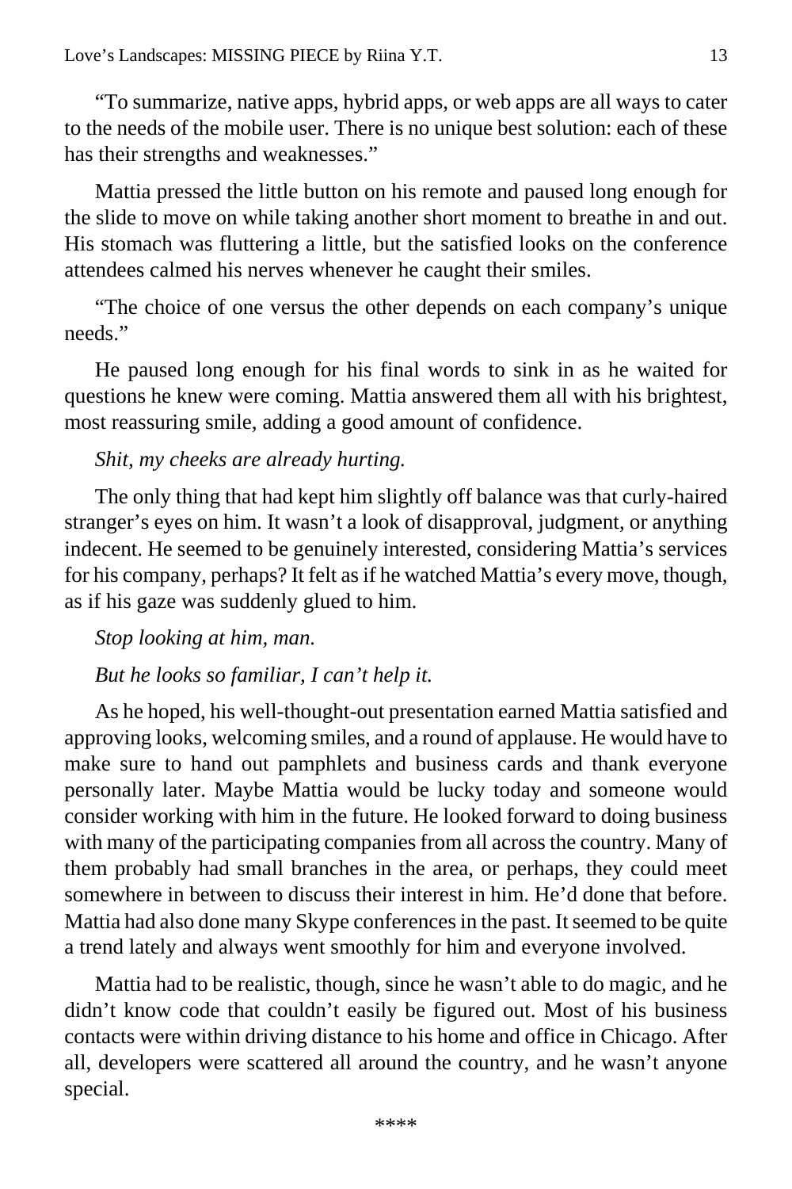"To summarize, native apps, hybrid apps, or web apps are all ways to cater to the needs of the mobile user. There is no unique best solution: each of these has their strengths and weaknesses."

Mattia pressed the little button on his remote and paused long enough for the slide to move on while taking another short moment to breathe in and out. His stomach was fluttering a little, but the satisfied looks on the conference attendees calmed his nerves whenever he caught their smiles.

"The choice of one versus the other depends on each company's unique needs."

He paused long enough for his final words to sink in as he waited for questions he knew were coming. Mattia answered them all with his brightest, most reassuring smile, adding a good amount of confidence.

*Shit, my cheeks are already hurting.*

The only thing that had kept him slightly off balance was that curly-haired stranger's eyes on him. It wasn't a look of disapproval, judgment, or anything indecent. He seemed to be genuinely interested, considering Mattia's services for his company, perhaps? It felt as if he watched Mattia's every move, though, as if his gaze was suddenly glued to him.

*Stop looking at him, man.*

*But he looks so familiar, I can't help it.*

As he hoped, his well-thought-out presentation earned Mattia satisfied and approving looks, welcoming smiles, and a round of applause. He would have to make sure to hand out pamphlets and business cards and thank everyone personally later. Maybe Mattia would be lucky today and someone would consider working with him in the future. He looked forward to doing business with many of the participating companies from all across the country. Many of them probably had small branches in the area, or perhaps, they could meet somewhere in between to discuss their interest in him. He'd done that before. Mattia had also done many Skype conferences in the past. It seemed to be quite a trend lately and always went smoothly for him and everyone involved.

Mattia had to be realistic, though, since he wasn't able to do magic, and he didn't know code that couldn't easily be figured out. Most of his business contacts were within driving distance to his home and office in Chicago. After all, developers were scattered all around the country, and he wasn't anyone special.

\*\*\*\*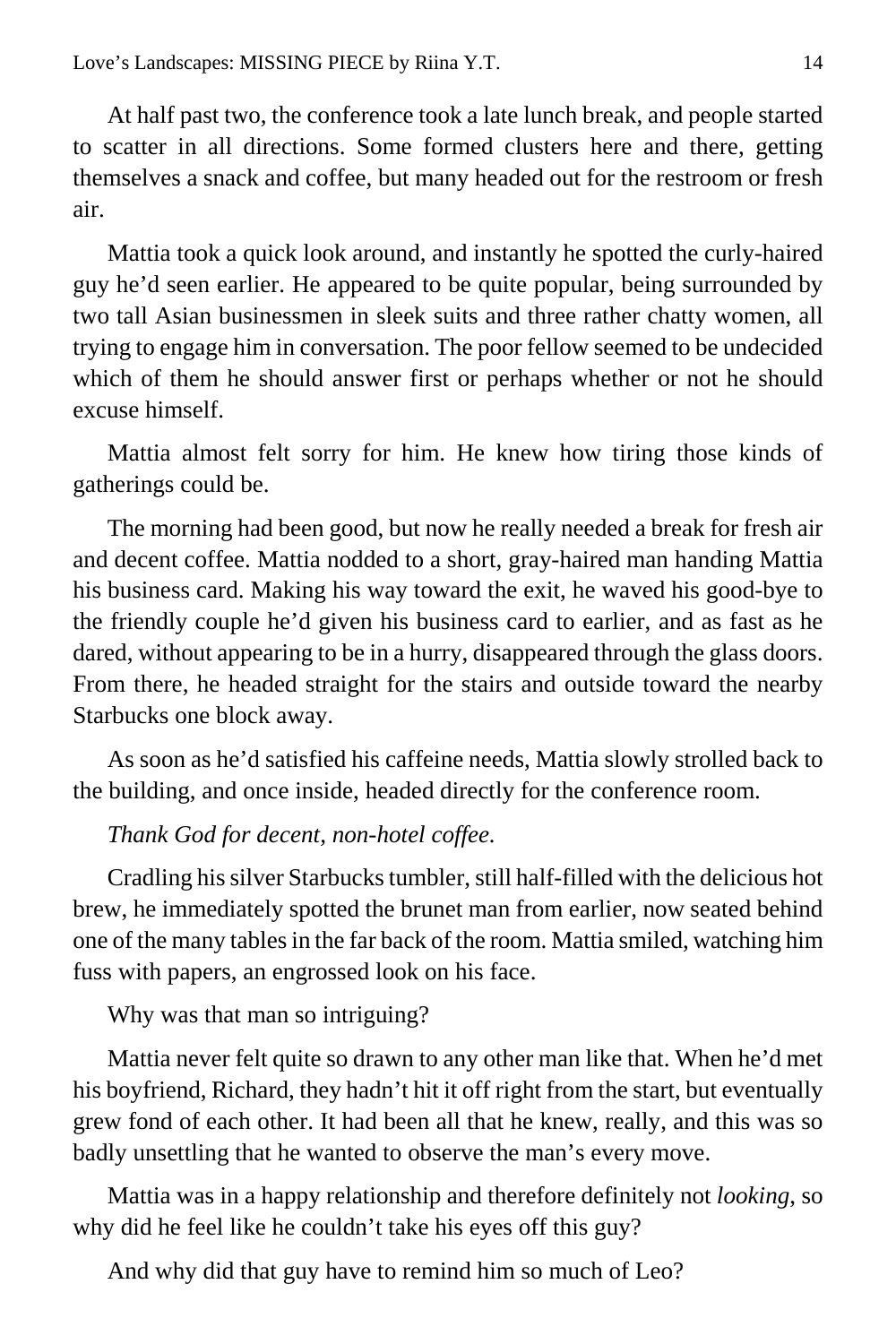At half past two, the conference took a late lunch break, and people started to scatter in all directions. Some formed clusters here and there, getting themselves a snack and coffee, but many headed out for the restroom or fresh air.

Mattia took a quick look around, and instantly he spotted the curly-haired guy he'd seen earlier. He appeared to be quite popular, being surrounded by two tall Asian businessmen in sleek suits and three rather chatty women, all trying to engage him in conversation. The poor fellow seemed to be undecided which of them he should answer first or perhaps whether or not he should excuse himself.

Mattia almost felt sorry for him. He knew how tiring those kinds of gatherings could be.

The morning had been good, but now he really needed a break for fresh air and decent coffee. Mattia nodded to a short, gray-haired man handing Mattia his business card. Making his way toward the exit, he waved his good-bye to the friendly couple he'd given his business card to earlier, and as fast as he dared, without appearing to be in a hurry, disappeared through the glass doors. From there, he headed straight for the stairs and outside toward the nearby Starbucks one block away.

As soon as he'd satisfied his caffeine needs, Mattia slowly strolled back to the building, and once inside, headed directly for the conference room.

*Thank God for decent, non-hotel coffee.*

Cradling his silver Starbucks tumbler, still half-filled with the delicious hot brew, he immediately spotted the brunet man from earlier, now seated behind one of the many tables in the far back of the room. Mattia smiled, watching him fuss with papers, an engrossed look on his face.

Why was that man so intriguing?

Mattia never felt quite so drawn to any other man like that. When he'd met his boyfriend, Richard, they hadn't hit it off right from the start, but eventually grew fond of each other. It had been all that he knew, really, and this was so badly unsettling that he wanted to observe the man's every move.

Mattia was in a happy relationship and therefore definitely not *looking*, so why did he feel like he couldn't take his eyes off this guy?

And why did that guy have to remind him so much of Leo?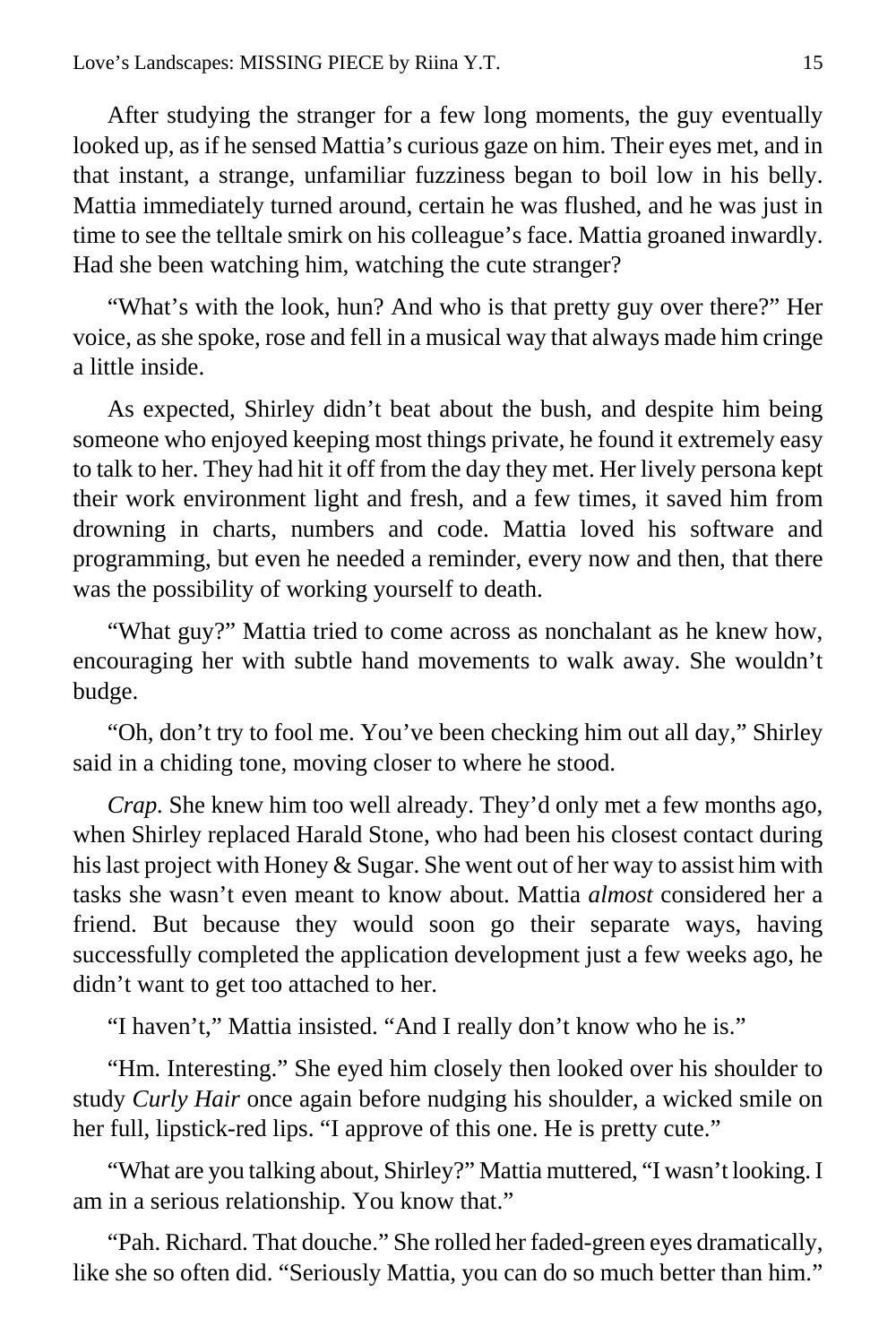After studying the stranger for a few long moments, the guy eventually looked up, as if he sensed Mattia's curious gaze on him. Their eyes met, and in that instant, a strange, unfamiliar fuzziness began to boil low in his belly. Mattia immediately turned around, certain he was flushed, and he was just in time to see the telltale smirk on his colleague's face. Mattia groaned inwardly. Had she been watching him, watching the cute stranger?

"What's with the look, hun? And who is that pretty guy over there?" Her voice, as she spoke, rose and fell in a musical way that always made him cringe a little inside.

As expected, Shirley didn't beat about the bush, and despite him being someone who enjoyed keeping most things private, he found it extremely easy to talk to her. They had hit it off from the day they met. Her lively persona kept their work environment light and fresh, and a few times, it saved him from drowning in charts, numbers and code. Mattia loved his software and programming, but even he needed a reminder, every now and then, that there was the possibility of working yourself to death.

"What guy?" Mattia tried to come across as nonchalant as he knew how, encouraging her with subtle hand movements to walk away. She wouldn't budge.

"Oh, don't try to fool me. You've been checking him out all day," Shirley said in a chiding tone, moving closer to where he stood.

*Crap.* She knew him too well already. They'd only met a few months ago, when Shirley replaced Harald Stone, who had been his closest contact during his last project with Honey & Sugar. She went out of her way to assist him with tasks she wasn't even meant to know about. Mattia *almost* considered her a friend. But because they would soon go their separate ways, having successfully completed the application development just a few weeks ago, he didn't want to get too attached to her.

"I haven't," Mattia insisted. "And I really don't know who he is."

"Hm. Interesting." She eyed him closely then looked over his shoulder to study *Curly Hair* once again before nudging his shoulder, a wicked smile on her full, lipstick-red lips. "I approve of this one. He is pretty cute."

"What are you talking about, Shirley?" Mattia muttered, "I wasn't looking. I am in a serious relationship. You know that."

"Pah. Richard. That douche." She rolled her faded-green eyes dramatically, like she so often did. "Seriously Mattia, you can do so much better than him."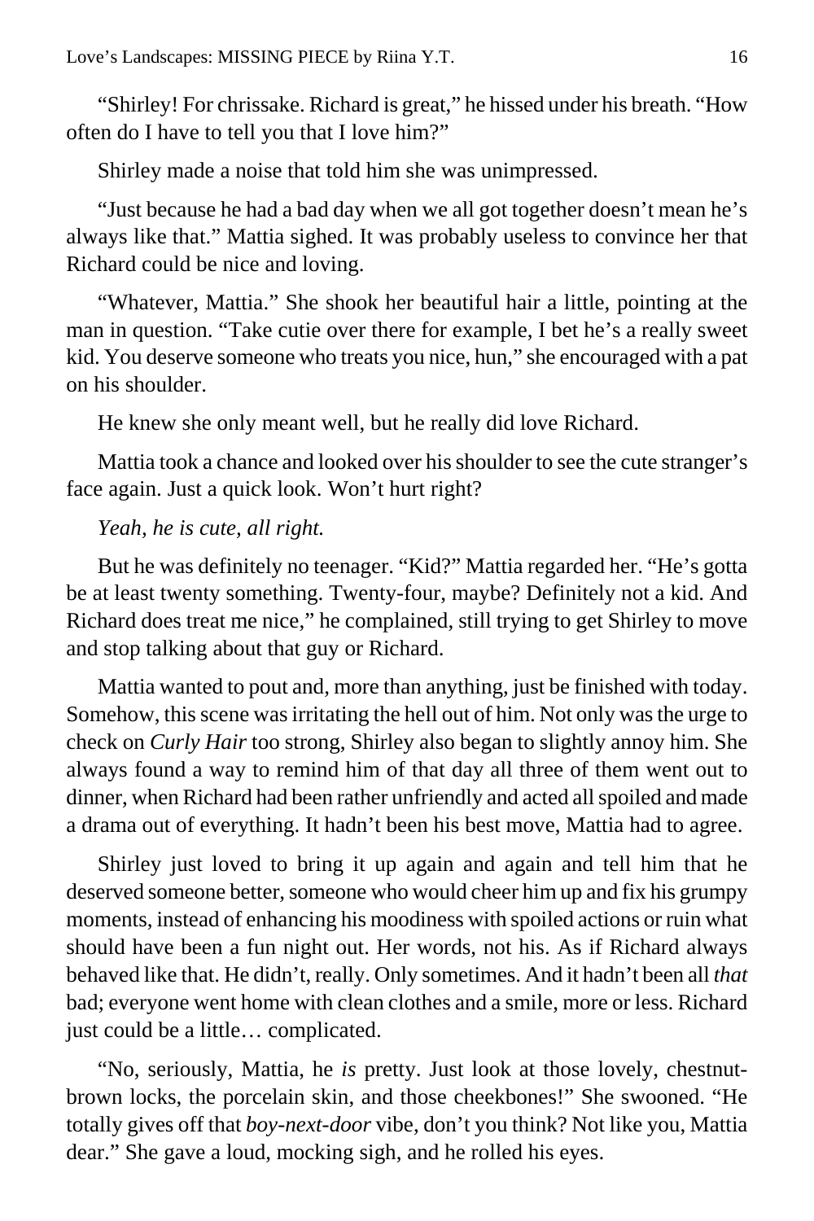"Shirley! For chrissake. Richard is great," he hissed under his breath. "How often do I have to tell you that I love him?"

Shirley made a noise that told him she was unimpressed.

"Just because he had a bad day when we all got together doesn't mean he's always like that." Mattia sighed. It was probably useless to convince her that Richard could be nice and loving.

"Whatever, Mattia." She shook her beautiful hair a little, pointing at the man in question. "Take cutie over there for example, I bet he's a really sweet kid. You deserve someone who treats you nice, hun," she encouraged with a pat on his shoulder.

He knew she only meant well, but he really did love Richard.

Mattia took a chance and looked over his shoulder to see the cute stranger's face again. Just a quick look. Won't hurt right?

*Yeah, he is cute, all right.*

But he was definitely no teenager. "Kid?" Mattia regarded her. "He's gotta be at least twenty something. Twenty-four, maybe? Definitely not a kid. And Richard does treat me nice," he complained, still trying to get Shirley to move and stop talking about that guy or Richard.

Mattia wanted to pout and, more than anything, just be finished with today. Somehow, this scene was irritating the hell out of him. Not only was the urge to check on *Curly Hair* too strong, Shirley also began to slightly annoy him. She always found a way to remind him of that day all three of them went out to dinner, when Richard had been rather unfriendly and acted all spoiled and made a drama out of everything. It hadn't been his best move, Mattia had to agree.

Shirley just loved to bring it up again and again and tell him that he deserved someone better, someone who would cheer him up and fix his grumpy moments, instead of enhancing his moodiness with spoiled actions or ruin what should have been a fun night out. Her words, not his. As if Richard always behaved like that. He didn't, really. Only sometimes. And it hadn't been all *that* bad; everyone went home with clean clothes and a smile, more or less. Richard just could be a little… complicated.

"No, seriously, Mattia, he *is* pretty. Just look at those lovely, chestnut-brown locks, the porcelain skin, and those cheekbones!" She swooned. "He totally gives off that *boy-next-door* vibe, don't you think? Not like you, Mattia dear." She gave a loud, mocking sigh, and he rolled his eyes.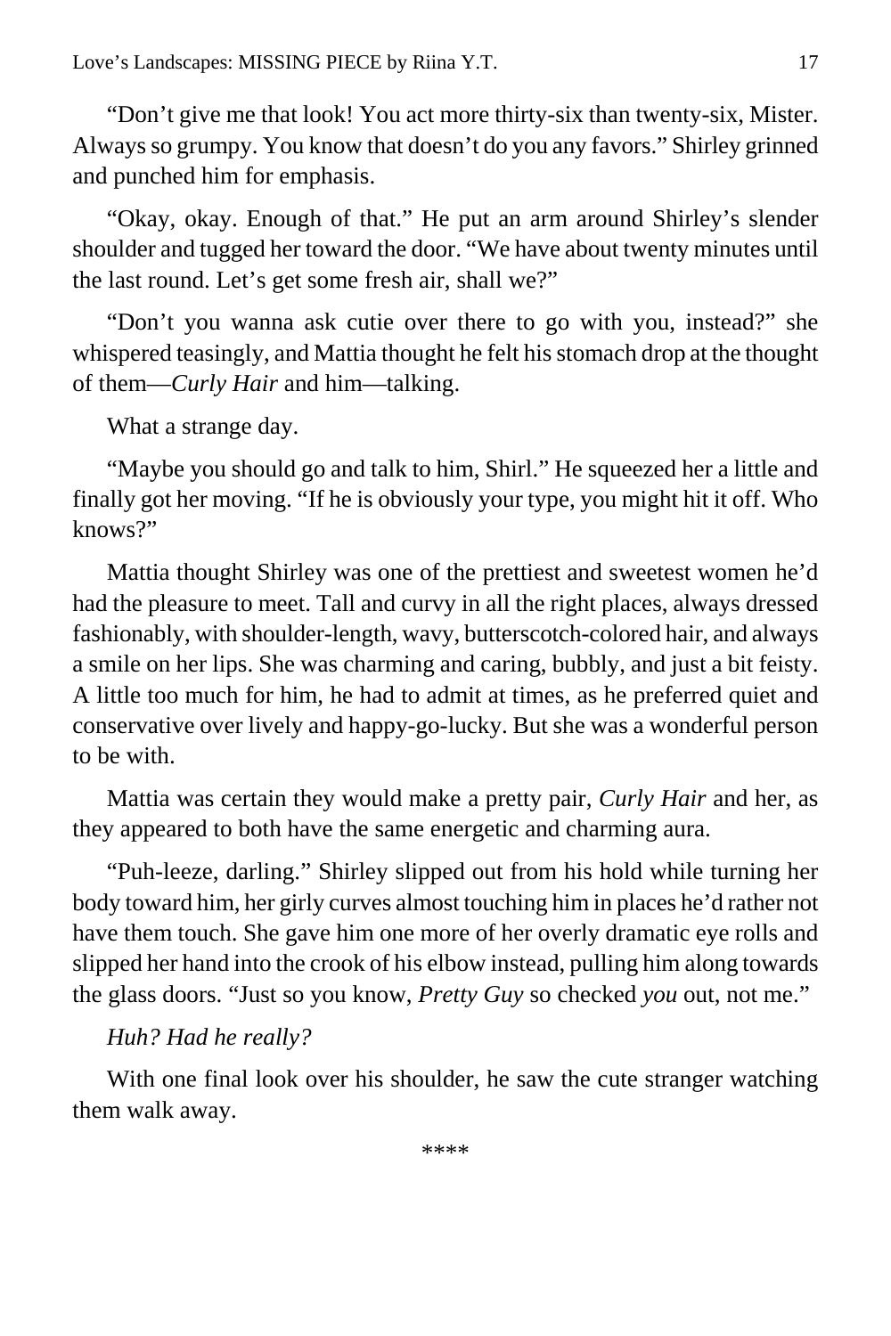"Don't give me that look! You act more thirty-six than twenty-six, Mister. Always so grumpy. You know that doesn't do you any favors." Shirley grinned and punched him for emphasis.

"Okay, okay. Enough of that." He put an arm around Shirley's slender shoulder and tugged her toward the door. "We have about twenty minutes until the last round. Let's get some fresh air, shall we?"

"Don't you wanna ask cutie over there to go with you, instead?" she whispered teasingly, and Mattia thought he felt his stomach drop at the thought of them—*Curly Hair* and him—talking.

What a strange day.

"Maybe you should go and talk to him, Shirl." He squeezed her a little and finally got her moving. "If he is obviously your type, you might hit it off. Who knows?"

Mattia thought Shirley was one of the prettiest and sweetest women he'd had the pleasure to meet. Tall and curvy in all the right places, always dressed fashionably, with shoulder-length, wavy, butterscotch-colored hair, and always a smile on her lips. She was charming and caring, bubbly, and just a bit feisty. A little too much for him, he had to admit at times, as he preferred quiet and conservative over lively and happy-go-lucky. But she was a wonderful person to be with.

Mattia was certain they would make a pretty pair, *Curly Hair* and her, as they appeared to both have the same energetic and charming aura.

"Puh-leeze, darling." Shirley slipped out from his hold while turning her body toward him, her girly curves almost touching him in places he'd rather not have them touch. She gave him one more of her overly dramatic eye rolls and slipped her hand into the crook of his elbow instead, pulling him along towards the glass doors. "Just so you know, *Pretty Guy* so checked *you* out, not me."

*Huh? Had he really?*

With one final look over his shoulder, he saw the cute stranger watching them walk away.

****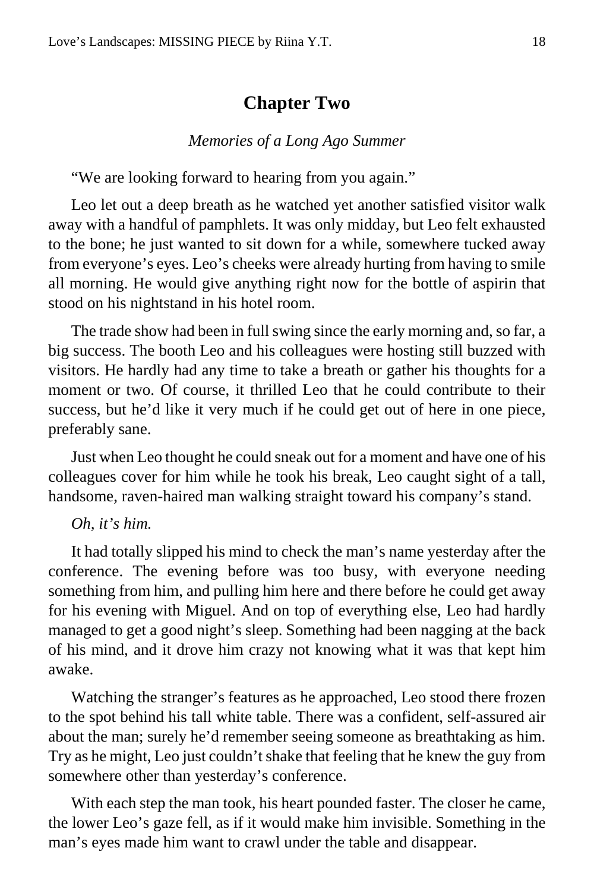## Chapter Two

*Memories of a Long Ago Summer*

"We are looking forward to hearing from you again."

Leo let out a deep breath as he watched yet another satisfied visitor walk away with a handful of pamphlets. It was only midday, but Leo felt exhausted to the bone; he just wanted to sit down for a while, somewhere tucked away from everyone's eyes. Leo's cheeks were already hurting from having to smile all morning. He would give anything right now for the bottle of aspirin that stood on his nightstand in his hotel room.

The trade show had been in full swing since the early morning and, so far, a big success. The booth Leo and his colleagues were hosting still buzzed with visitors. He hardly had any time to take a breath or gather his thoughts for a moment or two. Of course, it thrilled Leo that he could contribute to their success, but he'd like it very much if he could get out of here in one piece, preferably sane.

Just when Leo thought he could sneak out for a moment and have one of his colleagues cover for him while he took his break, Leo caught sight of a tall, handsome, raven-haired man walking straight toward his company's stand.

*Oh, it's him.*

It had totally slipped his mind to check the man's name yesterday after the conference. The evening before was too busy, with everyone needing something from him, and pulling him here and there before he could get away for his evening with Miguel. And on top of everything else, Leo had hardly managed to get a good night's sleep. Something had been nagging at the back of his mind, and it drove him crazy not knowing what it was that kept him awake.

Watching the stranger's features as he approached, Leo stood there frozen to the spot behind his tall white table. There was a confident, self-assured air about the man; surely he'd remember seeing someone as breathtaking as him. Try as he might, Leo just couldn't shake that feeling that he knew the guy from somewhere other than yesterday's conference.

With each step the man took, his heart pounded faster. The closer he came, the lower Leo's gaze fell, as if it would make him invisible. Something in the man's eyes made him want to crawl under the table and disappear.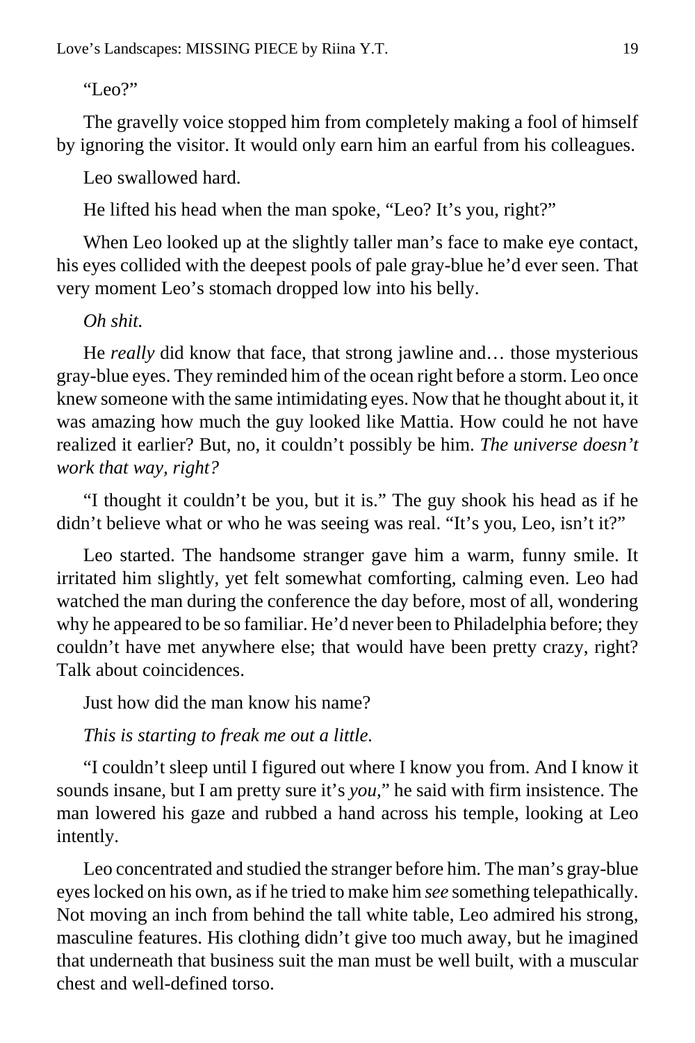"Leo?"

The gravelly voice stopped him from completely making a fool of himself by ignoring the visitor. It would only earn him an earful from his colleagues.

Leo swallowed hard.

He lifted his head when the man spoke, "Leo? It's you, right?"

When Leo looked up at the slightly taller man's face to make eye contact, his eyes collided with the deepest pools of pale gray-blue he'd ever seen. That very moment Leo's stomach dropped low into his belly.

*Oh shit.*

He *really* did know that face, that strong jawline and… those mysterious gray-blue eyes. They reminded him of the ocean right before a storm. Leo once knew someone with the same intimidating eyes. Now that he thought about it, it was amazing how much the guy looked like Mattia. How could he not have realized it earlier? But, no, it couldn't possibly be him. *The universe doesn't work that way, right?*

"I thought it couldn't be you, but it is." The guy shook his head as if he didn't believe what or who he was seeing was real. "It's you, Leo, isn't it?"

Leo started. The handsome stranger gave him a warm, funny smile. It irritated him slightly, yet felt somewhat comforting, calming even. Leo had watched the man during the conference the day before, most of all, wondering why he appeared to be so familiar. He'd never been to Philadelphia before; they couldn't have met anywhere else; that would have been pretty crazy, right? Talk about coincidences.

Just how did the man know his name?

*This is starting to freak me out a little.*

"I couldn't sleep until I figured out where I know you from. And I know it sounds insane, but I am pretty sure it's *you*," he said with firm insistence. The man lowered his gaze and rubbed a hand across his temple, looking at Leo intently.

Leo concentrated and studied the stranger before him. The man's gray-blue eyes locked on his own, as if he tried to make him *see* something telepathically. Not moving an inch from behind the tall white table, Leo admired his strong, masculine features. His clothing didn't give too much away, but he imagined that underneath that business suit the man must be well built, with a muscular chest and well-defined torso.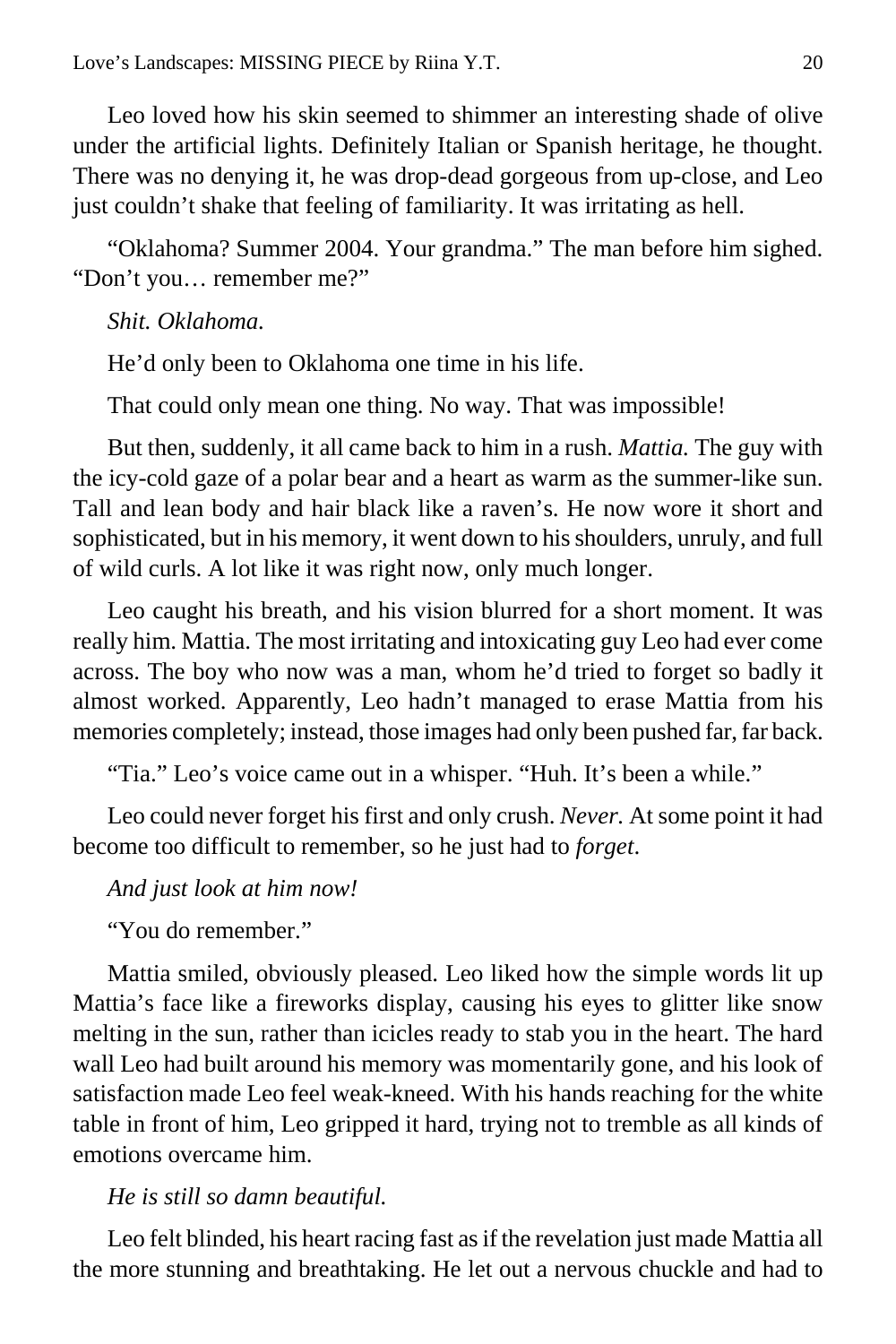Leo loved how his skin seemed to shimmer an interesting shade of olive under the artificial lights. Definitely Italian or Spanish heritage, he thought. There was no denying it, he was drop-dead gorgeous from up-close, and Leo just couldn't shake that feeling of familiarity. It was irritating as hell.

"Oklahoma? Summer 2004. Your grandma." The man before him sighed. "Don't you… remember me?"

*Shit. Oklahoma.*

He'd only been to Oklahoma one time in his life.

That could only mean one thing. No way. That was impossible!

But then, suddenly, it all came back to him in a rush. *Mattia.* The guy with the icy-cold gaze of a polar bear and a heart as warm as the summer-like sun. Tall and lean body and hair black like a raven's. He now wore it short and sophisticated, but in his memory, it went down to his shoulders, unruly, and full of wild curls. A lot like it was right now, only much longer.

Leo caught his breath, and his vision blurred for a short moment. It was really him. Mattia. The most irritating and intoxicating guy Leo had ever come across. The boy who now was a man, whom he'd tried to forget so badly it almost worked. Apparently, Leo hadn't managed to erase Mattia from his memories completely; instead, those images had only been pushed far, far back.

"Tia." Leo's voice came out in a whisper. "Huh. It's been a while."

Leo could never forget his first and only crush. *Never.* At some point it had become too difficult to remember, so he just had to *forget*.

*And just look at him now!*

"You do remember."

Mattia smiled, obviously pleased. Leo liked how the simple words lit up Mattia's face like a fireworks display, causing his eyes to glitter like snow melting in the sun, rather than icicles ready to stab you in the heart. The hard wall Leo had built around his memory was momentarily gone, and his look of satisfaction made Leo feel weak-kneed. With his hands reaching for the white table in front of him, Leo gripped it hard, trying not to tremble as all kinds of emotions overcame him.

*He is still so damn beautiful.*

Leo felt blinded, his heart racing fast as if the revelation just made Mattia all the more stunning and breathtaking. He let out a nervous chuckle and had to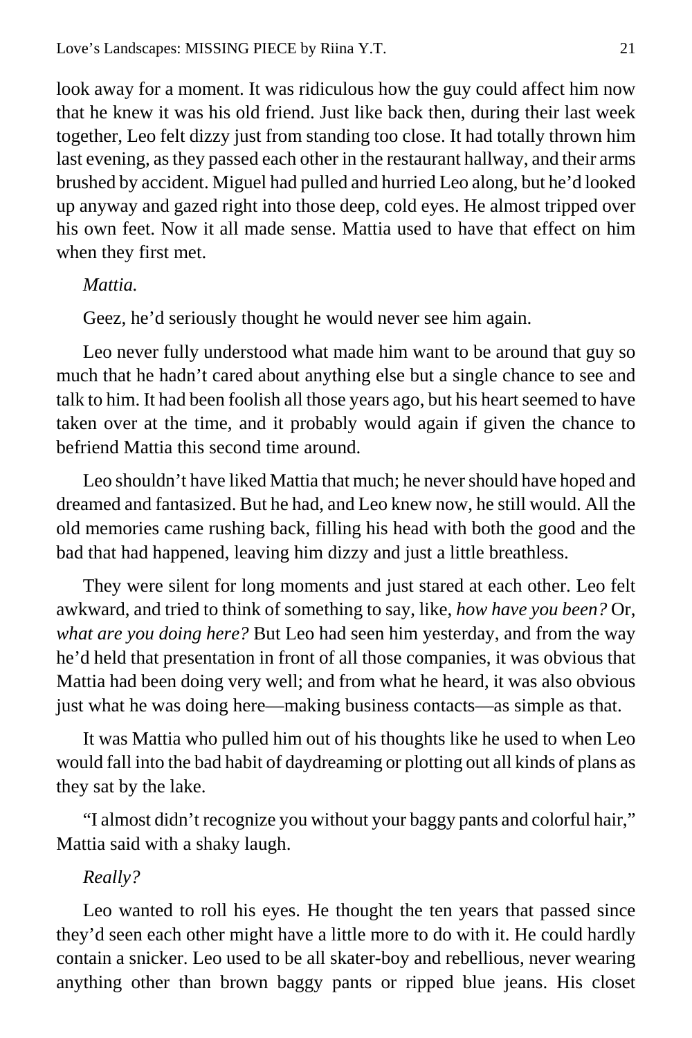look away for a moment. It was ridiculous how the guy could affect him now that he knew it was his old friend. Just like back then, during their last week together, Leo felt dizzy just from standing too close. It had totally thrown him last evening, as they passed each other in the restaurant hallway, and their arms brushed by accident. Miguel had pulled and hurried Leo along, but he'd looked up anyway and gazed right into those deep, cold eyes. He almost tripped over his own feet. Now it all made sense. Mattia used to have that effect on him when they first met.

*Mattia.*

Geez, he'd seriously thought he would never see him again.

Leo never fully understood what made him want to be around that guy so much that he hadn't cared about anything else but a single chance to see and talk to him. It had been foolish all those years ago, but his heart seemed to have taken over at the time, and it probably would again if given the chance to befriend Mattia this second time around.

Leo shouldn't have liked Mattia that much; he never should have hoped and dreamed and fantasized. But he had, and Leo knew now, he still would. All the old memories came rushing back, filling his head with both the good and the bad that had happened, leaving him dizzy and just a little breathless.

They were silent for long moments and just stared at each other. Leo felt awkward, and tried to think of something to say, like, *how have you been?* Or, *what are you doing here?* But Leo had seen him yesterday, and from the way he'd held that presentation in front of all those companies, it was obvious that Mattia had been doing very well; and from what he heard, it was also obvious just what he was doing here—making business contacts—as simple as that.

It was Mattia who pulled him out of his thoughts like he used to when Leo would fall into the bad habit of daydreaming or plotting out all kinds of plans as they sat by the lake.

"I almost didn't recognize you without your baggy pants and colorful hair," Mattia said with a shaky laugh.

*Really?*

Leo wanted to roll his eyes. He thought the ten years that passed since they'd seen each other might have a little more to do with it. He could hardly contain a snicker. Leo used to be all skater-boy and rebellious, never wearing anything other than brown baggy pants or ripped blue jeans. His closet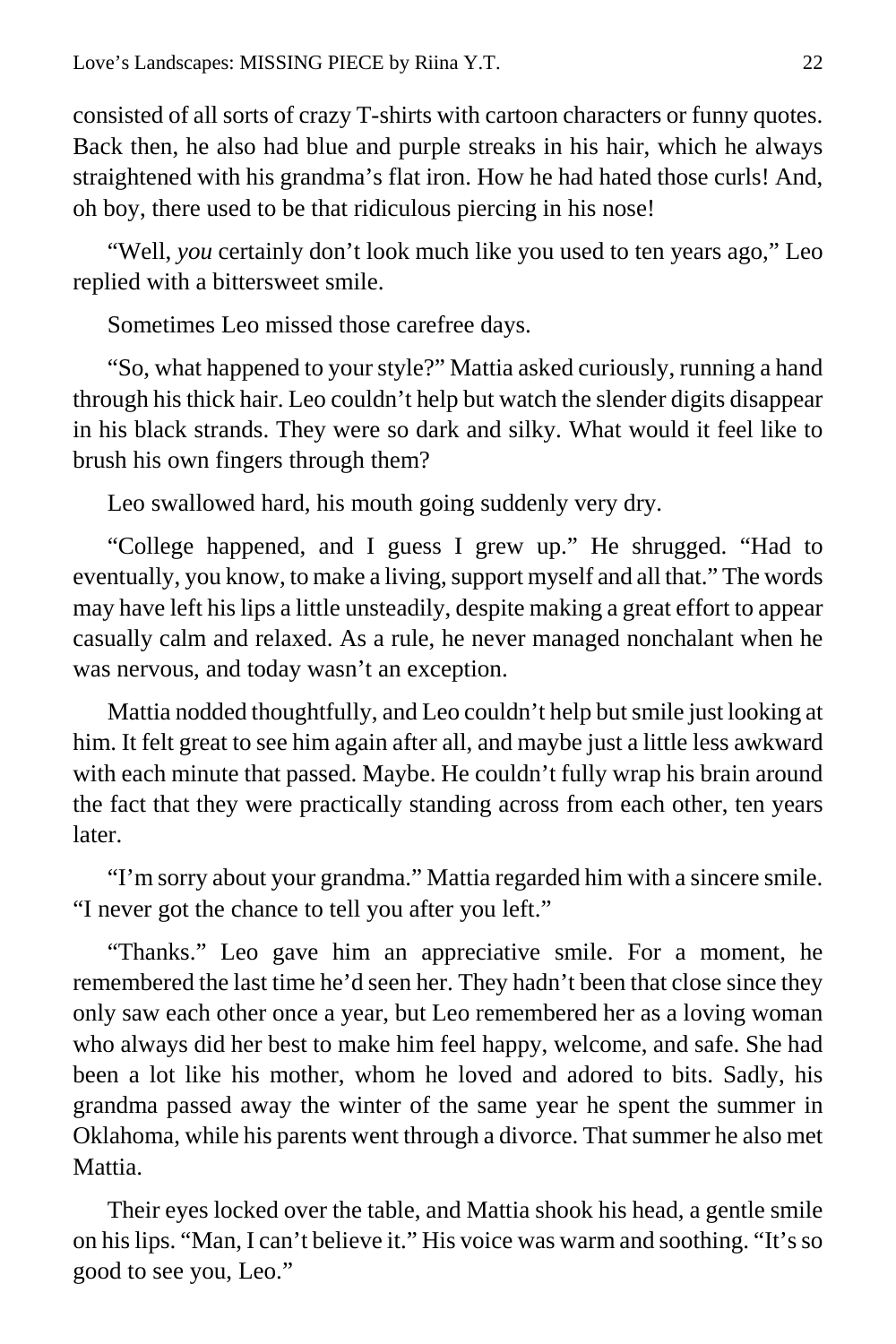consisted of all sorts of crazy T-shirts with cartoon characters or funny quotes. Back then, he also had blue and purple streaks in his hair, which he always straightened with his grandma's flat iron. How he had hated those curls! And, oh boy, there used to be that ridiculous piercing in his nose!

"Well, *you* certainly don't look much like you used to ten years ago," Leo replied with a bittersweet smile.

Sometimes Leo missed those carefree days.

"So, what happened to your style?" Mattia asked curiously, running a hand through his thick hair. Leo couldn't help but watch the slender digits disappear in his black strands. They were so dark and silky. What would it feel like to brush his own fingers through them?

Leo swallowed hard, his mouth going suddenly very dry.

"College happened, and I guess I grew up." He shrugged. "Had to eventually, you know, to make a living, support myself and all that." The words may have left his lips a little unsteadily, despite making a great effort to appear casually calm and relaxed. As a rule, he never managed nonchalant when he was nervous, and today wasn't an exception.

Mattia nodded thoughtfully, and Leo couldn't help but smile just looking at him. It felt great to see him again after all, and maybe just a little less awkward with each minute that passed. Maybe. He couldn't fully wrap his brain around the fact that they were practically standing across from each other, ten years later.

"I'm sorry about your grandma." Mattia regarded him with a sincere smile. "I never got the chance to tell you after you left."

"Thanks." Leo gave him an appreciative smile. For a moment, he remembered the last time he'd seen her. They hadn't been that close since they only saw each other once a year, but Leo remembered her as a loving woman who always did her best to make him feel happy, welcome, and safe. She had been a lot like his mother, whom he loved and adored to bits. Sadly, his grandma passed away the winter of the same year he spent the summer in Oklahoma, while his parents went through a divorce. That summer he also met Mattia.

Their eyes locked over the table, and Mattia shook his head, a gentle smile on his lips. "Man, I can't believe it." His voice was warm and soothing. "It's so good to see you, Leo."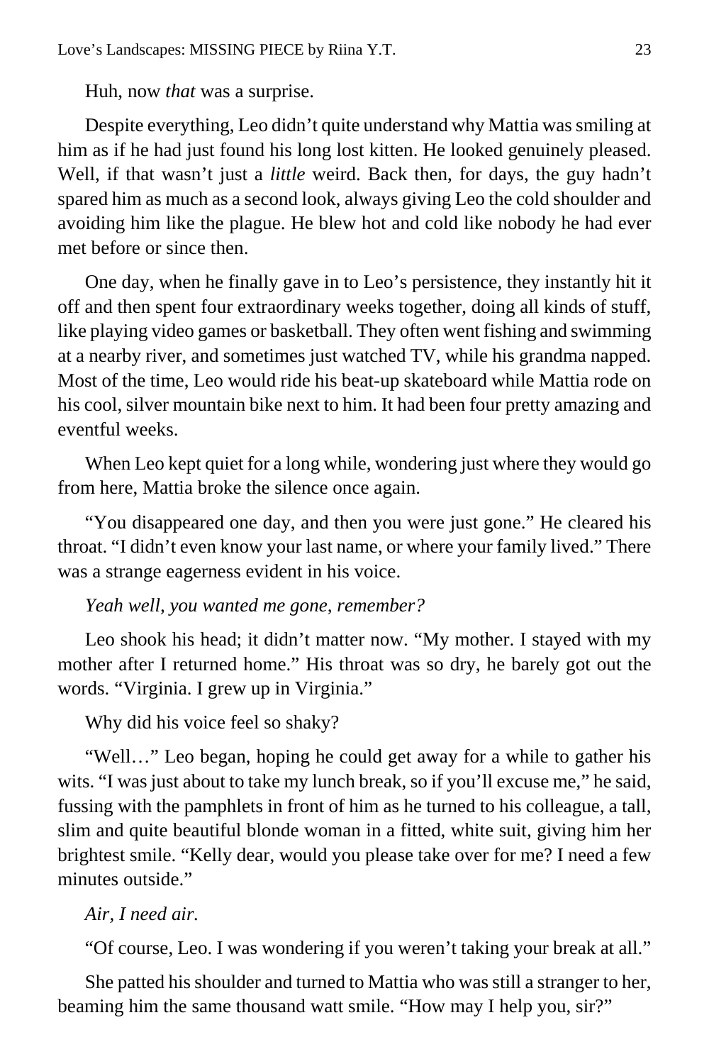Huh, now *that* was a surprise.

Despite everything, Leo didn't quite understand why Mattia was smiling at him as if he had just found his long lost kitten. He looked genuinely pleased. Well, if that wasn't just a *little* weird. Back then, for days, the guy hadn't spared him as much as a second look, always giving Leo the cold shoulder and avoiding him like the plague. He blew hot and cold like nobody he had ever met before or since then.

One day, when he finally gave in to Leo's persistence, they instantly hit it off and then spent four extraordinary weeks together, doing all kinds of stuff, like playing video games or basketball. They often went fishing and swimming at a nearby river, and sometimes just watched TV, while his grandma napped. Most of the time, Leo would ride his beat-up skateboard while Mattia rode on his cool, silver mountain bike next to him. It had been four pretty amazing and eventful weeks.

When Leo kept quiet for a long while, wondering just where they would go from here, Mattia broke the silence once again.

"You disappeared one day, and then you were just gone." He cleared his throat. "I didn't even know your last name, or where your family lived." There was a strange eagerness evident in his voice.

*Yeah well, you wanted me gone, remember?*

Leo shook his head; it didn't matter now. "My mother. I stayed with my mother after I returned home." His throat was so dry, he barely got out the words. "Virginia. I grew up in Virginia."

Why did his voice feel so shaky?

"Well…" Leo began, hoping he could get away for a while to gather his wits. "I was just about to take my lunch break, so if you'll excuse me," he said, fussing with the pamphlets in front of him as he turned to his colleague, a tall, slim and quite beautiful blonde woman in a fitted, white suit, giving him her brightest smile. "Kelly dear, would you please take over for me? I need a few minutes outside."

*Air, I need air.*

"Of course, Leo. I was wondering if you weren't taking your break at all."

She patted his shoulder and turned to Mattia who was still a stranger to her, beaming him the same thousand watt smile. "How may I help you, sir?"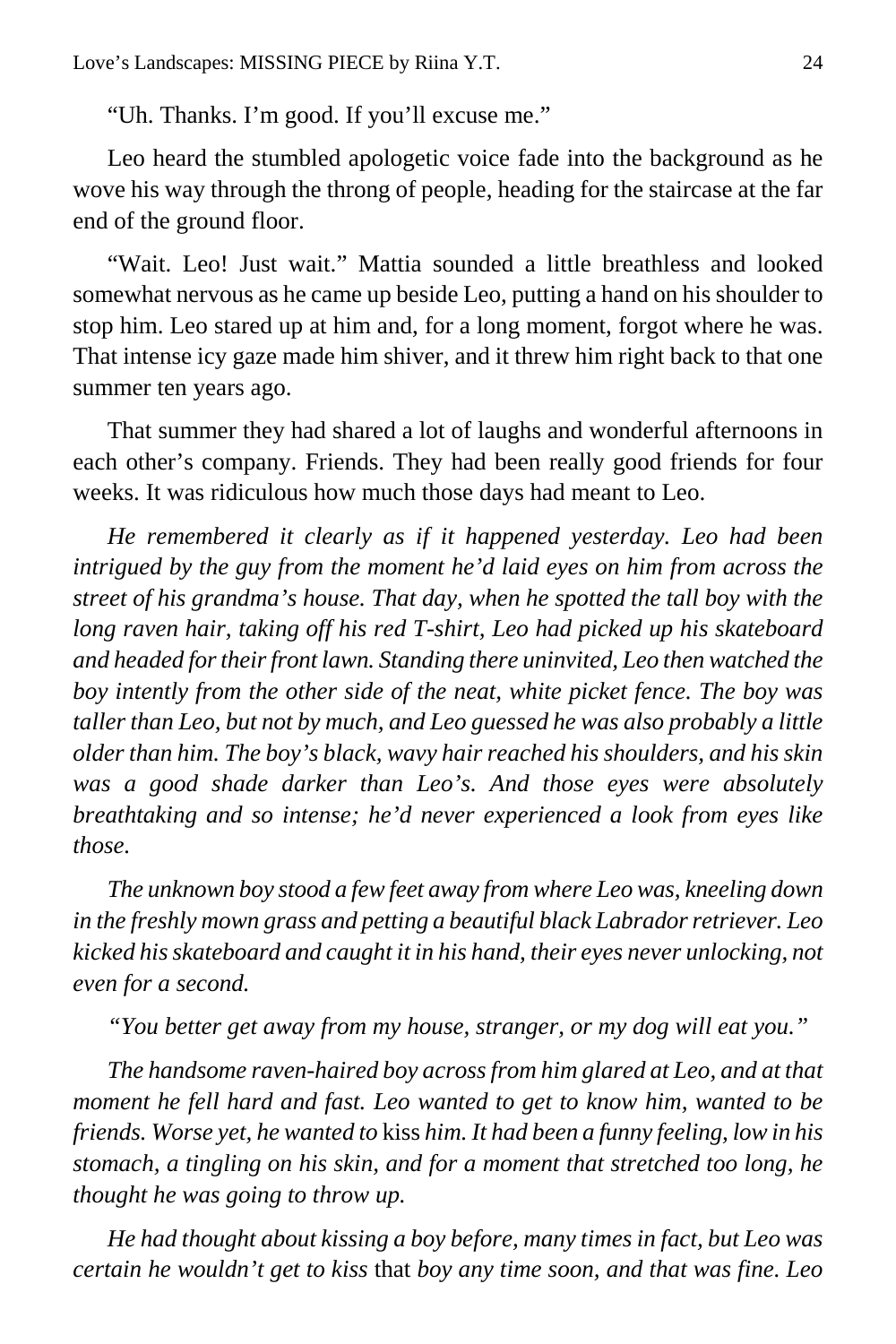"Uh. Thanks. I'm good. If you'll excuse me."

Leo heard the stumbled apologetic voice fade into the background as he wove his way through the throng of people, heading for the staircase at the far end of the ground floor.

"Wait. Leo! Just wait." Mattia sounded a little breathless and looked somewhat nervous as he came up beside Leo, putting a hand on his shoulder to stop him. Leo stared up at him and, for a long moment, forgot where he was. That intense icy gaze made him shiver, and it threw him right back to that one summer ten years ago.

That summer they had shared a lot of laughs and wonderful afternoons in each other's company. Friends. They had been really good friends for four weeks. It was ridiculous how much those days had meant to Leo.

*He remembered it clearly as if it happened yesterday. Leo had been intrigued by the guy from the moment he'd laid eyes on him from across the street of his grandma's house. That day, when he spotted the tall boy with the long raven hair, taking off his red T-shirt, Leo had picked up his skateboard and headed for their front lawn. Standing there uninvited, Leo then watched the boy intently from the other side of the neat, white picket fence. The boy was taller than Leo, but not by much, and Leo guessed he was also probably a little older than him. The boy's black, wavy hair reached his shoulders, and his skin was a good shade darker than Leo's. And those eyes were absolutely breathtaking and so intense; he'd never experienced a look from eyes like those.*

*The unknown boy stood a few feet away from where Leo was, kneeling down in the freshly mown grass and petting a beautiful black Labrador retriever. Leo kicked his skateboard and caught it in his hand, their eyes never unlocking, not even for a second.*

*"You better get away from my house, stranger, or my dog will eat you."*

*The handsome raven-haired boy across from him glared at Leo, and at that moment he fell hard and fast. Leo wanted to get to know him, wanted to be friends. Worse yet, he wanted to* kiss *him. It had been a funny feeling, low in his stomach, a tingling on his skin, and for a moment that stretched too long, he thought he was going to throw up.*

*He had thought about kissing a boy before, many times in fact, but Leo was certain he wouldn't get to kiss* that *boy any time soon, and that was fine. Leo*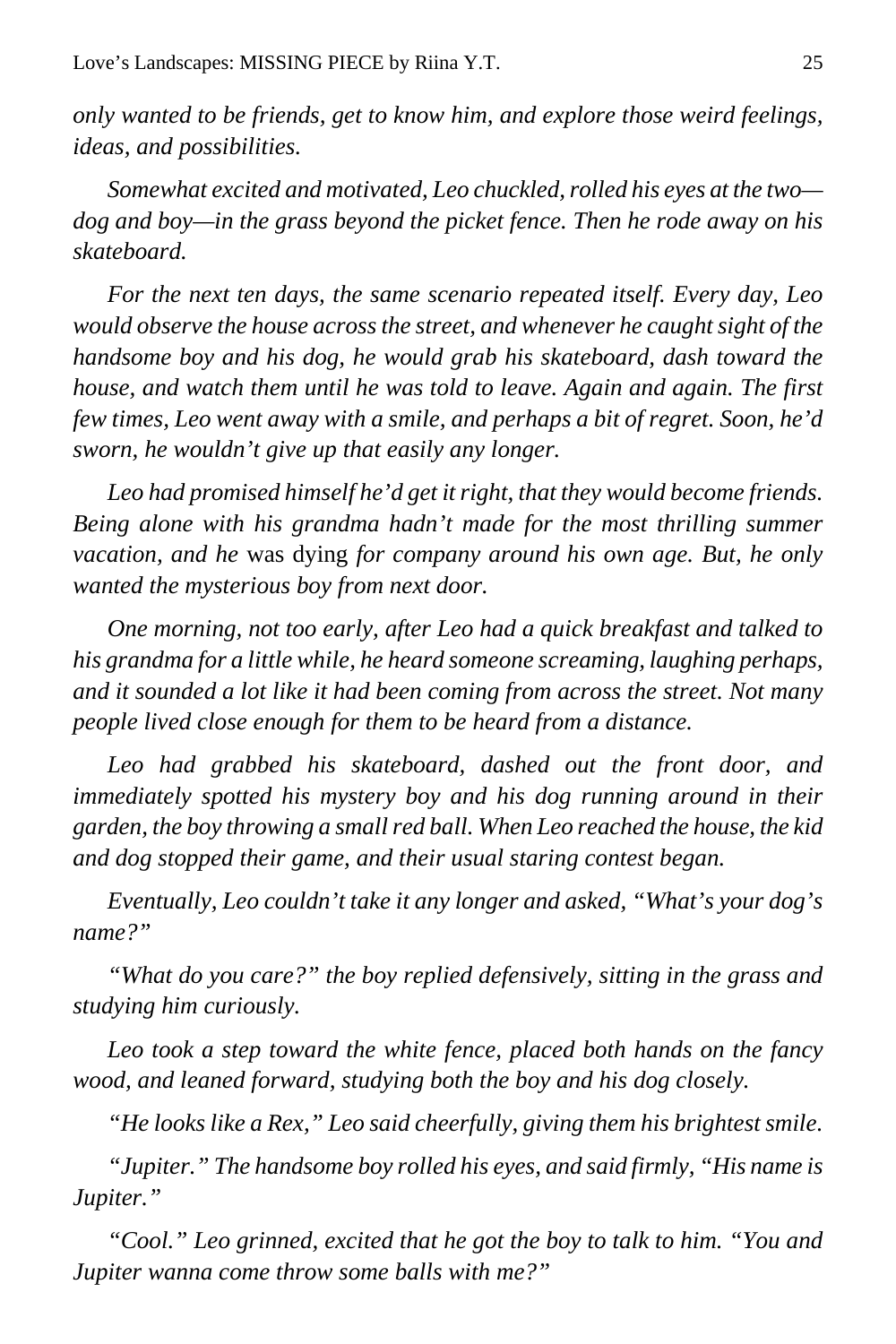*only wanted to be friends, get to know him, and explore those weird feelings, ideas, and possibilities.*

*Somewhat excited and motivated, Leo chuckled, rolled his eyes at the two—dog and boy—in the grass beyond the picket fence. Then he rode away on his skateboard.*

*For the next ten days, the same scenario repeated itself. Every day, Leo would observe the house across the street, and whenever he caught sight of the handsome boy and his dog, he would grab his skateboard, dash toward the house, and watch them until he was told to leave. Again and again. The first few times, Leo went away with a smile, and perhaps a bit of regret. Soon, he'd sworn, he wouldn't give up that easily any longer.*

*Leo had promised himself he'd get it right, that they would become friends. Being alone with his grandma hadn't made for the most thrilling summer vacation, and he* was dying *for company around his own age. But, he only wanted the mysterious boy from next door.*

*One morning, not too early, after Leo had a quick breakfast and talked to his grandma for a little while, he heard someone screaming, laughing perhaps, and it sounded a lot like it had been coming from across the street. Not many people lived close enough for them to be heard from a distance.*

*Leo had grabbed his skateboard, dashed out the front door, and immediately spotted his mystery boy and his dog running around in their garden, the boy throwing a small red ball. When Leo reached the house, the kid and dog stopped their game, and their usual staring contest began.*

*Eventually, Leo couldn't take it any longer and asked, "What's your dog's name?"*

*"What do you care?" the boy replied defensively, sitting in the grass and studying him curiously.*

*Leo took a step toward the white fence, placed both hands on the fancy wood, and leaned forward, studying both the boy and his dog closely.*

*"He looks like a Rex," Leo said cheerfully, giving them his brightest smile.*

*"Jupiter." The handsome boy rolled his eyes, and said firmly, "His name is Jupiter."*

*"Cool." Leo grinned, excited that he got the boy to talk to him. "You and Jupiter wanna come throw some balls with me?"*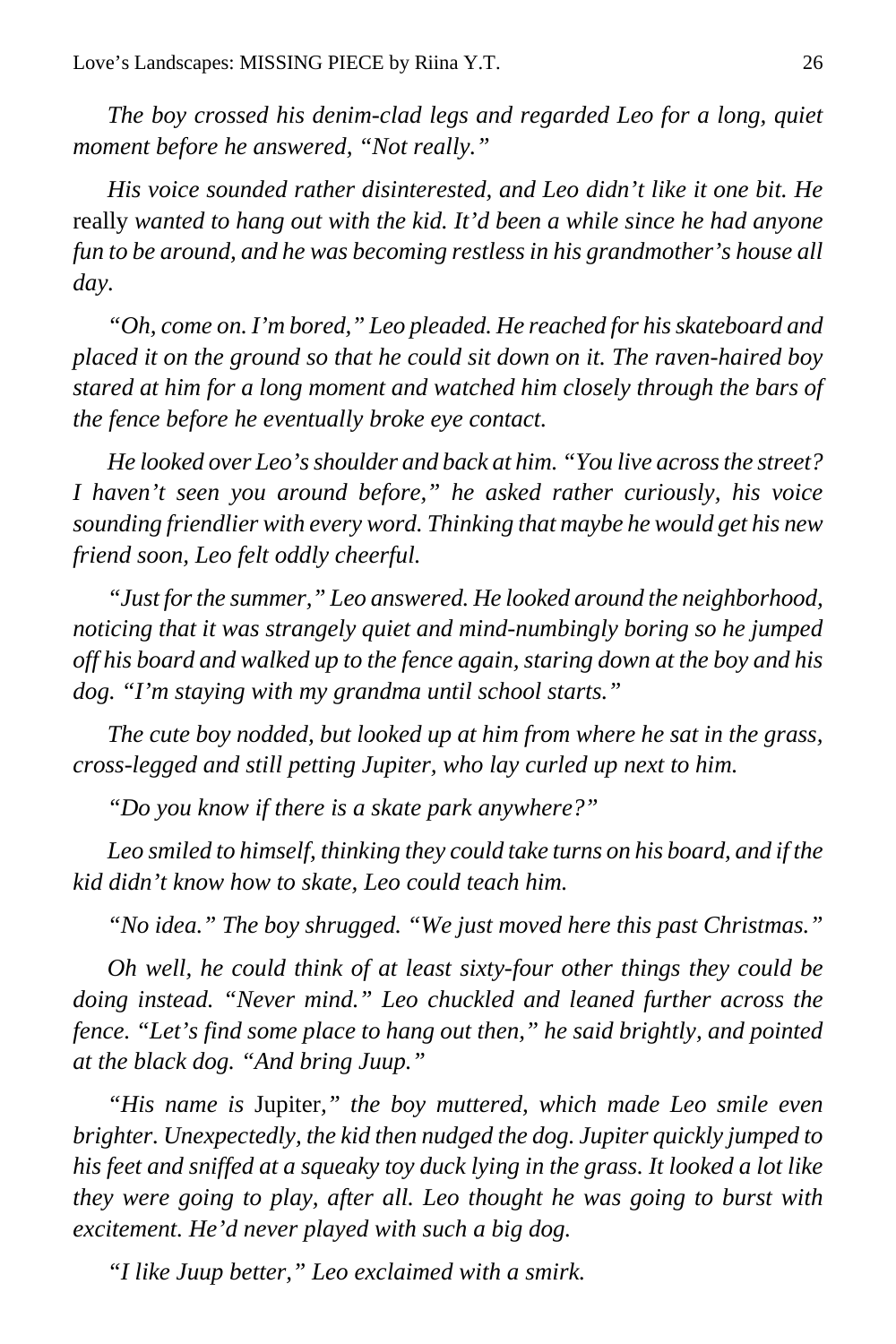*The boy crossed his denim-clad legs and regarded Leo for a long, quiet moment before he answered, "Not really."*

*His voice sounded rather disinterested, and Leo didn't like it one bit. He* really *wanted to hang out with the kid. It'd been a while since he had anyone fun to be around, and he was becoming restless in his grandmother's house all day.*

*"Oh, come on. I'm bored," Leo pleaded. He reached for his skateboard and placed it on the ground so that he could sit down on it. The raven-haired boy stared at him for a long moment and watched him closely through the bars of the fence before he eventually broke eye contact.*

*He looked over Leo's shoulder and back at him. "You live across the street? I haven't seen you around before," he asked rather curiously, his voice sounding friendlier with every word. Thinking that maybe he would get his new friend soon, Leo felt oddly cheerful.*

*"Just for the summer," Leo answered. He looked around the neighborhood, noticing that it was strangely quiet and mind-numbingly boring so he jumped off his board and walked up to the fence again, staring down at the boy and his dog. "I'm staying with my grandma until school starts."*

*The cute boy nodded, but looked up at him from where he sat in the grass, cross-legged and still petting Jupiter, who lay curled up next to him.*

*"Do you know if there is a skate park anywhere?"*

*Leo smiled to himself, thinking they could take turns on his board, and if the kid didn't know how to skate, Leo could teach him.*

*"No idea." The boy shrugged. "We just moved here this past Christmas."*

*Oh well, he could think of at least sixty-four other things they could be doing instead. "Never mind." Leo chuckled and leaned further across the fence. "Let's find some place to hang out then," he said brightly, and pointed at the black dog. "And bring Juup."*

*"His name is* Jupiter*," the boy muttered, which made Leo smile even brighter. Unexpectedly, the kid then nudged the dog. Jupiter quickly jumped to his feet and sniffed at a squeaky toy duck lying in the grass. It looked a lot like they were going to play, after all. Leo thought he was going to burst with excitement. He'd never played with such a big dog.*

*"I like Juup better," Leo exclaimed with a smirk.*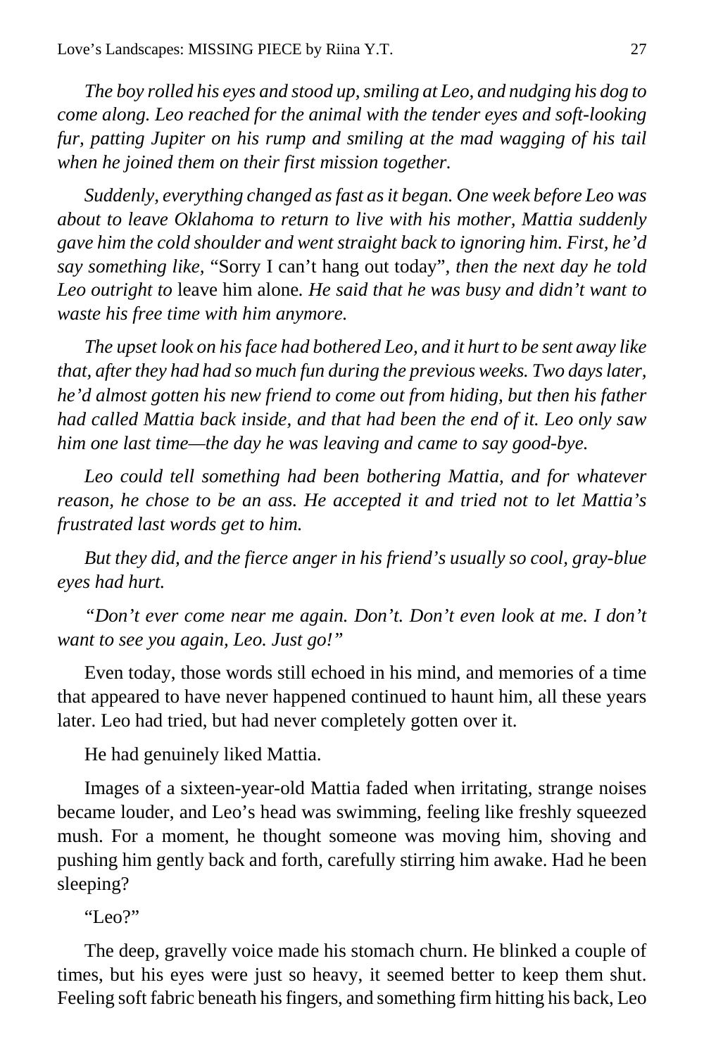*The boy rolled his eyes and stood up, smiling at Leo, and nudging his dog to come along. Leo reached for the animal with the tender eyes and soft-looking fur, patting Jupiter on his rump and smiling at the mad wagging of his tail when he joined them on their first mission together.*

*Suddenly, everything changed as fast as it began. One week before Leo was about to leave Oklahoma to return to live with his mother, Mattia suddenly gave him the cold shoulder and went straight back to ignoring him. First, he'd say something like,* "Sorry I can't hang out today"*, then the next day he told Leo outright to* leave him alone*. He said that he was busy and didn't want to waste his free time with him anymore.*

*The upset look on his face had bothered Leo, and it hurt to be sent away like that, after they had had so much fun during the previous weeks. Two days later, he'd almost gotten his new friend to come out from hiding, but then his father had called Mattia back inside, and that had been the end of it. Leo only saw him one last time—the day he was leaving and came to say good-bye.*

*Leo could tell something had been bothering Mattia, and for whatever reason, he chose to be an ass. He accepted it and tried not to let Mattia's frustrated last words get to him.*

*But they did, and the fierce anger in his friend's usually so cool, gray-blue eyes had hurt.*

*"Don't ever come near me again. Don't. Don't even look at me. I don't want to see you again, Leo. Just go!"*

Even today, those words still echoed in his mind, and memories of a time that appeared to have never happened continued to haunt him, all these years later. Leo had tried, but had never completely gotten over it.

He had genuinely liked Mattia.

Images of a sixteen-year-old Mattia faded when irritating, strange noises became louder, and Leo's head was swimming, feeling like freshly squeezed mush. For a moment, he thought someone was moving him, shoving and pushing him gently back and forth, carefully stirring him awake. Had he been sleeping?

"Leo?"

The deep, gravelly voice made his stomach churn. He blinked a couple of times, but his eyes were just so heavy, it seemed better to keep them shut. Feeling soft fabric beneath his fingers, and something firm hitting his back, Leo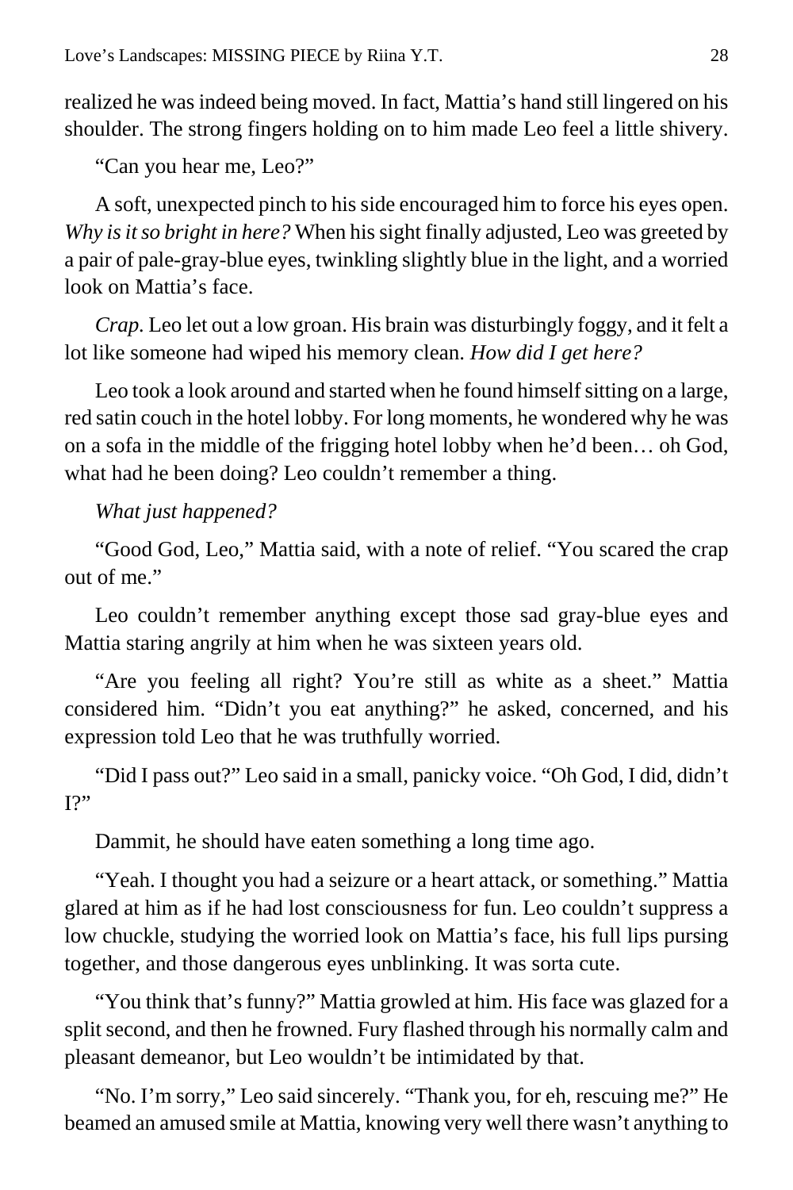realized he was indeed being moved. In fact, Mattia's hand still lingered on his shoulder. The strong fingers holding on to him made Leo feel a little shivery.

"Can you hear me, Leo?"

A soft, unexpected pinch to his side encouraged him to force his eyes open. *Why is it so bright in here?* When his sight finally adjusted, Leo was greeted by a pair of pale-gray-blue eyes, twinkling slightly blue in the light, and a worried look on Mattia's face.

*Crap.* Leo let out a low groan. His brain was disturbingly foggy, and it felt a lot like someone had wiped his memory clean. *How did I get here?*

Leo took a look around and started when he found himself sitting on a large, red satin couch in the hotel lobby. For long moments, he wondered why he was on a sofa in the middle of the frigging hotel lobby when he'd been… oh God, what had he been doing? Leo couldn't remember a thing.

*What just happened?*

"Good God, Leo," Mattia said, with a note of relief. "You scared the crap out of me."

Leo couldn't remember anything except those sad gray-blue eyes and Mattia staring angrily at him when he was sixteen years old.

"Are you feeling all right? You're still as white as a sheet." Mattia considered him. "Didn't you eat anything?" he asked, concerned, and his expression told Leo that he was truthfully worried.

"Did I pass out?" Leo said in a small, panicky voice. "Oh God, I did, didn't I?"

Dammit, he should have eaten something a long time ago.

"Yeah. I thought you had a seizure or a heart attack, or something." Mattia glared at him as if he had lost consciousness for fun. Leo couldn't suppress a low chuckle, studying the worried look on Mattia's face, his full lips pursing together, and those dangerous eyes unblinking. It was sorta cute.

"You think that's funny?" Mattia growled at him. His face was glazed for a split second, and then he frowned. Fury flashed through his normally calm and pleasant demeanor, but Leo wouldn't be intimidated by that.

"No. I'm sorry," Leo said sincerely. "Thank you, for eh, rescuing me?" He beamed an amused smile at Mattia, knowing very well there wasn't anything to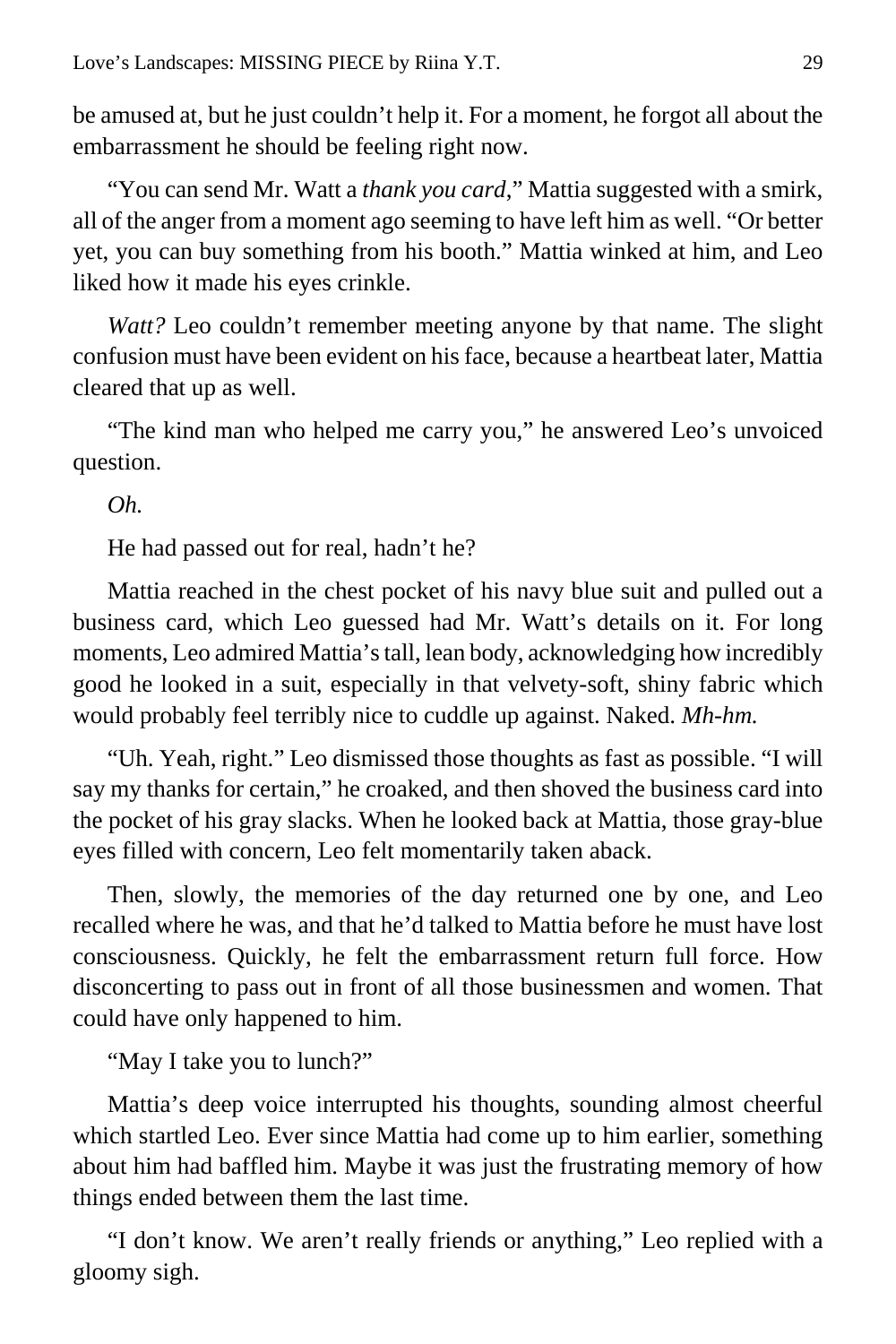be amused at, but he just couldn't help it. For a moment, he forgot all about the embarrassment he should be feeling right now.

"You can send Mr. Watt a *thank you card*," Mattia suggested with a smirk, all of the anger from a moment ago seeming to have left him as well. "Or better yet, you can buy something from his booth." Mattia winked at him, and Leo liked how it made his eyes crinkle.

*Watt?* Leo couldn't remember meeting anyone by that name. The slight confusion must have been evident on his face, because a heartbeat later, Mattia cleared that up as well.

"The kind man who helped me carry you," he answered Leo's unvoiced question.

*Oh.*

He had passed out for real, hadn't he?

Mattia reached in the chest pocket of his navy blue suit and pulled out a business card, which Leo guessed had Mr. Watt's details on it. For long moments, Leo admired Mattia's tall, lean body, acknowledging how incredibly good he looked in a suit, especially in that velvety-soft, shiny fabric which would probably feel terribly nice to cuddle up against. Naked. *Mh-hm.*

"Uh. Yeah, right." Leo dismissed those thoughts as fast as possible. "I will say my thanks for certain," he croaked, and then shoved the business card into the pocket of his gray slacks. When he looked back at Mattia, those gray-blue eyes filled with concern, Leo felt momentarily taken aback.

Then, slowly, the memories of the day returned one by one, and Leo recalled where he was, and that he'd talked to Mattia before he must have lost consciousness. Quickly, he felt the embarrassment return full force. How disconcerting to pass out in front of all those businessmen and women. That could have only happened to him.

"May I take you to lunch?"

Mattia's deep voice interrupted his thoughts, sounding almost cheerful which startled Leo. Ever since Mattia had come up to him earlier, something about him had baffled him. Maybe it was just the frustrating memory of how things ended between them the last time.

"I don't know. We aren't really friends or anything," Leo replied with a gloomy sigh.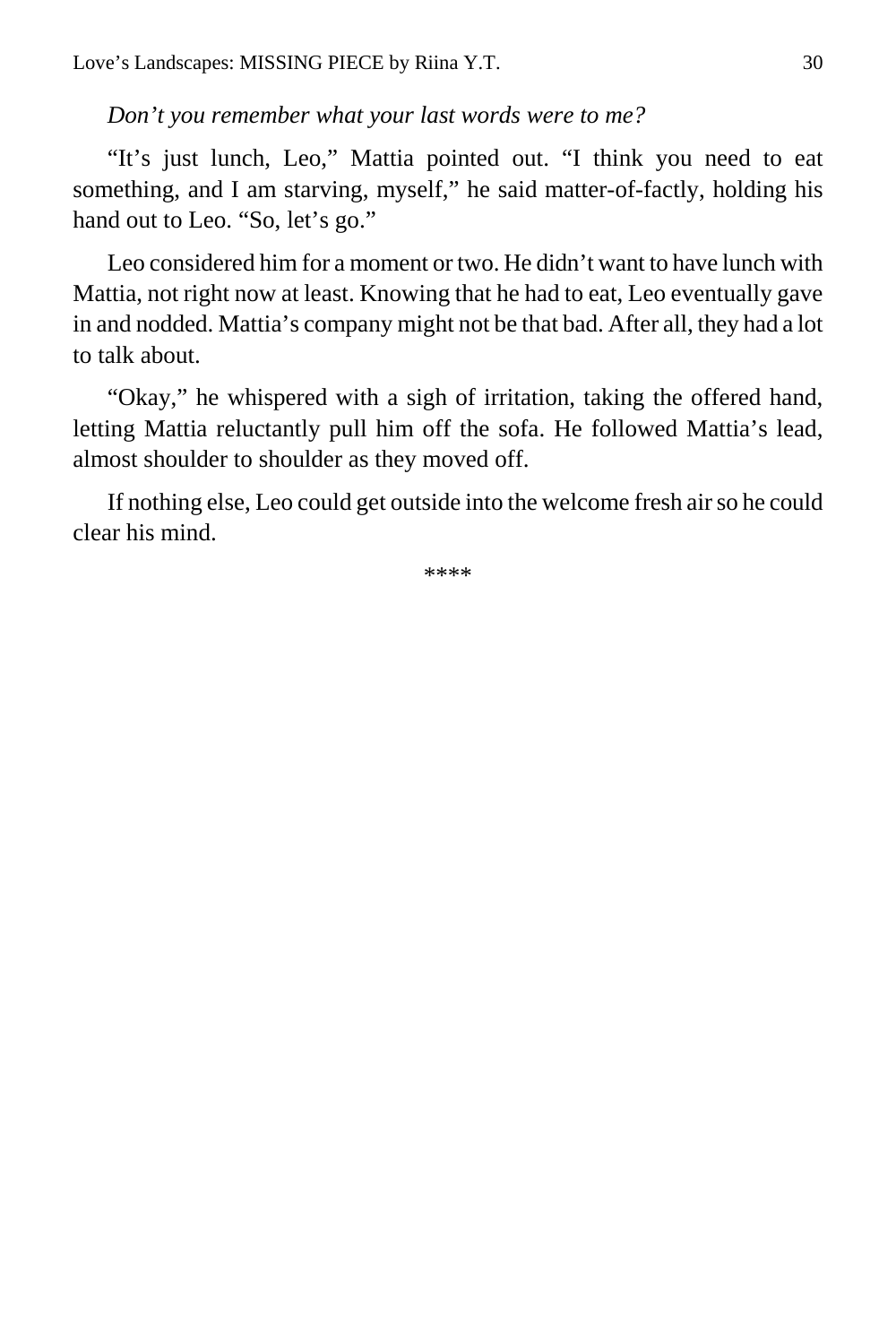*Don't you remember what your last words were to me?*

"It's just lunch, Leo," Mattia pointed out. "I think you need to eat something, and I am starving, myself," he said matter-of-factly, holding his hand out to Leo. "So, let's go."

Leo considered him for a moment or two. He didn't want to have lunch with Mattia, not right now at least. Knowing that he had to eat, Leo eventually gave in and nodded. Mattia's company might not be that bad. After all, they had a lot to talk about.

"Okay," he whispered with a sigh of irritation, taking the offered hand, letting Mattia reluctantly pull him off the sofa. He followed Mattia's lead, almost shoulder to shoulder as they moved off.

If nothing else, Leo could get outside into the welcome fresh air so he could clear his mind.

****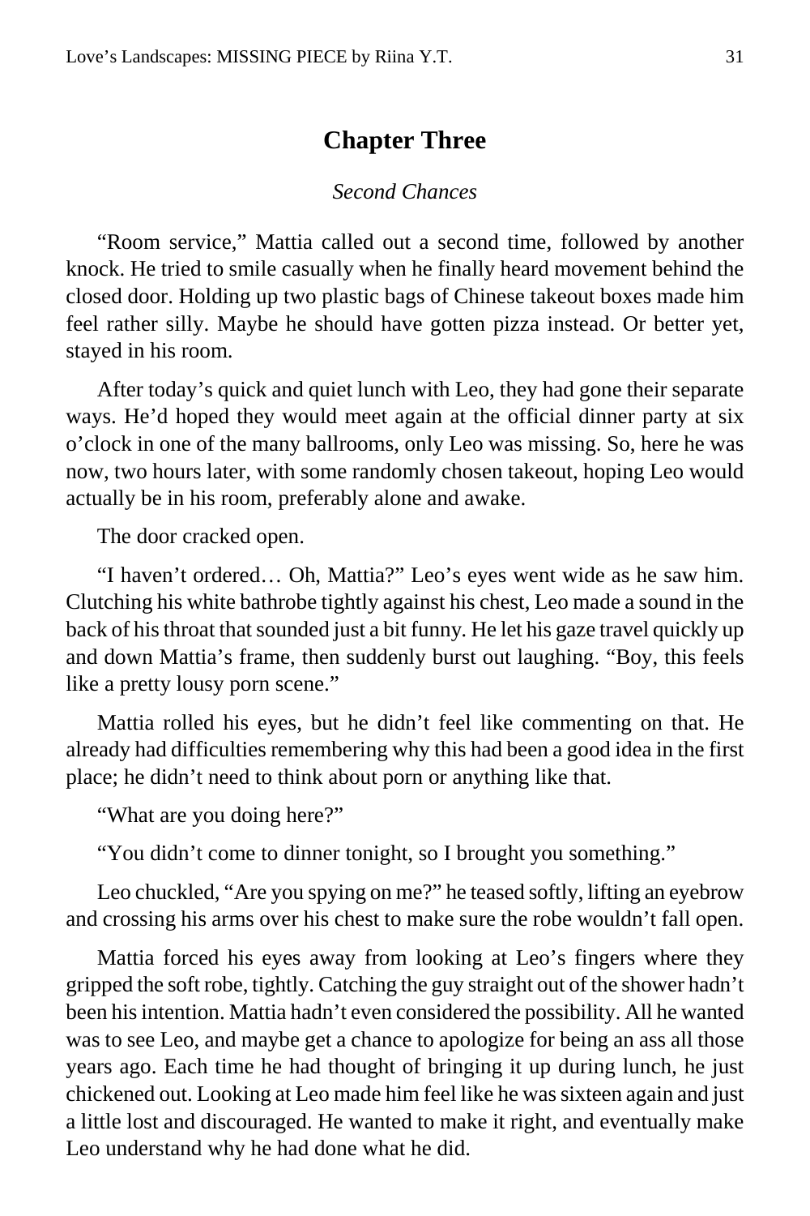## Chapter Three

*Second Chances*

"Room service," Mattia called out a second time, followed by another knock. He tried to smile casually when he finally heard movement behind the closed door. Holding up two plastic bags of Chinese takeout boxes made him feel rather silly. Maybe he should have gotten pizza instead. Or better yet, stayed in his room.

After today's quick and quiet lunch with Leo, they had gone their separate ways. He'd hoped they would meet again at the official dinner party at six o'clock in one of the many ballrooms, only Leo was missing. So, here he was now, two hours later, with some randomly chosen takeout, hoping Leo would actually be in his room, preferably alone and awake.

The door cracked open.

"I haven't ordered… Oh, Mattia?" Leo's eyes went wide as he saw him. Clutching his white bathrobe tightly against his chest, Leo made a sound in the back of his throat that sounded just a bit funny. He let his gaze travel quickly up and down Mattia's frame, then suddenly burst out laughing. "Boy, this feels like a pretty lousy porn scene."

Mattia rolled his eyes, but he didn't feel like commenting on that. He already had difficulties remembering why this had been a good idea in the first place; he didn't need to think about porn or anything like that.

"What are you doing here?"

"You didn't come to dinner tonight, so I brought you something."

Leo chuckled, "Are you spying on me?" he teased softly, lifting an eyebrow and crossing his arms over his chest to make sure the robe wouldn't fall open.

Mattia forced his eyes away from looking at Leo's fingers where they gripped the soft robe, tightly. Catching the guy straight out of the shower hadn't been his intention. Mattia hadn't even considered the possibility. All he wanted was to see Leo, and maybe get a chance to apologize for being an ass all those years ago. Each time he had thought of bringing it up during lunch, he just chickened out. Looking at Leo made him feel like he was sixteen again and just a little lost and discouraged. He wanted to make it right, and eventually make Leo understand why he had done what he did.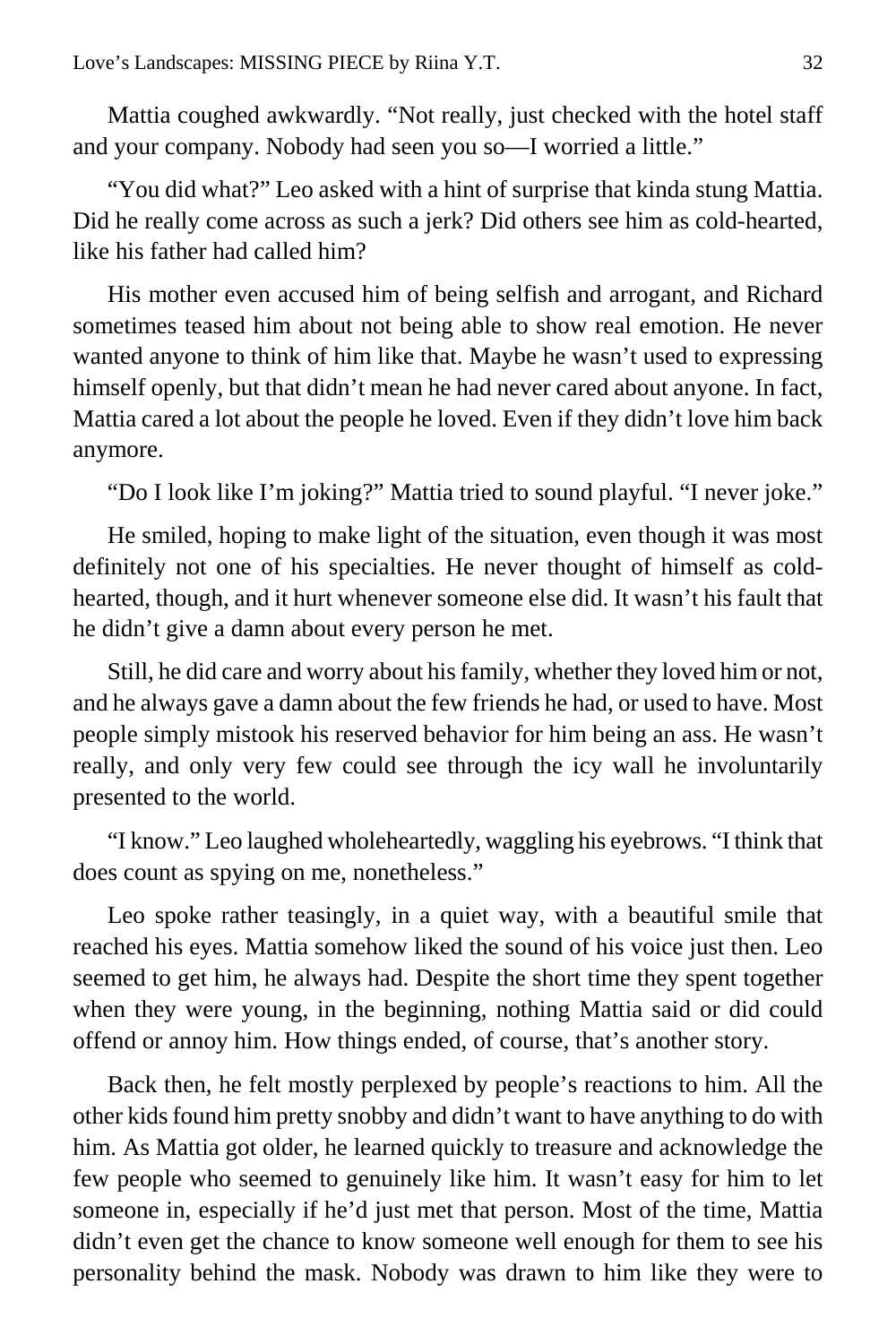Mattia coughed awkwardly. "Not really, just checked with the hotel staff and your company. Nobody had seen you so—I worried a little."

"You did what?" Leo asked with a hint of surprise that kinda stung Mattia. Did he really come across as such a jerk? Did others see him as cold-hearted, like his father had called him?

His mother even accused him of being selfish and arrogant, and Richard sometimes teased him about not being able to show real emotion. He never wanted anyone to think of him like that. Maybe he wasn't used to expressing himself openly, but that didn't mean he had never cared about anyone. In fact, Mattia cared a lot about the people he loved. Even if they didn't love him back anymore.

"Do I look like I'm joking?" Mattia tried to sound playful. "I never joke."

He smiled, hoping to make light of the situation, even though it was most definitely not one of his specialties. He never thought of himself as cold-hearted, though, and it hurt whenever someone else did. It wasn't his fault that he didn't give a damn about every person he met.

Still, he did care and worry about his family, whether they loved him or not, and he always gave a damn about the few friends he had, or used to have. Most people simply mistook his reserved behavior for him being an ass. He wasn't really, and only very few could see through the icy wall he involuntarily presented to the world.

"I know." Leo laughed wholeheartedly, waggling his eyebrows. "I think that does count as spying on me, nonetheless."

Leo spoke rather teasingly, in a quiet way, with a beautiful smile that reached his eyes. Mattia somehow liked the sound of his voice just then. Leo seemed to get him, he always had. Despite the short time they spent together when they were young, in the beginning, nothing Mattia said or did could offend or annoy him. How things ended, of course, that's another story.

Back then, he felt mostly perplexed by people's reactions to him. All the other kids found him pretty snobby and didn't want to have anything to do with him. As Mattia got older, he learned quickly to treasure and acknowledge the few people who seemed to genuinely like him. It wasn't easy for him to let someone in, especially if he'd just met that person. Most of the time, Mattia didn't even get the chance to know someone well enough for them to see his personality behind the mask. Nobody was drawn to him like they were to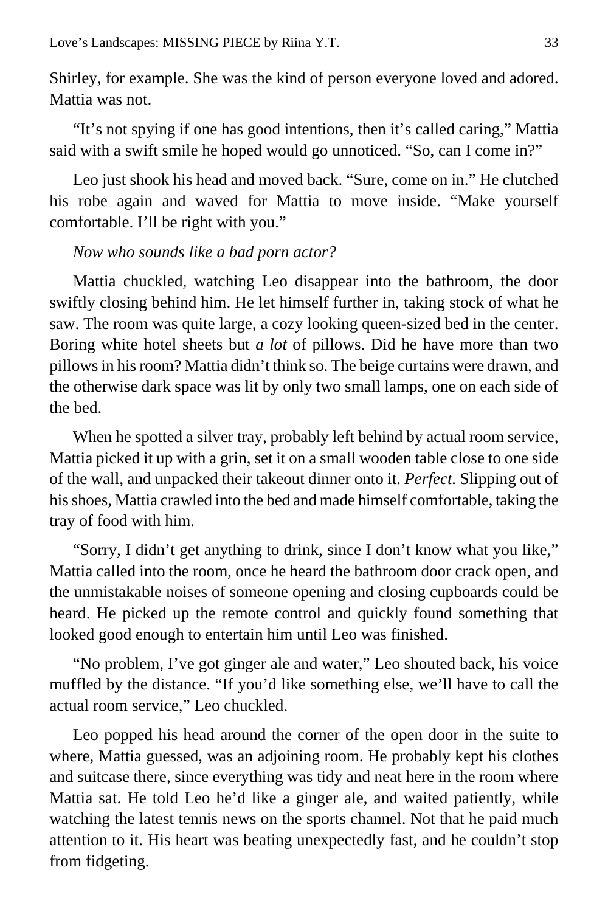Shirley, for example. She was the kind of person everyone loved and adored. Mattia was not.

“It’s not spying if one has good intentions, then it’s called caring,” Mattia said with a swift smile he hoped would go unnoticed. “So, can I come in?”

Leo just shook his head and moved back. “Sure, come on in.” He clutched his robe again and waved for Mattia to move inside. “Make yourself comfortable. I’ll be right with you.”

*Now who sounds like a bad porn actor?*

Mattia chuckled, watching Leo disappear into the bathroom, the door swiftly closing behind him. He let himself further in, taking stock of what he saw. The room was quite large, a cozy looking queen-sized bed in the center. Boring white hotel sheets but *a lot* of pillows. Did he have more than two pillows in his room? Mattia didn’t think so. The beige curtains were drawn, and the otherwise dark space was lit by only two small lamps, one on each side of the bed.

When he spotted a silver tray, probably left behind by actual room service, Mattia picked it up with a grin, set it on a small wooden table close to one side of the wall, and unpacked their takeout dinner onto it. *Perfect.* Slipping out of his shoes, Mattia crawled into the bed and made himself comfortable, taking the tray of food with him.

“Sorry, I didn’t get anything to drink, since I don’t know what you like,” Mattia called into the room, once he heard the bathroom door crack open, and the unmistakable noises of someone opening and closing cupboards could be heard. He picked up the remote control and quickly found something that looked good enough to entertain him until Leo was finished.

“No problem, I’ve got ginger ale and water,” Leo shouted back, his voice muffled by the distance. “If you’d like something else, we’ll have to call the actual room service,” Leo chuckled.

Leo popped his head around the corner of the open door in the suite to where, Mattia guessed, was an adjoining room. He probably kept his clothes and suitcase there, since everything was tidy and neat here in the room where Mattia sat. He told Leo he’d like a ginger ale, and waited patiently, while watching the latest tennis news on the sports channel. Not that he paid much attention to it. His heart was beating unexpectedly fast, and he couldn’t stop from fidgeting.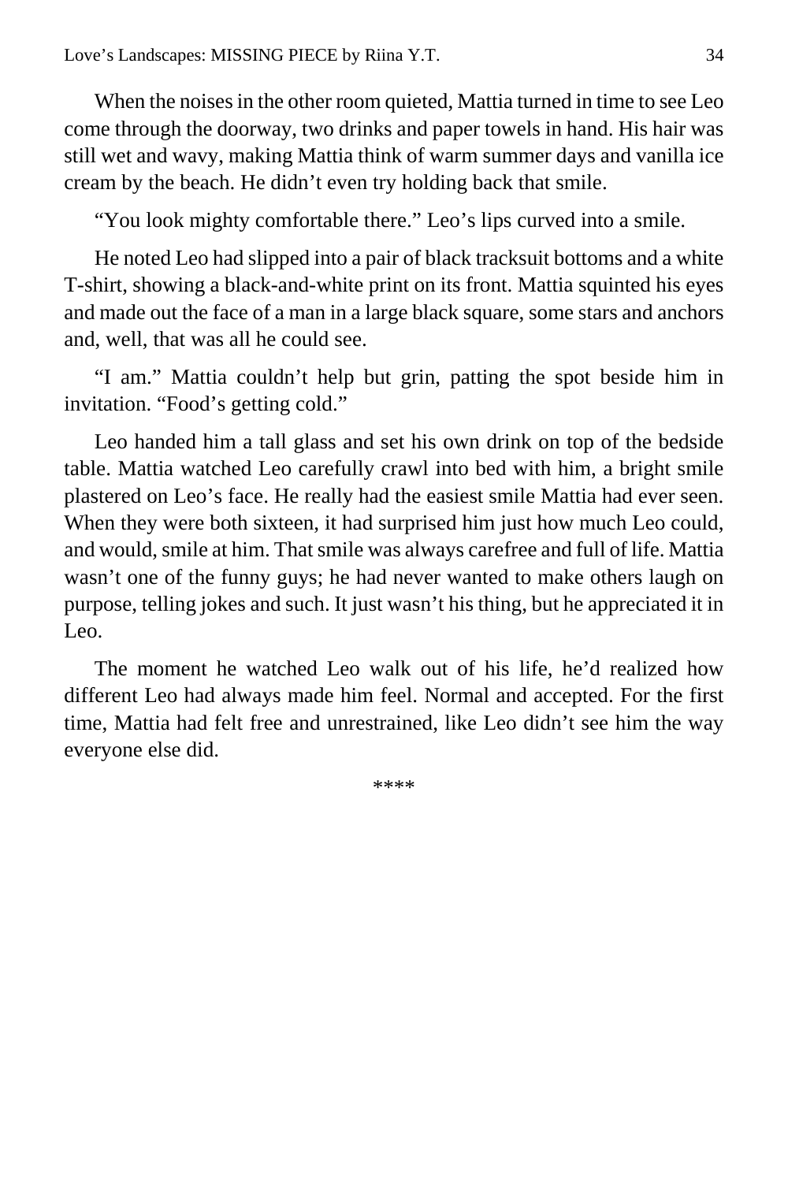When the noises in the other room quieted, Mattia turned in time to see Leo come through the doorway, two drinks and paper towels in hand. His hair was still wet and wavy, making Mattia think of warm summer days and vanilla ice cream by the beach. He didn't even try holding back that smile.

"You look mighty comfortable there." Leo's lips curved into a smile.

He noted Leo had slipped into a pair of black tracksuit bottoms and a white T-shirt, showing a black-and-white print on its front. Mattia squinted his eyes and made out the face of a man in a large black square, some stars and anchors and, well, that was all he could see.

"I am." Mattia couldn't help but grin, patting the spot beside him in invitation. "Food's getting cold."

Leo handed him a tall glass and set his own drink on top of the bedside table. Mattia watched Leo carefully crawl into bed with him, a bright smile plastered on Leo's face. He really had the easiest smile Mattia had ever seen. When they were both sixteen, it had surprised him just how much Leo could, and would, smile at him. That smile was always carefree and full of life. Mattia wasn't one of the funny guys; he had never wanted to make others laugh on purpose, telling jokes and such. It just wasn't his thing, but he appreciated it in Leo.

The moment he watched Leo walk out of his life, he'd realized how different Leo had always made him feel. Normal and accepted. For the first time, Mattia had felt free and unrestrained, like Leo didn't see him the way everyone else did.

****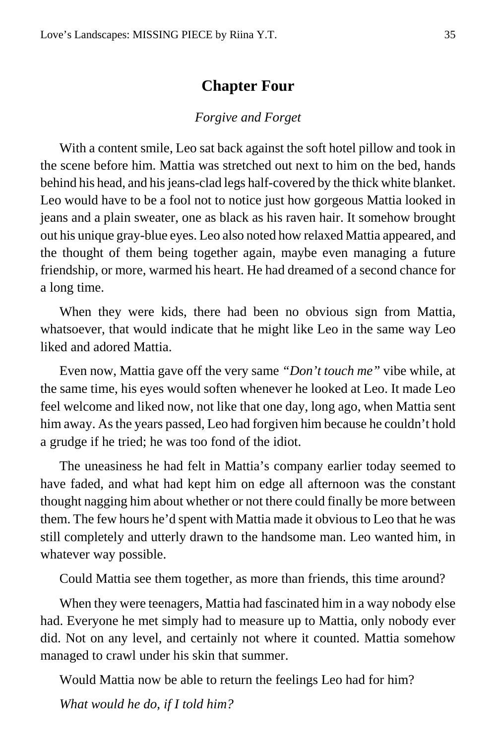# Chapter Four

*Forgive and Forget*

With a content smile, Leo sat back against the soft hotel pillow and took in the scene before him. Mattia was stretched out next to him on the bed, hands behind his head, and his jeans-clad legs half-covered by the thick white blanket. Leo would have to be a fool not to notice just how gorgeous Mattia looked in jeans and a plain sweater, one as black as his raven hair. It somehow brought out his unique gray-blue eyes. Leo also noted how relaxed Mattia appeared, and the thought of them being together again, maybe even managing a future friendship, or more, warmed his heart. He had dreamed of a second chance for a long time.

When they were kids, there had been no obvious sign from Mattia, whatsoever, that would indicate that he might like Leo in the same way Leo liked and adored Mattia.

Even now, Mattia gave off the very same *"Don't touch me"* vibe while, at the same time, his eyes would soften whenever he looked at Leo. It made Leo feel welcome and liked now, not like that one day, long ago, when Mattia sent him away. As the years passed, Leo had forgiven him because he couldn't hold a grudge if he tried; he was too fond of the idiot.

The uneasiness he had felt in Mattia's company earlier today seemed to have faded, and what had kept him on edge all afternoon was the constant thought nagging him about whether or not there could finally be more between them. The few hours he'd spent with Mattia made it obvious to Leo that he was still completely and utterly drawn to the handsome man. Leo wanted him, in whatever way possible.

Could Mattia see them together, as more than friends, this time around?

When they were teenagers, Mattia had fascinated him in a way nobody else had. Everyone he met simply had to measure up to Mattia, only nobody ever did. Not on any level, and certainly not where it counted. Mattia somehow managed to crawl under his skin that summer.

Would Mattia now be able to return the feelings Leo had for him?

*What would he do, if I told him?*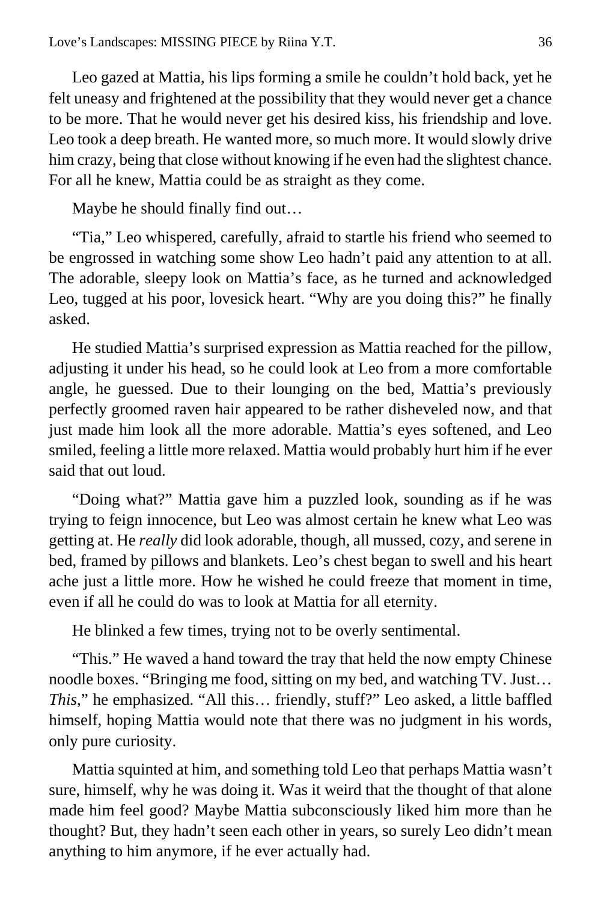Leo gazed at Mattia, his lips forming a smile he couldn't hold back, yet he felt uneasy and frightened at the possibility that they would never get a chance to be more. That he would never get his desired kiss, his friendship and love. Leo took a deep breath. He wanted more, so much more. It would slowly drive him crazy, being that close without knowing if he even had the slightest chance. For all he knew, Mattia could be as straight as they come.

Maybe he should finally find out…

"Tia," Leo whispered, carefully, afraid to startle his friend who seemed to be engrossed in watching some show Leo hadn't paid any attention to at all. The adorable, sleepy look on Mattia's face, as he turned and acknowledged Leo, tugged at his poor, lovesick heart. "Why are you doing this?" he finally asked.

He studied Mattia's surprised expression as Mattia reached for the pillow, adjusting it under his head, so he could look at Leo from a more comfortable angle, he guessed. Due to their lounging on the bed, Mattia's previously perfectly groomed raven hair appeared to be rather disheveled now, and that just made him look all the more adorable. Mattia's eyes softened, and Leo smiled, feeling a little more relaxed. Mattia would probably hurt him if he ever said that out loud.

"Doing what?" Mattia gave him a puzzled look, sounding as if he was trying to feign innocence, but Leo was almost certain he knew what Leo was getting at. He *really* did look adorable, though, all mussed, cozy, and serene in bed, framed by pillows and blankets. Leo's chest began to swell and his heart ache just a little more. How he wished he could freeze that moment in time, even if all he could do was to look at Mattia for all eternity.

He blinked a few times, trying not to be overly sentimental.

"This." He waved a hand toward the tray that held the now empty Chinese noodle boxes. "Bringing me food, sitting on my bed, and watching TV. Just… *This*," he emphasized. "All this… friendly, stuff?" Leo asked, a little baffled himself, hoping Mattia would note that there was no judgment in his words, only pure curiosity.

Mattia squinted at him, and something told Leo that perhaps Mattia wasn't sure, himself, why he was doing it. Was it weird that the thought of that alone made him feel good? Maybe Mattia subconsciously liked him more than he thought? But, they hadn't seen each other in years, so surely Leo didn't mean anything to him anymore, if he ever actually had.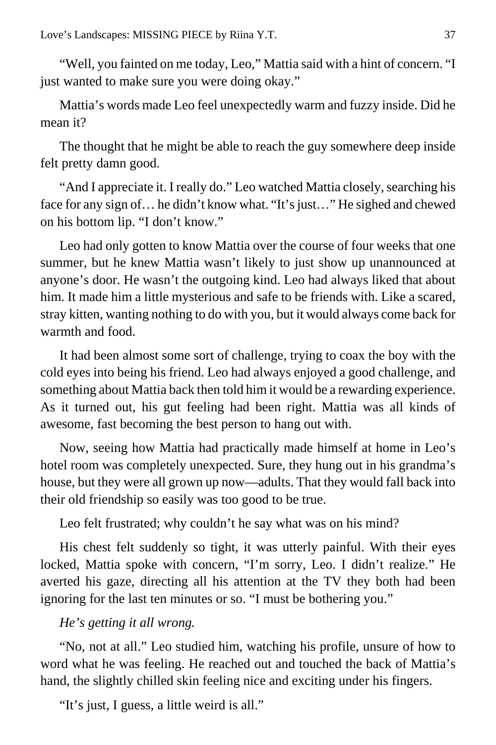"Well, you fainted on me today, Leo," Mattia said with a hint of concern. "I just wanted to make sure you were doing okay."

Mattia's words made Leo feel unexpectedly warm and fuzzy inside. Did he mean it?

The thought that he might be able to reach the guy somewhere deep inside felt pretty damn good.

"And I appreciate it. I really do." Leo watched Mattia closely, searching his face for any sign of… he didn't know what. "It's just…" He sighed and chewed on his bottom lip. "I don't know."

Leo had only gotten to know Mattia over the course of four weeks that one summer, but he knew Mattia wasn't likely to just show up unannounced at anyone's door. He wasn't the outgoing kind. Leo had always liked that about him. It made him a little mysterious and safe to be friends with. Like a scared, stray kitten, wanting nothing to do with you, but it would always come back for warmth and food.

It had been almost some sort of challenge, trying to coax the boy with the cold eyes into being his friend. Leo had always enjoyed a good challenge, and something about Mattia back then told him it would be a rewarding experience. As it turned out, his gut feeling had been right. Mattia was all kinds of awesome, fast becoming the best person to hang out with.

Now, seeing how Mattia had practically made himself at home in Leo's hotel room was completely unexpected. Sure, they hung out in his grandma's house, but they were all grown up now—adults. That they would fall back into their old friendship so easily was too good to be true.

Leo felt frustrated; why couldn't he say what was on his mind?

His chest felt suddenly so tight, it was utterly painful. With their eyes locked, Mattia spoke with concern, "I'm sorry, Leo. I didn't realize." He averted his gaze, directing all his attention at the TV they both had been ignoring for the last ten minutes or so. "I must be bothering you."

*He's getting it all wrong.*

"No, not at all." Leo studied him, watching his profile, unsure of how to word what he was feeling. He reached out and touched the back of Mattia's hand, the slightly chilled skin feeling nice and exciting under his fingers.

"It's just, I guess, a little weird is all."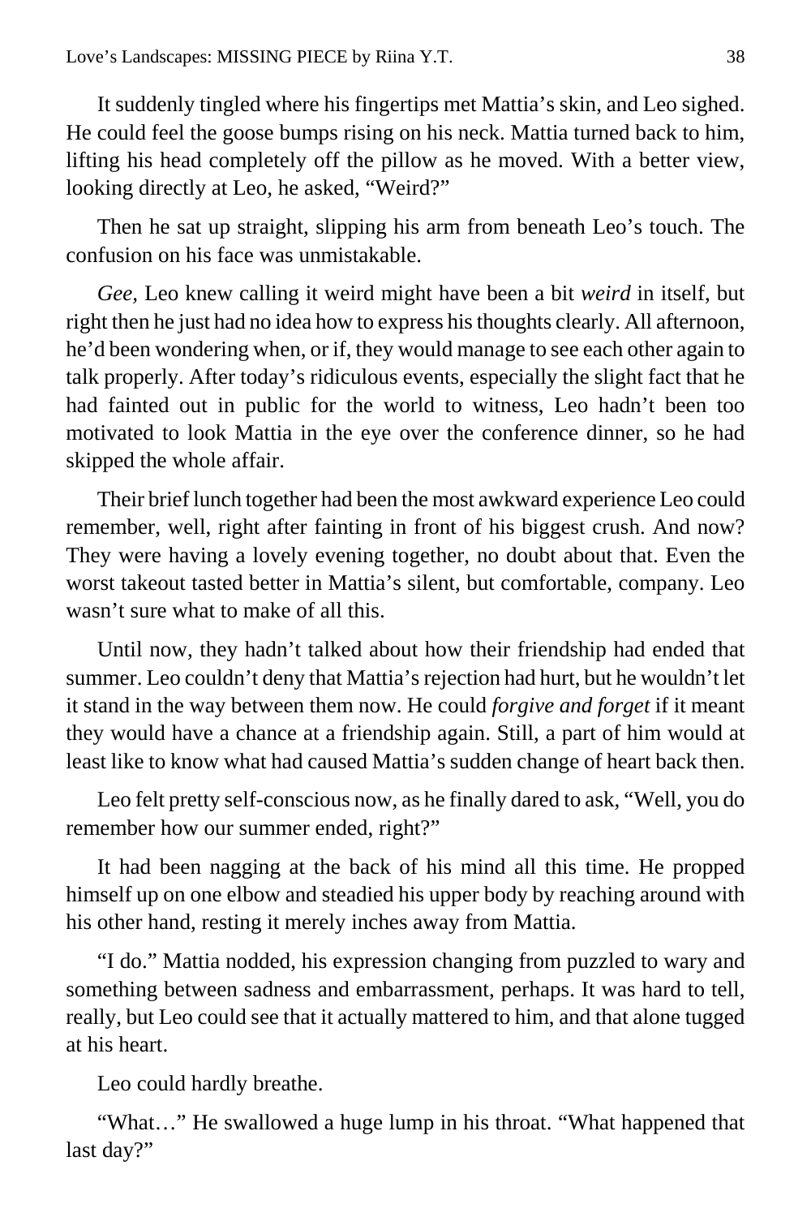It suddenly tingled where his fingertips met Mattia's skin, and Leo sighed. He could feel the goose bumps rising on his neck. Mattia turned back to him, lifting his head completely off the pillow as he moved. With a better view, looking directly at Leo, he asked, "Weird?"

Then he sat up straight, slipping his arm from beneath Leo's touch. The confusion on his face was unmistakable.

*Gee,* Leo knew calling it weird might have been a bit *weird* in itself, but right then he just had no idea how to express his thoughts clearly. All afternoon, he'd been wondering when, or if, they would manage to see each other again to talk properly. After today's ridiculous events, especially the slight fact that he had fainted out in public for the world to witness, Leo hadn't been too motivated to look Mattia in the eye over the conference dinner, so he had skipped the whole affair.

Their brief lunch together had been the most awkward experience Leo could remember, well, right after fainting in front of his biggest crush. And now? They were having a lovely evening together, no doubt about that. Even the worst takeout tasted better in Mattia's silent, but comfortable, company. Leo wasn't sure what to make of all this.

Until now, they hadn't talked about how their friendship had ended that summer. Leo couldn't deny that Mattia's rejection had hurt, but he wouldn't let it stand in the way between them now. He could *forgive and forget* if it meant they would have a chance at a friendship again. Still, a part of him would at least like to know what had caused Mattia's sudden change of heart back then.

Leo felt pretty self-conscious now, as he finally dared to ask, "Well, you do remember how our summer ended, right?"

It had been nagging at the back of his mind all this time. He propped himself up on one elbow and steadied his upper body by reaching around with his other hand, resting it merely inches away from Mattia.

"I do." Mattia nodded, his expression changing from puzzled to wary and something between sadness and embarrassment, perhaps. It was hard to tell, really, but Leo could see that it actually mattered to him, and that alone tugged at his heart.

Leo could hardly breathe.

"What…" He swallowed a huge lump in his throat. "What happened that last day?"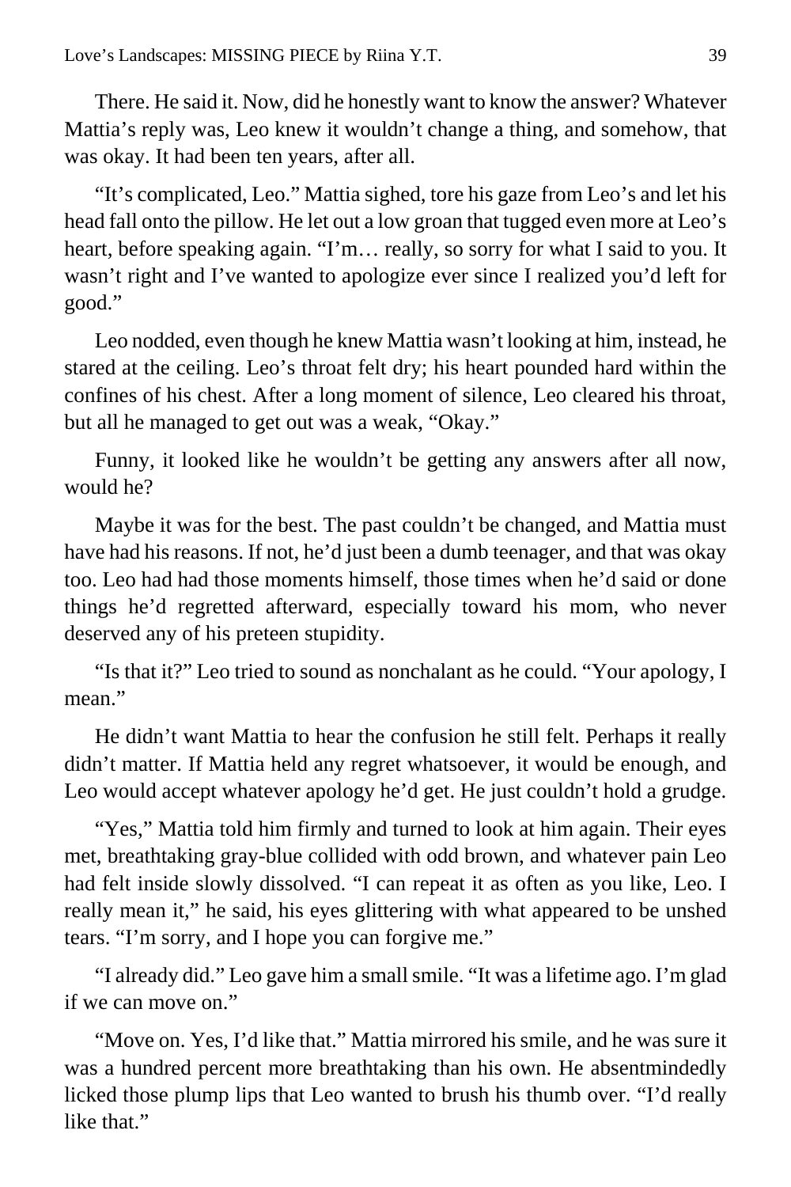There. He said it. Now, did he honestly want to know the answer? Whatever Mattia's reply was, Leo knew it wouldn't change a thing, and somehow, that was okay. It had been ten years, after all.

"It's complicated, Leo." Mattia sighed, tore his gaze from Leo's and let his head fall onto the pillow. He let out a low groan that tugged even more at Leo's heart, before speaking again. "I'm… really, so sorry for what I said to you. It wasn't right and I've wanted to apologize ever since I realized you'd left for good."

Leo nodded, even though he knew Mattia wasn't looking at him, instead, he stared at the ceiling. Leo's throat felt dry; his heart pounded hard within the confines of his chest. After a long moment of silence, Leo cleared his throat, but all he managed to get out was a weak, "Okay."

Funny, it looked like he wouldn't be getting any answers after all now, would he?

Maybe it was for the best. The past couldn't be changed, and Mattia must have had his reasons. If not, he'd just been a dumb teenager, and that was okay too. Leo had had those moments himself, those times when he'd said or done things he'd regretted afterward, especially toward his mom, who never deserved any of his preteen stupidity.

"Is that it?" Leo tried to sound as nonchalant as he could. "Your apology, I mean."

He didn't want Mattia to hear the confusion he still felt. Perhaps it really didn't matter. If Mattia held any regret whatsoever, it would be enough, and Leo would accept whatever apology he'd get. He just couldn't hold a grudge.

"Yes," Mattia told him firmly and turned to look at him again. Their eyes met, breathtaking gray-blue collided with odd brown, and whatever pain Leo had felt inside slowly dissolved. "I can repeat it as often as you like, Leo. I really mean it," he said, his eyes glittering with what appeared to be unshed tears. "I'm sorry, and I hope you can forgive me."

"I already did." Leo gave him a small smile. "It was a lifetime ago. I'm glad if we can move on."

"Move on. Yes, I'd like that." Mattia mirrored his smile, and he was sure it was a hundred percent more breathtaking than his own. He absentmindedly licked those plump lips that Leo wanted to brush his thumb over. "I'd really like that."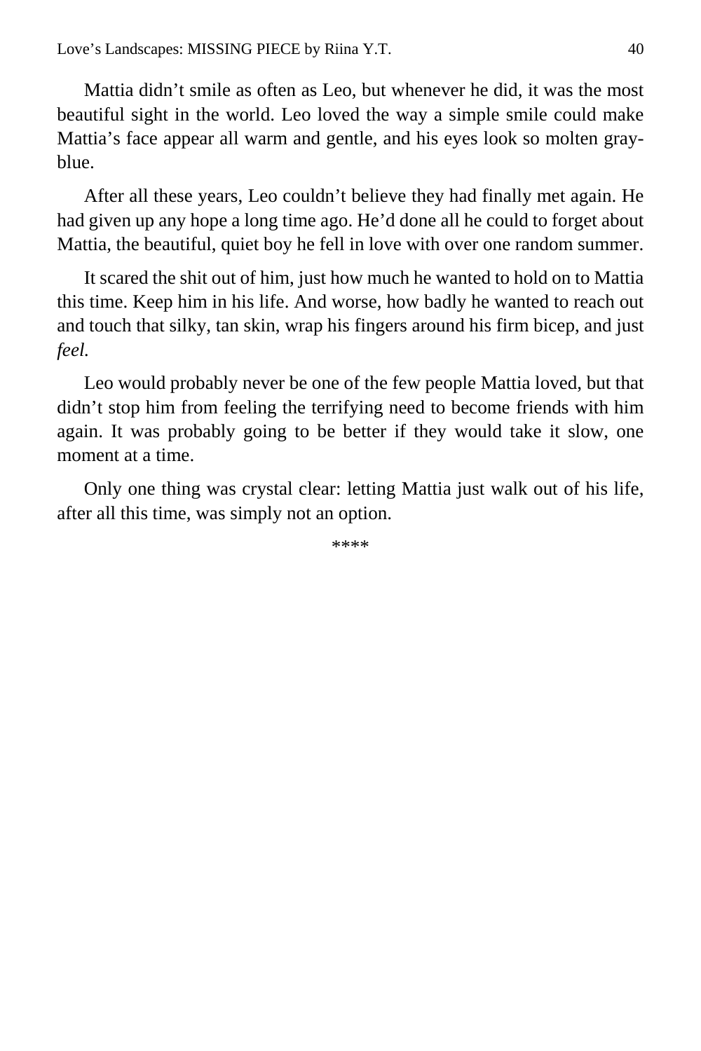Mattia didn’t smile as often as Leo, but whenever he did, it was the most beautiful sight in the world. Leo loved the way a simple smile could make Mattia’s face appear all warm and gentle, and his eyes look so molten gray-blue.

After all these years, Leo couldn’t believe they had finally met again. He had given up any hope a long time ago. He’d done all he could to forget about Mattia, the beautiful, quiet boy he fell in love with over one random summer.

It scared the shit out of him, just how much he wanted to hold on to Mattia this time. Keep him in his life. And worse, how badly he wanted to reach out and touch that silky, tan skin, wrap his fingers around his firm bicep, and just *feel.*

Leo would probably never be one of the few people Mattia loved, but that didn’t stop him from feeling the terrifying need to become friends with him again. It was probably going to be better if they would take it slow, one moment at a time.

Only one thing was crystal clear: letting Mattia just walk out of his life, after all this time, was simply not an option.

****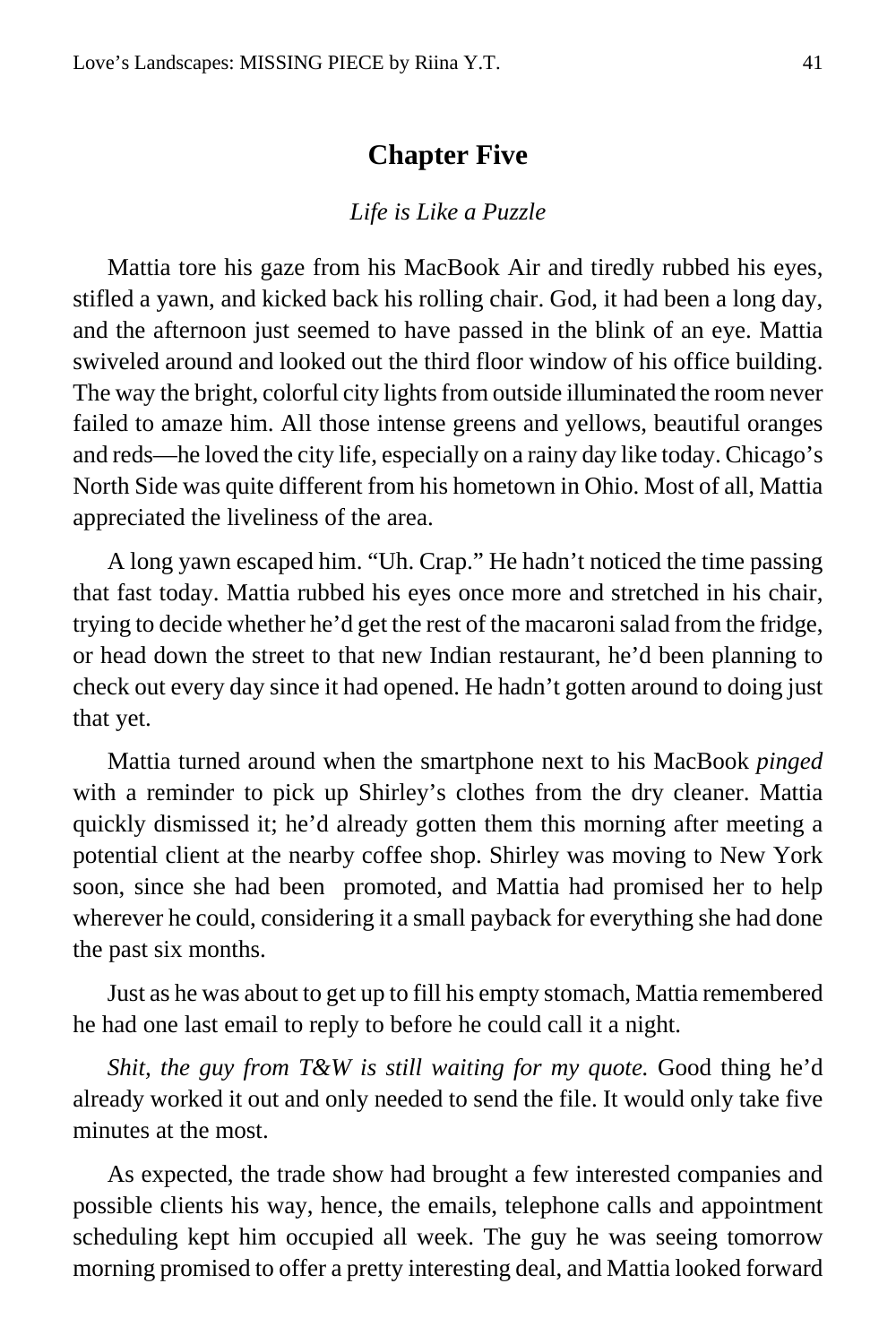## Chapter Five

*Life is Like a Puzzle*

Mattia tore his gaze from his MacBook Air and tiredly rubbed his eyes, stifled a yawn, and kicked back his rolling chair. God, it had been a long day, and the afternoon just seemed to have passed in the blink of an eye. Mattia swiveled around and looked out the third floor window of his office building. The way the bright, colorful city lights from outside illuminated the room never failed to amaze him. All those intense greens and yellows, beautiful oranges and reds—he loved the city life, especially on a rainy day like today. Chicago's North Side was quite different from his hometown in Ohio. Most of all, Mattia appreciated the liveliness of the area.

A long yawn escaped him. "Uh. Crap." He hadn't noticed the time passing that fast today. Mattia rubbed his eyes once more and stretched in his chair, trying to decide whether he'd get the rest of the macaroni salad from the fridge, or head down the street to that new Indian restaurant, he'd been planning to check out every day since it had opened. He hadn't gotten around to doing just that yet.

Mattia turned around when the smartphone next to his MacBook *pinged* with a reminder to pick up Shirley's clothes from the dry cleaner. Mattia quickly dismissed it; he'd already gotten them this morning after meeting a potential client at the nearby coffee shop. Shirley was moving to New York soon, since she had been promoted, and Mattia had promised her to help wherever he could, considering it a small payback for everything she had done the past six months.

Just as he was about to get up to fill his empty stomach, Mattia remembered he had one last email to reply to before he could call it a night.

*Shit, the guy from T&W is still waiting for my quote.* Good thing he'd already worked it out and only needed to send the file. It would only take five minutes at the most.

As expected, the trade show had brought a few interested companies and possible clients his way, hence, the emails, telephone calls and appointment scheduling kept him occupied all week. The guy he was seeing tomorrow morning promised to offer a pretty interesting deal, and Mattia looked forward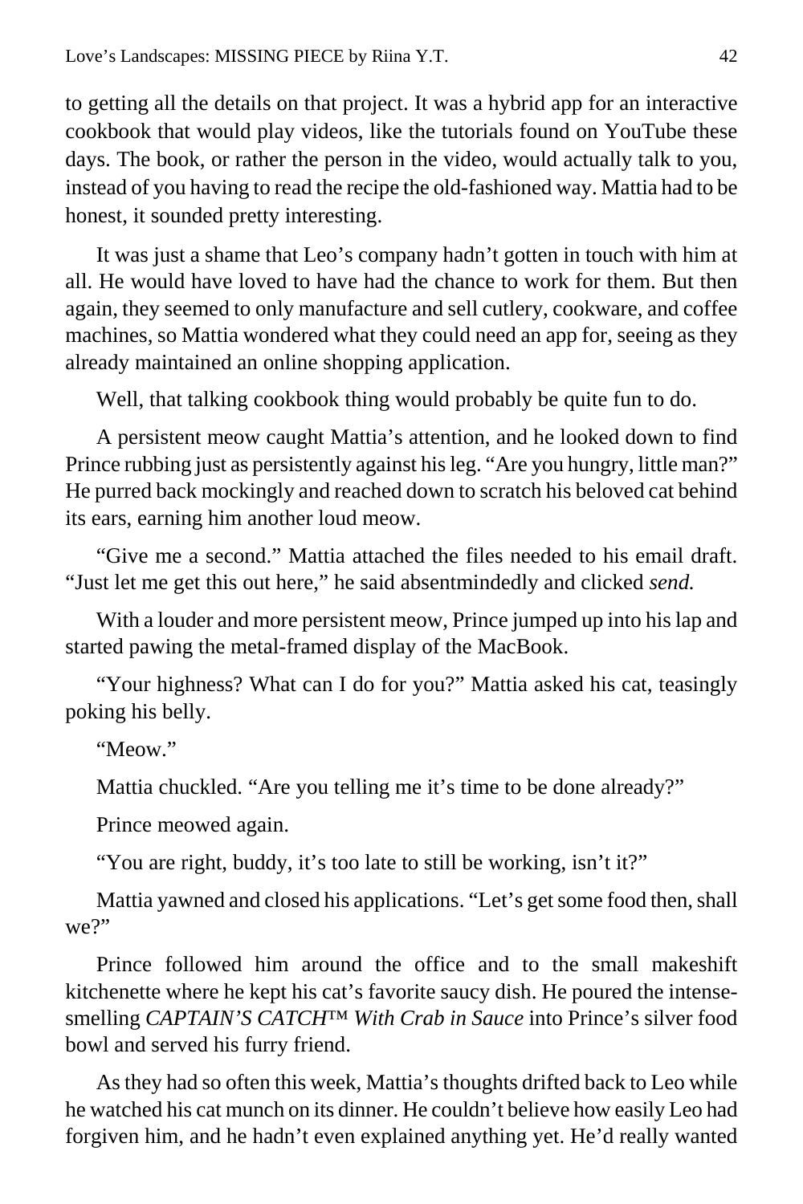to getting all the details on that project. It was a hybrid app for an interactive cookbook that would play videos, like the tutorials found on YouTube these days. The book, or rather the person in the video, would actually talk to you, instead of you having to read the recipe the old-fashioned way. Mattia had to be honest, it sounded pretty interesting.

It was just a shame that Leo's company hadn't gotten in touch with him at all. He would have loved to have had the chance to work for them. But then again, they seemed to only manufacture and sell cutlery, cookware, and coffee machines, so Mattia wondered what they could need an app for, seeing as they already maintained an online shopping application.

Well, that talking cookbook thing would probably be quite fun to do.

A persistent meow caught Mattia's attention, and he looked down to find Prince rubbing just as persistently against his leg. "Are you hungry, little man?" He purred back mockingly and reached down to scratch his beloved cat behind its ears, earning him another loud meow.

"Give me a second." Mattia attached the files needed to his email draft. "Just let me get this out here," he said absentmindedly and clicked *send.*

With a louder and more persistent meow, Prince jumped up into his lap and started pawing the metal-framed display of the MacBook.

"Your highness? What can I do for you?" Mattia asked his cat, teasingly poking his belly.

"Meow."

Mattia chuckled. "Are you telling me it's time to be done already?"

Prince meowed again.

"You are right, buddy, it's too late to still be working, isn't it?"

Mattia yawned and closed his applications. "Let's get some food then, shall we?"

Prince followed him around the office and to the small makeshift kitchenette where he kept his cat's favorite saucy dish. He poured the intense-smelling *CAPTAIN'S CATCH™ With Crab in Sauce* into Prince's silver food bowl and served his furry friend.

As they had so often this week, Mattia's thoughts drifted back to Leo while he watched his cat munch on its dinner. He couldn't believe how easily Leo had forgiven him, and he hadn't even explained anything yet. He'd really wanted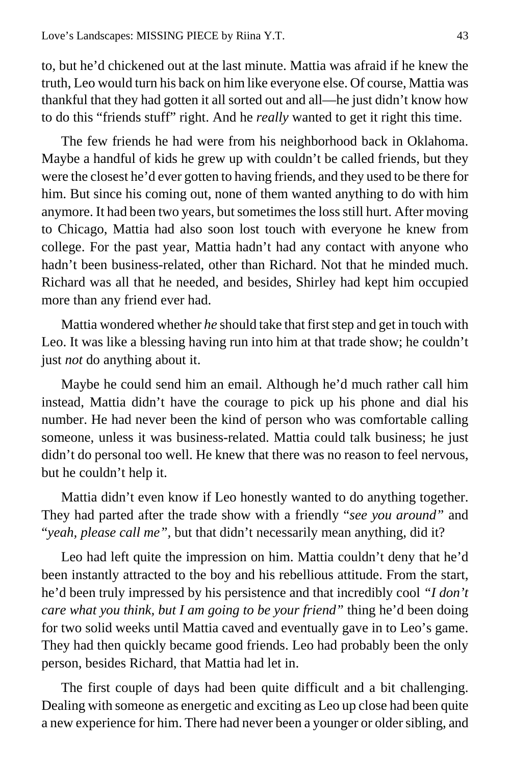to, but he'd chickened out at the last minute. Mattia was afraid if he knew the truth, Leo would turn his back on him like everyone else. Of course, Mattia was thankful that they had gotten it all sorted out and all—he just didn't know how to do this "friends stuff" right. And he *really* wanted to get it right this time.

The few friends he had were from his neighborhood back in Oklahoma. Maybe a handful of kids he grew up with couldn't be called friends, but they were the closest he'd ever gotten to having friends, and they used to be there for him. But since his coming out, none of them wanted anything to do with him anymore. It had been two years, but sometimes the loss still hurt. After moving to Chicago, Mattia had also soon lost touch with everyone he knew from college. For the past year, Mattia hadn't had any contact with anyone who hadn't been business-related, other than Richard. Not that he minded much. Richard was all that he needed, and besides, Shirley had kept him occupied more than any friend ever had.

Mattia wondered whether *he* should take that first step and get in touch with Leo. It was like a blessing having run into him at that trade show; he couldn't just *not* do anything about it.

Maybe he could send him an email. Although he'd much rather call him instead, Mattia didn't have the courage to pick up his phone and dial his number. He had never been the kind of person who was comfortable calling someone, unless it was business-related. Mattia could talk business; he just didn't do personal too well. He knew that there was no reason to feel nervous, but he couldn't help it.

Mattia didn't even know if Leo honestly wanted to do anything together. They had parted after the trade show with a friendly "*see you around*" and "*yeah, please call me*", but that didn't necessarily mean anything, did it?

Leo had left quite the impression on him. Mattia couldn't deny that he'd been instantly attracted to the boy and his rebellious attitude. From the start, he'd been truly impressed by his persistence and that incredibly cool *"I don't care what you think, but I am going to be your friend"* thing he'd been doing for two solid weeks until Mattia caved and eventually gave in to Leo's game. They had then quickly became good friends. Leo had probably been the only person, besides Richard, that Mattia had let in.

The first couple of days had been quite difficult and a bit challenging. Dealing with someone as energetic and exciting as Leo up close had been quite a new experience for him. There had never been a younger or older sibling, and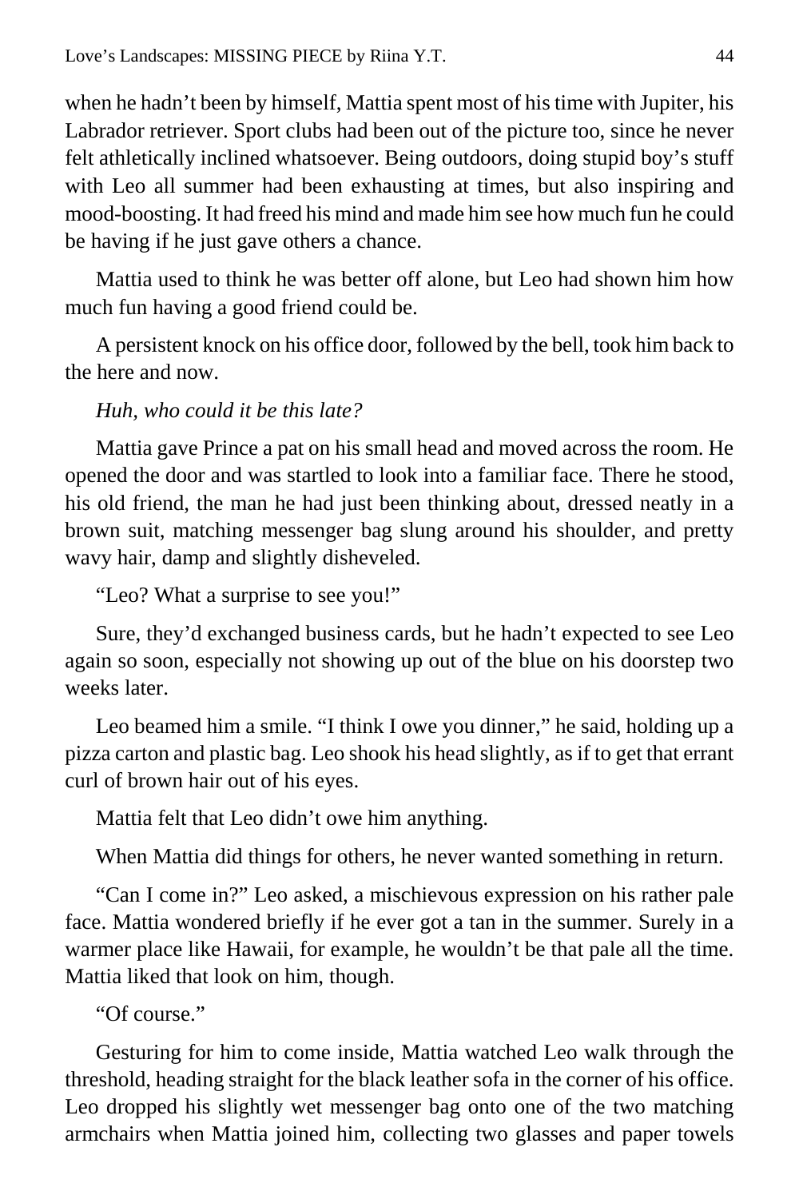when he hadn't been by himself, Mattia spent most of his time with Jupiter, his Labrador retriever. Sport clubs had been out of the picture too, since he never felt athletically inclined whatsoever. Being outdoors, doing stupid boy's stuff with Leo all summer had been exhausting at times, but also inspiring and mood-boosting. It had freed his mind and made him see how much fun he could be having if he just gave others a chance.

Mattia used to think he was better off alone, but Leo had shown him how much fun having a good friend could be.

A persistent knock on his office door, followed by the bell, took him back to the here and now.

*Huh, who could it be this late?*

Mattia gave Prince a pat on his small head and moved across the room. He opened the door and was startled to look into a familiar face. There he stood, his old friend, the man he had just been thinking about, dressed neatly in a brown suit, matching messenger bag slung around his shoulder, and pretty wavy hair, damp and slightly disheveled.

"Leo? What a surprise to see you!"

Sure, they'd exchanged business cards, but he hadn't expected to see Leo again so soon, especially not showing up out of the blue on his doorstep two weeks later.

Leo beamed him a smile. "I think I owe you dinner," he said, holding up a pizza carton and plastic bag. Leo shook his head slightly, as if to get that errant curl of brown hair out of his eyes.

Mattia felt that Leo didn't owe him anything.

When Mattia did things for others, he never wanted something in return.

"Can I come in?" Leo asked, a mischievous expression on his rather pale face. Mattia wondered briefly if he ever got a tan in the summer. Surely in a warmer place like Hawaii, for example, he wouldn't be that pale all the time. Mattia liked that look on him, though.

"Of course."

Gesturing for him to come inside, Mattia watched Leo walk through the threshold, heading straight for the black leather sofa in the corner of his office. Leo dropped his slightly wet messenger bag onto one of the two matching armchairs when Mattia joined him, collecting two glasses and paper towels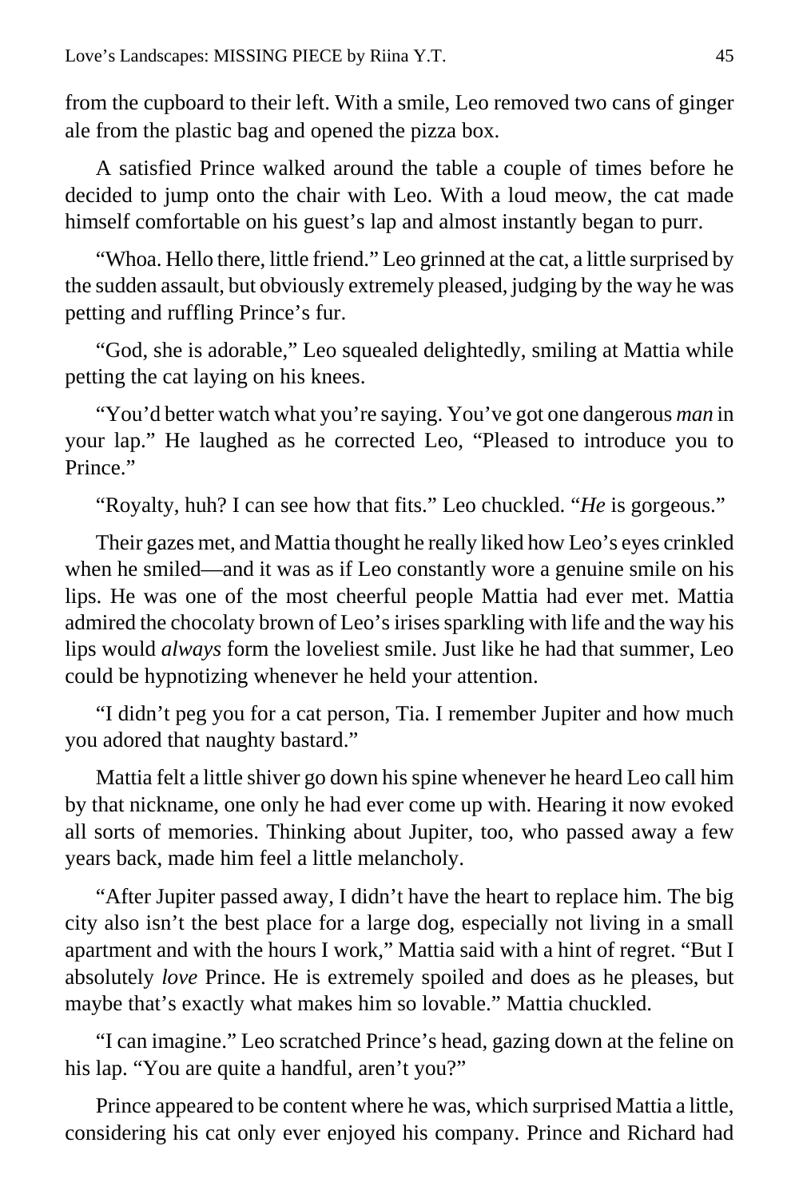from the cupboard to their left. With a smile, Leo removed two cans of ginger ale from the plastic bag and opened the pizza box.

A satisfied Prince walked around the table a couple of times before he decided to jump onto the chair with Leo. With a loud meow, the cat made himself comfortable on his guest's lap and almost instantly began to purr.

"Whoa. Hello there, little friend." Leo grinned at the cat, a little surprised by the sudden assault, but obviously extremely pleased, judging by the way he was petting and ruffling Prince's fur.

"God, she is adorable," Leo squealed delightedly, smiling at Mattia while petting the cat laying on his knees.

"You'd better watch what you're saying. You've got one dangerous *man* in your lap." He laughed as he corrected Leo, "Pleased to introduce you to Prince."

"Royalty, huh? I can see how that fits." Leo chuckled. "*He* is gorgeous."

Their gazes met, and Mattia thought he really liked how Leo's eyes crinkled when he smiled—and it was as if Leo constantly wore a genuine smile on his lips. He was one of the most cheerful people Mattia had ever met. Mattia admired the chocolaty brown of Leo's irises sparkling with life and the way his lips would *always* form the loveliest smile. Just like he had that summer, Leo could be hypnotizing whenever he held your attention.

"I didn't peg you for a cat person, Tia. I remember Jupiter and how much you adored that naughty bastard."

Mattia felt a little shiver go down his spine whenever he heard Leo call him by that nickname, one only he had ever come up with. Hearing it now evoked all sorts of memories. Thinking about Jupiter, too, who passed away a few years back, made him feel a little melancholy.

"After Jupiter passed away, I didn't have the heart to replace him. The big city also isn't the best place for a large dog, especially not living in a small apartment and with the hours I work," Mattia said with a hint of regret. "But I absolutely *love* Prince. He is extremely spoiled and does as he pleases, but maybe that's exactly what makes him so lovable." Mattia chuckled.

"I can imagine." Leo scratched Prince's head, gazing down at the feline on his lap. "You are quite a handful, aren't you?"

Prince appeared to be content where he was, which surprised Mattia a little, considering his cat only ever enjoyed his company. Prince and Richard had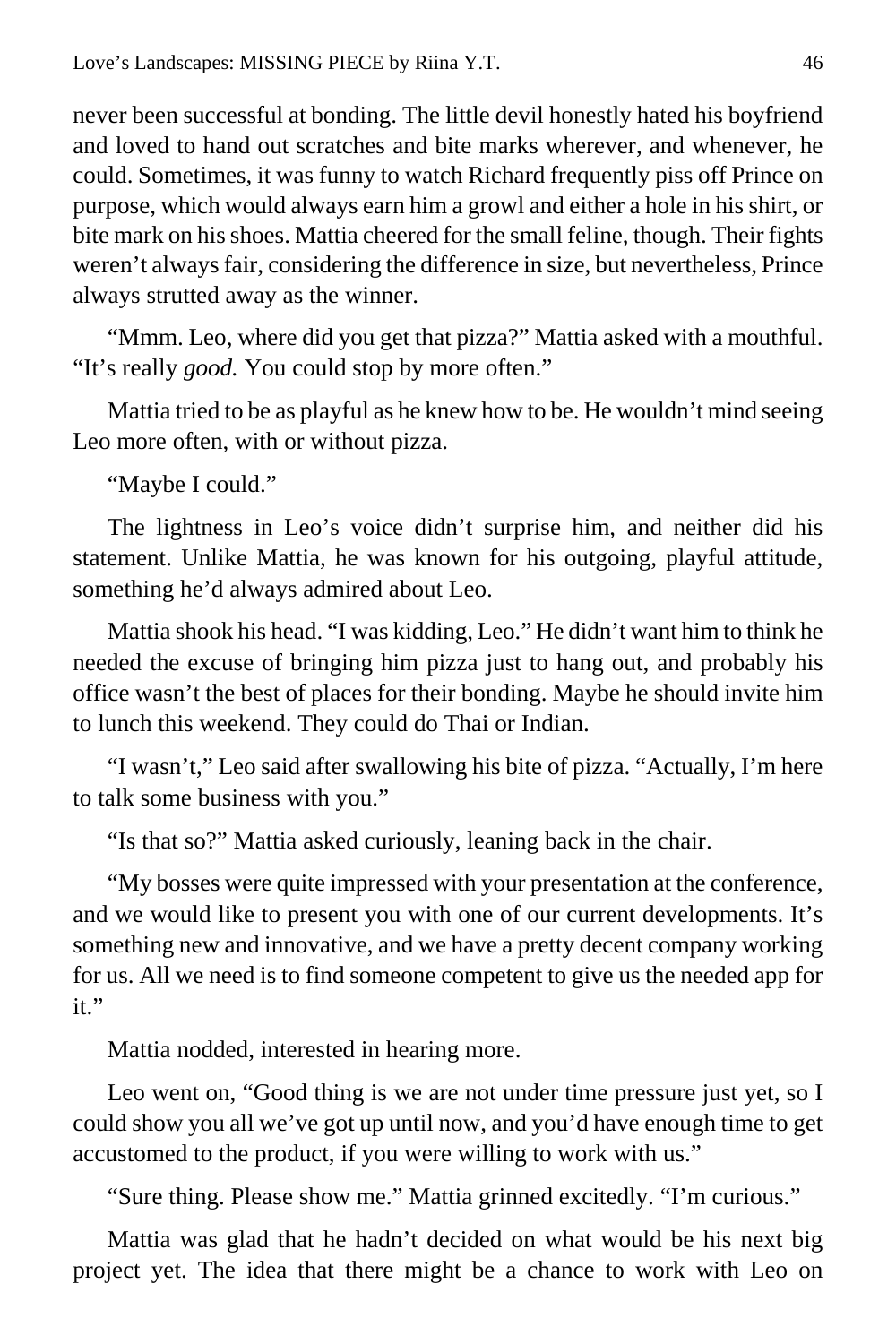never been successful at bonding. The little devil honestly hated his boyfriend and loved to hand out scratches and bite marks wherever, and whenever, he could. Sometimes, it was funny to watch Richard frequently piss off Prince on purpose, which would always earn him a growl and either a hole in his shirt, or bite mark on his shoes. Mattia cheered for the small feline, though. Their fights weren't always fair, considering the difference in size, but nevertheless, Prince always strutted away as the winner.

"Mmm. Leo, where did you get that pizza?" Mattia asked with a mouthful. "It's really *good.* You could stop by more often."

Mattia tried to be as playful as he knew how to be. He wouldn't mind seeing Leo more often, with or without pizza.

"Maybe I could."

The lightness in Leo's voice didn't surprise him, and neither did his statement. Unlike Mattia, he was known for his outgoing, playful attitude, something he'd always admired about Leo.

Mattia shook his head. "I was kidding, Leo." He didn't want him to think he needed the excuse of bringing him pizza just to hang out, and probably his office wasn't the best of places for their bonding. Maybe he should invite him to lunch this weekend. They could do Thai or Indian.

"I wasn't," Leo said after swallowing his bite of pizza. "Actually, I'm here to talk some business with you."

"Is that so?" Mattia asked curiously, leaning back in the chair.

"My bosses were quite impressed with your presentation at the conference, and we would like to present you with one of our current developments. It's something new and innovative, and we have a pretty decent company working for us. All we need is to find someone competent to give us the needed app for it."

Mattia nodded, interested in hearing more.

Leo went on, "Good thing is we are not under time pressure just yet, so I could show you all we've got up until now, and you'd have enough time to get accustomed to the product, if you were willing to work with us."

"Sure thing. Please show me." Mattia grinned excitedly. "I'm curious."

Mattia was glad that he hadn't decided on what would be his next big project yet. The idea that there might be a chance to work with Leo on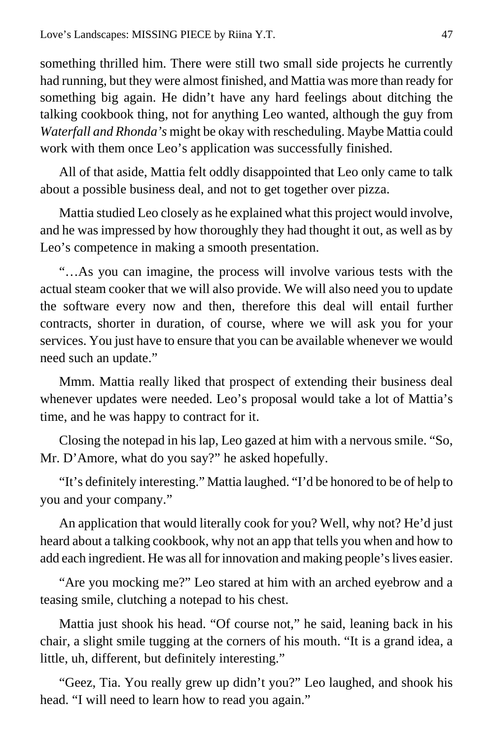something thrilled him. There were still two small side projects he currently had running, but they were almost finished, and Mattia was more than ready for something big again. He didn't have any hard feelings about ditching the talking cookbook thing, not for anything Leo wanted, although the guy from *Waterfall and Rhonda's* might be okay with rescheduling. Maybe Mattia could work with them once Leo's application was successfully finished.

All of that aside, Mattia felt oddly disappointed that Leo only came to talk about a possible business deal, and not to get together over pizza.

Mattia studied Leo closely as he explained what this project would involve, and he was impressed by how thoroughly they had thought it out, as well as by Leo's competence in making a smooth presentation.

"…As you can imagine, the process will involve various tests with the actual steam cooker that we will also provide. We will also need you to update the software every now and then, therefore this deal will entail further contracts, shorter in duration, of course, where we will ask you for your services. You just have to ensure that you can be available whenever we would need such an update."

Mmm. Mattia really liked that prospect of extending their business deal whenever updates were needed. Leo's proposal would take a lot of Mattia's time, and he was happy to contract for it.

Closing the notepad in his lap, Leo gazed at him with a nervous smile. "So, Mr. D'Amore, what do you say?" he asked hopefully.

"It's definitely interesting." Mattia laughed. "I'd be honored to be of help to you and your company."

An application that would literally cook for you? Well, why not? He'd just heard about a talking cookbook, why not an app that tells you when and how to add each ingredient. He was all for innovation and making people's lives easier.

"Are you mocking me?" Leo stared at him with an arched eyebrow and a teasing smile, clutching a notepad to his chest.

Mattia just shook his head. "Of course not," he said, leaning back in his chair, a slight smile tugging at the corners of his mouth. "It is a grand idea, a little, uh, different, but definitely interesting."

"Geez, Tia. You really grew up didn't you?" Leo laughed, and shook his head. "I will need to learn how to read you again."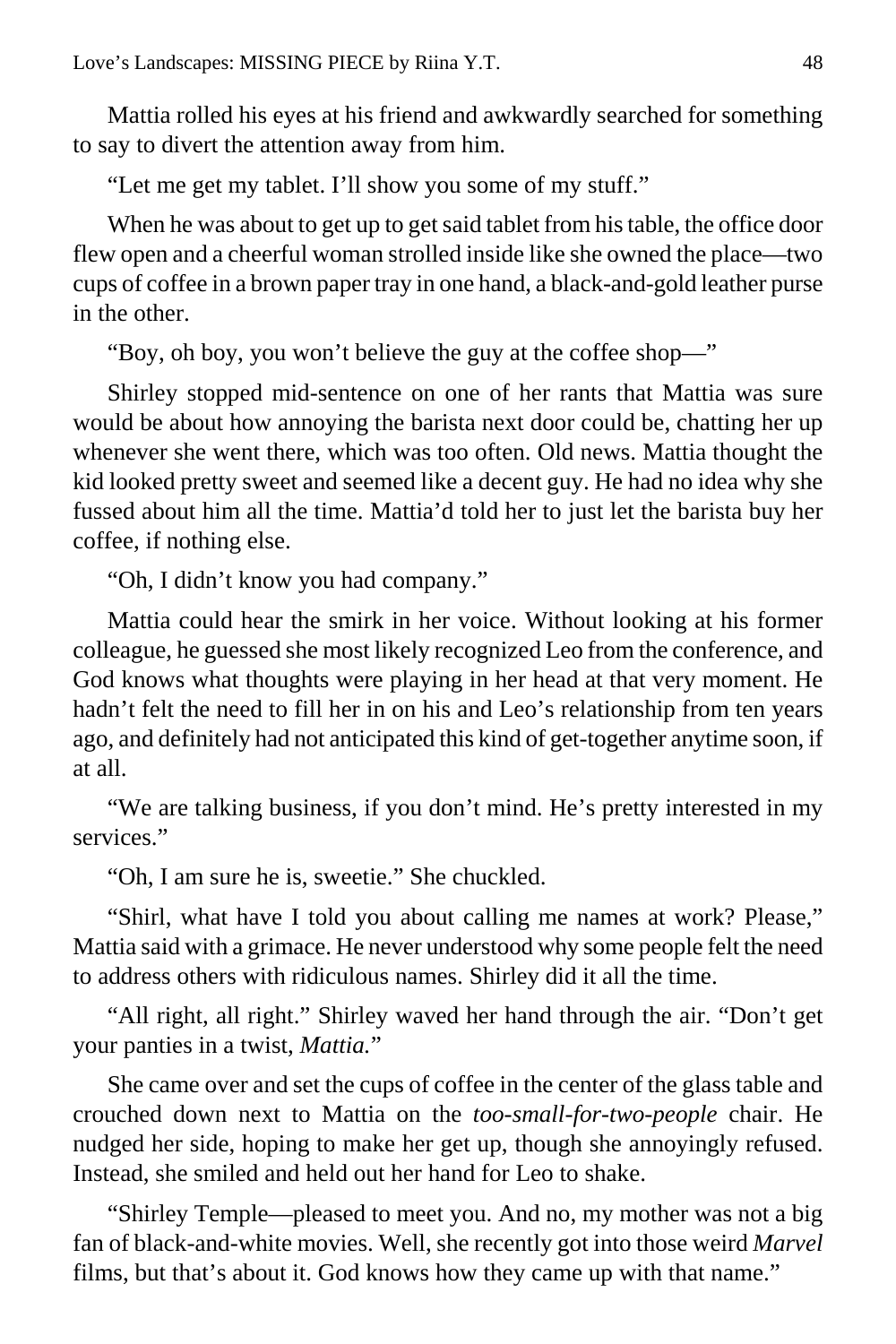Mattia rolled his eyes at his friend and awkwardly searched for something to say to divert the attention away from him.

"Let me get my tablet. I'll show you some of my stuff."

When he was about to get up to get said tablet from his table, the office door flew open and a cheerful woman strolled inside like she owned the place—two cups of coffee in a brown paper tray in one hand, a black-and-gold leather purse in the other.

"Boy, oh boy, you won't believe the guy at the coffee shop—"

Shirley stopped mid-sentence on one of her rants that Mattia was sure would be about how annoying the barista next door could be, chatting her up whenever she went there, which was too often. Old news. Mattia thought the kid looked pretty sweet and seemed like a decent guy. He had no idea why she fussed about him all the time. Mattia'd told her to just let the barista buy her coffee, if nothing else.

"Oh, I didn't know you had company."

Mattia could hear the smirk in her voice. Without looking at his former colleague, he guessed she most likely recognized Leo from the conference, and God knows what thoughts were playing in her head at that very moment. He hadn't felt the need to fill her in on his and Leo's relationship from ten years ago, and definitely had not anticipated this kind of get-together anytime soon, if at all.

"We are talking business, if you don't mind. He's pretty interested in my services."

"Oh, I am sure he is, sweetie." She chuckled.

"Shirl, what have I told you about calling me names at work? Please," Mattia said with a grimace. He never understood why some people felt the need to address others with ridiculous names. Shirley did it all the time.

"All right, all right." Shirley waved her hand through the air. "Don't get your panties in a twist, *Mattia.*"

She came over and set the cups of coffee in the center of the glass table and crouched down next to Mattia on the *too-small-for-two-people* chair. He nudged her side, hoping to make her get up, though she annoyingly refused. Instead, she smiled and held out her hand for Leo to shake.

"Shirley Temple—pleased to meet you. And no, my mother was not a big fan of black-and-white movies. Well, she recently got into those weird *Marvel* films, but that's about it. God knows how they came up with that name."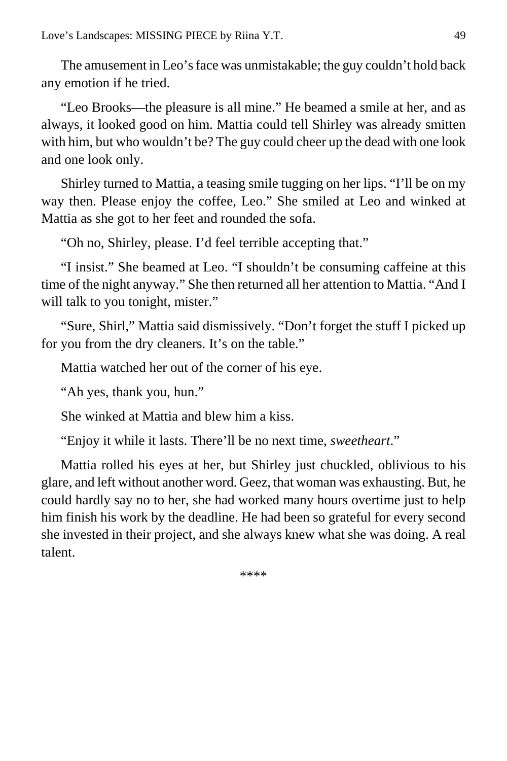The amusement in Leo's face was unmistakable; the guy couldn't hold back any emotion if he tried.

"Leo Brooks—the pleasure is all mine." He beamed a smile at her, and as always, it looked good on him. Mattia could tell Shirley was already smitten with him, but who wouldn't be? The guy could cheer up the dead with one look and one look only.

Shirley turned to Mattia, a teasing smile tugging on her lips. "I'll be on my way then. Please enjoy the coffee, Leo." She smiled at Leo and winked at Mattia as she got to her feet and rounded the sofa.

"Oh no, Shirley, please. I'd feel terrible accepting that."

"I insist." She beamed at Leo. "I shouldn't be consuming caffeine at this time of the night anyway." She then returned all her attention to Mattia. "And I will talk to you tonight, mister."

"Sure, Shirl," Mattia said dismissively. "Don't forget the stuff I picked up for you from the dry cleaners. It's on the table."

Mattia watched her out of the corner of his eye.

"Ah yes, thank you, hun."

She winked at Mattia and blew him a kiss.

"Enjoy it while it lasts. There'll be no next time, *sweetheart*."

Mattia rolled his eyes at her, but Shirley just chuckled, oblivious to his glare, and left without another word. Geez, that woman was exhausting. But, he could hardly say no to her, she had worked many hours overtime just to help him finish his work by the deadline. He had been so grateful for every second she invested in their project, and she always knew what she was doing. A real talent.

****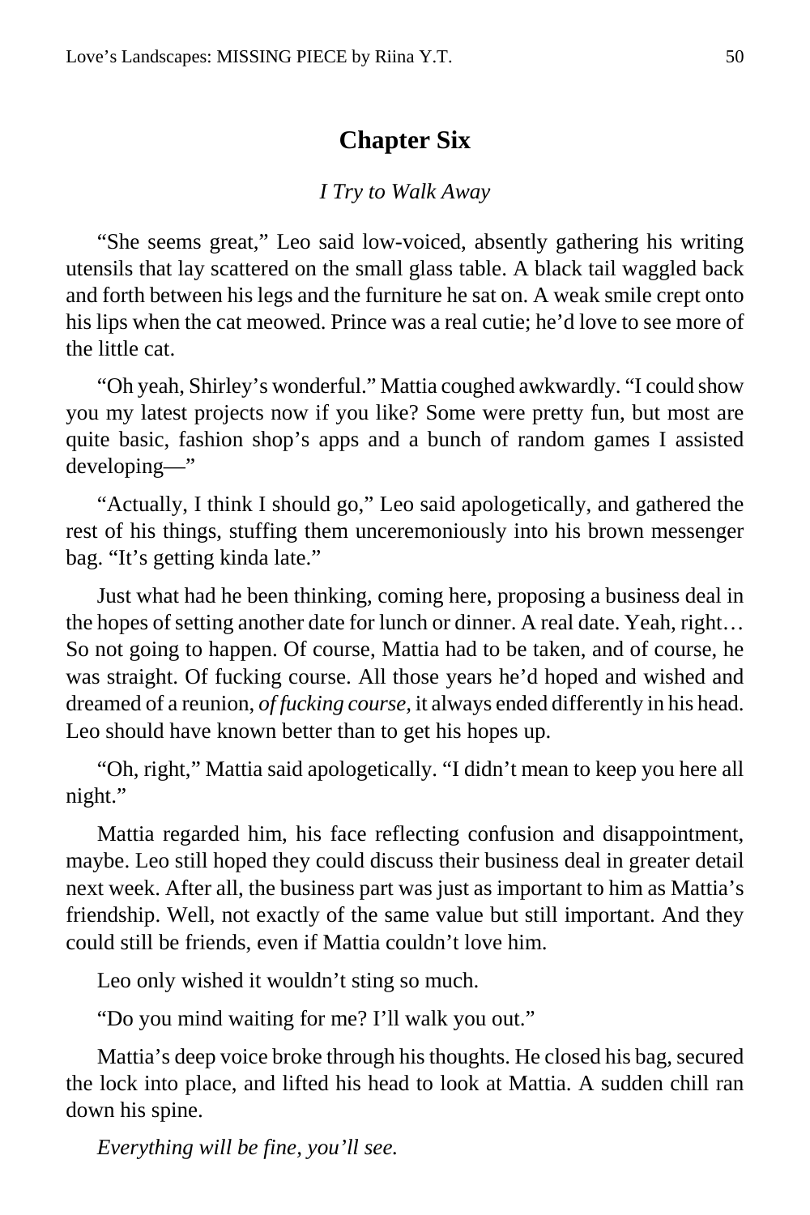## Chapter Six

*I Try to Walk Away*

"She seems great," Leo said low-voiced, absently gathering his writing utensils that lay scattered on the small glass table. A black tail waggled back and forth between his legs and the furniture he sat on. A weak smile crept onto his lips when the cat meowed. Prince was a real cutie; he'd love to see more of the little cat.

"Oh yeah, Shirley's wonderful." Mattia coughed awkwardly. "I could show you my latest projects now if you like? Some were pretty fun, but most are quite basic, fashion shop's apps and a bunch of random games I assisted developing—"

"Actually, I think I should go," Leo said apologetically, and gathered the rest of his things, stuffing them unceremoniously into his brown messenger bag. "It's getting kinda late."

Just what had he been thinking, coming here, proposing a business deal in the hopes of setting another date for lunch or dinner. A real date. Yeah, right… So not going to happen. Of course, Mattia had to be taken, and of course, he was straight. Of fucking course. All those years he'd hoped and wished and dreamed of a reunion, *of fucking course,* it always ended differently in his head. Leo should have known better than to get his hopes up.

"Oh, right," Mattia said apologetically. "I didn't mean to keep you here all night."

Mattia regarded him, his face reflecting confusion and disappointment, maybe. Leo still hoped they could discuss their business deal in greater detail next week. After all, the business part was just as important to him as Mattia's friendship. Well, not exactly of the same value but still important. And they could still be friends, even if Mattia couldn't love him.

Leo only wished it wouldn't sting so much.

"Do you mind waiting for me? I'll walk you out."

Mattia's deep voice broke through his thoughts. He closed his bag, secured the lock into place, and lifted his head to look at Mattia. A sudden chill ran down his spine.

*Everything will be fine, you'll see.*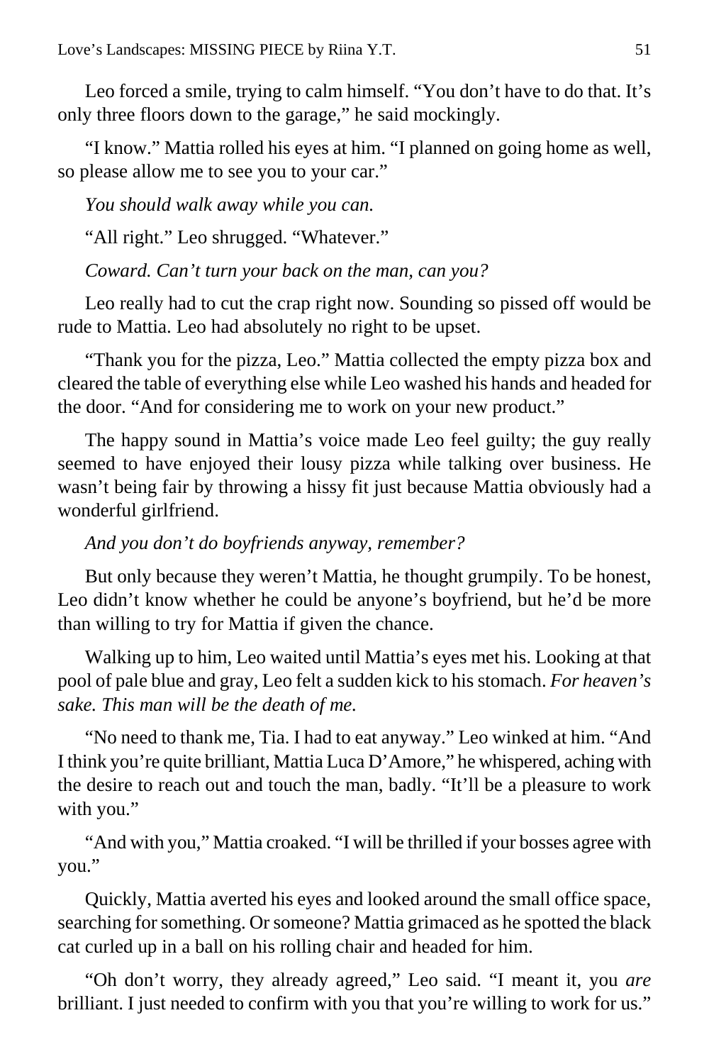Leo forced a smile, trying to calm himself. “You don’t have to do that. It’s only three floors down to the garage,” he said mockingly.

“I know.” Mattia rolled his eyes at him. “I planned on going home as well, so please allow me to see you to your car.”

*You should walk away while you can.*

“All right.” Leo shrugged. “Whatever.”

*Coward. Can’t turn your back on the man, can you?*

Leo really had to cut the crap right now. Sounding so pissed off would be rude to Mattia. Leo had absolutely no right to be upset.

“Thank you for the pizza, Leo.” Mattia collected the empty pizza box and cleared the table of everything else while Leo washed his hands and headed for the door. “And for considering me to work on your new product.”

The happy sound in Mattia’s voice made Leo feel guilty; the guy really seemed to have enjoyed their lousy pizza while talking over business. He wasn’t being fair by throwing a hissy fit just because Mattia obviously had a wonderful girlfriend.

*And you don’t do boyfriends anyway, remember?*

But only because they weren’t Mattia, he thought grumpily. To be honest, Leo didn’t know whether he could be anyone’s boyfriend, but he’d be more than willing to try for Mattia if given the chance.

Walking up to him, Leo waited until Mattia’s eyes met his. Looking at that pool of pale blue and gray, Leo felt a sudden kick to his stomach. *For heaven’s sake. This man will be the death of me.*

“No need to thank me, Tia. I had to eat anyway.” Leo winked at him. “And I think you’re quite brilliant, Mattia Luca D’Amore,” he whispered, aching with the desire to reach out and touch the man, badly. “It’ll be a pleasure to work with you.”

“And with you,” Mattia croaked. “I will be thrilled if your bosses agree with you.”

Quickly, Mattia averted his eyes and looked around the small office space, searching for something. Or someone? Mattia grimaced as he spotted the black cat curled up in a ball on his rolling chair and headed for him.

“Oh don’t worry, they already agreed,” Leo said. “I meant it, you *are* brilliant. I just needed to confirm with you that you’re willing to work for us.”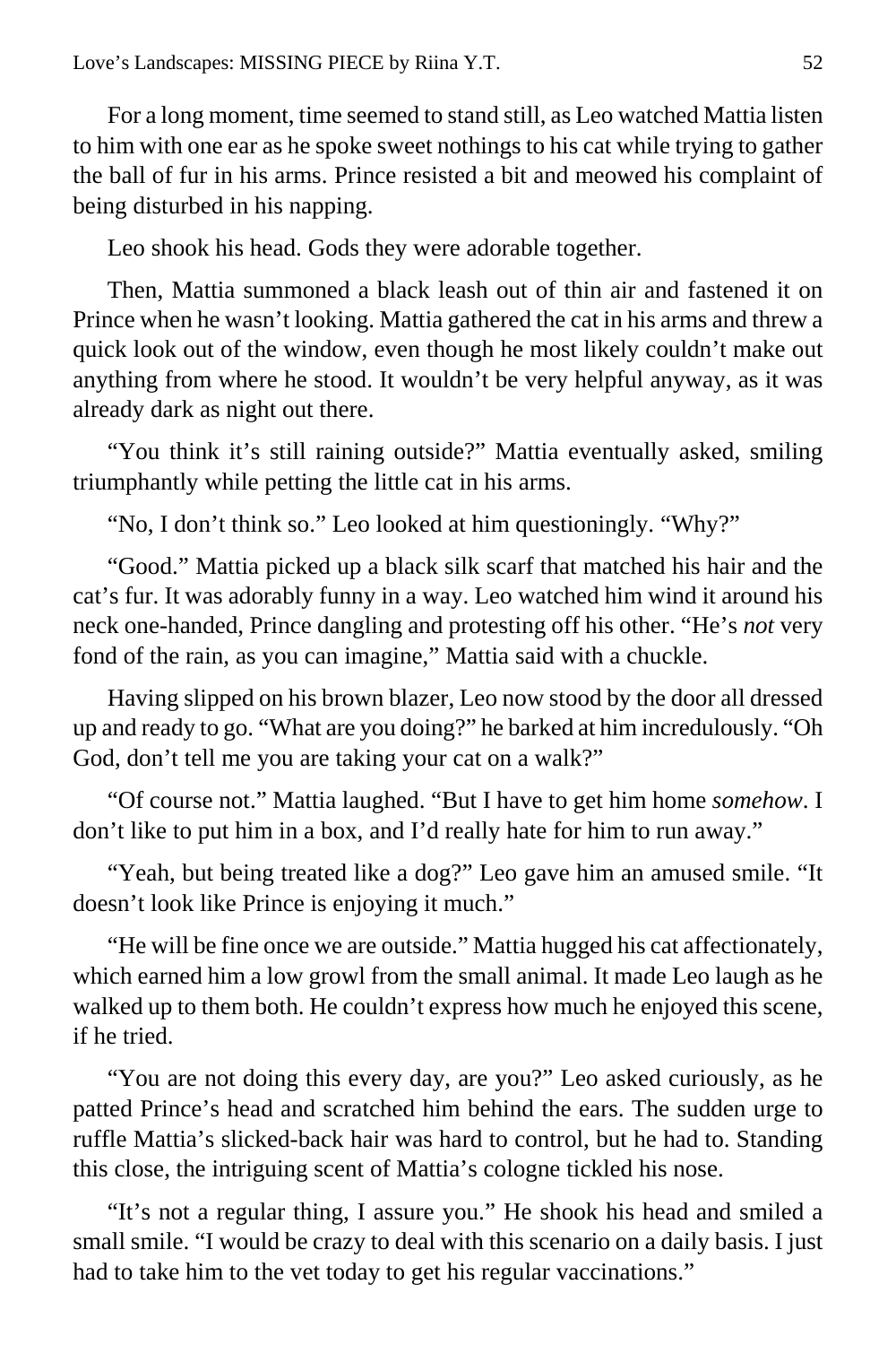For a long moment, time seemed to stand still, as Leo watched Mattia listen to him with one ear as he spoke sweet nothings to his cat while trying to gather the ball of fur in his arms. Prince resisted a bit and meowed his complaint of being disturbed in his napping.

Leo shook his head. Gods they were adorable together.

Then, Mattia summoned a black leash out of thin air and fastened it on Prince when he wasn't looking. Mattia gathered the cat in his arms and threw a quick look out of the window, even though he most likely couldn't make out anything from where he stood. It wouldn't be very helpful anyway, as it was already dark as night out there.

"You think it's still raining outside?" Mattia eventually asked, smiling triumphantly while petting the little cat in his arms.

"No, I don't think so." Leo looked at him questioningly. "Why?"

"Good." Mattia picked up a black silk scarf that matched his hair and the cat's fur. It was adorably funny in a way. Leo watched him wind it around his neck one-handed, Prince dangling and protesting off his other. "He's *not* very fond of the rain, as you can imagine," Mattia said with a chuckle.

Having slipped on his brown blazer, Leo now stood by the door all dressed up and ready to go. "What are you doing?" he barked at him incredulously. "Oh God, don't tell me you are taking your cat on a walk?"

"Of course not." Mattia laughed. "But I have to get him home *somehow*. I don't like to put him in a box, and I'd really hate for him to run away."

"Yeah, but being treated like a dog?" Leo gave him an amused smile. "It doesn't look like Prince is enjoying it much."

"He will be fine once we are outside." Mattia hugged his cat affectionately, which earned him a low growl from the small animal. It made Leo laugh as he walked up to them both. He couldn't express how much he enjoyed this scene, if he tried.

"You are not doing this every day, are you?" Leo asked curiously, as he patted Prince's head and scratched him behind the ears. The sudden urge to ruffle Mattia's slicked-back hair was hard to control, but he had to. Standing this close, the intriguing scent of Mattia's cologne tickled his nose.

"It's not a regular thing, I assure you." He shook his head and smiled a small smile. "I would be crazy to deal with this scenario on a daily basis. I just had to take him to the vet today to get his regular vaccinations."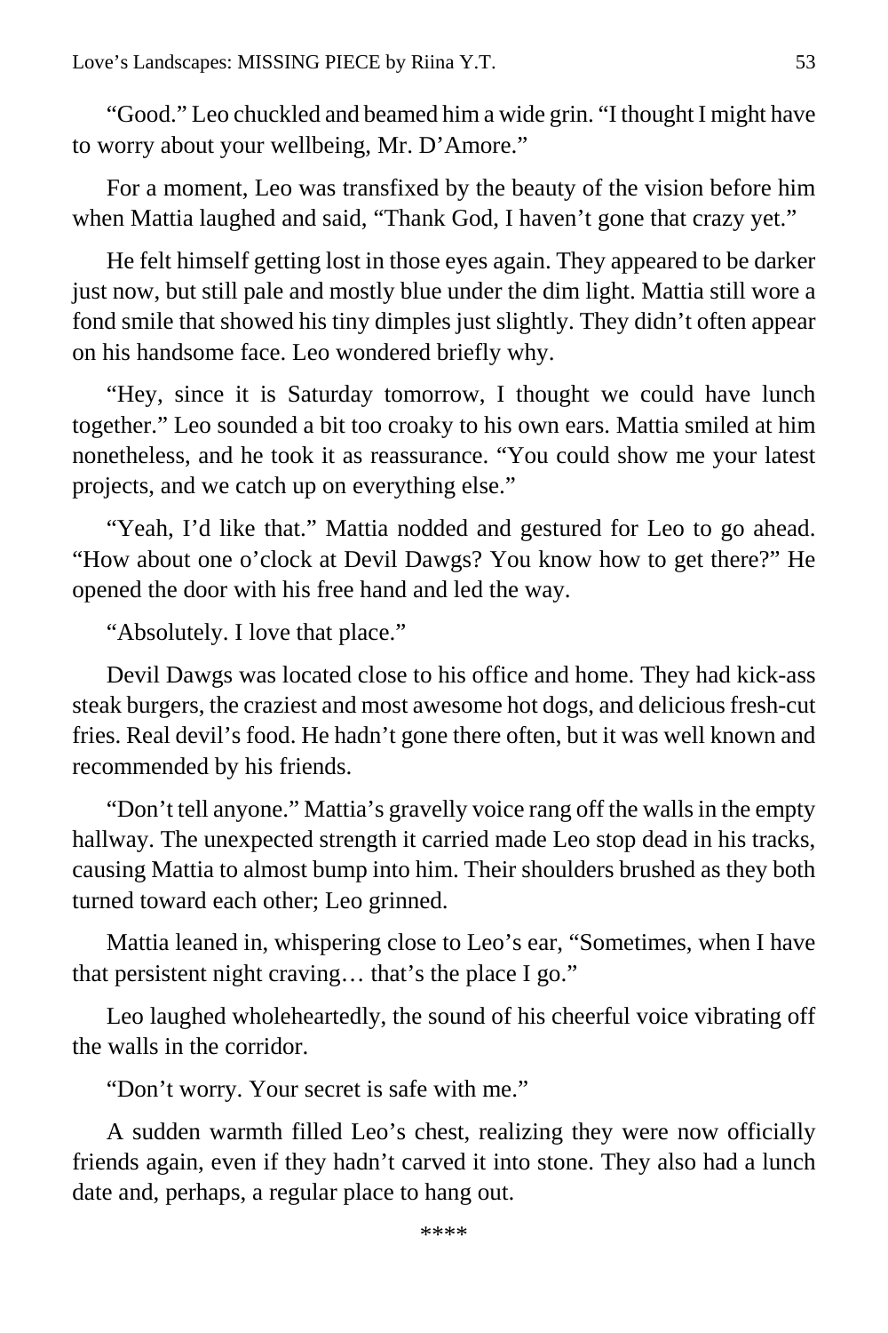"Good." Leo chuckled and beamed him a wide grin. "I thought I might have to worry about your wellbeing, Mr. D'Amore."

For a moment, Leo was transfixed by the beauty of the vision before him when Mattia laughed and said, "Thank God, I haven't gone that crazy yet."

He felt himself getting lost in those eyes again. They appeared to be darker just now, but still pale and mostly blue under the dim light. Mattia still wore a fond smile that showed his tiny dimples just slightly. They didn't often appear on his handsome face. Leo wondered briefly why.

"Hey, since it is Saturday tomorrow, I thought we could have lunch together." Leo sounded a bit too croaky to his own ears. Mattia smiled at him nonetheless, and he took it as reassurance. "You could show me your latest projects, and we catch up on everything else."

"Yeah, I'd like that." Mattia nodded and gestured for Leo to go ahead. "How about one o'clock at Devil Dawgs? You know how to get there?" He opened the door with his free hand and led the way.

"Absolutely. I love that place."

Devil Dawgs was located close to his office and home. They had kick-ass steak burgers, the craziest and most awesome hot dogs, and delicious fresh-cut fries. Real devil's food. He hadn't gone there often, but it was well known and recommended by his friends.

"Don't tell anyone." Mattia's gravelly voice rang off the walls in the empty hallway. The unexpected strength it carried made Leo stop dead in his tracks, causing Mattia to almost bump into him. Their shoulders brushed as they both turned toward each other; Leo grinned.

Mattia leaned in, whispering close to Leo's ear, "Sometimes, when I have that persistent night craving… that's the place I go."

Leo laughed wholeheartedly, the sound of his cheerful voice vibrating off the walls in the corridor.

"Don't worry. Your secret is safe with me."

A sudden warmth filled Leo's chest, realizing they were now officially friends again, even if they hadn't carved it into stone. They also had a lunch date and, perhaps, a regular place to hang out.

****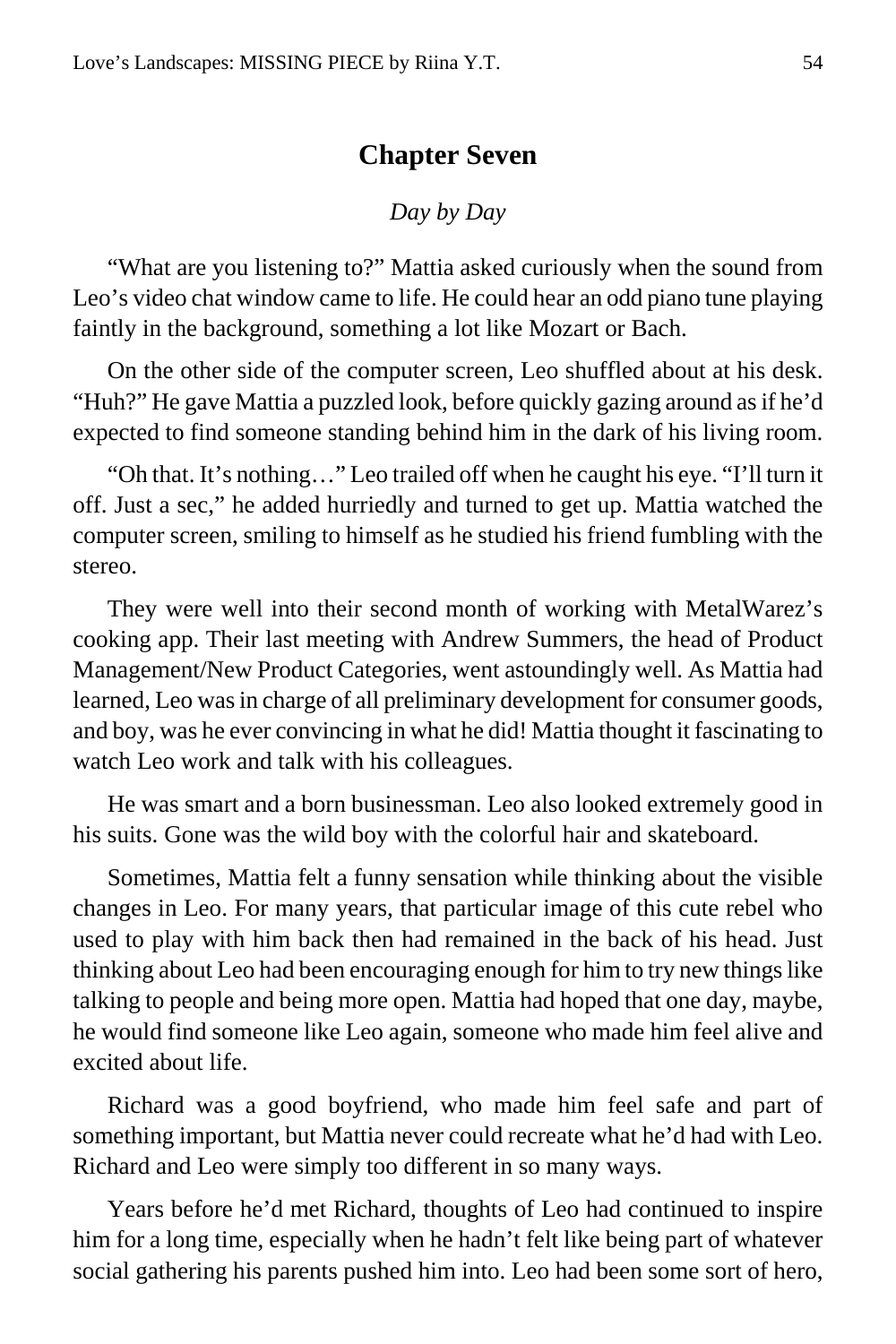## Chapter Seven

*Day by Day*

"What are you listening to?" Mattia asked curiously when the sound from Leo's video chat window came to life. He could hear an odd piano tune playing faintly in the background, something a lot like Mozart or Bach.

On the other side of the computer screen, Leo shuffled about at his desk. "Huh?" He gave Mattia a puzzled look, before quickly gazing around as if he'd expected to find someone standing behind him in the dark of his living room.

"Oh that. It's nothing…" Leo trailed off when he caught his eye. "I'll turn it off. Just a sec," he added hurriedly and turned to get up. Mattia watched the computer screen, smiling to himself as he studied his friend fumbling with the stereo.

They were well into their second month of working with MetalWarez's cooking app. Their last meeting with Andrew Summers, the head of Product Management/New Product Categories, went astoundingly well. As Mattia had learned, Leo was in charge of all preliminary development for consumer goods, and boy, was he ever convincing in what he did! Mattia thought it fascinating to watch Leo work and talk with his colleagues.

He was smart and a born businessman. Leo also looked extremely good in his suits. Gone was the wild boy with the colorful hair and skateboard.

Sometimes, Mattia felt a funny sensation while thinking about the visible changes in Leo. For many years, that particular image of this cute rebel who used to play with him back then had remained in the back of his head. Just thinking about Leo had been encouraging enough for him to try new things like talking to people and being more open. Mattia had hoped that one day, maybe, he would find someone like Leo again, someone who made him feel alive and excited about life.

Richard was a good boyfriend, who made him feel safe and part of something important, but Mattia never could recreate what he'd had with Leo. Richard and Leo were simply too different in so many ways.

Years before he'd met Richard, thoughts of Leo had continued to inspire him for a long time, especially when he hadn't felt like being part of whatever social gathering his parents pushed him into. Leo had been some sort of hero,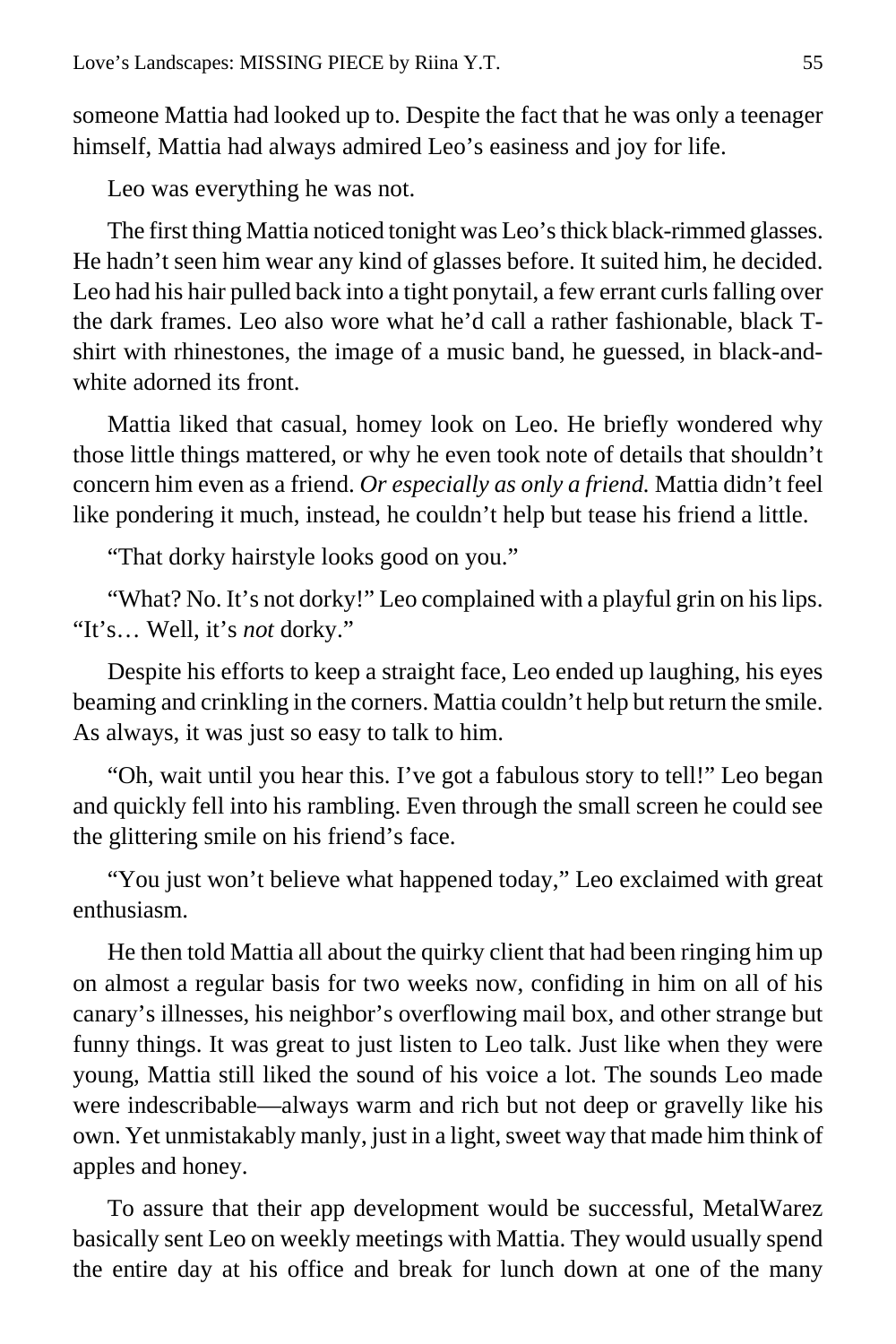someone Mattia had looked up to. Despite the fact that he was only a teenager himself, Mattia had always admired Leo's easiness and joy for life.

Leo was everything he was not.

The first thing Mattia noticed tonight was Leo's thick black-rimmed glasses. He hadn't seen him wear any kind of glasses before. It suited him, he decided. Leo had his hair pulled back into a tight ponytail, a few errant curls falling over the dark frames. Leo also wore what he'd call a rather fashionable, black T-shirt with rhinestones, the image of a music band, he guessed, in black-and-white adorned its front.

Mattia liked that casual, homey look on Leo. He briefly wondered why those little things mattered, or why he even took note of details that shouldn't concern him even as a friend. *Or especially as only a friend.* Mattia didn't feel like pondering it much, instead, he couldn't help but tease his friend a little.

"That dorky hairstyle looks good on you."

"What? No. It's not dorky!" Leo complained with a playful grin on his lips. "It's… Well, it's *not* dorky."

Despite his efforts to keep a straight face, Leo ended up laughing, his eyes beaming and crinkling in the corners. Mattia couldn't help but return the smile. As always, it was just so easy to talk to him.

"Oh, wait until you hear this. I've got a fabulous story to tell!" Leo began and quickly fell into his rambling. Even through the small screen he could see the glittering smile on his friend's face.

"You just won't believe what happened today," Leo exclaimed with great enthusiasm.

He then told Mattia all about the quirky client that had been ringing him up on almost a regular basis for two weeks now, confiding in him on all of his canary's illnesses, his neighbor's overflowing mail box, and other strange but funny things. It was great to just listen to Leo talk. Just like when they were young, Mattia still liked the sound of his voice a lot. The sounds Leo made were indescribable—always warm and rich but not deep or gravelly like his own. Yet unmistakably manly, just in a light, sweet way that made him think of apples and honey.

To assure that their app development would be successful, MetalWarez basically sent Leo on weekly meetings with Mattia. They would usually spend the entire day at his office and break for lunch down at one of the many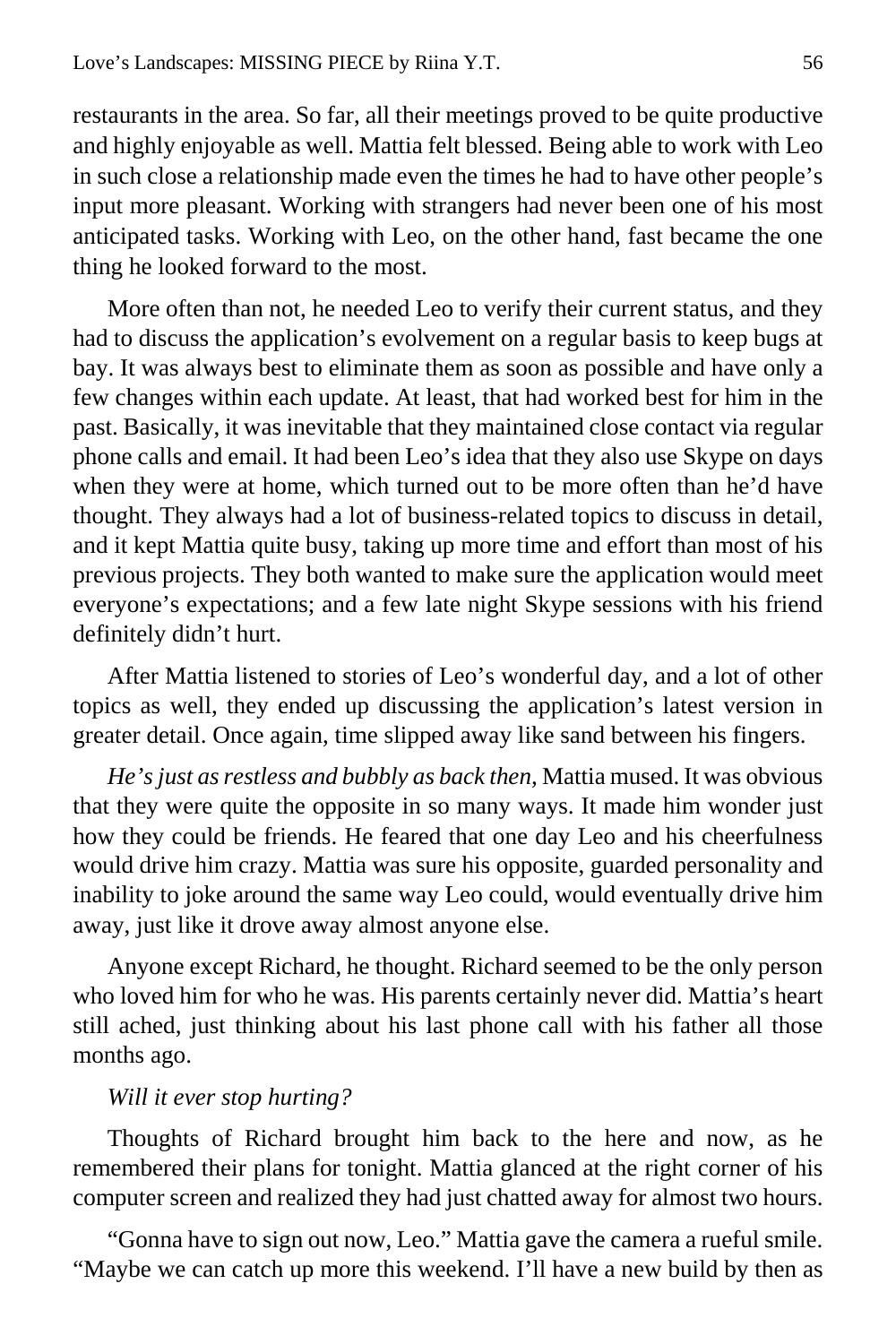restaurants in the area. So far, all their meetings proved to be quite productive and highly enjoyable as well. Mattia felt blessed. Being able to work with Leo in such close a relationship made even the times he had to have other people's input more pleasant. Working with strangers had never been one of his most anticipated tasks. Working with Leo, on the other hand, fast became the one thing he looked forward to the most.

More often than not, he needed Leo to verify their current status, and they had to discuss the application's evolvement on a regular basis to keep bugs at bay. It was always best to eliminate them as soon as possible and have only a few changes within each update. At least, that had worked best for him in the past. Basically, it was inevitable that they maintained close contact via regular phone calls and email. It had been Leo's idea that they also use Skype on days when they were at home, which turned out to be more often than he'd have thought. They always had a lot of business-related topics to discuss in detail, and it kept Mattia quite busy, taking up more time and effort than most of his previous projects. They both wanted to make sure the application would meet everyone's expectations; and a few late night Skype sessions with his friend definitely didn't hurt.

After Mattia listened to stories of Leo's wonderful day, and a lot of other topics as well, they ended up discussing the application's latest version in greater detail. Once again, time slipped away like sand between his fingers.

*He's just as restless and bubbly as back then,* Mattia mused. It was obvious that they were quite the opposite in so many ways. It made him wonder just how they could be friends. He feared that one day Leo and his cheerfulness would drive him crazy. Mattia was sure his opposite, guarded personality and inability to joke around the same way Leo could, would eventually drive him away, just like it drove away almost anyone else.

Anyone except Richard, he thought. Richard seemed to be the only person who loved him for who he was. His parents certainly never did. Mattia's heart still ached, just thinking about his last phone call with his father all those months ago.

*Will it ever stop hurting?*

Thoughts of Richard brought him back to the here and now, as he remembered their plans for tonight. Mattia glanced at the right corner of his computer screen and realized they had just chatted away for almost two hours.

"Gonna have to sign out now, Leo." Mattia gave the camera a rueful smile. "Maybe we can catch up more this weekend. I'll have a new build by then as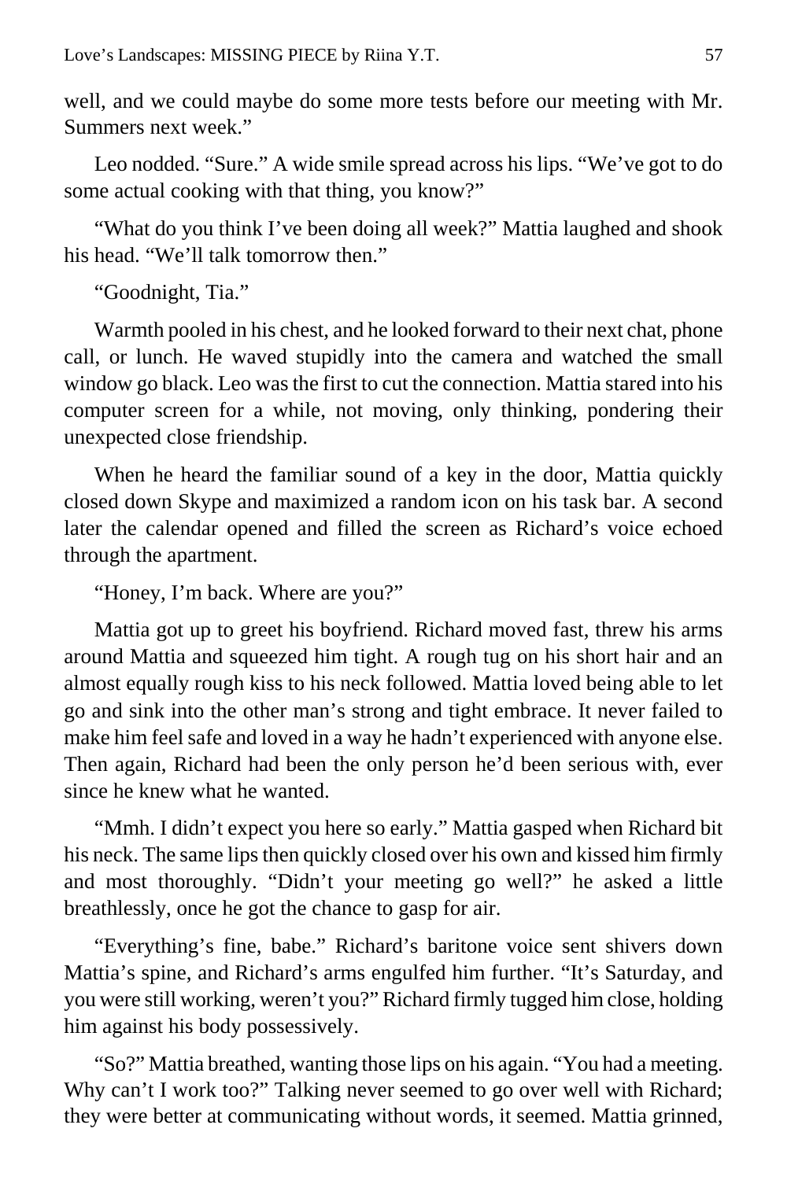well, and we could maybe do some more tests before our meeting with Mr. Summers next week."

Leo nodded. "Sure." A wide smile spread across his lips. "We've got to do some actual cooking with that thing, you know?"

"What do you think I've been doing all week?" Mattia laughed and shook his head. "We'll talk tomorrow then."

"Goodnight, Tia."

Warmth pooled in his chest, and he looked forward to their next chat, phone call, or lunch. He waved stupidly into the camera and watched the small window go black. Leo was the first to cut the connection. Mattia stared into his computer screen for a while, not moving, only thinking, pondering their unexpected close friendship.

When he heard the familiar sound of a key in the door, Mattia quickly closed down Skype and maximized a random icon on his task bar. A second later the calendar opened and filled the screen as Richard's voice echoed through the apartment.

"Honey, I'm back. Where are you?"

Mattia got up to greet his boyfriend. Richard moved fast, threw his arms around Mattia and squeezed him tight. A rough tug on his short hair and an almost equally rough kiss to his neck followed. Mattia loved being able to let go and sink into the other man's strong and tight embrace. It never failed to make him feel safe and loved in a way he hadn't experienced with anyone else. Then again, Richard had been the only person he'd been serious with, ever since he knew what he wanted.

"Mmh. I didn't expect you here so early." Mattia gasped when Richard bit his neck. The same lips then quickly closed over his own and kissed him firmly and most thoroughly. "Didn't your meeting go well?" he asked a little breathlessly, once he got the chance to gasp for air.

"Everything's fine, babe." Richard's baritone voice sent shivers down Mattia's spine, and Richard's arms engulfed him further. "It's Saturday, and you were still working, weren't you?" Richard firmly tugged him close, holding him against his body possessively.

"So?" Mattia breathed, wanting those lips on his again. "You had a meeting. Why can't I work too?" Talking never seemed to go over well with Richard; they were better at communicating without words, it seemed. Mattia grinned,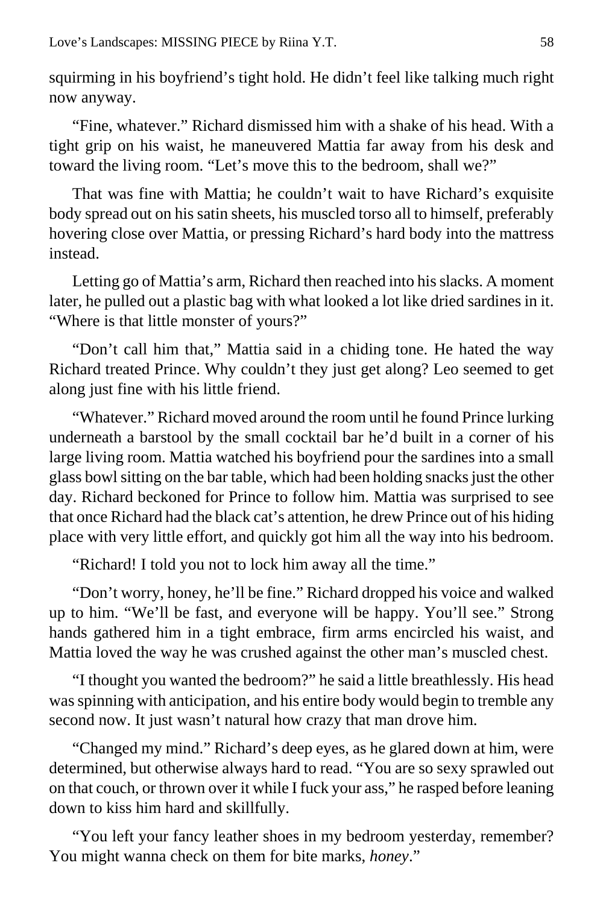squirming in his boyfriend's tight hold. He didn't feel like talking much right now anyway.

"Fine, whatever." Richard dismissed him with a shake of his head. With a tight grip on his waist, he maneuvered Mattia far away from his desk and toward the living room. "Let's move this to the bedroom, shall we?"

That was fine with Mattia; he couldn't wait to have Richard's exquisite body spread out on his satin sheets, his muscled torso all to himself, preferably hovering close over Mattia, or pressing Richard's hard body into the mattress instead.

Letting go of Mattia's arm, Richard then reached into his slacks. A moment later, he pulled out a plastic bag with what looked a lot like dried sardines in it. "Where is that little monster of yours?"

"Don't call him that," Mattia said in a chiding tone. He hated the way Richard treated Prince. Why couldn't they just get along? Leo seemed to get along just fine with his little friend.

"Whatever." Richard moved around the room until he found Prince lurking underneath a barstool by the small cocktail bar he'd built in a corner of his large living room. Mattia watched his boyfriend pour the sardines into a small glass bowl sitting on the bar table, which had been holding snacks just the other day. Richard beckoned for Prince to follow him. Mattia was surprised to see that once Richard had the black cat's attention, he drew Prince out of his hiding place with very little effort, and quickly got him all the way into his bedroom.

"Richard! I told you not to lock him away all the time."

"Don't worry, honey, he'll be fine." Richard dropped his voice and walked up to him. "We'll be fast, and everyone will be happy. You'll see." Strong hands gathered him in a tight embrace, firm arms encircled his waist, and Mattia loved the way he was crushed against the other man's muscled chest.

"I thought you wanted the bedroom?" he said a little breathlessly. His head was spinning with anticipation, and his entire body would begin to tremble any second now. It just wasn't natural how crazy that man drove him.

"Changed my mind." Richard's deep eyes, as he glared down at him, were determined, but otherwise always hard to read. "You are so sexy sprawled out on that couch, or thrown over it while I fuck your ass," he rasped before leaning down to kiss him hard and skillfully.

"You left your fancy leather shoes in my bedroom yesterday, remember? You might wanna check on them for bite marks, *honey*."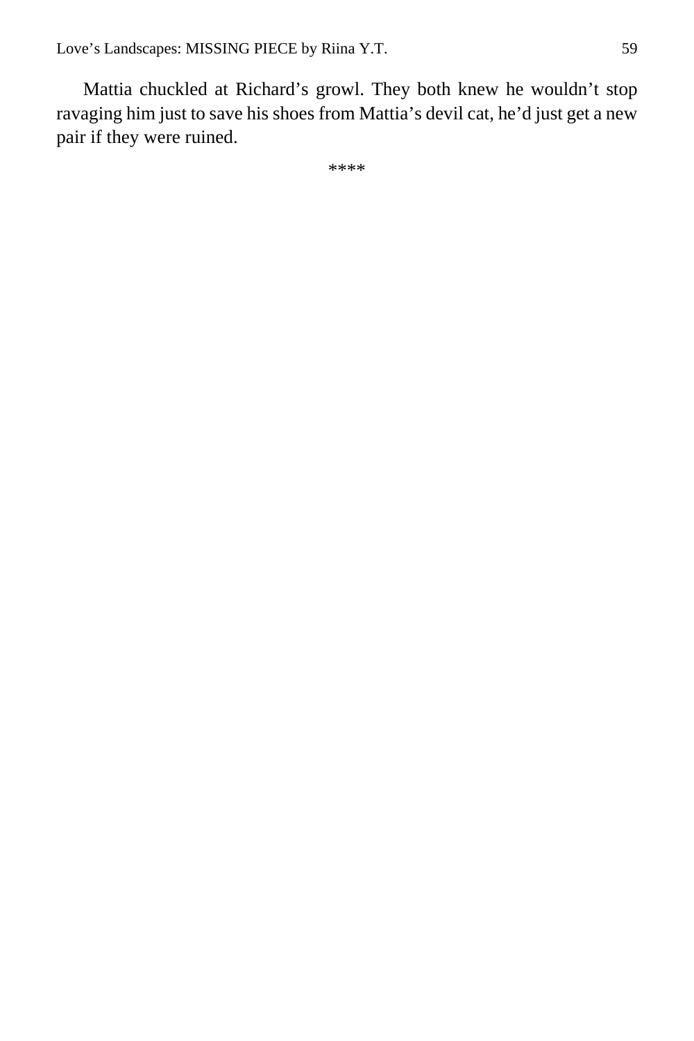Mattia chuckled at Richard’s growl. They both knew he wouldn’t stop ravaging him just to save his shoes from Mattia’s devil cat, he’d just get a new pair if they were ruined.

****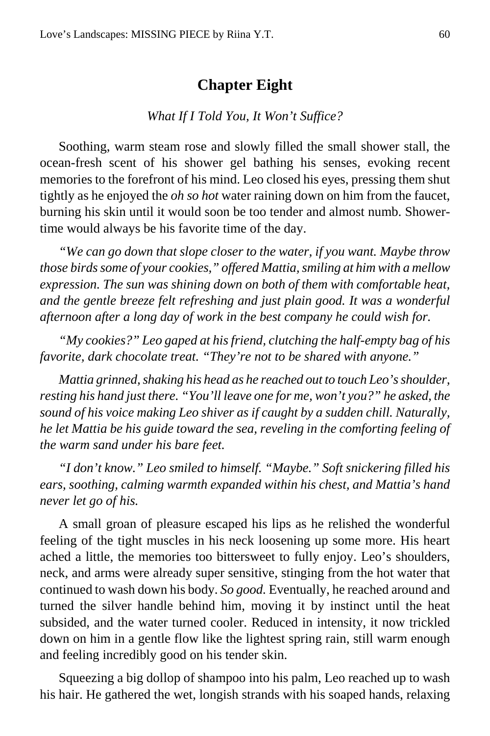## Chapter Eight

*What If I Told You, It Won't Suffice?*

Soothing, warm steam rose and slowly filled the small shower stall, the ocean-fresh scent of his shower gel bathing his senses, evoking recent memories to the forefront of his mind. Leo closed his eyes, pressing them shut tightly as he enjoyed the *oh so hot* water raining down on him from the faucet, burning his skin until it would soon be too tender and almost numb. Shower-time would always be his favorite time of the day.

*"We can go down that slope closer to the water, if you want. Maybe throw those birds some of your cookies," offered Mattia, smiling at him with a mellow expression. The sun was shining down on both of them with comfortable heat, and the gentle breeze felt refreshing and just plain good. It was a wonderful afternoon after a long day of work in the best company he could wish for.*

*"My cookies?" Leo gaped at his friend, clutching the half-empty bag of his favorite, dark chocolate treat. "They're not to be shared with anyone."*

*Mattia grinned, shaking his head as he reached out to touch Leo's shoulder, resting his hand just there. "You'll leave one for me, won't you?" he asked, the sound of his voice making Leo shiver as if caught by a sudden chill. Naturally, he let Mattia be his guide toward the sea, reveling in the comforting feeling of the warm sand under his bare feet.*

*"I don't know." Leo smiled to himself. "Maybe." Soft snickering filled his ears, soothing, calming warmth expanded within his chest, and Mattia's hand never let go of his.*

A small groan of pleasure escaped his lips as he relished the wonderful feeling of the tight muscles in his neck loosening up some more. His heart ached a little, the memories too bittersweet to fully enjoy. Leo's shoulders, neck, and arms were already super sensitive, stinging from the hot water that continued to wash down his body. *So good.* Eventually, he reached around and turned the silver handle behind him, moving it by instinct until the heat subsided, and the water turned cooler. Reduced in intensity, it now trickled down on him in a gentle flow like the lightest spring rain, still warm enough and feeling incredibly good on his tender skin.

Squeezing a big dollop of shampoo into his palm, Leo reached up to wash his hair. He gathered the wet, longish strands with his soaped hands, relaxing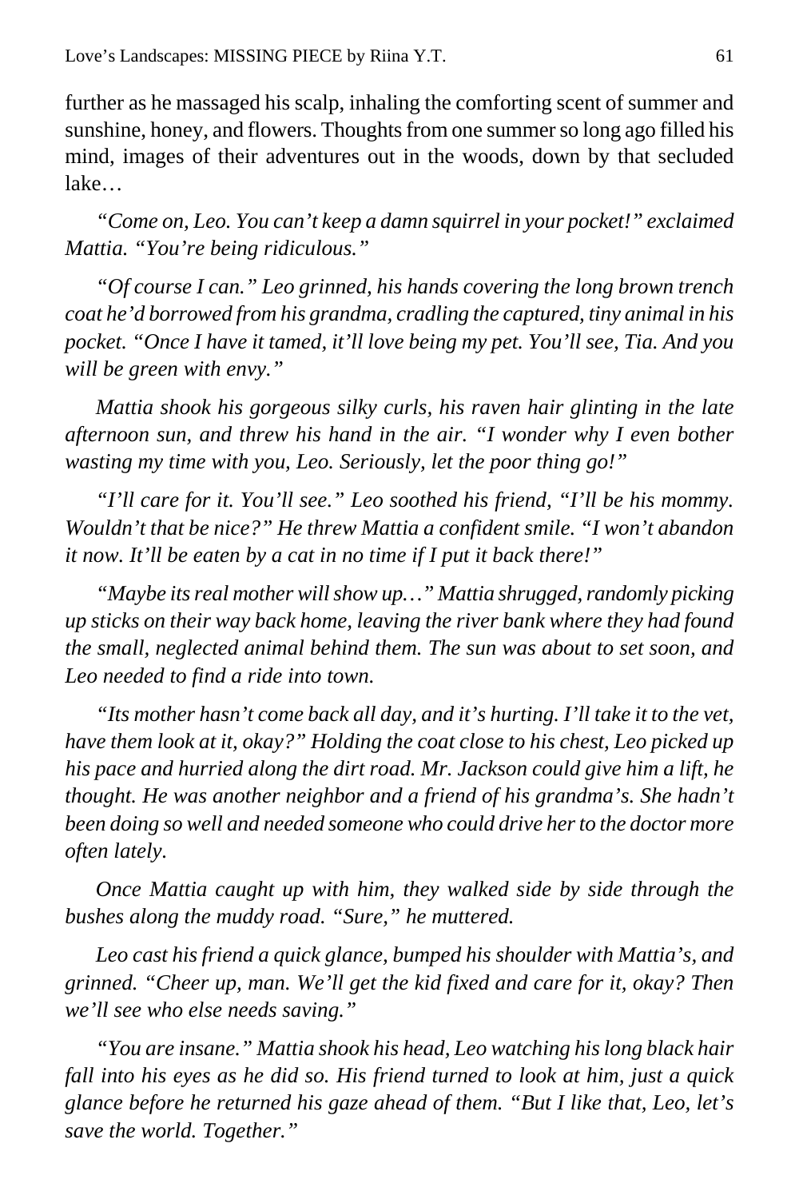further as he massaged his scalp, inhaling the comforting scent of summer and sunshine, honey, and flowers. Thoughts from one summer so long ago filled his mind, images of their adventures out in the woods, down by that secluded lake…

*"Come on, Leo. You can't keep a damn squirrel in your pocket!" exclaimed Mattia. "You're being ridiculous."*

*"Of course I can." Leo grinned, his hands covering the long brown trench coat he'd borrowed from his grandma, cradling the captured, tiny animal in his pocket. "Once I have it tamed, it'll love being my pet. You'll see, Tia. And you will be green with envy."*

*Mattia shook his gorgeous silky curls, his raven hair glinting in the late afternoon sun, and threw his hand in the air. "I wonder why I even bother wasting my time with you, Leo. Seriously, let the poor thing go!"*

*"I'll care for it. You'll see." Leo soothed his friend, "I'll be his mommy. Wouldn't that be nice?" He threw Mattia a confident smile. "I won't abandon it now. It'll be eaten by a cat in no time if I put it back there!"*

*"Maybe its real mother will show up…" Mattia shrugged, randomly picking up sticks on their way back home, leaving the river bank where they had found the small, neglected animal behind them. The sun was about to set soon, and Leo needed to find a ride into town.*

*"Its mother hasn't come back all day, and it's hurting. I'll take it to the vet, have them look at it, okay?" Holding the coat close to his chest, Leo picked up his pace and hurried along the dirt road. Mr. Jackson could give him a lift, he thought. He was another neighbor and a friend of his grandma's. She hadn't been doing so well and needed someone who could drive her to the doctor more often lately.*

*Once Mattia caught up with him, they walked side by side through the bushes along the muddy road. "Sure," he muttered.*

*Leo cast his friend a quick glance, bumped his shoulder with Mattia's, and grinned. "Cheer up, man. We'll get the kid fixed and care for it, okay? Then we'll see who else needs saving."*

*"You are insane." Mattia shook his head, Leo watching his long black hair fall into his eyes as he did so. His friend turned to look at him, just a quick glance before he returned his gaze ahead of them. "But I like that, Leo, let's save the world. Together."*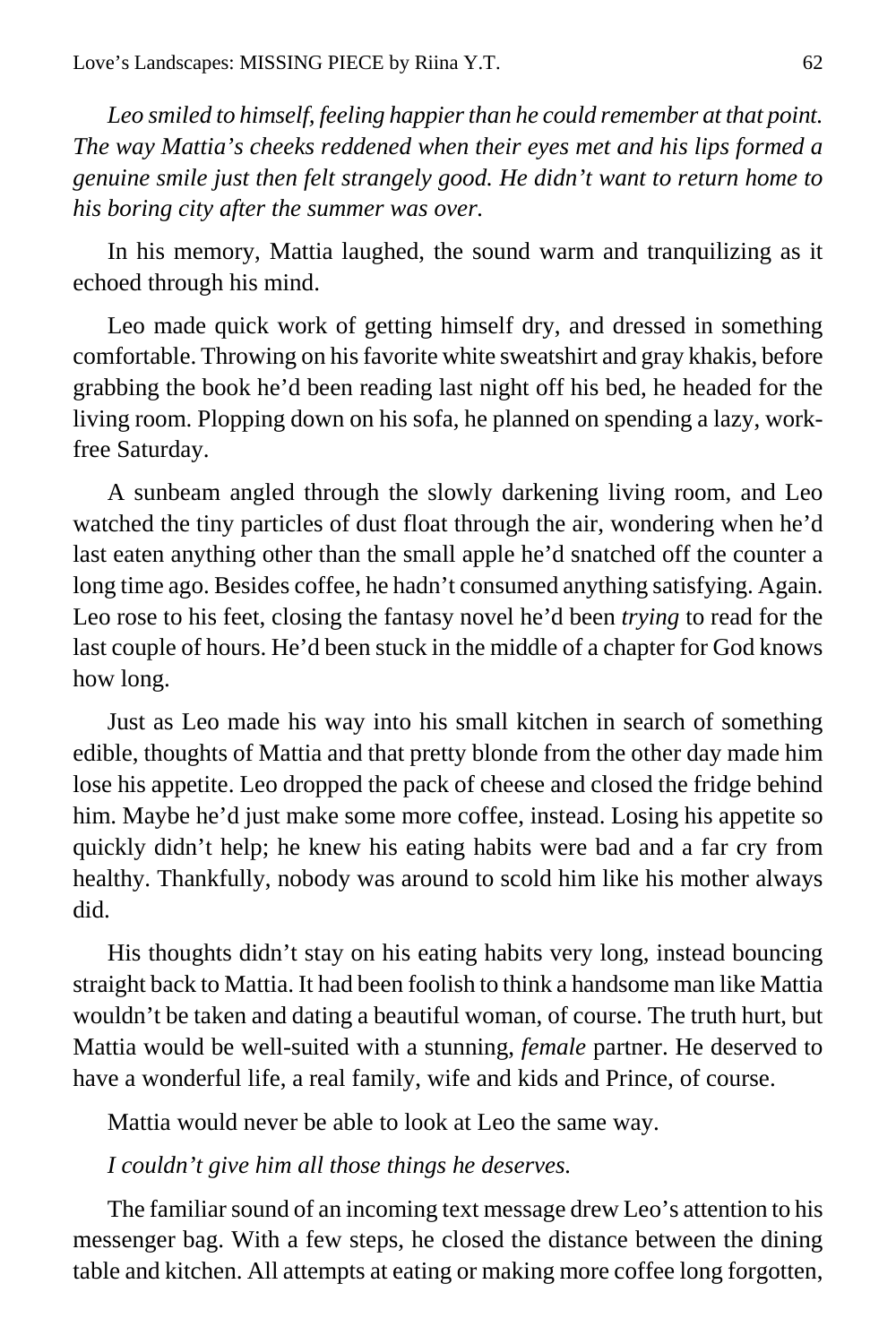*Leo smiled to himself, feeling happier than he could remember at that point. The way Mattia's cheeks reddened when their eyes met and his lips formed a genuine smile just then felt strangely good. He didn't want to return home to his boring city after the summer was over.*

In his memory, Mattia laughed, the sound warm and tranquilizing as it echoed through his mind.

Leo made quick work of getting himself dry, and dressed in something comfortable. Throwing on his favorite white sweatshirt and gray khakis, before grabbing the book he'd been reading last night off his bed, he headed for the living room. Plopping down on his sofa, he planned on spending a lazy, work-free Saturday.

A sunbeam angled through the slowly darkening living room, and Leo watched the tiny particles of dust float through the air, wondering when he'd last eaten anything other than the small apple he'd snatched off the counter a long time ago. Besides coffee, he hadn't consumed anything satisfying. Again. Leo rose to his feet, closing the fantasy novel he'd been *trying* to read for the last couple of hours. He'd been stuck in the middle of a chapter for God knows how long.

Just as Leo made his way into his small kitchen in search of something edible, thoughts of Mattia and that pretty blonde from the other day made him lose his appetite. Leo dropped the pack of cheese and closed the fridge behind him. Maybe he'd just make some more coffee, instead. Losing his appetite so quickly didn't help; he knew his eating habits were bad and a far cry from healthy. Thankfully, nobody was around to scold him like his mother always did.

His thoughts didn't stay on his eating habits very long, instead bouncing straight back to Mattia. It had been foolish to think a handsome man like Mattia wouldn't be taken and dating a beautiful woman, of course. The truth hurt, but Mattia would be well-suited with a stunning, *female* partner. He deserved to have a wonderful life, a real family, wife and kids and Prince, of course.

Mattia would never be able to look at Leo the same way.

*I couldn't give him all those things he deserves.*

The familiar sound of an incoming text message drew Leo's attention to his messenger bag. With a few steps, he closed the distance between the dining table and kitchen. All attempts at eating or making more coffee long forgotten,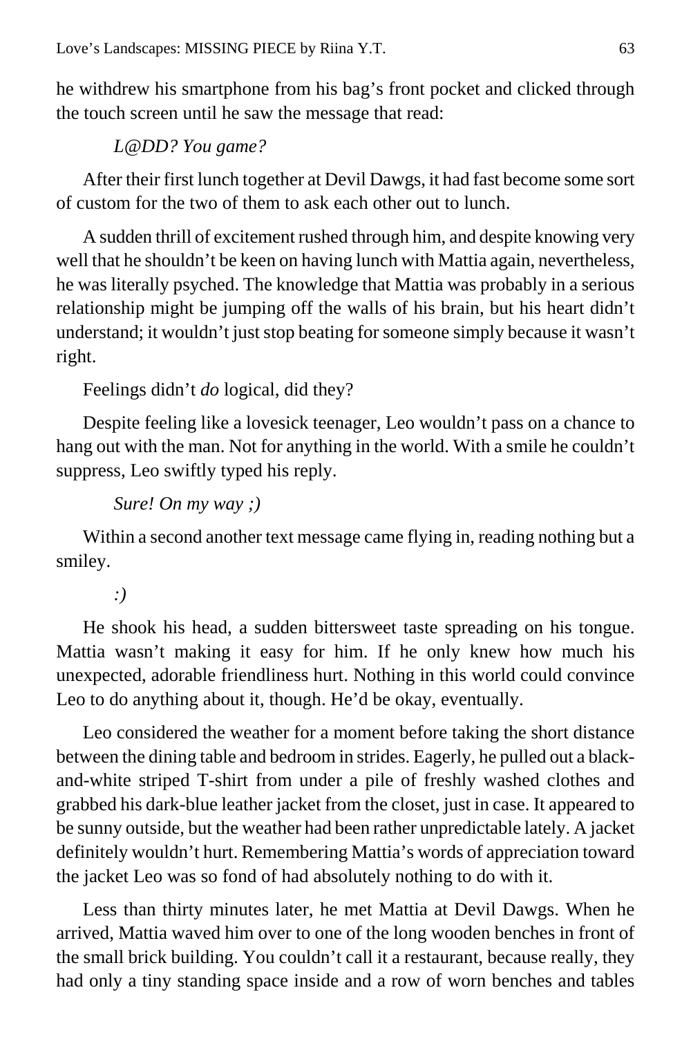he withdrew his smartphone from his bag's front pocket and clicked through the touch screen until he saw the message that read:

*L@DD? You game?*

After their first lunch together at Devil Dawgs, it had fast become some sort of custom for the two of them to ask each other out to lunch.

A sudden thrill of excitement rushed through him, and despite knowing very well that he shouldn't be keen on having lunch with Mattia again, nevertheless, he was literally psyched. The knowledge that Mattia was probably in a serious relationship might be jumping off the walls of his brain, but his heart didn't understand; it wouldn't just stop beating for someone simply because it wasn't right.

Feelings didn't *do* logical, did they?

Despite feeling like a lovesick teenager, Leo wouldn't pass on a chance to hang out with the man. Not for anything in the world. With a smile he couldn't suppress, Leo swiftly typed his reply.

*Sure! On my way ;)*

Within a second another text message came flying in, reading nothing but a smiley.

*:)*

He shook his head, a sudden bittersweet taste spreading on his tongue. Mattia wasn't making it easy for him. If he only knew how much his unexpected, adorable friendliness hurt. Nothing in this world could convince Leo to do anything about it, though. He'd be okay, eventually.

Leo considered the weather for a moment before taking the short distance between the dining table and bedroom in strides. Eagerly, he pulled out a black-and-white striped T-shirt from under a pile of freshly washed clothes and grabbed his dark-blue leather jacket from the closet, just in case. It appeared to be sunny outside, but the weather had been rather unpredictable lately. A jacket definitely wouldn't hurt. Remembering Mattia's words of appreciation toward the jacket Leo was so fond of had absolutely nothing to do with it.

Less than thirty minutes later, he met Mattia at Devil Dawgs. When he arrived, Mattia waved him over to one of the long wooden benches in front of the small brick building. You couldn't call it a restaurant, because really, they had only a tiny standing space inside and a row of worn benches and tables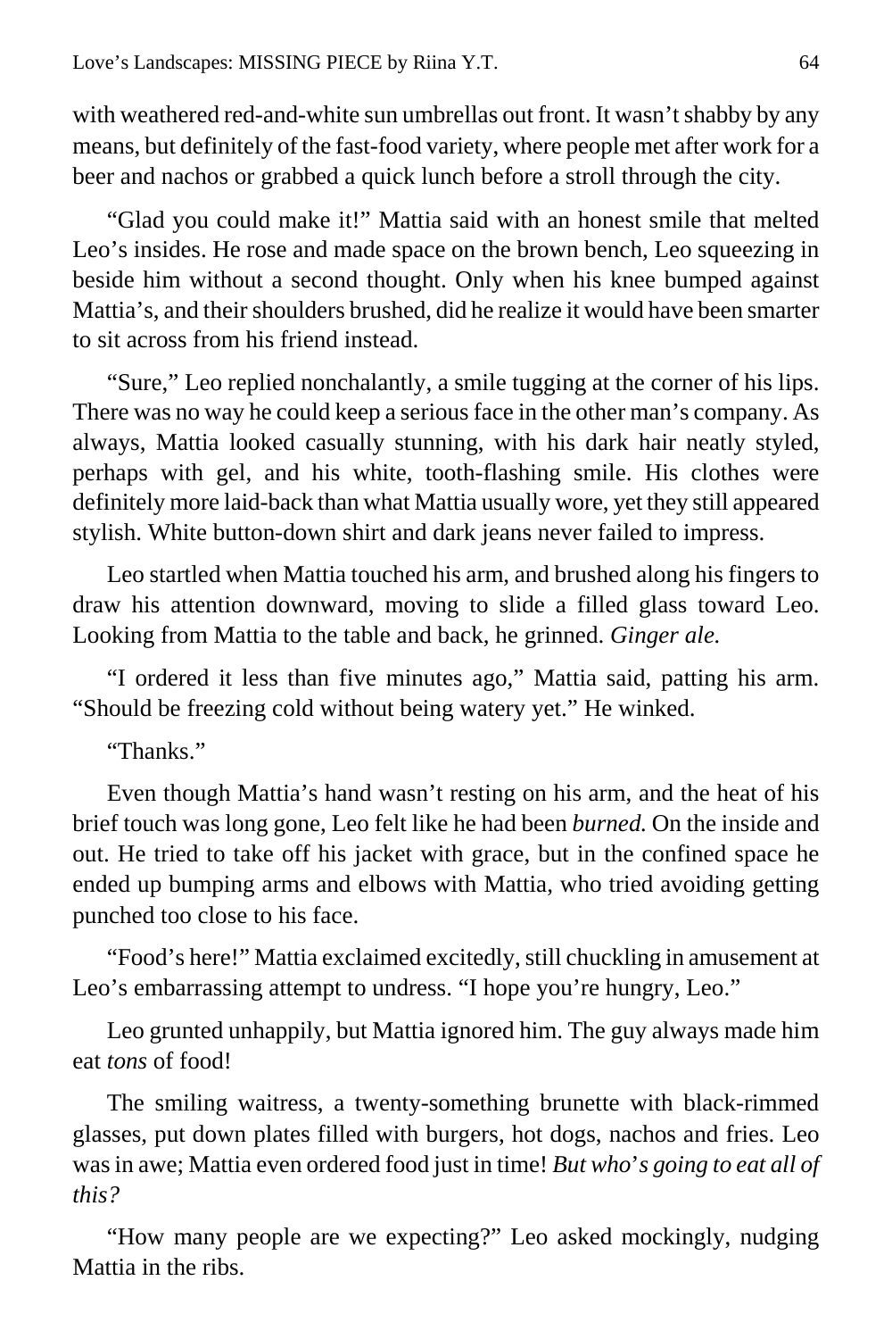with weathered red-and-white sun umbrellas out front. It wasn't shabby by any means, but definitely of the fast-food variety, where people met after work for a beer and nachos or grabbed a quick lunch before a stroll through the city.

"Glad you could make it!" Mattia said with an honest smile that melted Leo's insides. He rose and made space on the brown bench, Leo squeezing in beside him without a second thought. Only when his knee bumped against Mattia's, and their shoulders brushed, did he realize it would have been smarter to sit across from his friend instead.

"Sure," Leo replied nonchalantly, a smile tugging at the corner of his lips. There was no way he could keep a serious face in the other man's company. As always, Mattia looked casually stunning, with his dark hair neatly styled, perhaps with gel, and his white, tooth-flashing smile. His clothes were definitely more laid-back than what Mattia usually wore, yet they still appeared stylish. White button-down shirt and dark jeans never failed to impress.

Leo startled when Mattia touched his arm, and brushed along his fingers to draw his attention downward, moving to slide a filled glass toward Leo. Looking from Mattia to the table and back, he grinned. *Ginger ale.*

"I ordered it less than five minutes ago," Mattia said, patting his arm. "Should be freezing cold without being watery yet." He winked.

"Thanks."

Even though Mattia's hand wasn't resting on his arm, and the heat of his brief touch was long gone, Leo felt like he had been *burned.* On the inside and out. He tried to take off his jacket with grace, but in the confined space he ended up bumping arms and elbows with Mattia, who tried avoiding getting punched too close to his face.

"Food's here!" Mattia exclaimed excitedly, still chuckling in amusement at Leo's embarrassing attempt to undress. "I hope you're hungry, Leo."

Leo grunted unhappily, but Mattia ignored him. The guy always made him eat *tons* of food!

The smiling waitress, a twenty-something brunette with black-rimmed glasses, put down plates filled with burgers, hot dogs, nachos and fries. Leo was in awe; Mattia even ordered food just in time! *But who's going to eat all of this?*

"How many people are we expecting?" Leo asked mockingly, nudging Mattia in the ribs.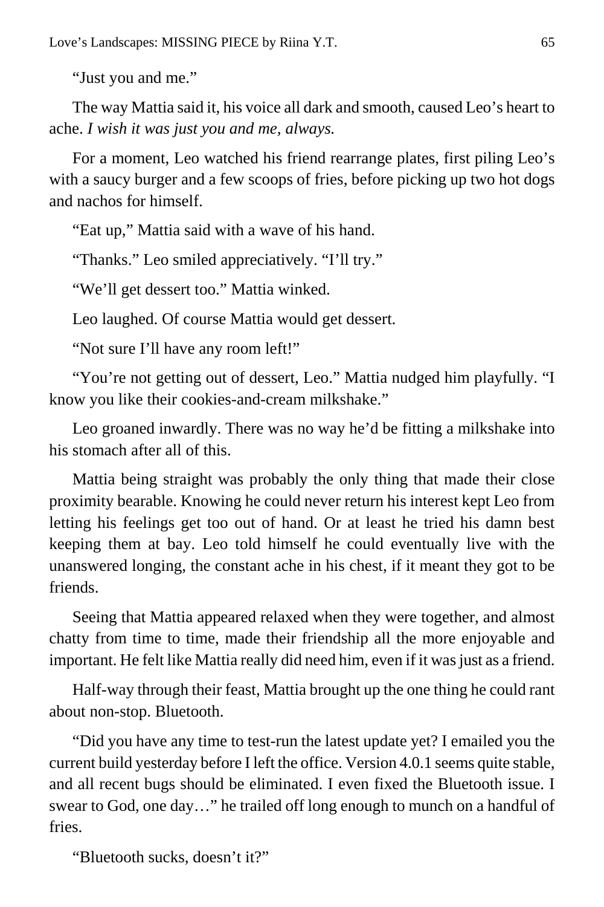"Just you and me."

The way Mattia said it, his voice all dark and smooth, caused Leo's heart to ache. *I wish it was just you and me, always.*

For a moment, Leo watched his friend rearrange plates, first piling Leo's with a saucy burger and a few scoops of fries, before picking up two hot dogs and nachos for himself.

"Eat up," Mattia said with a wave of his hand.

"Thanks." Leo smiled appreciatively. "I'll try."

"We'll get dessert too." Mattia winked.

Leo laughed. Of course Mattia would get dessert.

"Not sure I'll have any room left!"

"You're not getting out of dessert, Leo." Mattia nudged him playfully. "I know you like their cookies-and-cream milkshake."

Leo groaned inwardly. There was no way he'd be fitting a milkshake into his stomach after all of this.

Mattia being straight was probably the only thing that made their close proximity bearable. Knowing he could never return his interest kept Leo from letting his feelings get too out of hand. Or at least he tried his damn best keeping them at bay. Leo told himself he could eventually live with the unanswered longing, the constant ache in his chest, if it meant they got to be friends.

Seeing that Mattia appeared relaxed when they were together, and almost chatty from time to time, made their friendship all the more enjoyable and important. He felt like Mattia really did need him, even if it was just as a friend.

Half-way through their feast, Mattia brought up the one thing he could rant about non-stop. Bluetooth.

"Did you have any time to test-run the latest update yet? I emailed you the current build yesterday before I left the office. Version 4.0.1 seems quite stable, and all recent bugs should be eliminated. I even fixed the Bluetooth issue. I swear to God, one day…" he trailed off long enough to munch on a handful of fries.

"Bluetooth sucks, doesn't it?"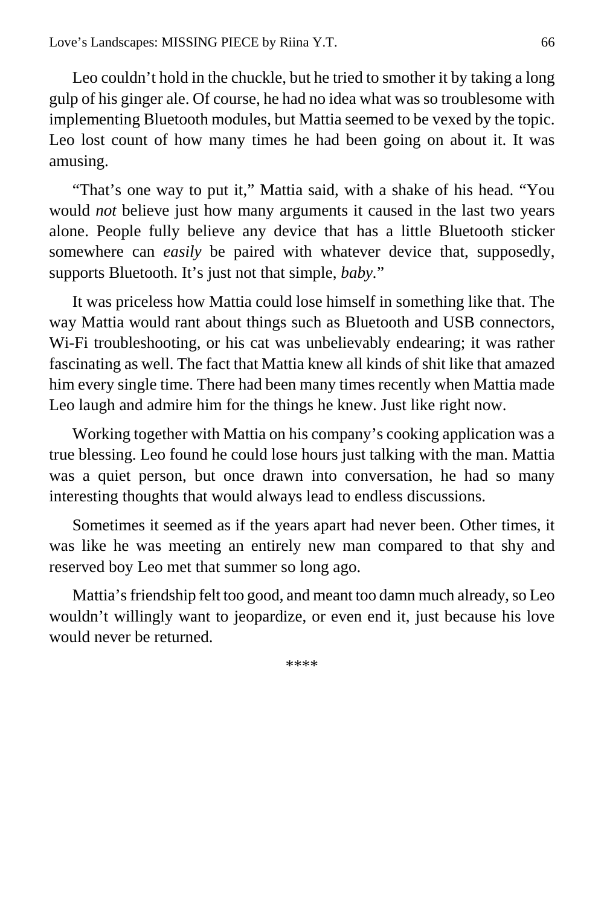Leo couldn't hold in the chuckle, but he tried to smother it by taking a long gulp of his ginger ale. Of course, he had no idea what was so troublesome with implementing Bluetooth modules, but Mattia seemed to be vexed by the topic. Leo lost count of how many times he had been going on about it. It was amusing.

"That's one way to put it," Mattia said, with a shake of his head. "You would *not* believe just how many arguments it caused in the last two years alone. People fully believe any device that has a little Bluetooth sticker somewhere can *easily* be paired with whatever device that, supposedly, supports Bluetooth. It's just not that simple, *baby*."

It was priceless how Mattia could lose himself in something like that. The way Mattia would rant about things such as Bluetooth and USB connectors, Wi-Fi troubleshooting, or his cat was unbelievably endearing; it was rather fascinating as well. The fact that Mattia knew all kinds of shit like that amazed him every single time. There had been many times recently when Mattia made Leo laugh and admire him for the things he knew. Just like right now.

Working together with Mattia on his company's cooking application was a true blessing. Leo found he could lose hours just talking with the man. Mattia was a quiet person, but once drawn into conversation, he had so many interesting thoughts that would always lead to endless discussions.

Sometimes it seemed as if the years apart had never been. Other times, it was like he was meeting an entirely new man compared to that shy and reserved boy Leo met that summer so long ago.

Mattia's friendship felt too good, and meant too damn much already, so Leo wouldn't willingly want to jeopardize, or even end it, just because his love would never be returned.

****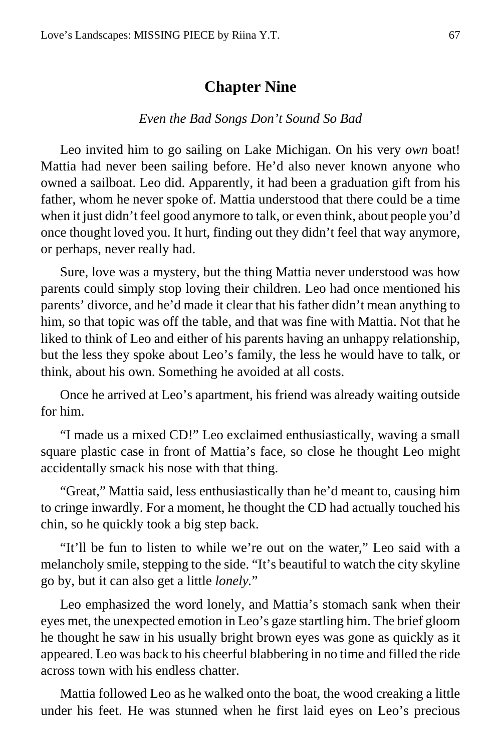## Chapter Nine

*Even the Bad Songs Don't Sound So Bad*

Leo invited him to go sailing on Lake Michigan. On his very *own* boat! Mattia had never been sailing before. He'd also never known anyone who owned a sailboat. Leo did. Apparently, it had been a graduation gift from his father, whom he never spoke of. Mattia understood that there could be a time when it just didn't feel good anymore to talk, or even think, about people you'd once thought loved you. It hurt, finding out they didn't feel that way anymore, or perhaps, never really had.

Sure, love was a mystery, but the thing Mattia never understood was how parents could simply stop loving their children. Leo had once mentioned his parents' divorce, and he'd made it clear that his father didn't mean anything to him, so that topic was off the table, and that was fine with Mattia. Not that he liked to think of Leo and either of his parents having an unhappy relationship, but the less they spoke about Leo's family, the less he would have to talk, or think, about his own. Something he avoided at all costs.

Once he arrived at Leo's apartment, his friend was already waiting outside for him.

"I made us a mixed CD!" Leo exclaimed enthusiastically, waving a small square plastic case in front of Mattia's face, so close he thought Leo might accidentally smack his nose with that thing.

"Great," Mattia said, less enthusiastically than he'd meant to, causing him to cringe inwardly. For a moment, he thought the CD had actually touched his chin, so he quickly took a big step back.

"It'll be fun to listen to while we're out on the water," Leo said with a melancholy smile, stepping to the side. "It's beautiful to watch the city skyline go by, but it can also get a little *lonely*."

Leo emphasized the word lonely, and Mattia's stomach sank when their eyes met, the unexpected emotion in Leo's gaze startling him. The brief gloom he thought he saw in his usually bright brown eyes was gone as quickly as it appeared. Leo was back to his cheerful blabbering in no time and filled the ride across town with his endless chatter.

Mattia followed Leo as he walked onto the boat, the wood creaking a little under his feet. He was stunned when he first laid eyes on Leo's precious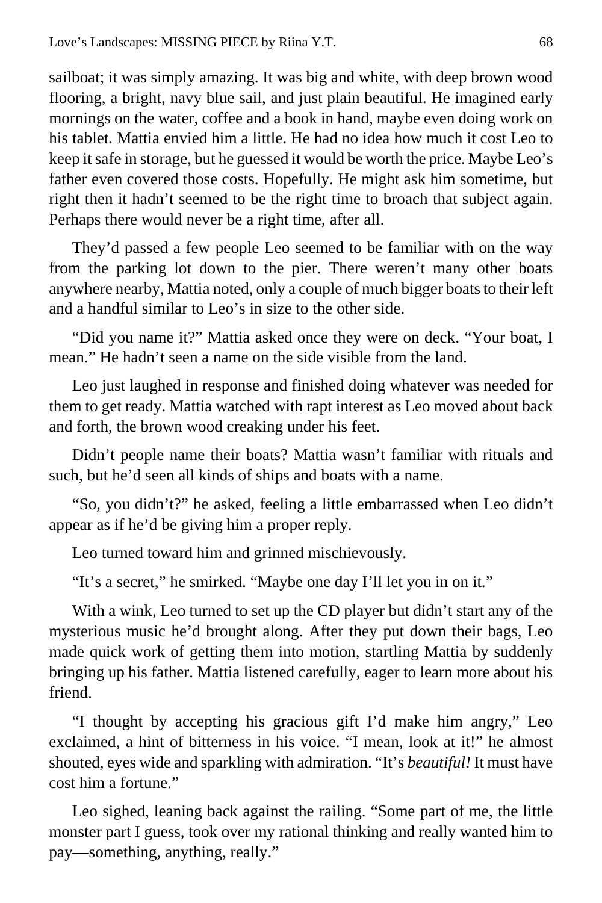sailboat; it was simply amazing. It was big and white, with deep brown wood flooring, a bright, navy blue sail, and just plain beautiful. He imagined early mornings on the water, coffee and a book in hand, maybe even doing work on his tablet. Mattia envied him a little. He had no idea how much it cost Leo to keep it safe in storage, but he guessed it would be worth the price. Maybe Leo's father even covered those costs. Hopefully. He might ask him sometime, but right then it hadn't seemed to be the right time to broach that subject again. Perhaps there would never be a right time, after all.

They'd passed a few people Leo seemed to be familiar with on the way from the parking lot down to the pier. There weren't many other boats anywhere nearby, Mattia noted, only a couple of much bigger boats to their left and a handful similar to Leo's in size to the other side.

"Did you name it?" Mattia asked once they were on deck. "Your boat, I mean." He hadn't seen a name on the side visible from the land.

Leo just laughed in response and finished doing whatever was needed for them to get ready. Mattia watched with rapt interest as Leo moved about back and forth, the brown wood creaking under his feet.

Didn't people name their boats? Mattia wasn't familiar with rituals and such, but he'd seen all kinds of ships and boats with a name.

"So, you didn't?" he asked, feeling a little embarrassed when Leo didn't appear as if he'd be giving him a proper reply.

Leo turned toward him and grinned mischievously.

"It's a secret," he smirked. "Maybe one day I'll let you in on it."

With a wink, Leo turned to set up the CD player but didn't start any of the mysterious music he'd brought along. After they put down their bags, Leo made quick work of getting them into motion, startling Mattia by suddenly bringing up his father. Mattia listened carefully, eager to learn more about his friend.

"I thought by accepting his gracious gift I'd make him angry," Leo exclaimed, a hint of bitterness in his voice. "I mean, look at it!" he almost shouted, eyes wide and sparkling with admiration. "It's *beautiful!* It must have cost him a fortune."

Leo sighed, leaning back against the railing. "Some part of me, the little monster part I guess, took over my rational thinking and really wanted him to pay—something, anything, really."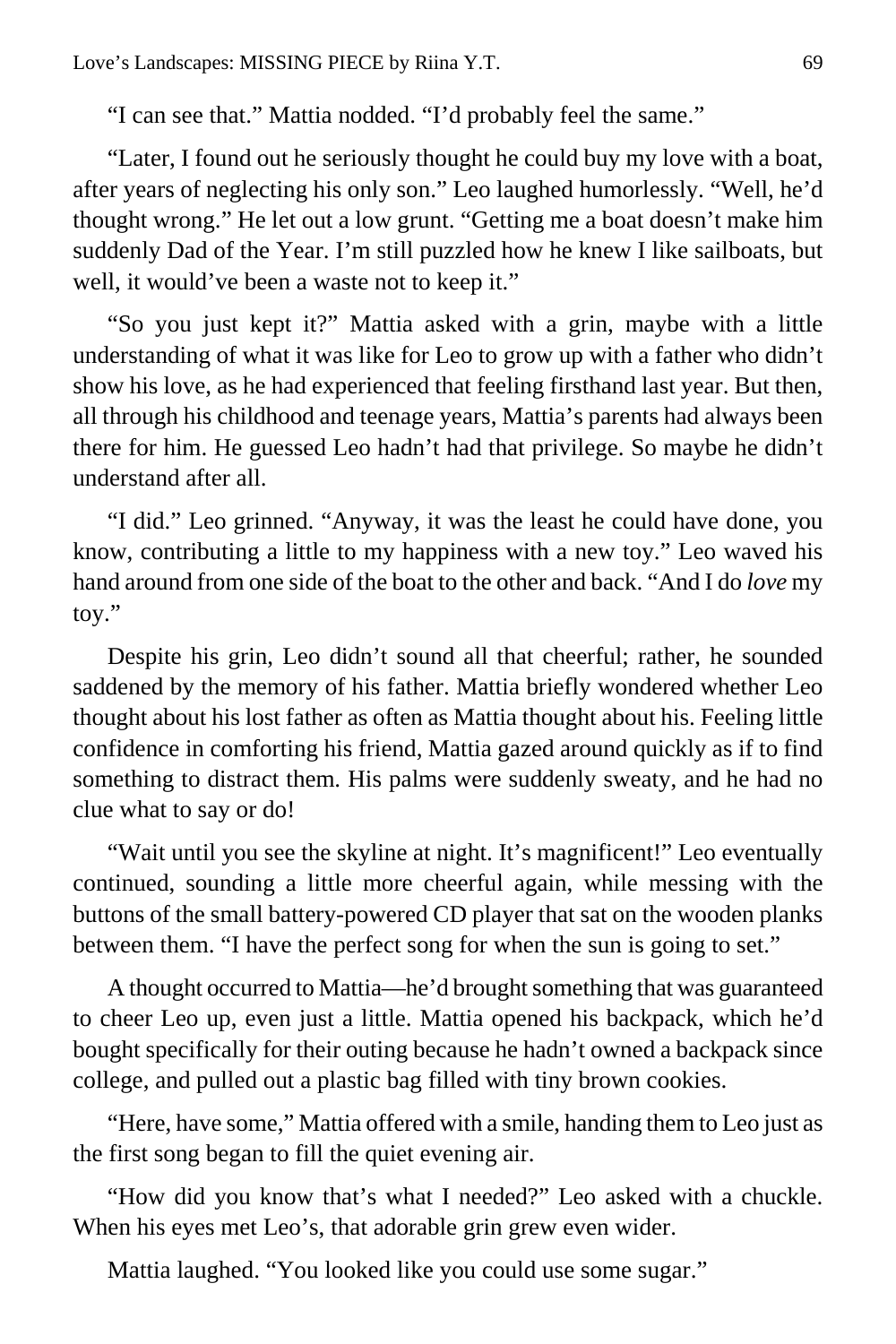"I can see that." Mattia nodded. "I'd probably feel the same."

"Later, I found out he seriously thought he could buy my love with a boat, after years of neglecting his only son." Leo laughed humorlessly. "Well, he'd thought wrong." He let out a low grunt. "Getting me a boat doesn't make him suddenly Dad of the Year. I'm still puzzled how he knew I like sailboats, but well, it would've been a waste not to keep it."

"So you just kept it?" Mattia asked with a grin, maybe with a little understanding of what it was like for Leo to grow up with a father who didn't show his love, as he had experienced that feeling firsthand last year. But then, all through his childhood and teenage years, Mattia's parents had always been there for him. He guessed Leo hadn't had that privilege. So maybe he didn't understand after all.

"I did." Leo grinned. "Anyway, it was the least he could have done, you know, contributing a little to my happiness with a new toy." Leo waved his hand around from one side of the boat to the other and back. "And I do *love* my toy."

Despite his grin, Leo didn't sound all that cheerful; rather, he sounded saddened by the memory of his father. Mattia briefly wondered whether Leo thought about his lost father as often as Mattia thought about his. Feeling little confidence in comforting his friend, Mattia gazed around quickly as if to find something to distract them. His palms were suddenly sweaty, and he had no clue what to say or do!

"Wait until you see the skyline at night. It's magnificent!" Leo eventually continued, sounding a little more cheerful again, while messing with the buttons of the small battery-powered CD player that sat on the wooden planks between them. "I have the perfect song for when the sun is going to set."

A thought occurred to Mattia—he'd brought something that was guaranteed to cheer Leo up, even just a little. Mattia opened his backpack, which he'd bought specifically for their outing because he hadn't owned a backpack since college, and pulled out a plastic bag filled with tiny brown cookies.

"Here, have some," Mattia offered with a smile, handing them to Leo just as the first song began to fill the quiet evening air.

"How did you know that's what I needed?" Leo asked with a chuckle. When his eyes met Leo's, that adorable grin grew even wider.

Mattia laughed. "You looked like you could use some sugar."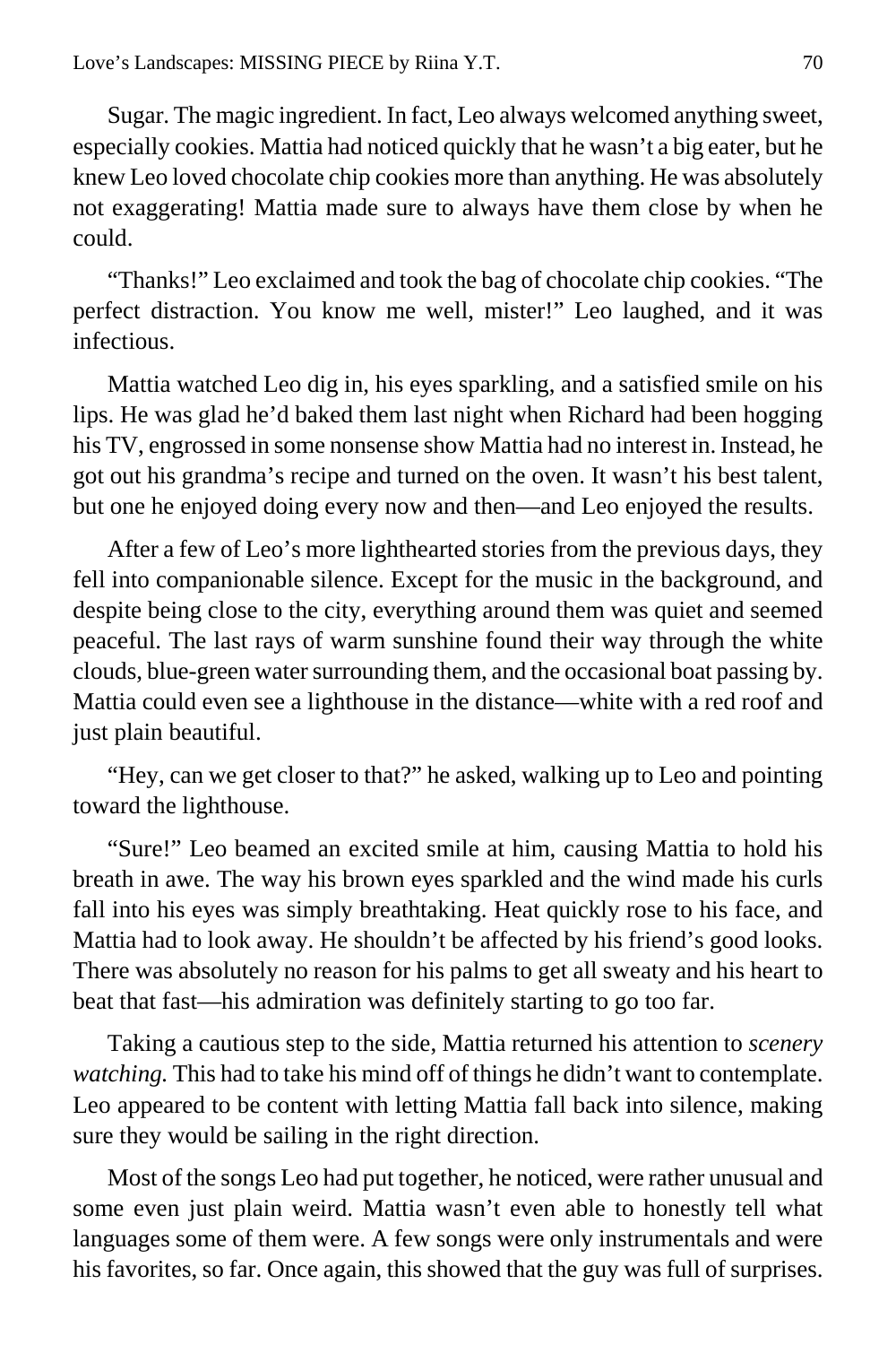Sugar. The magic ingredient. In fact, Leo always welcomed anything sweet, especially cookies. Mattia had noticed quickly that he wasn't a big eater, but he knew Leo loved chocolate chip cookies more than anything. He was absolutely not exaggerating! Mattia made sure to always have them close by when he could.

"Thanks!" Leo exclaimed and took the bag of chocolate chip cookies. "The perfect distraction. You know me well, mister!" Leo laughed, and it was infectious.

Mattia watched Leo dig in, his eyes sparkling, and a satisfied smile on his lips. He was glad he'd baked them last night when Richard had been hogging his TV, engrossed in some nonsense show Mattia had no interest in. Instead, he got out his grandma's recipe and turned on the oven. It wasn't his best talent, but one he enjoyed doing every now and then—and Leo enjoyed the results.

After a few of Leo's more lighthearted stories from the previous days, they fell into companionable silence. Except for the music in the background, and despite being close to the city, everything around them was quiet and seemed peaceful. The last rays of warm sunshine found their way through the white clouds, blue-green water surrounding them, and the occasional boat passing by. Mattia could even see a lighthouse in the distance—white with a red roof and just plain beautiful.

"Hey, can we get closer to that?" he asked, walking up to Leo and pointing toward the lighthouse.

"Sure!" Leo beamed an excited smile at him, causing Mattia to hold his breath in awe. The way his brown eyes sparkled and the wind made his curls fall into his eyes was simply breathtaking. Heat quickly rose to his face, and Mattia had to look away. He shouldn't be affected by his friend's good looks. There was absolutely no reason for his palms to get all sweaty and his heart to beat that fast—his admiration was definitely starting to go too far.

Taking a cautious step to the side, Mattia returned his attention to *scenery watching.* This had to take his mind off of things he didn't want to contemplate. Leo appeared to be content with letting Mattia fall back into silence, making sure they would be sailing in the right direction.

Most of the songs Leo had put together, he noticed, were rather unusual and some even just plain weird. Mattia wasn't even able to honestly tell what languages some of them were. A few songs were only instrumentals and were his favorites, so far. Once again, this showed that the guy was full of surprises.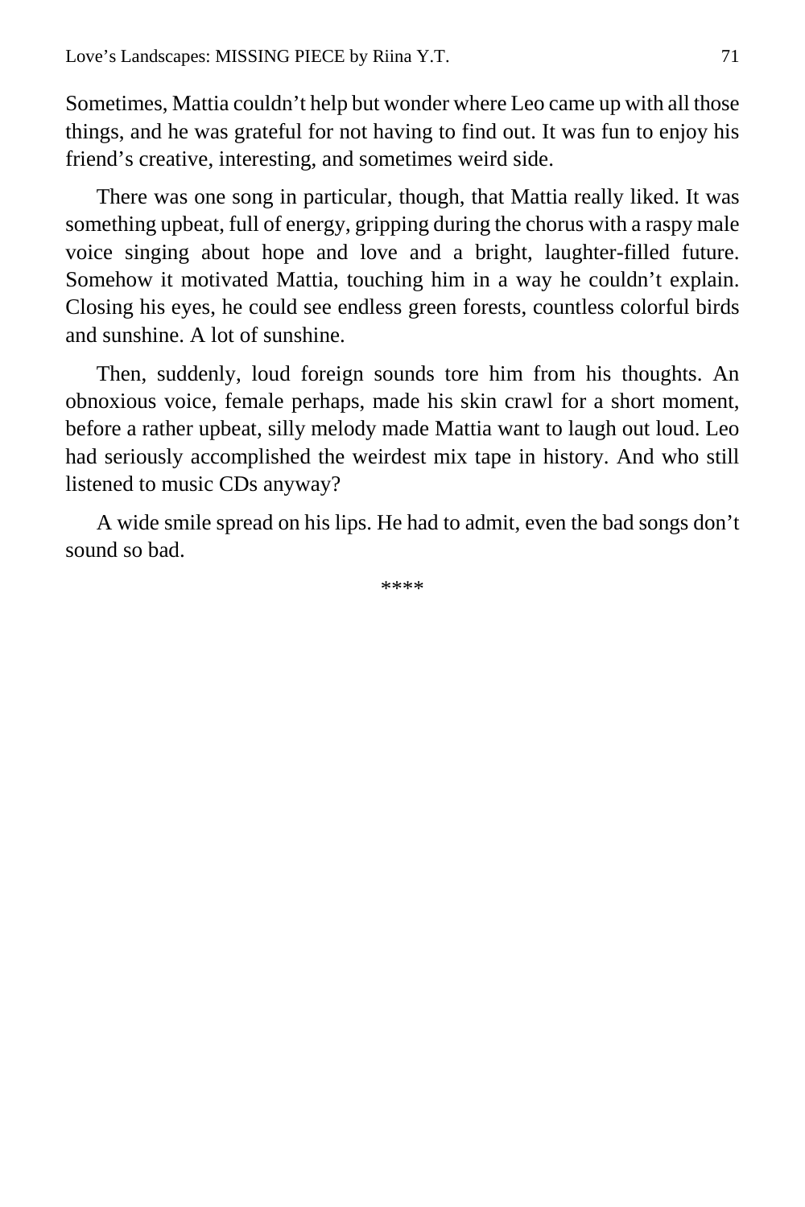Sometimes, Mattia couldn’t help but wonder where Leo came up with all those things, and he was grateful for not having to find out. It was fun to enjoy his friend’s creative, interesting, and sometimes weird side.

There was one song in particular, though, that Mattia really liked. It was something upbeat, full of energy, gripping during the chorus with a raspy male voice singing about hope and love and a bright, laughter-filled future. Somehow it motivated Mattia, touching him in a way he couldn’t explain. Closing his eyes, he could see endless green forests, countless colorful birds and sunshine. A lot of sunshine.

Then, suddenly, loud foreign sounds tore him from his thoughts. An obnoxious voice, female perhaps, made his skin crawl for a short moment, before a rather upbeat, silly melody made Mattia want to laugh out loud. Leo had seriously accomplished the weirdest mix tape in history. And who still listened to music CDs anyway?

A wide smile spread on his lips. He had to admit, even the bad songs don’t sound so bad.

****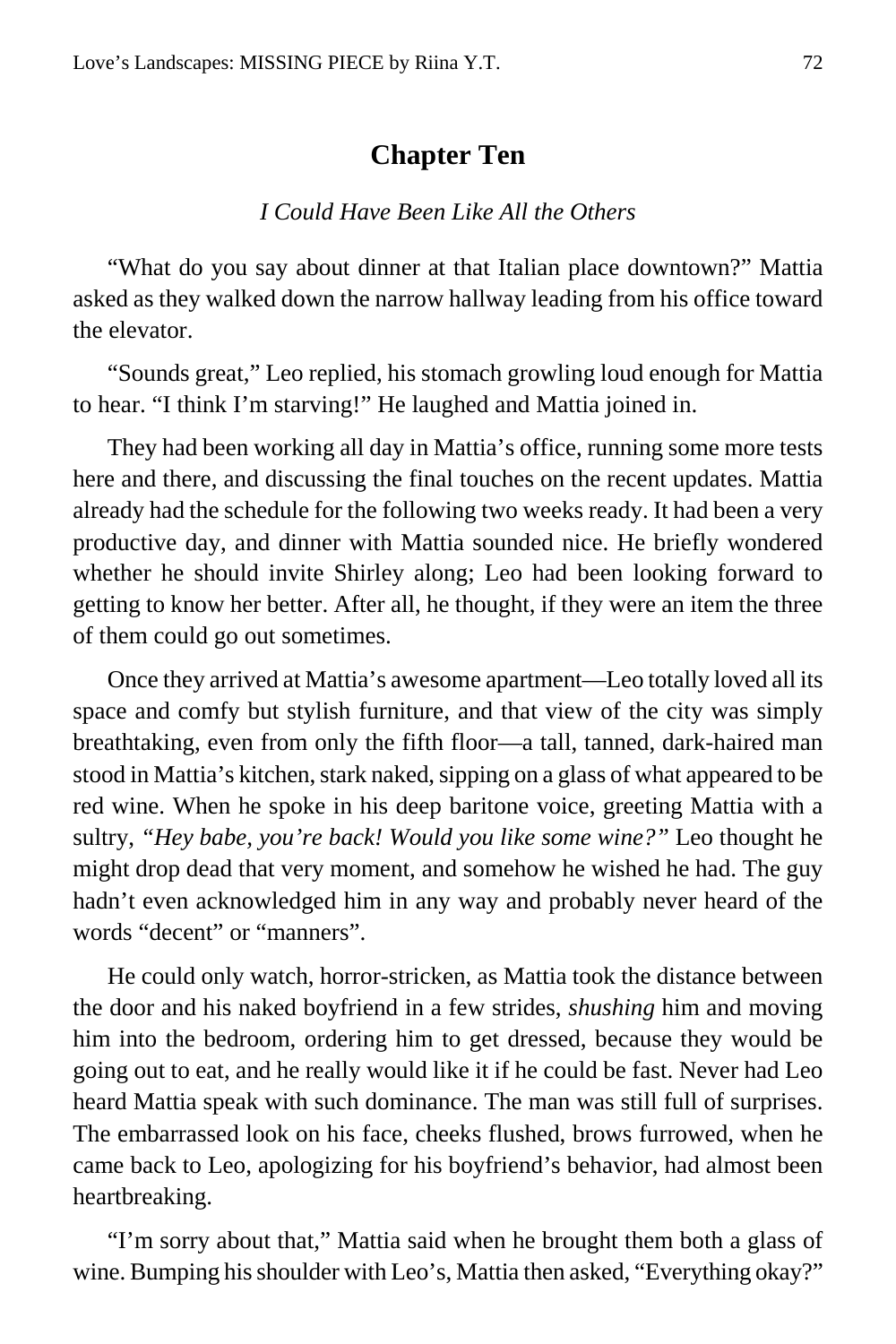## Chapter Ten

*I Could Have Been Like All the Others*

"What do you say about dinner at that Italian place downtown?" Mattia asked as they walked down the narrow hallway leading from his office toward the elevator.

"Sounds great," Leo replied, his stomach growling loud enough for Mattia to hear. "I think I'm starving!" He laughed and Mattia joined in.

They had been working all day in Mattia's office, running some more tests here and there, and discussing the final touches on the recent updates. Mattia already had the schedule for the following two weeks ready. It had been a very productive day, and dinner with Mattia sounded nice. He briefly wondered whether he should invite Shirley along; Leo had been looking forward to getting to know her better. After all, he thought, if they were an item the three of them could go out sometimes.

Once they arrived at Mattia's awesome apartment—Leo totally loved all its space and comfy but stylish furniture, and that view of the city was simply breathtaking, even from only the fifth floor—a tall, tanned, dark-haired man stood in Mattia's kitchen, stark naked, sipping on a glass of what appeared to be red wine. When he spoke in his deep baritone voice, greeting Mattia with a sultry, *"Hey babe, you're back! Would you like some wine?"* Leo thought he might drop dead that very moment, and somehow he wished he had. The guy hadn't even acknowledged him in any way and probably never heard of the words "decent" or "manners".

He could only watch, horror-stricken, as Mattia took the distance between the door and his naked boyfriend in a few strides, *shushing* him and moving him into the bedroom, ordering him to get dressed, because they would be going out to eat, and he really would like it if he could be fast. Never had Leo heard Mattia speak with such dominance. The man was still full of surprises. The embarrassed look on his face, cheeks flushed, brows furrowed, when he came back to Leo, apologizing for his boyfriend's behavior, had almost been heartbreaking.

"I'm sorry about that," Mattia said when he brought them both a glass of wine. Bumping his shoulder with Leo's, Mattia then asked, "Everything okay?"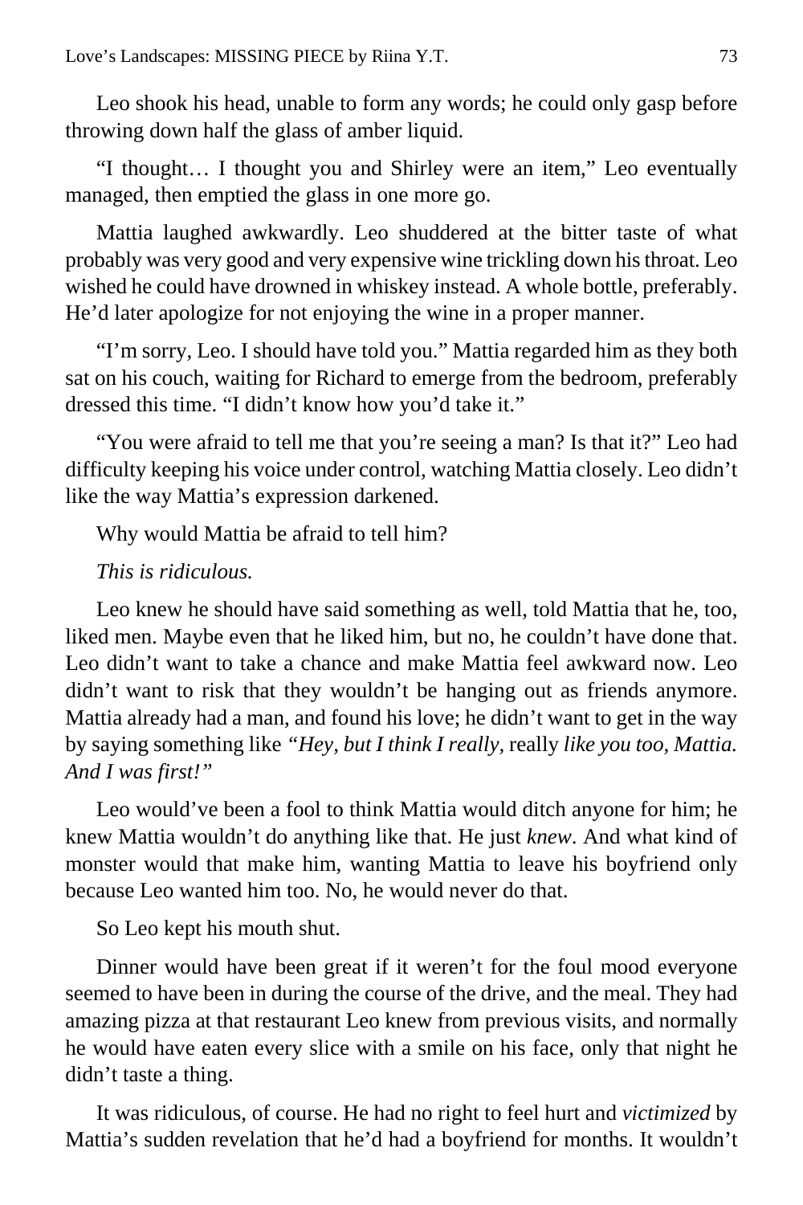Leo shook his head, unable to form any words; he could only gasp before throwing down half the glass of amber liquid.

"I thought… I thought you and Shirley were an item," Leo eventually managed, then emptied the glass in one more go.

Mattia laughed awkwardly. Leo shuddered at the bitter taste of what probably was very good and very expensive wine trickling down his throat. Leo wished he could have drowned in whiskey instead. A whole bottle, preferably. He'd later apologize for not enjoying the wine in a proper manner.

"I'm sorry, Leo. I should have told you." Mattia regarded him as they both sat on his couch, waiting for Richard to emerge from the bedroom, preferably dressed this time. "I didn't know how you'd take it."

"You were afraid to tell me that you're seeing a man? Is that it?" Leo had difficulty keeping his voice under control, watching Mattia closely. Leo didn't like the way Mattia's expression darkened.

Why would Mattia be afraid to tell him?

*This is ridiculous.*

Leo knew he should have said something as well, told Mattia that he, too, liked men. Maybe even that he liked him, but no, he couldn't have done that. Leo didn't want to take a chance and make Mattia feel awkward now. Leo didn't want to risk that they wouldn't be hanging out as friends anymore. Mattia already had a man, and found his love; he didn't want to get in the way by saying something like *"Hey, but I think I really,* really *like you too, Mattia. And I was first!"*

Leo would've been a fool to think Mattia would ditch anyone for him; he knew Mattia wouldn't do anything like that. He just *knew*. And what kind of monster would that make him, wanting Mattia to leave his boyfriend only because Leo wanted him too. No, he would never do that.

So Leo kept his mouth shut.

Dinner would have been great if it weren't for the foul mood everyone seemed to have been in during the course of the drive, and the meal. They had amazing pizza at that restaurant Leo knew from previous visits, and normally he would have eaten every slice with a smile on his face, only that night he didn't taste a thing.

It was ridiculous, of course. He had no right to feel hurt and *victimized* by Mattia's sudden revelation that he'd had a boyfriend for months. It wouldn't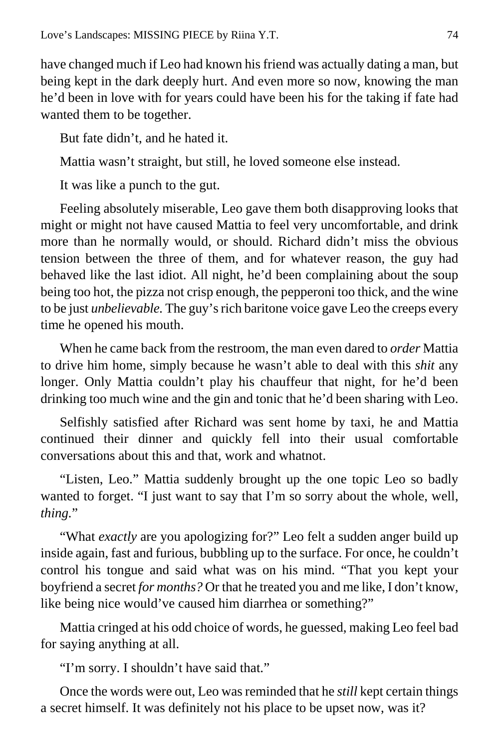have changed much if Leo had known his friend was actually dating a man, but being kept in the dark deeply hurt. And even more so now, knowing the man he'd been in love with for years could have been his for the taking if fate had wanted them to be together.

But fate didn't, and he hated it.

Mattia wasn't straight, but still, he loved someone else instead.

It was like a punch to the gut.

Feeling absolutely miserable, Leo gave them both disapproving looks that might or might not have caused Mattia to feel very uncomfortable, and drink more than he normally would, or should. Richard didn't miss the obvious tension between the three of them, and for whatever reason, the guy had behaved like the last idiot. All night, he'd been complaining about the soup being too hot, the pizza not crisp enough, the pepperoni too thick, and the wine to be just *unbelievable.* The guy's rich baritone voice gave Leo the creeps every time he opened his mouth.

When he came back from the restroom, the man even dared to *order* Mattia to drive him home, simply because he wasn't able to deal with this *shit* any longer. Only Mattia couldn't play his chauffeur that night, for he'd been drinking too much wine and the gin and tonic that he'd been sharing with Leo.

Selfishly satisfied after Richard was sent home by taxi, he and Mattia continued their dinner and quickly fell into their usual comfortable conversations about this and that, work and whatnot.

"Listen, Leo." Mattia suddenly brought up the one topic Leo so badly wanted to forget. "I just want to say that I'm so sorry about the whole, well, *thing*."

"What *exactly* are you apologizing for?" Leo felt a sudden anger build up inside again, fast and furious, bubbling up to the surface. For once, he couldn't control his tongue and said what was on his mind. "That you kept your boyfriend a secret *for months?* Or that he treated you and me like, I don't know, like being nice would've caused him diarrhea or something?"

Mattia cringed at his odd choice of words, he guessed, making Leo feel bad for saying anything at all.

"I'm sorry. I shouldn't have said that."

Once the words were out, Leo was reminded that he *still* kept certain things a secret himself. It was definitely not his place to be upset now, was it?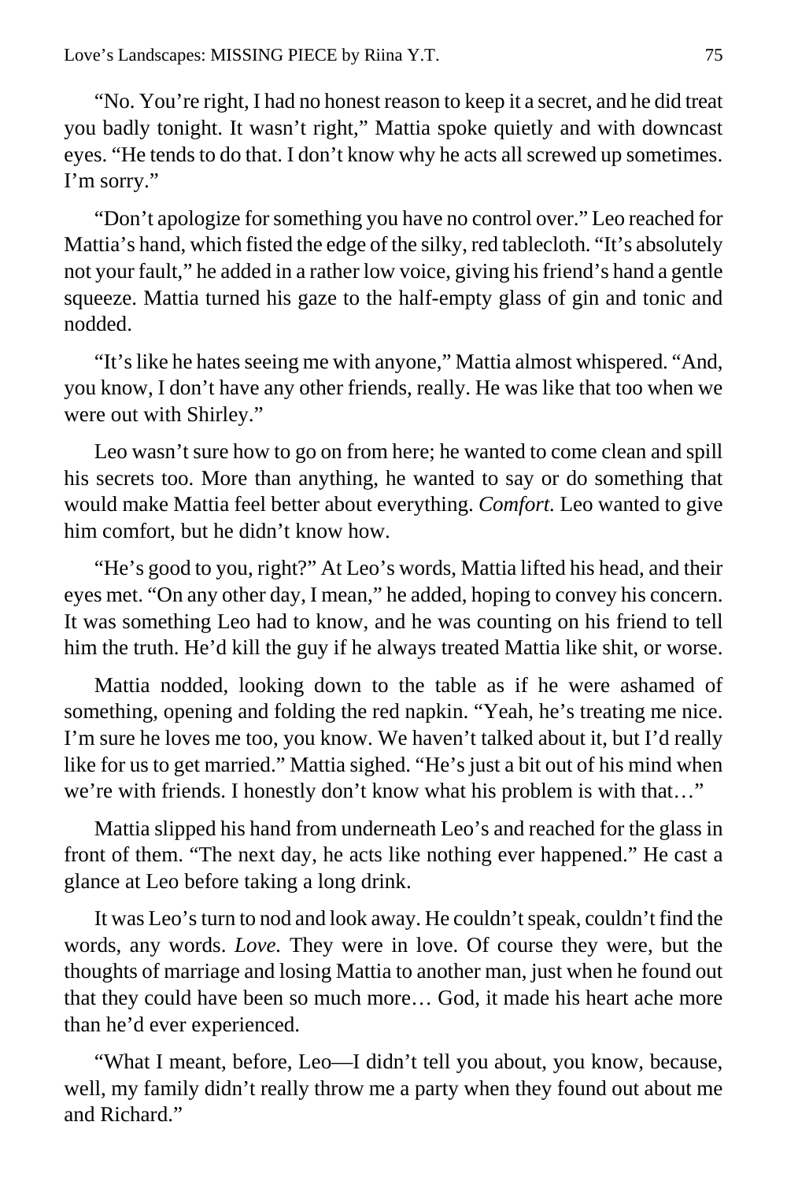“No. You’re right, I had no honest reason to keep it a secret, and he did treat you badly tonight. It wasn’t right,” Mattia spoke quietly and with downcast eyes. “He tends to do that. I don’t know why he acts all screwed up sometimes. I’m sorry.”

“Don’t apologize for something you have no control over.” Leo reached for Mattia’s hand, which fisted the edge of the silky, red tablecloth. “It’s absolutely not your fault,” he added in a rather low voice, giving his friend’s hand a gentle squeeze. Mattia turned his gaze to the half-empty glass of gin and tonic and nodded.

“It’s like he hates seeing me with anyone,” Mattia almost whispered. “And, you know, I don’t have any other friends, really. He was like that too when we were out with Shirley.”

Leo wasn’t sure how to go on from here; he wanted to come clean and spill his secrets too. More than anything, he wanted to say or do something that would make Mattia feel better about everything. *Comfort.* Leo wanted to give him comfort, but he didn’t know how.

“He’s good to you, right?” At Leo’s words, Mattia lifted his head, and their eyes met. “On any other day, I mean,” he added, hoping to convey his concern. It was something Leo had to know, and he was counting on his friend to tell him the truth. He’d kill the guy if he always treated Mattia like shit, or worse.

Mattia nodded, looking down to the table as if he were ashamed of something, opening and folding the red napkin. “Yeah, he’s treating me nice. I’m sure he loves me too, you know. We haven’t talked about it, but I’d really like for us to get married.” Mattia sighed. “He’s just a bit out of his mind when we’re with friends. I honestly don’t know what his problem is with that…”

Mattia slipped his hand from underneath Leo’s and reached for the glass in front of them. “The next day, he acts like nothing ever happened.” He cast a glance at Leo before taking a long drink.

It was Leo’s turn to nod and look away. He couldn’t speak, couldn’t find the words, any words. *Love.* They were in love. Of course they were, but the thoughts of marriage and losing Mattia to another man, just when he found out that they could have been so much more… God, it made his heart ache more than he’d ever experienced.

“What I meant, before, Leo—I didn’t tell you about, you know, because, well, my family didn’t really throw me a party when they found out about me and Richard.”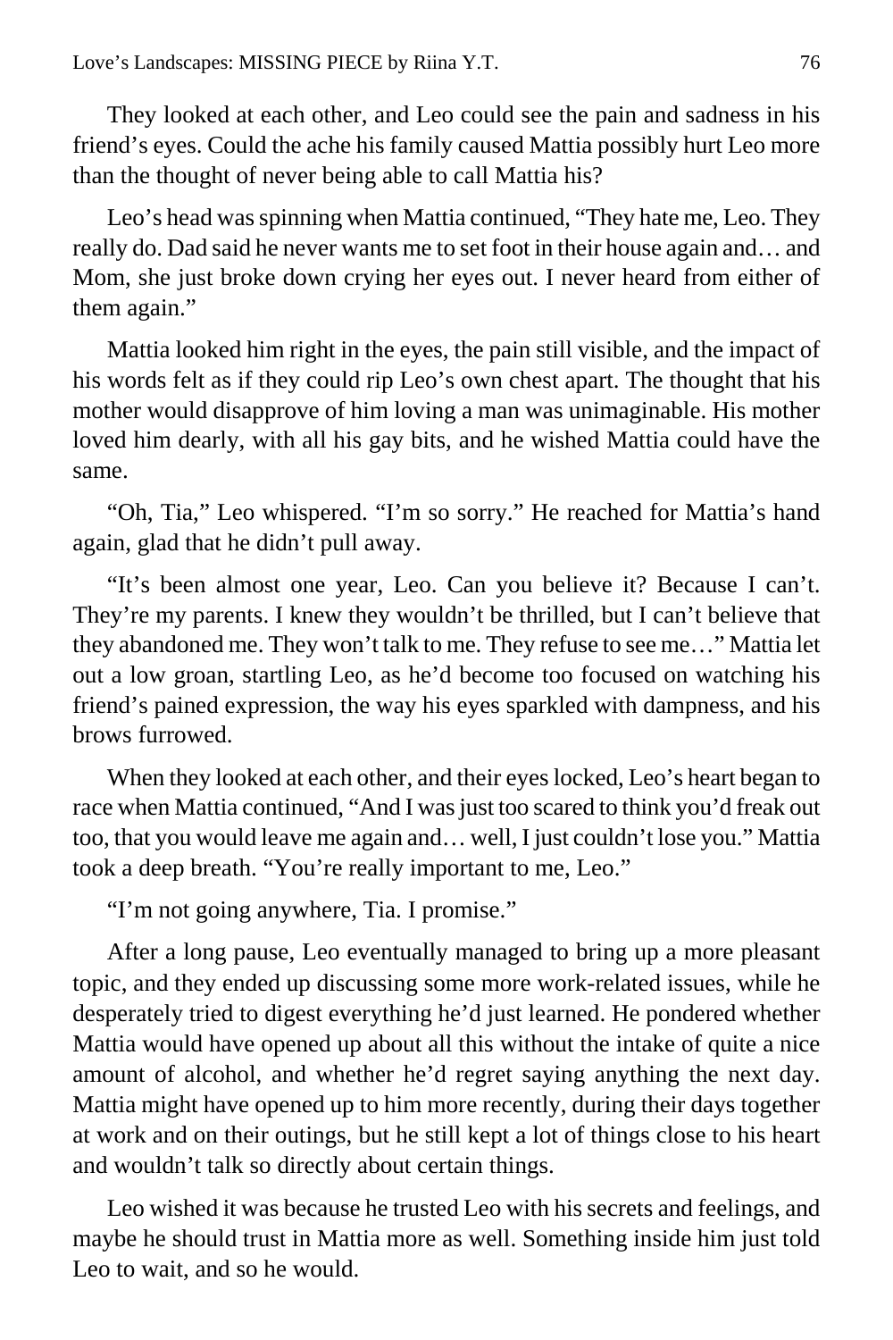They looked at each other, and Leo could see the pain and sadness in his friend's eyes. Could the ache his family caused Mattia possibly hurt Leo more than the thought of never being able to call Mattia his?

Leo's head was spinning when Mattia continued, "They hate me, Leo. They really do. Dad said he never wants me to set foot in their house again and… and Mom, she just broke down crying her eyes out. I never heard from either of them again."

Mattia looked him right in the eyes, the pain still visible, and the impact of his words felt as if they could rip Leo's own chest apart. The thought that his mother would disapprove of him loving a man was unimaginable. His mother loved him dearly, with all his gay bits, and he wished Mattia could have the same.

"Oh, Tia," Leo whispered. "I'm so sorry." He reached for Mattia's hand again, glad that he didn't pull away.

"It's been almost one year, Leo. Can you believe it? Because I can't. They're my parents. I knew they wouldn't be thrilled, but I can't believe that they abandoned me. They won't talk to me. They refuse to see me…" Mattia let out a low groan, startling Leo, as he'd become too focused on watching his friend's pained expression, the way his eyes sparkled with dampness, and his brows furrowed.

When they looked at each other, and their eyes locked, Leo's heart began to race when Mattia continued, "And I was just too scared to think you'd freak out too, that you would leave me again and… well, I just couldn't lose you." Mattia took a deep breath. "You're really important to me, Leo."

"I'm not going anywhere, Tia. I promise."

After a long pause, Leo eventually managed to bring up a more pleasant topic, and they ended up discussing some more work-related issues, while he desperately tried to digest everything he'd just learned. He pondered whether Mattia would have opened up about all this without the intake of quite a nice amount of alcohol, and whether he'd regret saying anything the next day. Mattia might have opened up to him more recently, during their days together at work and on their outings, but he still kept a lot of things close to his heart and wouldn't talk so directly about certain things.

Leo wished it was because he trusted Leo with his secrets and feelings, and maybe he should trust in Mattia more as well. Something inside him just told Leo to wait, and so he would.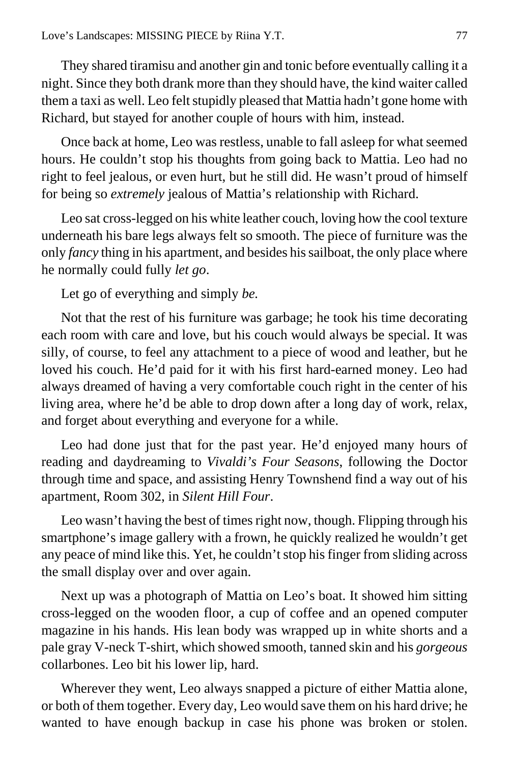They shared tiramisu and another gin and tonic before eventually calling it a night. Since they both drank more than they should have, the kind waiter called them a taxi as well. Leo felt stupidly pleased that Mattia hadn't gone home with Richard, but stayed for another couple of hours with him, instead.

Once back at home, Leo was restless, unable to fall asleep for what seemed hours. He couldn't stop his thoughts from going back to Mattia. Leo had no right to feel jealous, or even hurt, but he still did. He wasn't proud of himself for being so *extremely* jealous of Mattia's relationship with Richard.

Leo sat cross-legged on his white leather couch, loving how the cool texture underneath his bare legs always felt so smooth. The piece of furniture was the only *fancy* thing in his apartment, and besides his sailboat, the only place where he normally could fully *let go*.

Let go of everything and simply *be.*

Not that the rest of his furniture was garbage; he took his time decorating each room with care and love, but his couch would always be special. It was silly, of course, to feel any attachment to a piece of wood and leather, but he loved his couch. He'd paid for it with his first hard-earned money. Leo had always dreamed of having a very comfortable couch right in the center of his living area, where he'd be able to drop down after a long day of work, relax, and forget about everything and everyone for a while.

Leo had done just that for the past year. He'd enjoyed many hours of reading and daydreaming to *Vivaldi's Four Seasons*, following the Doctor through time and space, and assisting Henry Townshend find a way out of his apartment, Room 302, in *Silent Hill Four*.

Leo wasn't having the best of times right now, though. Flipping through his smartphone's image gallery with a frown, he quickly realized he wouldn't get any peace of mind like this. Yet, he couldn't stop his finger from sliding across the small display over and over again.

Next up was a photograph of Mattia on Leo's boat. It showed him sitting cross-legged on the wooden floor, a cup of coffee and an opened computer magazine in his hands. His lean body was wrapped up in white shorts and a pale gray V-neck T-shirt, which showed smooth, tanned skin and his *gorgeous* collarbones. Leo bit his lower lip, hard.

Wherever they went, Leo always snapped a picture of either Mattia alone, or both of them together. Every day, Leo would save them on his hard drive; he wanted to have enough backup in case his phone was broken or stolen.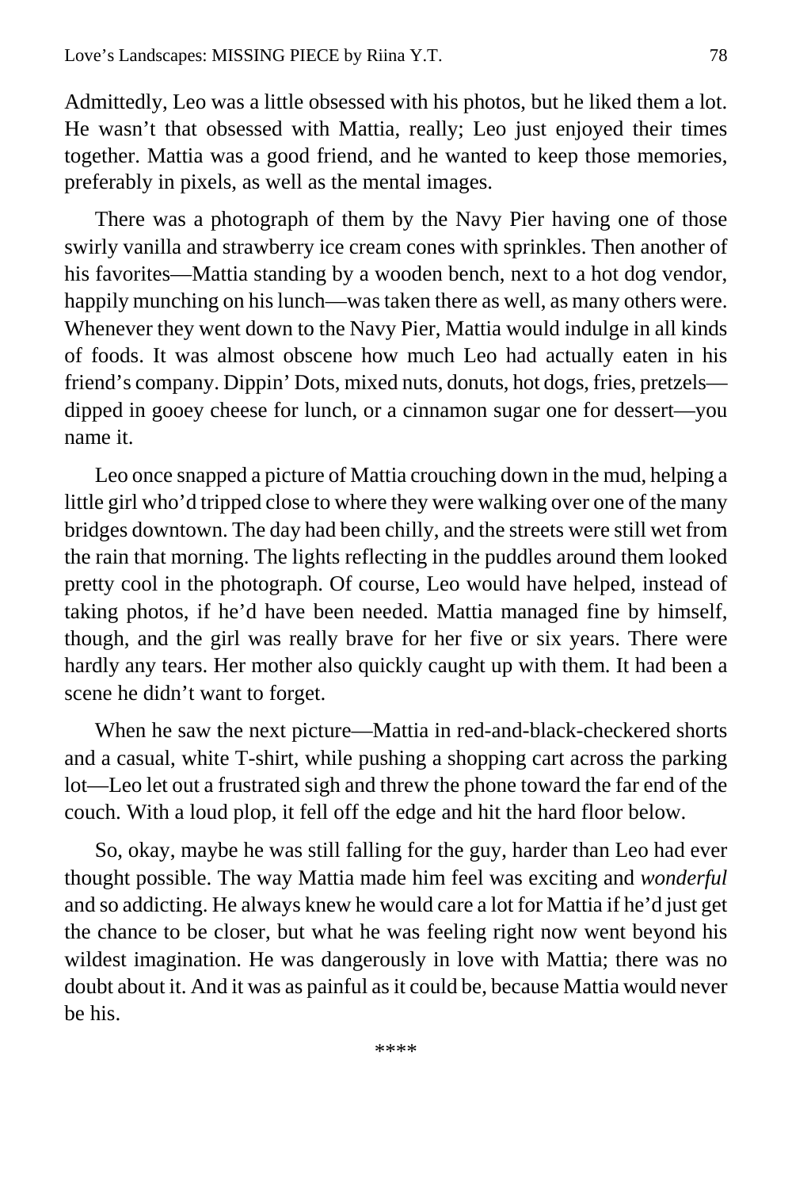Admittedly, Leo was a little obsessed with his photos, but he liked them a lot. He wasn't that obsessed with Mattia, really; Leo just enjoyed their times together. Mattia was a good friend, and he wanted to keep those memories, preferably in pixels, as well as the mental images.

There was a photograph of them by the Navy Pier having one of those swirly vanilla and strawberry ice cream cones with sprinkles. Then another of his favorites—Mattia standing by a wooden bench, next to a hot dog vendor, happily munching on his lunch—was taken there as well, as many others were. Whenever they went down to the Navy Pier, Mattia would indulge in all kinds of foods. It was almost obscene how much Leo had actually eaten in his friend's company. Dippin' Dots, mixed nuts, donuts, hot dogs, fries, pretzels—dipped in gooey cheese for lunch, or a cinnamon sugar one for dessert—you name it.

Leo once snapped a picture of Mattia crouching down in the mud, helping a little girl who'd tripped close to where they were walking over one of the many bridges downtown. The day had been chilly, and the streets were still wet from the rain that morning. The lights reflecting in the puddles around them looked pretty cool in the photograph. Of course, Leo would have helped, instead of taking photos, if he'd have been needed. Mattia managed fine by himself, though, and the girl was really brave for her five or six years. There were hardly any tears. Her mother also quickly caught up with them. It had been a scene he didn't want to forget.

When he saw the next picture—Mattia in red-and-black-checkered shorts and a casual, white T-shirt, while pushing a shopping cart across the parking lot—Leo let out a frustrated sigh and threw the phone toward the far end of the couch. With a loud plop, it fell off the edge and hit the hard floor below.

So, okay, maybe he was still falling for the guy, harder than Leo had ever thought possible. The way Mattia made him feel was exciting and *wonderful* and so addicting. He always knew he would care a lot for Mattia if he'd just get the chance to be closer, but what he was feeling right now went beyond his wildest imagination. He was dangerously in love with Mattia; there was no doubt about it. And it was as painful as it could be, because Mattia would never be his.

\*\*\*\*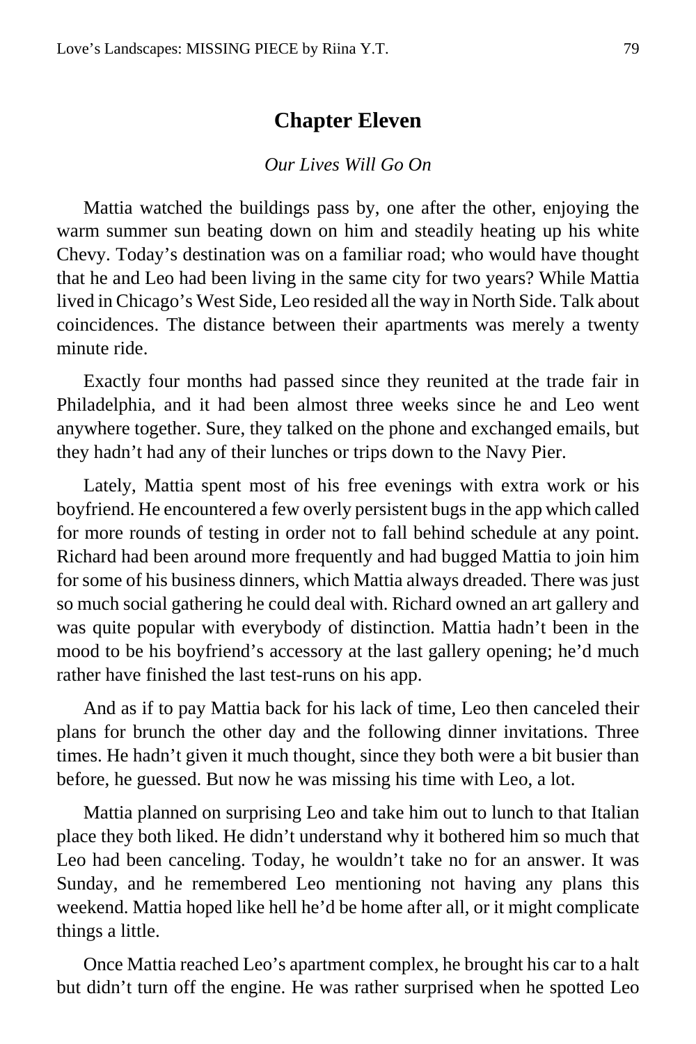## Chapter Eleven

*Our Lives Will Go On*

Mattia watched the buildings pass by, one after the other, enjoying the warm summer sun beating down on him and steadily heating up his white Chevy. Today's destination was on a familiar road; who would have thought that he and Leo had been living in the same city for two years? While Mattia lived in Chicago's West Side, Leo resided all the way in North Side. Talk about coincidences. The distance between their apartments was merely a twenty minute ride.

Exactly four months had passed since they reunited at the trade fair in Philadelphia, and it had been almost three weeks since he and Leo went anywhere together. Sure, they talked on the phone and exchanged emails, but they hadn't had any of their lunches or trips down to the Navy Pier.

Lately, Mattia spent most of his free evenings with extra work or his boyfriend. He encountered a few overly persistent bugs in the app which called for more rounds of testing in order not to fall behind schedule at any point. Richard had been around more frequently and had bugged Mattia to join him for some of his business dinners, which Mattia always dreaded. There was just so much social gathering he could deal with. Richard owned an art gallery and was quite popular with everybody of distinction. Mattia hadn't been in the mood to be his boyfriend's accessory at the last gallery opening; he'd much rather have finished the last test-runs on his app.

And as if to pay Mattia back for his lack of time, Leo then canceled their plans for brunch the other day and the following dinner invitations. Three times. He hadn't given it much thought, since they both were a bit busier than before, he guessed. But now he was missing his time with Leo, a lot.

Mattia planned on surprising Leo and take him out to lunch to that Italian place they both liked. He didn't understand why it bothered him so much that Leo had been canceling. Today, he wouldn't take no for an answer. It was Sunday, and he remembered Leo mentioning not having any plans this weekend. Mattia hoped like hell he'd be home after all, or it might complicate things a little.

Once Mattia reached Leo's apartment complex, he brought his car to a halt but didn't turn off the engine. He was rather surprised when he spotted Leo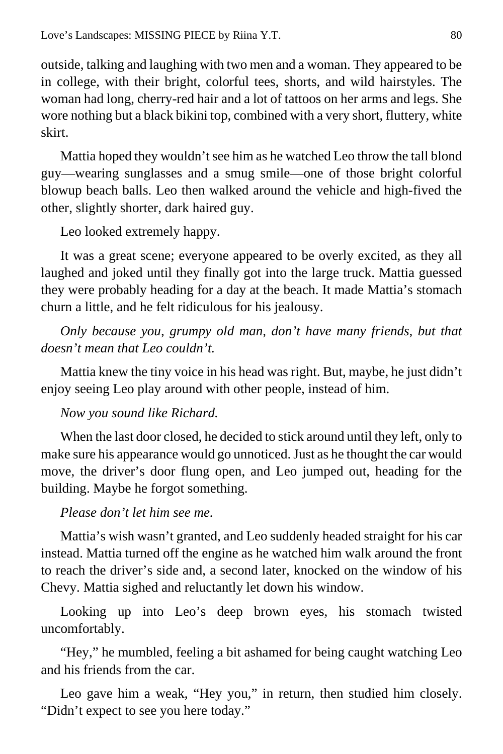outside, talking and laughing with two men and a woman. They appeared to be in college, with their bright, colorful tees, shorts, and wild hairstyles. The woman had long, cherry-red hair and a lot of tattoos on her arms and legs. She wore nothing but a black bikini top, combined with a very short, fluttery, white skirt.

Mattia hoped they wouldn't see him as he watched Leo throw the tall blond guy—wearing sunglasses and a smug smile—one of those bright colorful blowup beach balls. Leo then walked around the vehicle and high-fived the other, slightly shorter, dark haired guy.

Leo looked extremely happy.

It was a great scene; everyone appeared to be overly excited, as they all laughed and joked until they finally got into the large truck. Mattia guessed they were probably heading for a day at the beach. It made Mattia's stomach churn a little, and he felt ridiculous for his jealousy.

*Only because you, grumpy old man, don't have many friends, but that doesn't mean that Leo couldn't.*

Mattia knew the tiny voice in his head was right. But, maybe, he just didn't enjoy seeing Leo play around with other people, instead of him.

*Now you sound like Richard.*

When the last door closed, he decided to stick around until they left, only to make sure his appearance would go unnoticed. Just as he thought the car would move, the driver's door flung open, and Leo jumped out, heading for the building. Maybe he forgot something.

*Please don't let him see me.*

Mattia's wish wasn't granted, and Leo suddenly headed straight for his car instead. Mattia turned off the engine as he watched him walk around the front to reach the driver's side and, a second later, knocked on the window of his Chevy. Mattia sighed and reluctantly let down his window.

Looking up into Leo's deep brown eyes, his stomach twisted uncomfortably.

"Hey," he mumbled, feeling a bit ashamed for being caught watching Leo and his friends from the car.

Leo gave him a weak, "Hey you," in return, then studied him closely. "Didn't expect to see you here today."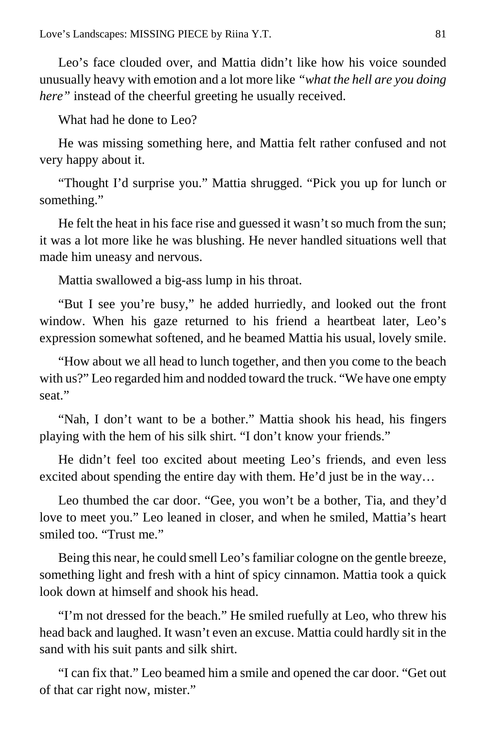Leo's face clouded over, and Mattia didn't like how his voice sounded unusually heavy with emotion and a lot more like *"what the hell are you doing here"* instead of the cheerful greeting he usually received.

What had he done to Leo?

He was missing something here, and Mattia felt rather confused and not very happy about it.

"Thought I'd surprise you." Mattia shrugged. "Pick you up for lunch or something."

He felt the heat in his face rise and guessed it wasn't so much from the sun; it was a lot more like he was blushing. He never handled situations well that made him uneasy and nervous.

Mattia swallowed a big-ass lump in his throat.

"But I see you're busy," he added hurriedly, and looked out the front window. When his gaze returned to his friend a heartbeat later, Leo's expression somewhat softened, and he beamed Mattia his usual, lovely smile.

"How about we all head to lunch together, and then you come to the beach with us?" Leo regarded him and nodded toward the truck. "We have one empty seat."

"Nah, I don't want to be a bother." Mattia shook his head, his fingers playing with the hem of his silk shirt. "I don't know your friends."

He didn't feel too excited about meeting Leo's friends, and even less excited about spending the entire day with them. He'd just be in the way…

Leo thumbed the car door. "Gee, you won't be a bother, Tia, and they'd love to meet you." Leo leaned in closer, and when he smiled, Mattia's heart smiled too. "Trust me."

Being this near, he could smell Leo's familiar cologne on the gentle breeze, something light and fresh with a hint of spicy cinnamon. Mattia took a quick look down at himself and shook his head.

"I'm not dressed for the beach." He smiled ruefully at Leo, who threw his head back and laughed. It wasn't even an excuse. Mattia could hardly sit in the sand with his suit pants and silk shirt.

"I can fix that." Leo beamed him a smile and opened the car door. "Get out of that car right now, mister."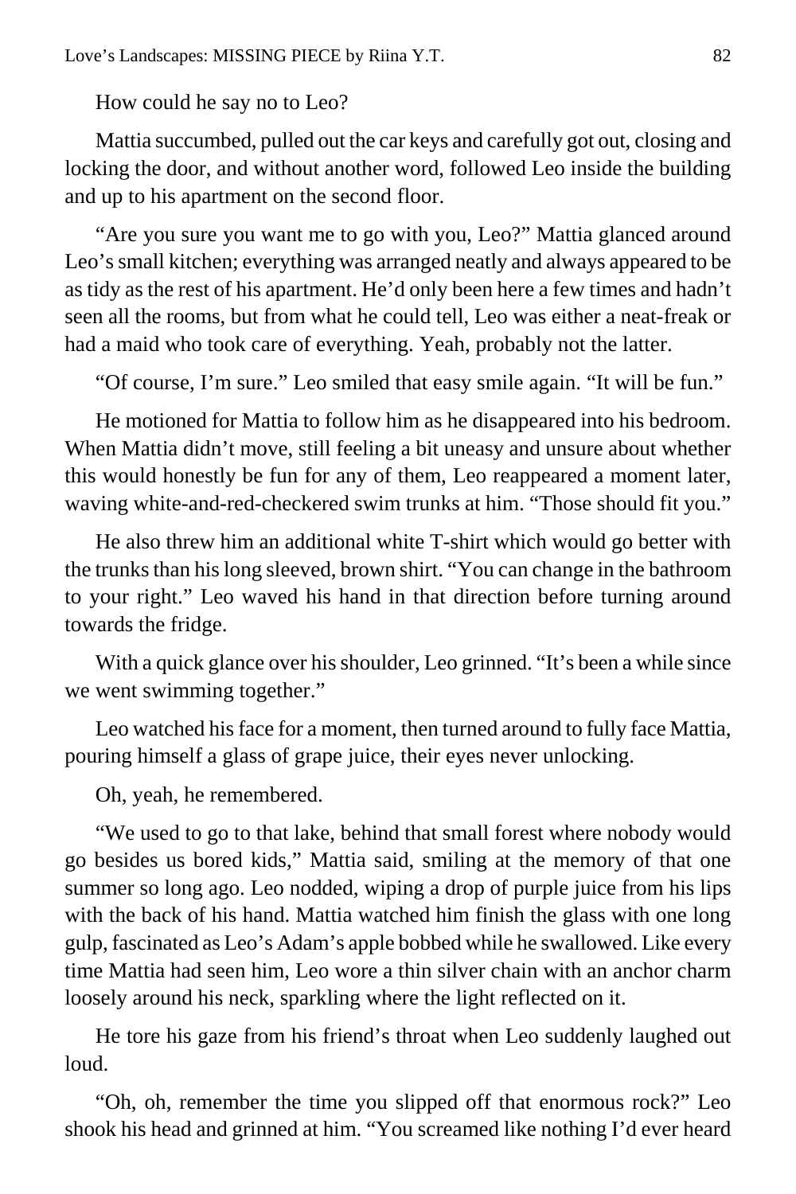How could he say no to Leo?

Mattia succumbed, pulled out the car keys and carefully got out, closing and locking the door, and without another word, followed Leo inside the building and up to his apartment on the second floor.

"Are you sure you want me to go with you, Leo?" Mattia glanced around Leo's small kitchen; everything was arranged neatly and always appeared to be as tidy as the rest of his apartment. He'd only been here a few times and hadn't seen all the rooms, but from what he could tell, Leo was either a neat-freak or had a maid who took care of everything. Yeah, probably not the latter.

"Of course, I'm sure." Leo smiled that easy smile again. "It will be fun."

He motioned for Mattia to follow him as he disappeared into his bedroom. When Mattia didn't move, still feeling a bit uneasy and unsure about whether this would honestly be fun for any of them, Leo reappeared a moment later, waving white-and-red-checkered swim trunks at him. "Those should fit you."

He also threw him an additional white T-shirt which would go better with the trunks than his long sleeved, brown shirt. "You can change in the bathroom to your right." Leo waved his hand in that direction before turning around towards the fridge.

With a quick glance over his shoulder, Leo grinned. "It's been a while since we went swimming together."

Leo watched his face for a moment, then turned around to fully face Mattia, pouring himself a glass of grape juice, their eyes never unlocking.

Oh, yeah, he remembered.

"We used to go to that lake, behind that small forest where nobody would go besides us bored kids," Mattia said, smiling at the memory of that one summer so long ago. Leo nodded, wiping a drop of purple juice from his lips with the back of his hand. Mattia watched him finish the glass with one long gulp, fascinated as Leo's Adam's apple bobbed while he swallowed. Like every time Mattia had seen him, Leo wore a thin silver chain with an anchor charm loosely around his neck, sparkling where the light reflected on it.

He tore his gaze from his friend's throat when Leo suddenly laughed out loud.

"Oh, oh, remember the time you slipped off that enormous rock?" Leo shook his head and grinned at him. "You screamed like nothing I'd ever heard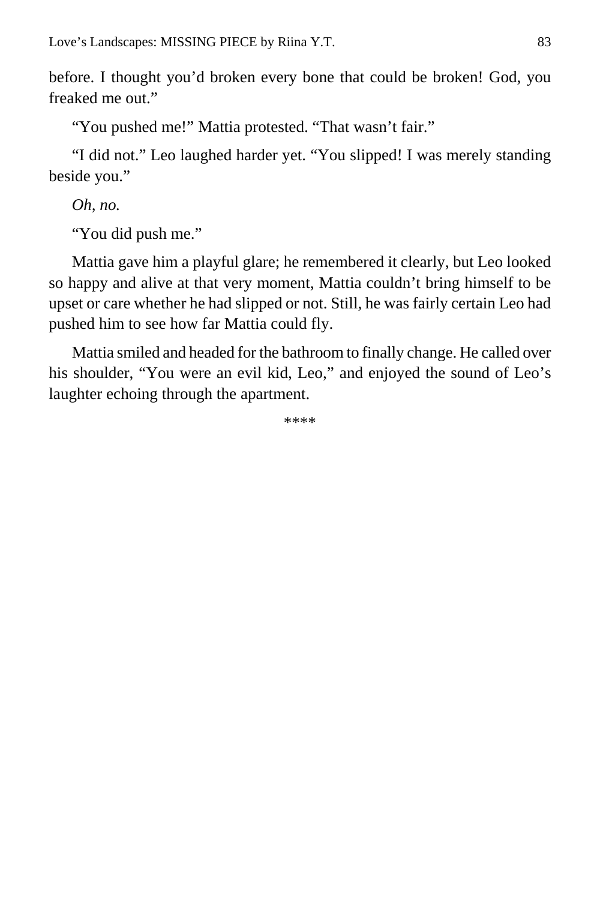before. I thought you'd broken every bone that could be broken! God, you freaked me out."

"You pushed me!" Mattia protested. "That wasn't fair."

"I did not." Leo laughed harder yet. "You slipped! I was merely standing beside you."

*Oh, no.*

"You did push me."

Mattia gave him a playful glare; he remembered it clearly, but Leo looked so happy and alive at that very moment, Mattia couldn't bring himself to be upset or care whether he had slipped or not. Still, he was fairly certain Leo had pushed him to see how far Mattia could fly.

Mattia smiled and headed for the bathroom to finally change. He called over his shoulder, "You were an evil kid, Leo," and enjoyed the sound of Leo's laughter echoing through the apartment.

****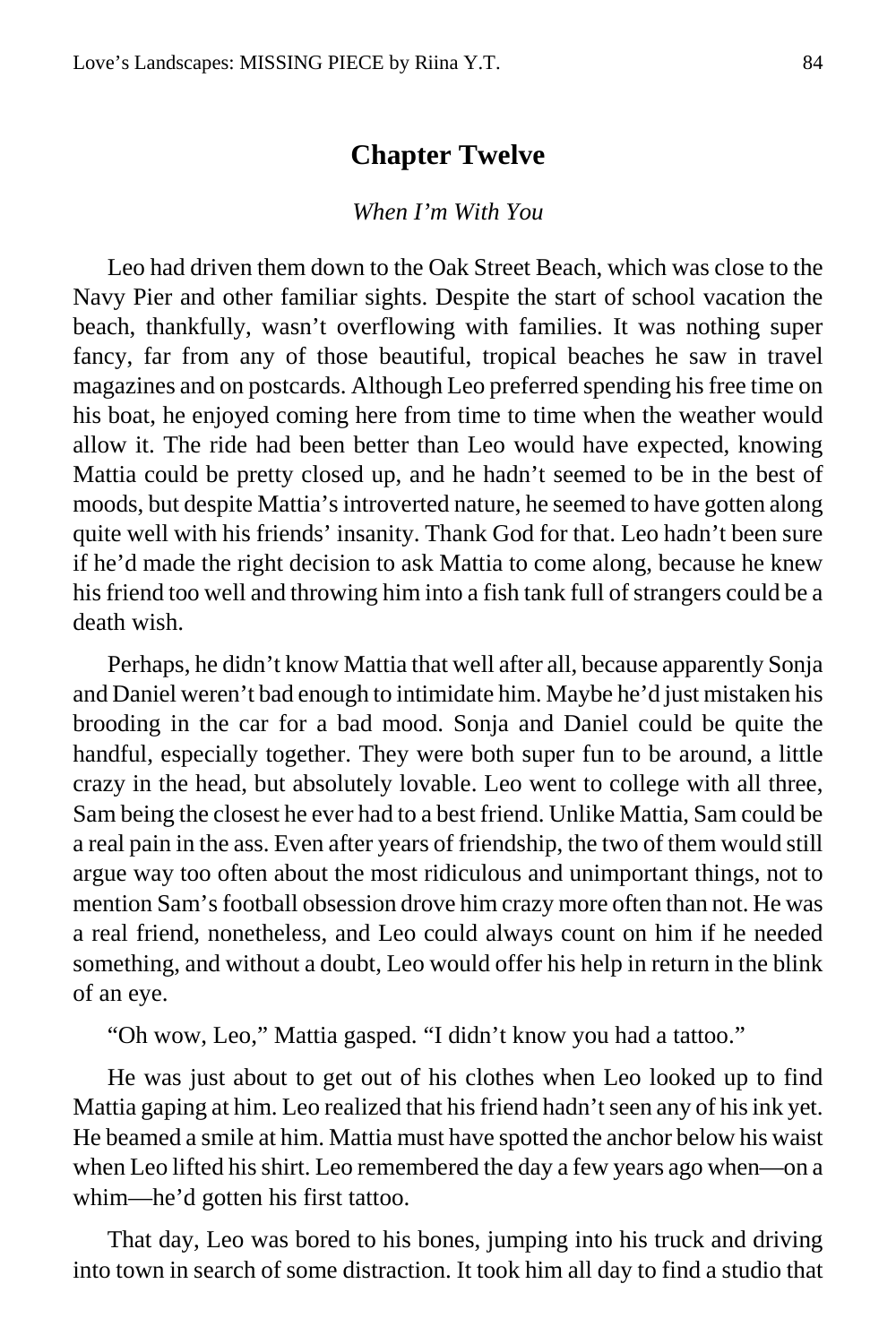## Chapter Twelve

*When I'm With You*

Leo had driven them down to the Oak Street Beach, which was close to the Navy Pier and other familiar sights. Despite the start of school vacation the beach, thankfully, wasn't overflowing with families. It was nothing super fancy, far from any of those beautiful, tropical beaches he saw in travel magazines and on postcards. Although Leo preferred spending his free time on his boat, he enjoyed coming here from time to time when the weather would allow it. The ride had been better than Leo would have expected, knowing Mattia could be pretty closed up, and he hadn't seemed to be in the best of moods, but despite Mattia's introverted nature, he seemed to have gotten along quite well with his friends' insanity. Thank God for that. Leo hadn't been sure if he'd made the right decision to ask Mattia to come along, because he knew his friend too well and throwing him into a fish tank full of strangers could be a death wish.

Perhaps, he didn't know Mattia that well after all, because apparently Sonja and Daniel weren't bad enough to intimidate him. Maybe he'd just mistaken his brooding in the car for a bad mood. Sonja and Daniel could be quite the handful, especially together. They were both super fun to be around, a little crazy in the head, but absolutely lovable. Leo went to college with all three, Sam being the closest he ever had to a best friend. Unlike Mattia, Sam could be a real pain in the ass. Even after years of friendship, the two of them would still argue way too often about the most ridiculous and unimportant things, not to mention Sam's football obsession drove him crazy more often than not. He was a real friend, nonetheless, and Leo could always count on him if he needed something, and without a doubt, Leo would offer his help in return in the blink of an eye.

"Oh wow, Leo," Mattia gasped. "I didn't know you had a tattoo."

He was just about to get out of his clothes when Leo looked up to find Mattia gaping at him. Leo realized that his friend hadn't seen any of his ink yet. He beamed a smile at him. Mattia must have spotted the anchor below his waist when Leo lifted his shirt. Leo remembered the day a few years ago when—on a whim—he'd gotten his first tattoo.

That day, Leo was bored to his bones, jumping into his truck and driving into town in search of some distraction. It took him all day to find a studio that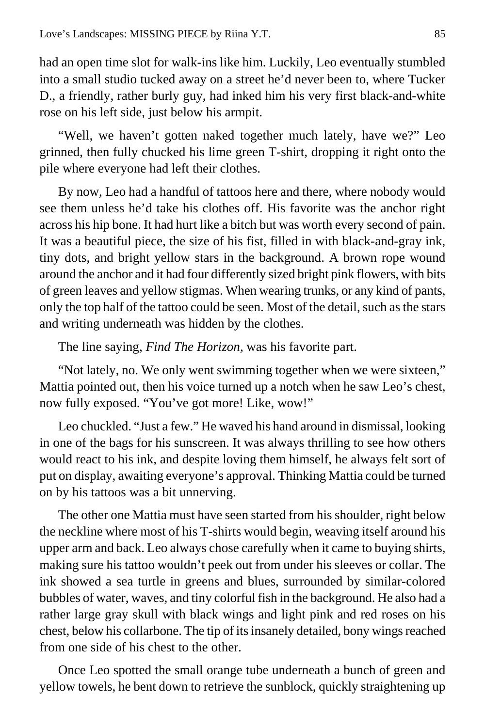had an open time slot for walk-ins like him. Luckily, Leo eventually stumbled into a small studio tucked away on a street he'd never been to, where Tucker D., a friendly, rather burly guy, had inked him his very first black-and-white rose on his left side, just below his armpit.

"Well, we haven't gotten naked together much lately, have we?" Leo grinned, then fully chucked his lime green T-shirt, dropping it right onto the pile where everyone had left their clothes.

By now, Leo had a handful of tattoos here and there, where nobody would see them unless he'd take his clothes off. His favorite was the anchor right across his hip bone. It had hurt like a bitch but was worth every second of pain. It was a beautiful piece, the size of his fist, filled in with black-and-gray ink, tiny dots, and bright yellow stars in the background. A brown rope wound around the anchor and it had four differently sized bright pink flowers, with bits of green leaves and yellow stigmas. When wearing trunks, or any kind of pants, only the top half of the tattoo could be seen. Most of the detail, such as the stars and writing underneath was hidden by the clothes.

The line saying, *Find The Horizon,* was his favorite part.

"Not lately, no. We only went swimming together when we were sixteen," Mattia pointed out, then his voice turned up a notch when he saw Leo's chest, now fully exposed. "You've got more! Like, wow!"

Leo chuckled. "Just a few." He waved his hand around in dismissal, looking in one of the bags for his sunscreen. It was always thrilling to see how others would react to his ink, and despite loving them himself, he always felt sort of put on display, awaiting everyone's approval. Thinking Mattia could be turned on by his tattoos was a bit unnerving.

The other one Mattia must have seen started from his shoulder, right below the neckline where most of his T-shirts would begin, weaving itself around his upper arm and back. Leo always chose carefully when it came to buying shirts, making sure his tattoo wouldn't peek out from under his sleeves or collar. The ink showed a sea turtle in greens and blues, surrounded by similar-colored bubbles of water, waves, and tiny colorful fish in the background. He also had a rather large gray skull with black wings and light pink and red roses on his chest, below his collarbone. The tip of its insanely detailed, bony wings reached from one side of his chest to the other.

Once Leo spotted the small orange tube underneath a bunch of green and yellow towels, he bent down to retrieve the sunblock, quickly straightening up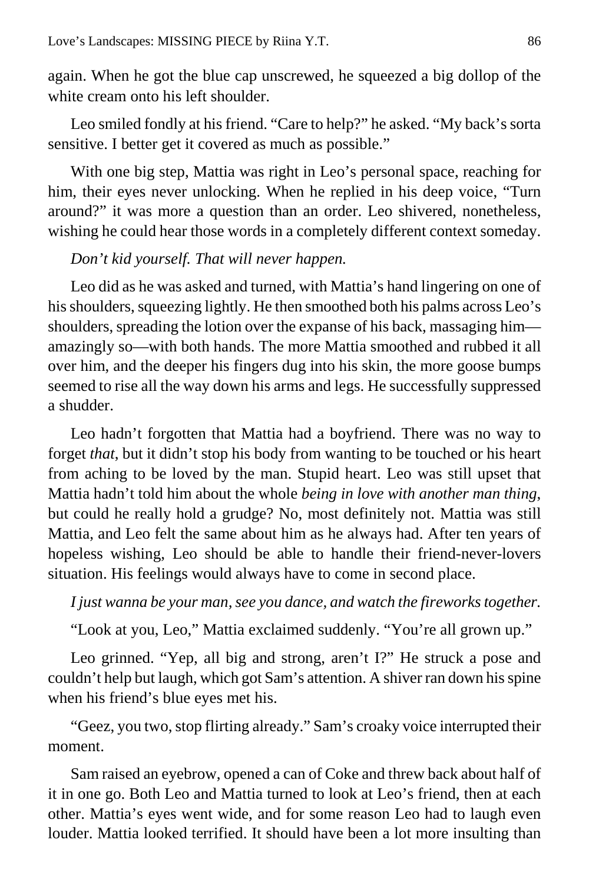again. When he got the blue cap unscrewed, he squeezed a big dollop of the white cream onto his left shoulder.

Leo smiled fondly at his friend. "Care to help?" he asked. "My back's sorta sensitive. I better get it covered as much as possible."

With one big step, Mattia was right in Leo's personal space, reaching for him, their eyes never unlocking. When he replied in his deep voice, "Turn around?" it was more a question than an order. Leo shivered, nonetheless, wishing he could hear those words in a completely different context someday.

*Don't kid yourself. That will never happen.*

Leo did as he was asked and turned, with Mattia's hand lingering on one of his shoulders, squeezing lightly. He then smoothed both his palms across Leo's shoulders, spreading the lotion over the expanse of his back, massaging him—amazingly so—with both hands. The more Mattia smoothed and rubbed it all over him, and the deeper his fingers dug into his skin, the more goose bumps seemed to rise all the way down his arms and legs. He successfully suppressed a shudder.

Leo hadn't forgotten that Mattia had a boyfriend. There was no way to forget *that*, but it didn't stop his body from wanting to be touched or his heart from aching to be loved by the man. Stupid heart. Leo was still upset that Mattia hadn't told him about the whole *being in love with another man thing*, but could he really hold a grudge? No, most definitely not. Mattia was still Mattia, and Leo felt the same about him as he always had. After ten years of hopeless wishing, Leo should be able to handle their friend-never-lovers situation. His feelings would always have to come in second place.

*I just wanna be your man, see you dance, and watch the fireworks together.*

"Look at you, Leo," Mattia exclaimed suddenly. "You're all grown up."

Leo grinned. "Yep, all big and strong, aren't I?" He struck a pose and couldn't help but laugh, which got Sam's attention. A shiver ran down his spine when his friend's blue eyes met his.

"Geez, you two, stop flirting already." Sam's croaky voice interrupted their moment.

Sam raised an eyebrow, opened a can of Coke and threw back about half of it in one go. Both Leo and Mattia turned to look at Leo's friend, then at each other. Mattia's eyes went wide, and for some reason Leo had to laugh even louder. Mattia looked terrified. It should have been a lot more insulting than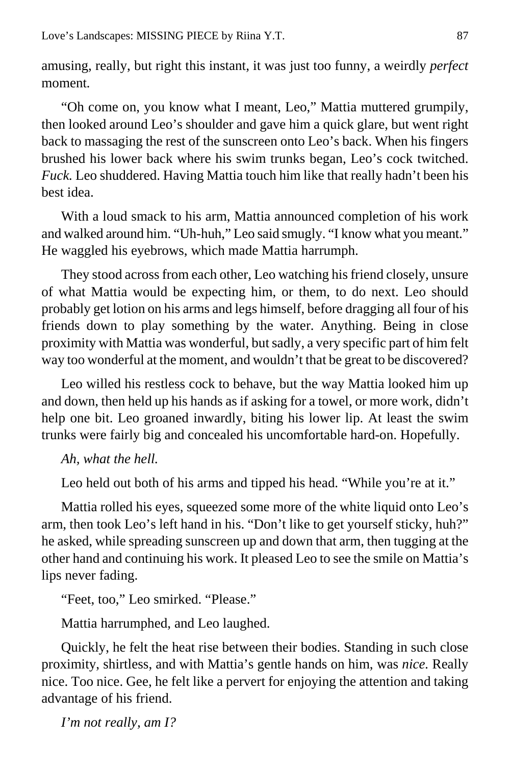amusing, really, but right this instant, it was just too funny, a weirdly *perfect* moment.

"Oh come on, you know what I meant, Leo," Mattia muttered grumpily, then looked around Leo's shoulder and gave him a quick glare, but went right back to massaging the rest of the sunscreen onto Leo's back. When his fingers brushed his lower back where his swim trunks began, Leo's cock twitched. *Fuck.* Leo shuddered. Having Mattia touch him like that really hadn't been his best idea.

With a loud smack to his arm, Mattia announced completion of his work and walked around him. "Uh-huh," Leo said smugly. "I know what you meant." He waggled his eyebrows, which made Mattia harrumph.

They stood across from each other, Leo watching his friend closely, unsure of what Mattia would be expecting him, or them, to do next. Leo should probably get lotion on his arms and legs himself, before dragging all four of his friends down to play something by the water. Anything. Being in close proximity with Mattia was wonderful, but sadly, a very specific part of him felt way too wonderful at the moment, and wouldn't that be great to be discovered?

Leo willed his restless cock to behave, but the way Mattia looked him up and down, then held up his hands as if asking for a towel, or more work, didn't help one bit. Leo groaned inwardly, biting his lower lip. At least the swim trunks were fairly big and concealed his uncomfortable hard-on. Hopefully.

*Ah, what the hell.*

Leo held out both of his arms and tipped his head. "While you're at it."

Mattia rolled his eyes, squeezed some more of the white liquid onto Leo's arm, then took Leo's left hand in his. "Don't like to get yourself sticky, huh?" he asked, while spreading sunscreen up and down that arm, then tugging at the other hand and continuing his work. It pleased Leo to see the smile on Mattia's lips never fading.

"Feet, too," Leo smirked. "Please."

Mattia harrumphed, and Leo laughed.

Quickly, he felt the heat rise between their bodies. Standing in such close proximity, shirtless, and with Mattia's gentle hands on him, was *nice.* Really nice. Too nice. Gee, he felt like a pervert for enjoying the attention and taking advantage of his friend.

*I'm not really, am I?*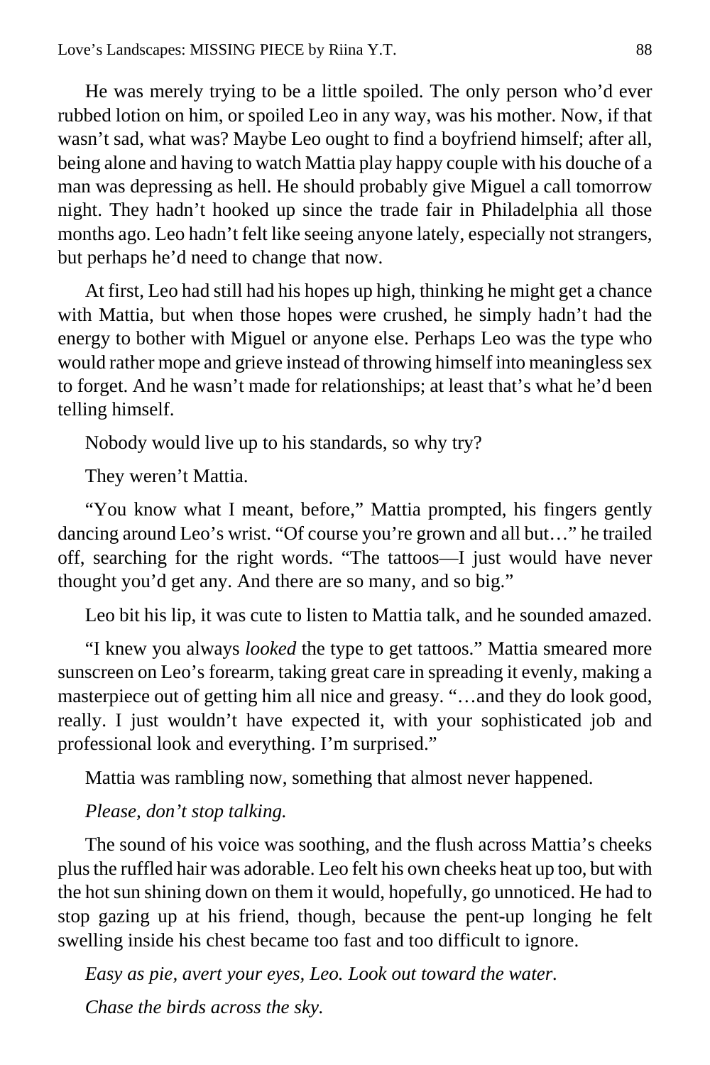He was merely trying to be a little spoiled. The only person who'd ever rubbed lotion on him, or spoiled Leo in any way, was his mother. Now, if that wasn't sad, what was? Maybe Leo ought to find a boyfriend himself; after all, being alone and having to watch Mattia play happy couple with his douche of a man was depressing as hell. He should probably give Miguel a call tomorrow night. They hadn't hooked up since the trade fair in Philadelphia all those months ago. Leo hadn't felt like seeing anyone lately, especially not strangers, but perhaps he'd need to change that now.

At first, Leo had still had his hopes up high, thinking he might get a chance with Mattia, but when those hopes were crushed, he simply hadn't had the energy to bother with Miguel or anyone else. Perhaps Leo was the type who would rather mope and grieve instead of throwing himself into meaningless sex to forget. And he wasn't made for relationships; at least that's what he'd been telling himself.

Nobody would live up to his standards, so why try?

They weren't Mattia.

"You know what I meant, before," Mattia prompted, his fingers gently dancing around Leo's wrist. "Of course you're grown and all but…" he trailed off, searching for the right words. "The tattoos—I just would have never thought you'd get any. And there are so many, and so big."

Leo bit his lip, it was cute to listen to Mattia talk, and he sounded amazed.

"I knew you always *looked* the type to get tattoos." Mattia smeared more sunscreen on Leo's forearm, taking great care in spreading it evenly, making a masterpiece out of getting him all nice and greasy. "…and they do look good, really. I just wouldn't have expected it, with your sophisticated job and professional look and everything. I'm surprised."

Mattia was rambling now, something that almost never happened.

*Please, don't stop talking.*

The sound of his voice was soothing, and the flush across Mattia's cheeks plus the ruffled hair was adorable. Leo felt his own cheeks heat up too, but with the hot sun shining down on them it would, hopefully, go unnoticed. He had to stop gazing up at his friend, though, because the pent-up longing he felt swelling inside his chest became too fast and too difficult to ignore.

*Easy as pie, avert your eyes, Leo. Look out toward the water.*

*Chase the birds across the sky.*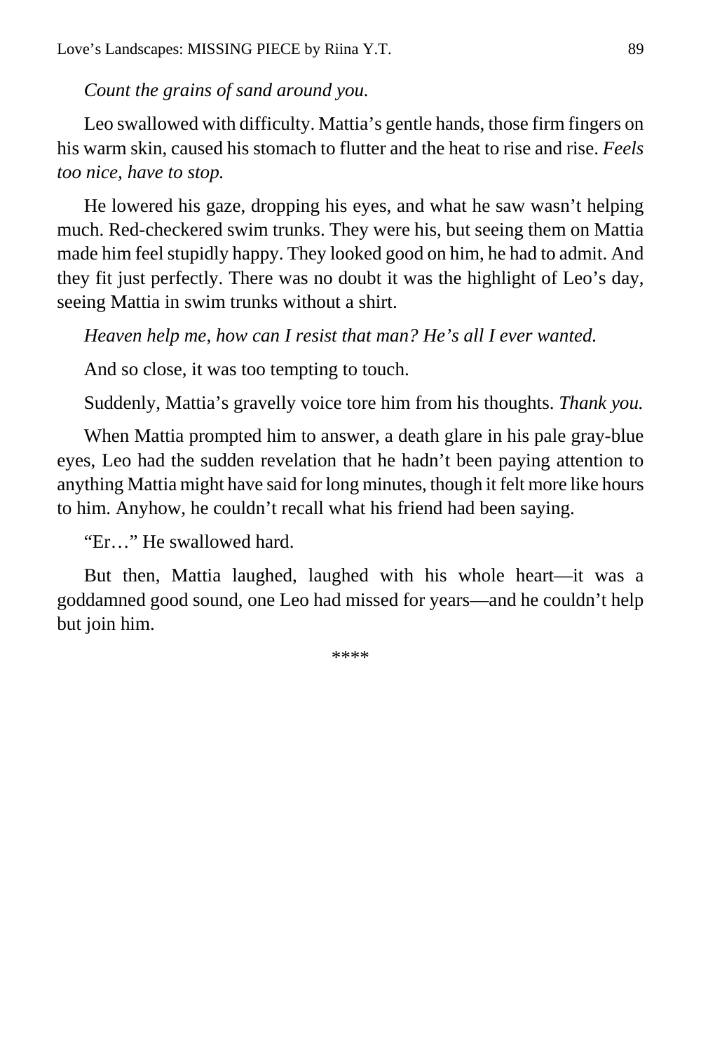*Count the grains of sand around you.*

Leo swallowed with difficulty. Mattia's gentle hands, those firm fingers on his warm skin, caused his stomach to flutter and the heat to rise and rise. *Feels too nice, have to stop.*

He lowered his gaze, dropping his eyes, and what he saw wasn't helping much. Red-checkered swim trunks. They were his, but seeing them on Mattia made him feel stupidly happy. They looked good on him, he had to admit. And they fit just perfectly. There was no doubt it was the highlight of Leo's day, seeing Mattia in swim trunks without a shirt.

*Heaven help me, how can I resist that man? He's all I ever wanted.*

And so close, it was too tempting to touch.

Suddenly, Mattia's gravelly voice tore him from his thoughts. *Thank you.*

When Mattia prompted him to answer, a death glare in his pale gray-blue eyes, Leo had the sudden revelation that he hadn't been paying attention to anything Mattia might have said for long minutes, though it felt more like hours to him. Anyhow, he couldn't recall what his friend had been saying.

"Er…" He swallowed hard.

But then, Mattia laughed, laughed with his whole heart—it was a goddamned good sound, one Leo had missed for years—and he couldn't help but join him.

****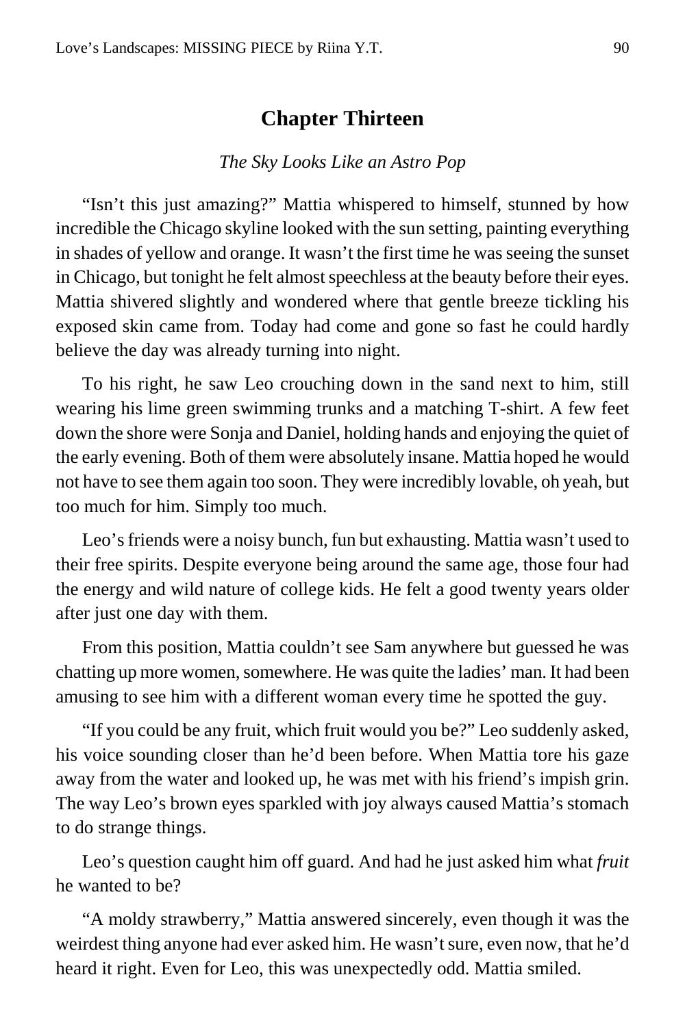## Chapter Thirteen

*The Sky Looks Like an Astro Pop*

"Isn't this just amazing?" Mattia whispered to himself, stunned by how incredible the Chicago skyline looked with the sun setting, painting everything in shades of yellow and orange. It wasn't the first time he was seeing the sunset in Chicago, but tonight he felt almost speechless at the beauty before their eyes. Mattia shivered slightly and wondered where that gentle breeze tickling his exposed skin came from. Today had come and gone so fast he could hardly believe the day was already turning into night.

To his right, he saw Leo crouching down in the sand next to him, still wearing his lime green swimming trunks and a matching T-shirt. A few feet down the shore were Sonja and Daniel, holding hands and enjoying the quiet of the early evening. Both of them were absolutely insane. Mattia hoped he would not have to see them again too soon. They were incredibly lovable, oh yeah, but too much for him. Simply too much.

Leo's friends were a noisy bunch, fun but exhausting. Mattia wasn't used to their free spirits. Despite everyone being around the same age, those four had the energy and wild nature of college kids. He felt a good twenty years older after just one day with them.

From this position, Mattia couldn't see Sam anywhere but guessed he was chatting up more women, somewhere. He was quite the ladies' man. It had been amusing to see him with a different woman every time he spotted the guy.

"If you could be any fruit, which fruit would you be?" Leo suddenly asked, his voice sounding closer than he'd been before. When Mattia tore his gaze away from the water and looked up, he was met with his friend's impish grin. The way Leo's brown eyes sparkled with joy always caused Mattia's stomach to do strange things.

Leo's question caught him off guard. And had he just asked him what *fruit* he wanted to be?

"A moldy strawberry," Mattia answered sincerely, even though it was the weirdest thing anyone had ever asked him. He wasn't sure, even now, that he'd heard it right. Even for Leo, this was unexpectedly odd. Mattia smiled.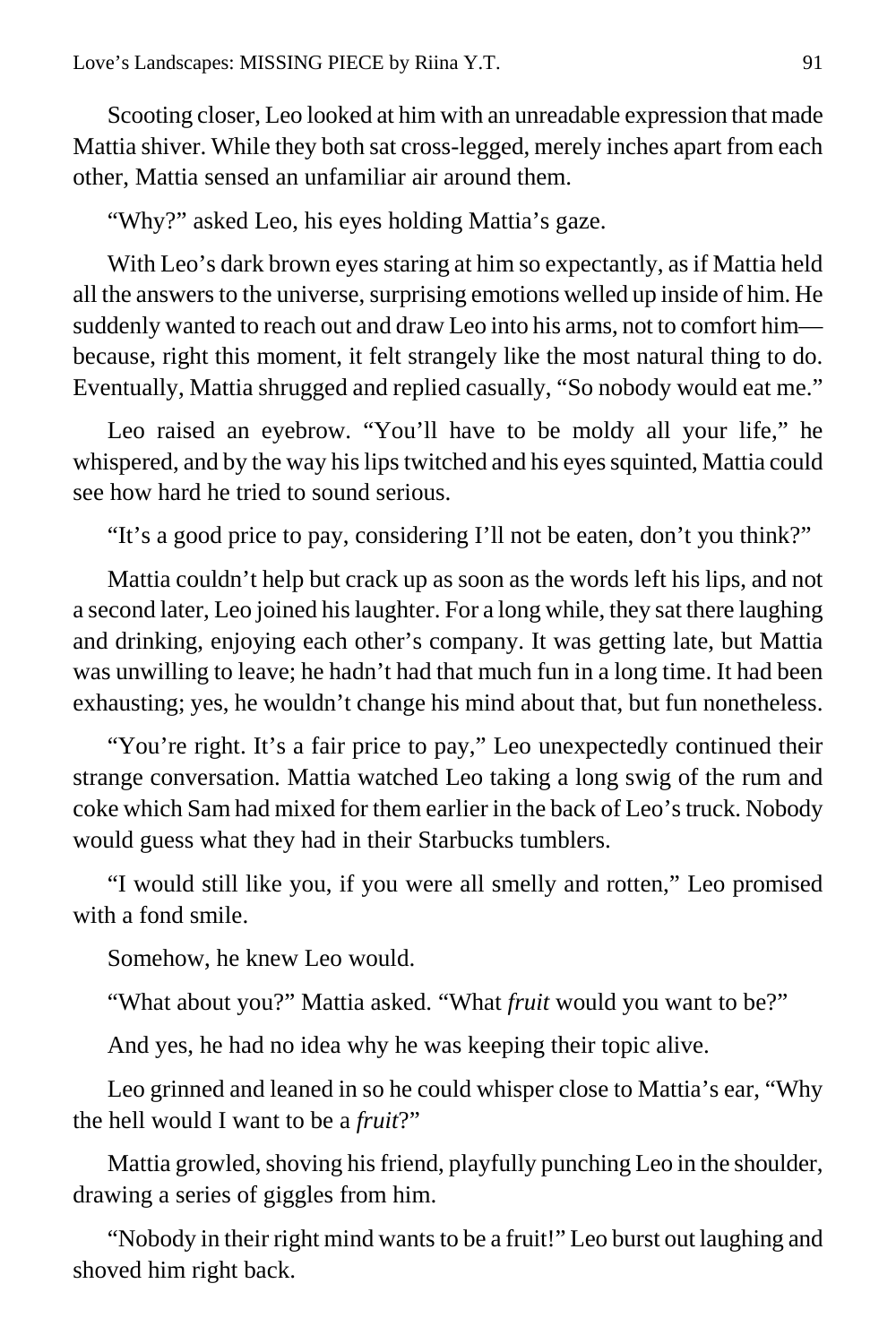Scooting closer, Leo looked at him with an unreadable expression that made Mattia shiver. While they both sat cross-legged, merely inches apart from each other, Mattia sensed an unfamiliar air around them.

"Why?" asked Leo, his eyes holding Mattia's gaze.

With Leo's dark brown eyes staring at him so expectantly, as if Mattia held all the answers to the universe, surprising emotions welled up inside of him. He suddenly wanted to reach out and draw Leo into his arms, not to comfort him—because, right this moment, it felt strangely like the most natural thing to do. Eventually, Mattia shrugged and replied casually, "So nobody would eat me."

Leo raised an eyebrow. "You'll have to be moldy all your life," he whispered, and by the way his lips twitched and his eyes squinted, Mattia could see how hard he tried to sound serious.

"It's a good price to pay, considering I'll not be eaten, don't you think?"

Mattia couldn't help but crack up as soon as the words left his lips, and not a second later, Leo joined his laughter. For a long while, they sat there laughing and drinking, enjoying each other's company. It was getting late, but Mattia was unwilling to leave; he hadn't had that much fun in a long time. It had been exhausting; yes, he wouldn't change his mind about that, but fun nonetheless.

"You're right. It's a fair price to pay," Leo unexpectedly continued their strange conversation. Mattia watched Leo taking a long swig of the rum and coke which Sam had mixed for them earlier in the back of Leo's truck. Nobody would guess what they had in their Starbucks tumblers.

"I would still like you, if you were all smelly and rotten," Leo promised with a fond smile.

Somehow, he knew Leo would.

"What about you?" Mattia asked. "What *fruit* would you want to be?"

And yes, he had no idea why he was keeping their topic alive.

Leo grinned and leaned in so he could whisper close to Mattia's ear, "Why the hell would I want to be a *fruit*?"

Mattia growled, shoving his friend, playfully punching Leo in the shoulder, drawing a series of giggles from him.

"Nobody in their right mind wants to be a fruit!" Leo burst out laughing and shoved him right back.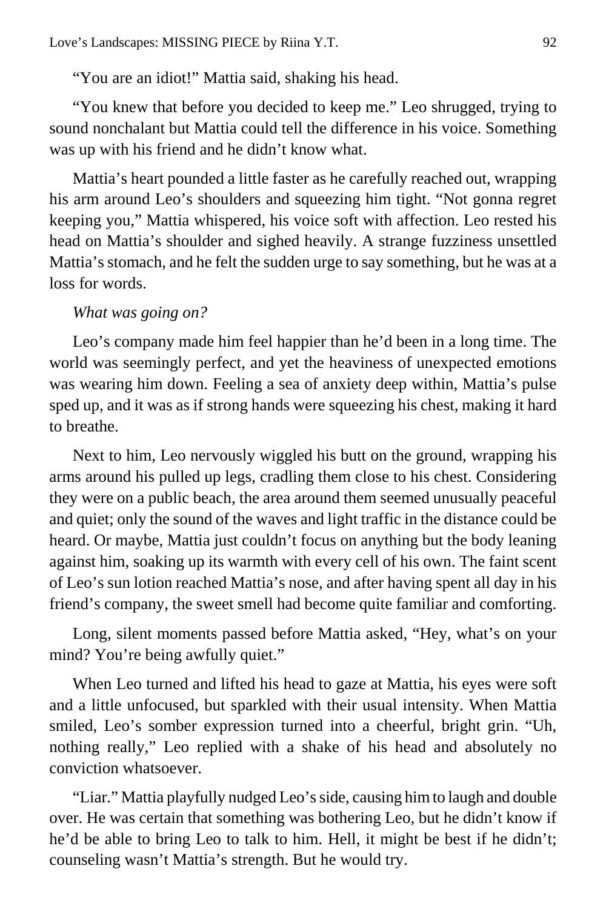"You are an idiot!" Mattia said, shaking his head.

"You knew that before you decided to keep me." Leo shrugged, trying to sound nonchalant but Mattia could tell the difference in his voice. Something was up with his friend and he didn't know what.

Mattia's heart pounded a little faster as he carefully reached out, wrapping his arm around Leo's shoulders and squeezing him tight. "Not gonna regret keeping you," Mattia whispered, his voice soft with affection. Leo rested his head on Mattia's shoulder and sighed heavily. A strange fuzziness unsettled Mattia's stomach, and he felt the sudden urge to say something, but he was at a loss for words.

*What was going on?*

Leo's company made him feel happier than he'd been in a long time. The world was seemingly perfect, and yet the heaviness of unexpected emotions was wearing him down. Feeling a sea of anxiety deep within, Mattia's pulse sped up, and it was as if strong hands were squeezing his chest, making it hard to breathe.

Next to him, Leo nervously wiggled his butt on the ground, wrapping his arms around his pulled up legs, cradling them close to his chest. Considering they were on a public beach, the area around them seemed unusually peaceful and quiet; only the sound of the waves and light traffic in the distance could be heard. Or maybe, Mattia just couldn't focus on anything but the body leaning against him, soaking up its warmth with every cell of his own. The faint scent of Leo's sun lotion reached Mattia's nose, and after having spent all day in his friend's company, the sweet smell had become quite familiar and comforting.

Long, silent moments passed before Mattia asked, "Hey, what's on your mind? You're being awfully quiet."

When Leo turned and lifted his head to gaze at Mattia, his eyes were soft and a little unfocused, but sparkled with their usual intensity. When Mattia smiled, Leo's somber expression turned into a cheerful, bright grin. "Uh, nothing really," Leo replied with a shake of his head and absolutely no conviction whatsoever.

"Liar." Mattia playfully nudged Leo's side, causing him to laugh and double over. He was certain that something was bothering Leo, but he didn't know if he'd be able to bring Leo to talk to him. Hell, it might be best if he didn't; counseling wasn't Mattia's strength. But he would try.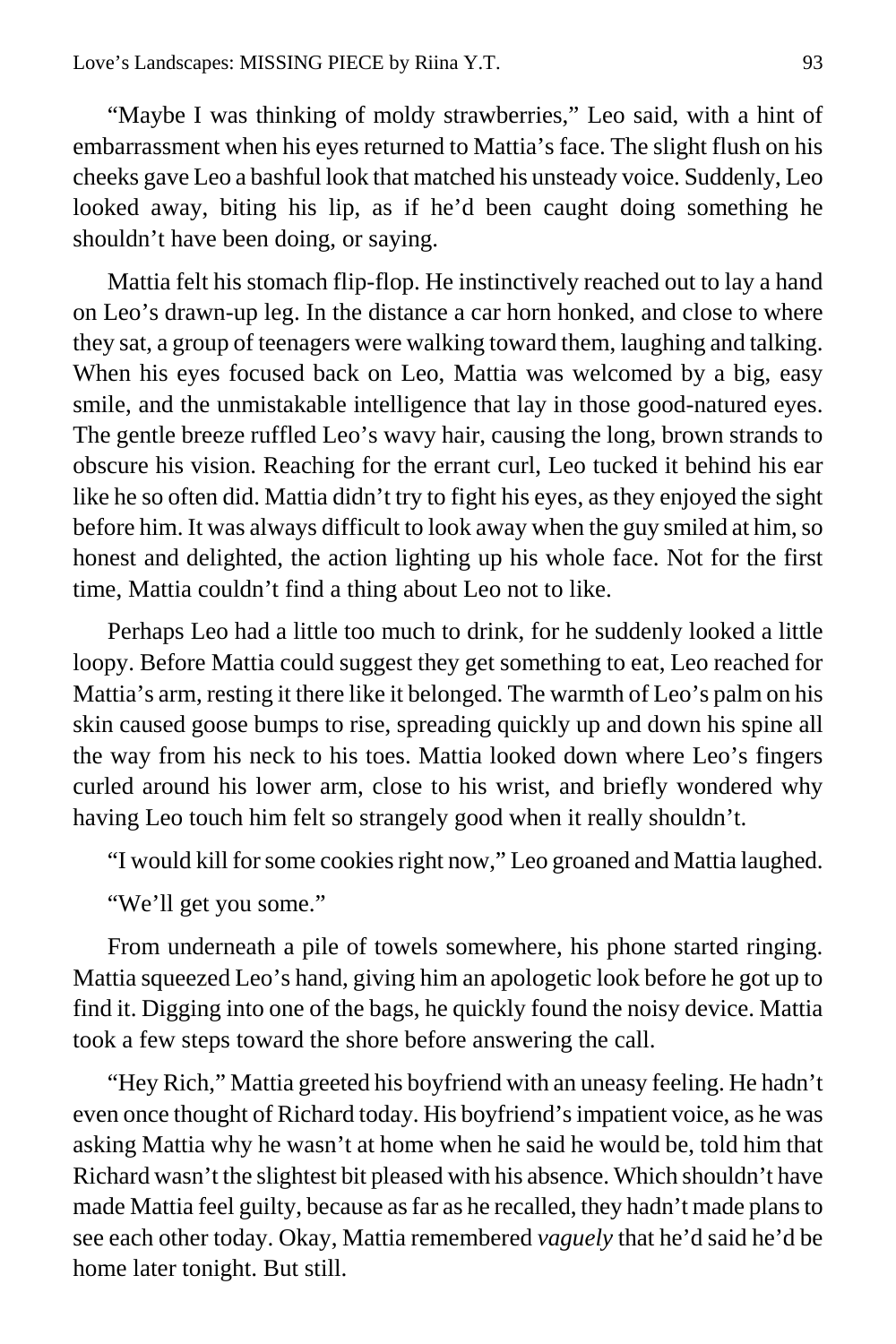"Maybe I was thinking of moldy strawberries," Leo said, with a hint of embarrassment when his eyes returned to Mattia's face. The slight flush on his cheeks gave Leo a bashful look that matched his unsteady voice. Suddenly, Leo looked away, biting his lip, as if he'd been caught doing something he shouldn't have been doing, or saying.

Mattia felt his stomach flip-flop. He instinctively reached out to lay a hand on Leo's drawn-up leg. In the distance a car horn honked, and close to where they sat, a group of teenagers were walking toward them, laughing and talking. When his eyes focused back on Leo, Mattia was welcomed by a big, easy smile, and the unmistakable intelligence that lay in those good-natured eyes. The gentle breeze ruffled Leo's wavy hair, causing the long, brown strands to obscure his vision. Reaching for the errant curl, Leo tucked it behind his ear like he so often did. Mattia didn't try to fight his eyes, as they enjoyed the sight before him. It was always difficult to look away when the guy smiled at him, so honest and delighted, the action lighting up his whole face. Not for the first time, Mattia couldn't find a thing about Leo not to like.

Perhaps Leo had a little too much to drink, for he suddenly looked a little loopy. Before Mattia could suggest they get something to eat, Leo reached for Mattia's arm, resting it there like it belonged. The warmth of Leo's palm on his skin caused goose bumps to rise, spreading quickly up and down his spine all the way from his neck to his toes. Mattia looked down where Leo's fingers curled around his lower arm, close to his wrist, and briefly wondered why having Leo touch him felt so strangely good when it really shouldn't.

"I would kill for some cookies right now," Leo groaned and Mattia laughed.

"We'll get you some."

From underneath a pile of towels somewhere, his phone started ringing. Mattia squeezed Leo's hand, giving him an apologetic look before he got up to find it. Digging into one of the bags, he quickly found the noisy device. Mattia took a few steps toward the shore before answering the call.

"Hey Rich," Mattia greeted his boyfriend with an uneasy feeling. He hadn't even once thought of Richard today. His boyfriend's impatient voice, as he was asking Mattia why he wasn't at home when he said he would be, told him that Richard wasn't the slightest bit pleased with his absence. Which shouldn't have made Mattia feel guilty, because as far as he recalled, they hadn't made plans to see each other today. Okay, Mattia remembered *vaguely* that he'd said he'd be home later tonight. But still.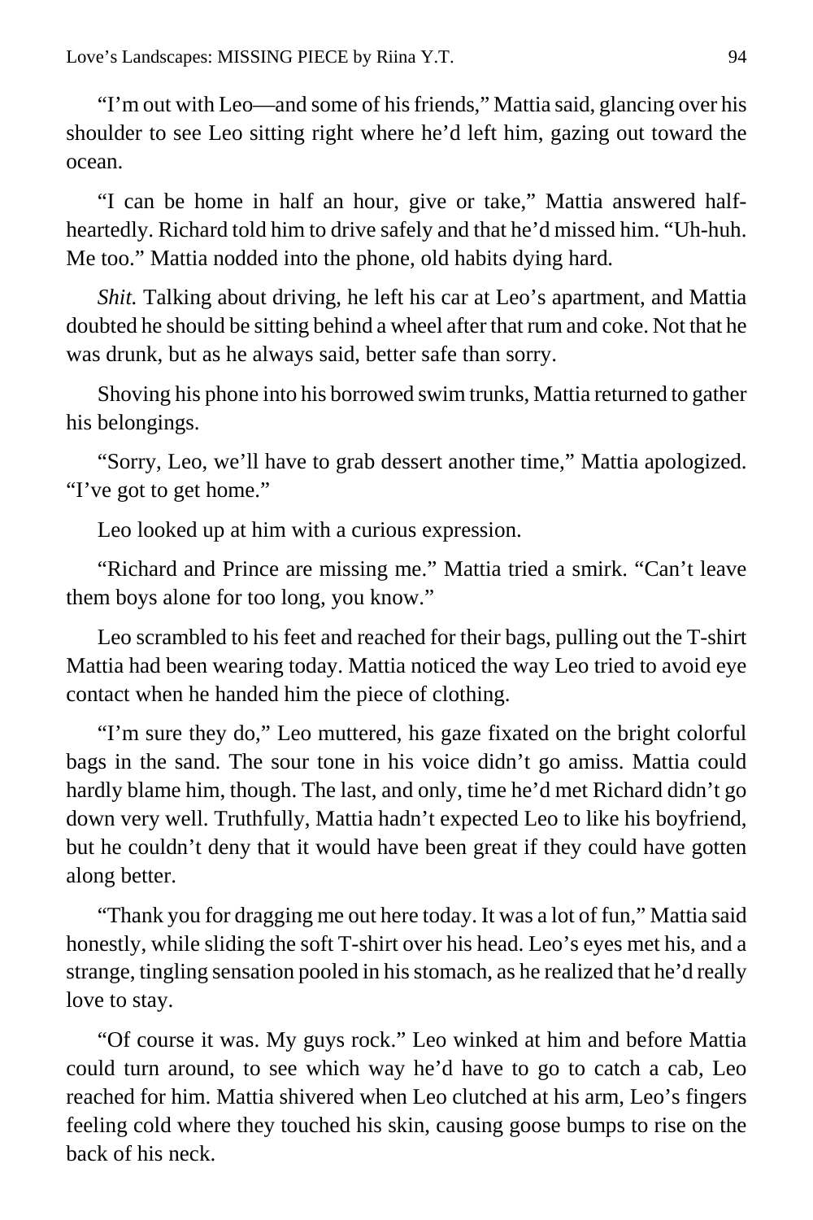"I'm out with Leo—and some of his friends," Mattia said, glancing over his shoulder to see Leo sitting right where he'd left him, gazing out toward the ocean.

"I can be home in half an hour, give or take," Mattia answered half-heartedly. Richard told him to drive safely and that he'd missed him. "Uh-huh. Me too." Mattia nodded into the phone, old habits dying hard.

*Shit.* Talking about driving, he left his car at Leo's apartment, and Mattia doubted he should be sitting behind a wheel after that rum and coke. Not that he was drunk, but as he always said, better safe than sorry.

Shoving his phone into his borrowed swim trunks, Mattia returned to gather his belongings.

"Sorry, Leo, we'll have to grab dessert another time," Mattia apologized. "I've got to get home."

Leo looked up at him with a curious expression.

"Richard and Prince are missing me." Mattia tried a smirk. "Can't leave them boys alone for too long, you know."

Leo scrambled to his feet and reached for their bags, pulling out the T-shirt Mattia had been wearing today. Mattia noticed the way Leo tried to avoid eye contact when he handed him the piece of clothing.

"I'm sure they do," Leo muttered, his gaze fixated on the bright colorful bags in the sand. The sour tone in his voice didn't go amiss. Mattia could hardly blame him, though. The last, and only, time he'd met Richard didn't go down very well. Truthfully, Mattia hadn't expected Leo to like his boyfriend, but he couldn't deny that it would have been great if they could have gotten along better.

"Thank you for dragging me out here today. It was a lot of fun," Mattia said honestly, while sliding the soft T-shirt over his head. Leo's eyes met his, and a strange, tingling sensation pooled in his stomach, as he realized that he'd really love to stay.

"Of course it was. My guys rock." Leo winked at him and before Mattia could turn around, to see which way he'd have to go to catch a cab, Leo reached for him. Mattia shivered when Leo clutched at his arm, Leo's fingers feeling cold where they touched his skin, causing goose bumps to rise on the back of his neck.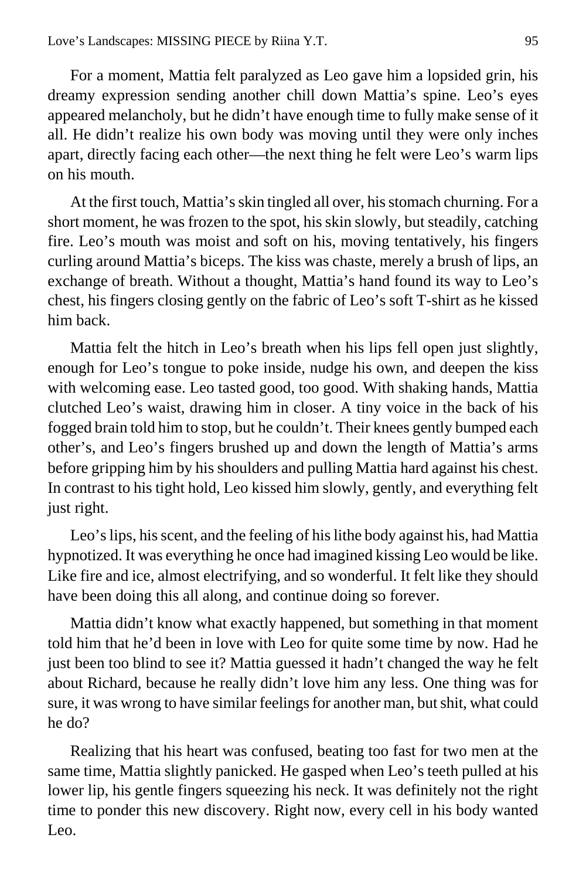For a moment, Mattia felt paralyzed as Leo gave him a lopsided grin, his dreamy expression sending another chill down Mattia's spine. Leo's eyes appeared melancholy, but he didn't have enough time to fully make sense of it all. He didn't realize his own body was moving until they were only inches apart, directly facing each other—the next thing he felt were Leo's warm lips on his mouth.

At the first touch, Mattia's skin tingled all over, his stomach churning. For a short moment, he was frozen to the spot, his skin slowly, but steadily, catching fire. Leo's mouth was moist and soft on his, moving tentatively, his fingers curling around Mattia's biceps. The kiss was chaste, merely a brush of lips, an exchange of breath. Without a thought, Mattia's hand found its way to Leo's chest, his fingers closing gently on the fabric of Leo's soft T-shirt as he kissed him back.

Mattia felt the hitch in Leo's breath when his lips fell open just slightly, enough for Leo's tongue to poke inside, nudge his own, and deepen the kiss with welcoming ease. Leo tasted good, too good. With shaking hands, Mattia clutched Leo's waist, drawing him in closer. A tiny voice in the back of his fogged brain told him to stop, but he couldn't. Their knees gently bumped each other's, and Leo's fingers brushed up and down the length of Mattia's arms before gripping him by his shoulders and pulling Mattia hard against his chest. In contrast to his tight hold, Leo kissed him slowly, gently, and everything felt just right.

Leo's lips, his scent, and the feeling of his lithe body against his, had Mattia hypnotized. It was everything he once had imagined kissing Leo would be like. Like fire and ice, almost electrifying, and so wonderful. It felt like they should have been doing this all along, and continue doing so forever.

Mattia didn't know what exactly happened, but something in that moment told him that he'd been in love with Leo for quite some time by now. Had he just been too blind to see it? Mattia guessed it hadn't changed the way he felt about Richard, because he really didn't love him any less. One thing was for sure, it was wrong to have similar feelings for another man, but shit, what could he do?

Realizing that his heart was confused, beating too fast for two men at the same time, Mattia slightly panicked. He gasped when Leo's teeth pulled at his lower lip, his gentle fingers squeezing his neck. It was definitely not the right time to ponder this new discovery. Right now, every cell in his body wanted Leo.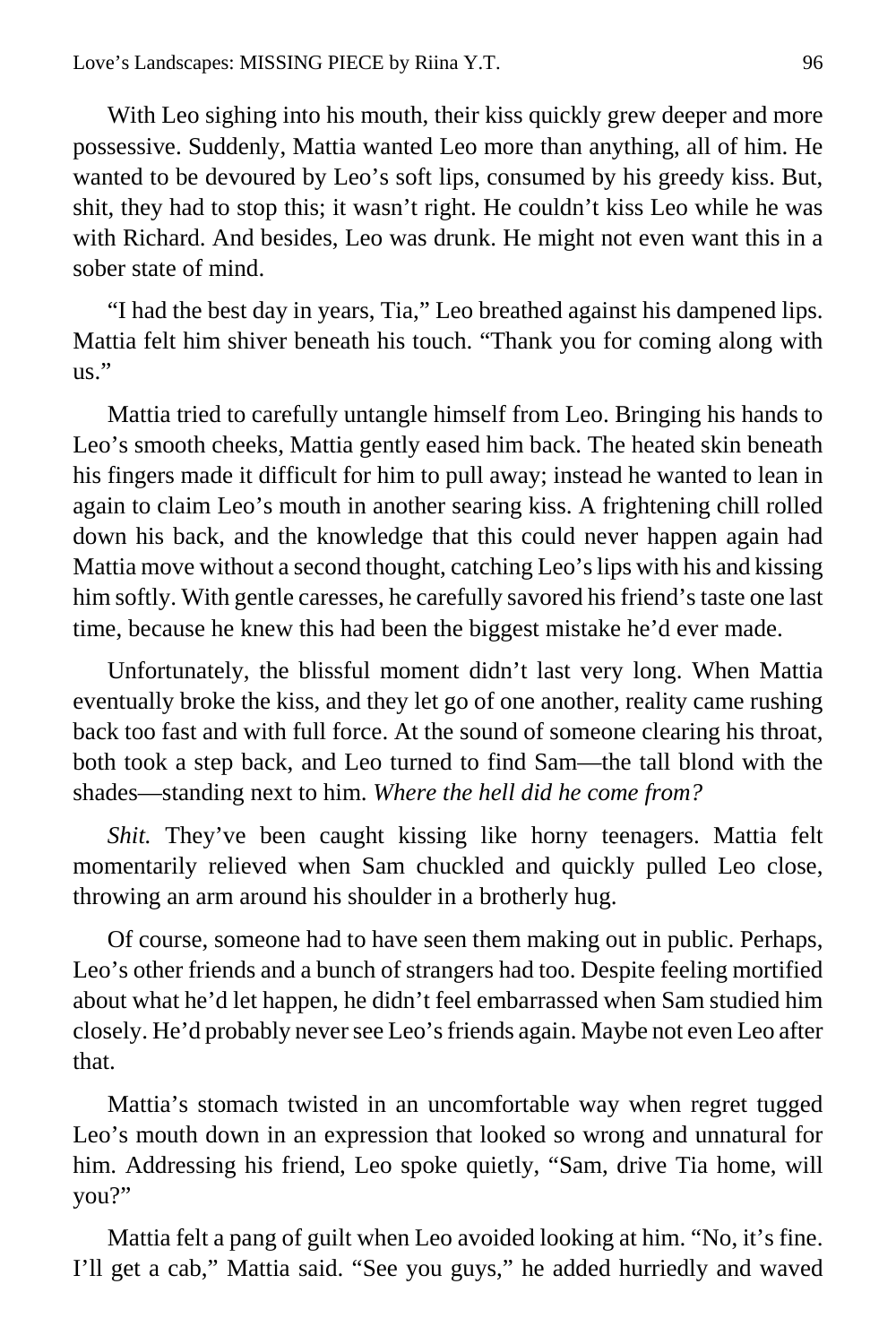With Leo sighing into his mouth, their kiss quickly grew deeper and more possessive. Suddenly, Mattia wanted Leo more than anything, all of him. He wanted to be devoured by Leo's soft lips, consumed by his greedy kiss. But, shit, they had to stop this; it wasn't right. He couldn't kiss Leo while he was with Richard. And besides, Leo was drunk. He might not even want this in a sober state of mind.

"I had the best day in years, Tia," Leo breathed against his dampened lips. Mattia felt him shiver beneath his touch. "Thank you for coming along with us."

Mattia tried to carefully untangle himself from Leo. Bringing his hands to Leo's smooth cheeks, Mattia gently eased him back. The heated skin beneath his fingers made it difficult for him to pull away; instead he wanted to lean in again to claim Leo's mouth in another searing kiss. A frightening chill rolled down his back, and the knowledge that this could never happen again had Mattia move without a second thought, catching Leo's lips with his and kissing him softly. With gentle caresses, he carefully savored his friend's taste one last time, because he knew this had been the biggest mistake he'd ever made.

Unfortunately, the blissful moment didn't last very long. When Mattia eventually broke the kiss, and they let go of one another, reality came rushing back too fast and with full force. At the sound of someone clearing his throat, both took a step back, and Leo turned to find Sam—the tall blond with the shades—standing next to him. *Where the hell did he come from?*

*Shit.* They've been caught kissing like horny teenagers. Mattia felt momentarily relieved when Sam chuckled and quickly pulled Leo close, throwing an arm around his shoulder in a brotherly hug.

Of course, someone had to have seen them making out in public. Perhaps, Leo's other friends and a bunch of strangers had too. Despite feeling mortified about what he'd let happen, he didn't feel embarrassed when Sam studied him closely. He'd probably never see Leo's friends again. Maybe not even Leo after that.

Mattia's stomach twisted in an uncomfortable way when regret tugged Leo's mouth down in an expression that looked so wrong and unnatural for him. Addressing his friend, Leo spoke quietly, "Sam, drive Tia home, will you?"

Mattia felt a pang of guilt when Leo avoided looking at him. "No, it's fine. I'll get a cab," Mattia said. "See you guys," he added hurriedly and waved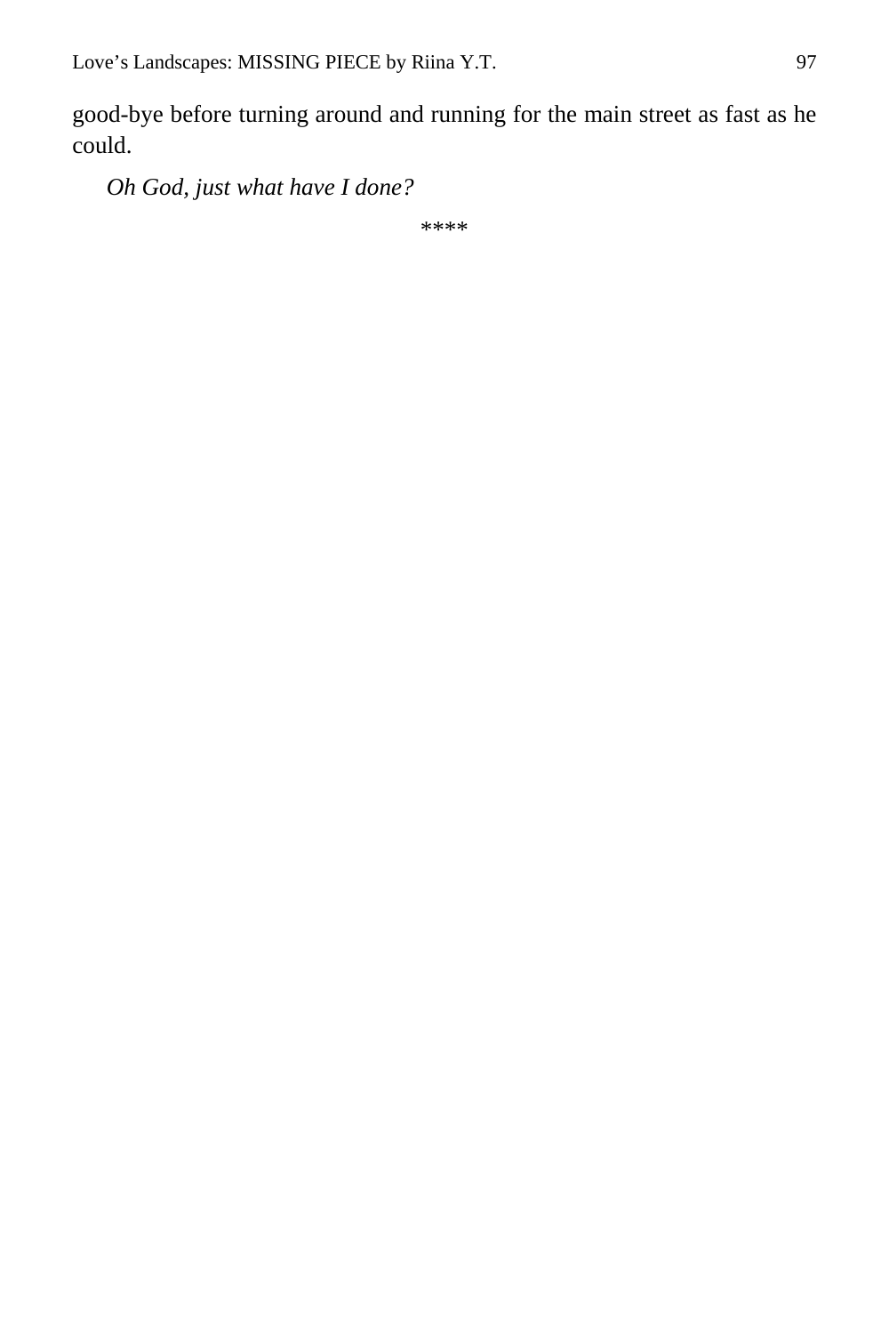good-bye before turning around and running for the main street as fast as he could.

*Oh God, just what have I done?*

****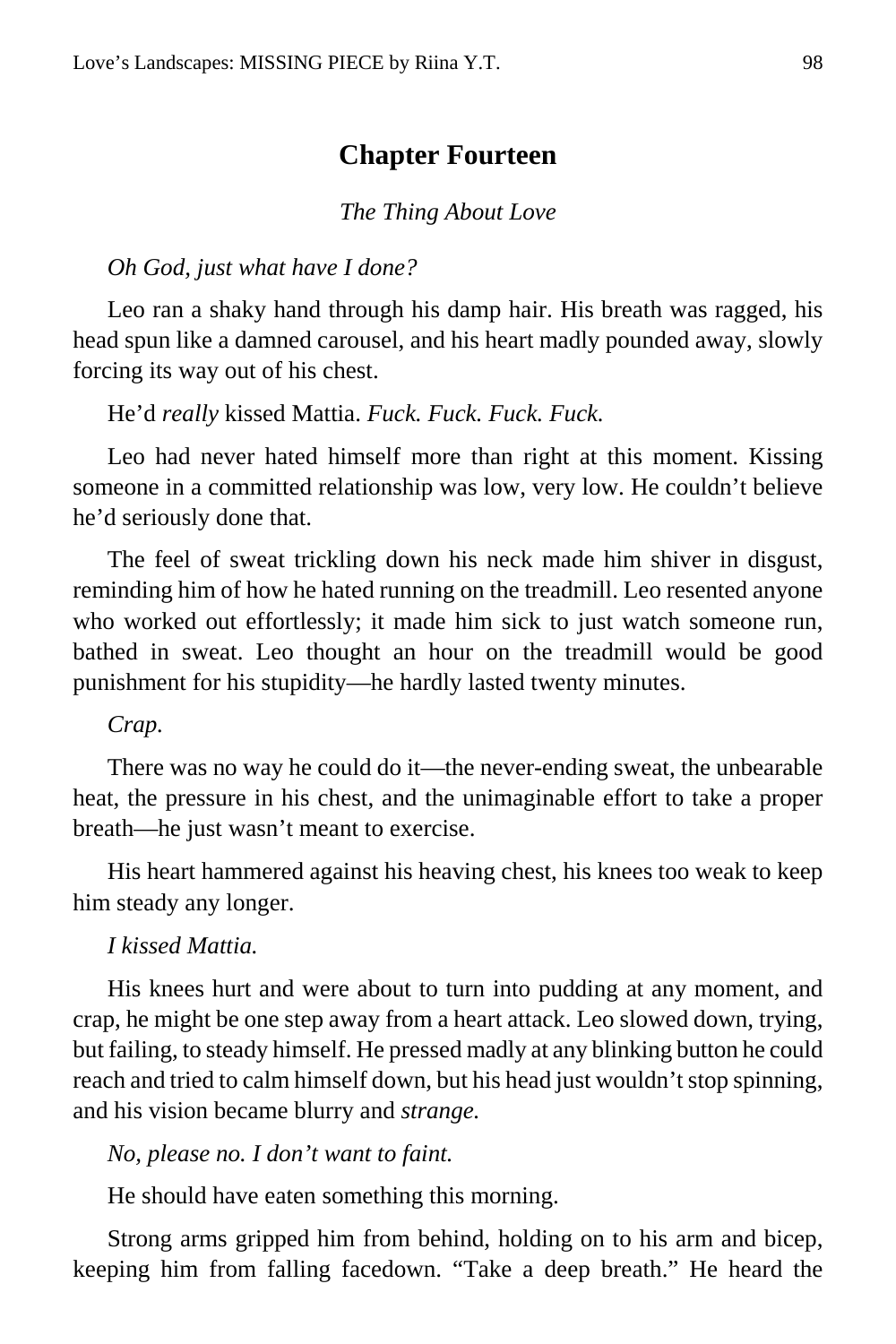## Chapter Fourteen

*The Thing About Love*

*Oh God, just what have I done?*

Leo ran a shaky hand through his damp hair. His breath was ragged, his head spun like a damned carousel, and his heart madly pounded away, slowly forcing its way out of his chest.

He'd *really* kissed Mattia. *Fuck. Fuck. Fuck. Fuck.*

Leo had never hated himself more than right at this moment. Kissing someone in a committed relationship was low, very low. He couldn't believe he'd seriously done that.

The feel of sweat trickling down his neck made him shiver in disgust, reminding him of how he hated running on the treadmill. Leo resented anyone who worked out effortlessly; it made him sick to just watch someone run, bathed in sweat. Leo thought an hour on the treadmill would be good punishment for his stupidity—he hardly lasted twenty minutes.

*Crap.*

There was no way he could do it—the never-ending sweat, the unbearable heat, the pressure in his chest, and the unimaginable effort to take a proper breath—he just wasn't meant to exercise.

His heart hammered against his heaving chest, his knees too weak to keep him steady any longer.

*I kissed Mattia.*

His knees hurt and were about to turn into pudding at any moment, and crap, he might be one step away from a heart attack. Leo slowed down, trying, but failing, to steady himself. He pressed madly at any blinking button he could reach and tried to calm himself down, but his head just wouldn't stop spinning, and his vision became blurry and *strange.*

*No, please no. I don't want to faint.*

He should have eaten something this morning.

Strong arms gripped him from behind, holding on to his arm and bicep, keeping him from falling facedown. "Take a deep breath." He heard the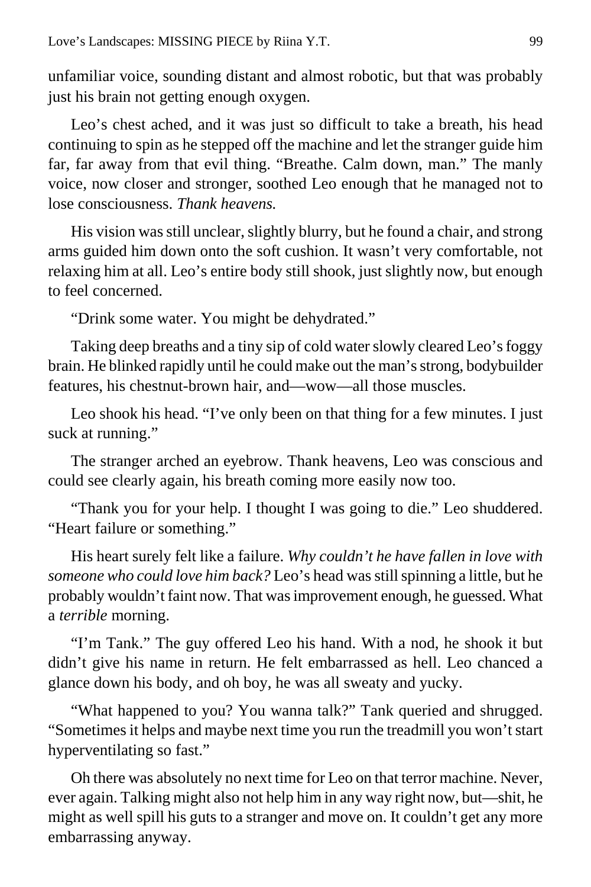unfamiliar voice, sounding distant and almost robotic, but that was probably just his brain not getting enough oxygen.

Leo's chest ached, and it was just so difficult to take a breath, his head continuing to spin as he stepped off the machine and let the stranger guide him far, far away from that evil thing. "Breathe. Calm down, man." The manly voice, now closer and stronger, soothed Leo enough that he managed not to lose consciousness. *Thank heavens.*

His vision was still unclear, slightly blurry, but he found a chair, and strong arms guided him down onto the soft cushion. It wasn't very comfortable, not relaxing him at all. Leo's entire body still shook, just slightly now, but enough to feel concerned.

"Drink some water. You might be dehydrated."

Taking deep breaths and a tiny sip of cold water slowly cleared Leo's foggy brain. He blinked rapidly until he could make out the man's strong, bodybuilder features, his chestnut-brown hair, and—wow—all those muscles.

Leo shook his head. "I've only been on that thing for a few minutes. I just suck at running."

The stranger arched an eyebrow. Thank heavens, Leo was conscious and could see clearly again, his breath coming more easily now too.

"Thank you for your help. I thought I was going to die." Leo shuddered. "Heart failure or something."

His heart surely felt like a failure. *Why couldn't he have fallen in love with someone who could love him back?* Leo's head was still spinning a little, but he probably wouldn't faint now. That was improvement enough, he guessed. What a *terrible* morning.

"I'm Tank." The guy offered Leo his hand. With a nod, he shook it but didn't give his name in return. He felt embarrassed as hell. Leo chanced a glance down his body, and oh boy, he was all sweaty and yucky.

"What happened to you? You wanna talk?" Tank queried and shrugged. "Sometimes it helps and maybe next time you run the treadmill you won't start hyperventilating so fast."

Oh there was absolutely no next time for Leo on that terror machine. Never, ever again. Talking might also not help him in any way right now, but—shit, he might as well spill his guts to a stranger and move on. It couldn't get any more embarrassing anyway.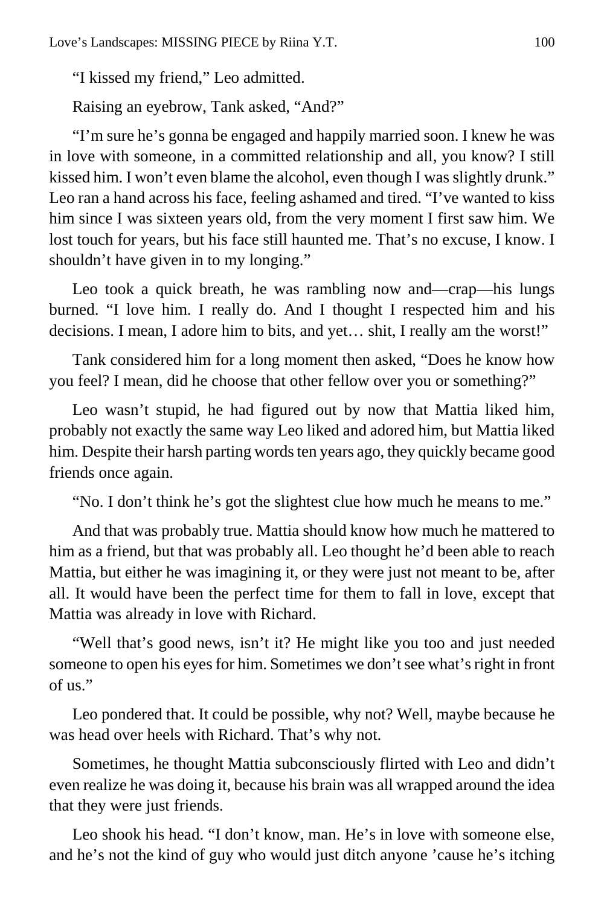"I kissed my friend," Leo admitted.

Raising an eyebrow, Tank asked, "And?"

"I'm sure he's gonna be engaged and happily married soon. I knew he was in love with someone, in a committed relationship and all, you know? I still kissed him. I won't even blame the alcohol, even though I was slightly drunk." Leo ran a hand across his face, feeling ashamed and tired. "I've wanted to kiss him since I was sixteen years old, from the very moment I first saw him. We lost touch for years, but his face still haunted me. That's no excuse, I know. I shouldn't have given in to my longing."

Leo took a quick breath, he was rambling now and—crap—his lungs burned. "I love him. I really do. And I thought I respected him and his decisions. I mean, I adore him to bits, and yet… shit, I really am the worst!"

Tank considered him for a long moment then asked, "Does he know how you feel? I mean, did he choose that other fellow over you or something?"

Leo wasn't stupid, he had figured out by now that Mattia liked him, probably not exactly the same way Leo liked and adored him, but Mattia liked him. Despite their harsh parting words ten years ago, they quickly became good friends once again.

"No. I don't think he's got the slightest clue how much he means to me."

And that was probably true. Mattia should know how much he mattered to him as a friend, but that was probably all. Leo thought he'd been able to reach Mattia, but either he was imagining it, or they were just not meant to be, after all. It would have been the perfect time for them to fall in love, except that Mattia was already in love with Richard.

"Well that's good news, isn't it? He might like you too and just needed someone to open his eyes for him. Sometimes we don't see what's right in front of us."

Leo pondered that. It could be possible, why not? Well, maybe because he was head over heels with Richard. That's why not.

Sometimes, he thought Mattia subconsciously flirted with Leo and didn't even realize he was doing it, because his brain was all wrapped around the idea that they were just friends.

Leo shook his head. "I don't know, man. He's in love with someone else, and he's not the kind of guy who would just ditch anyone 'cause he's itching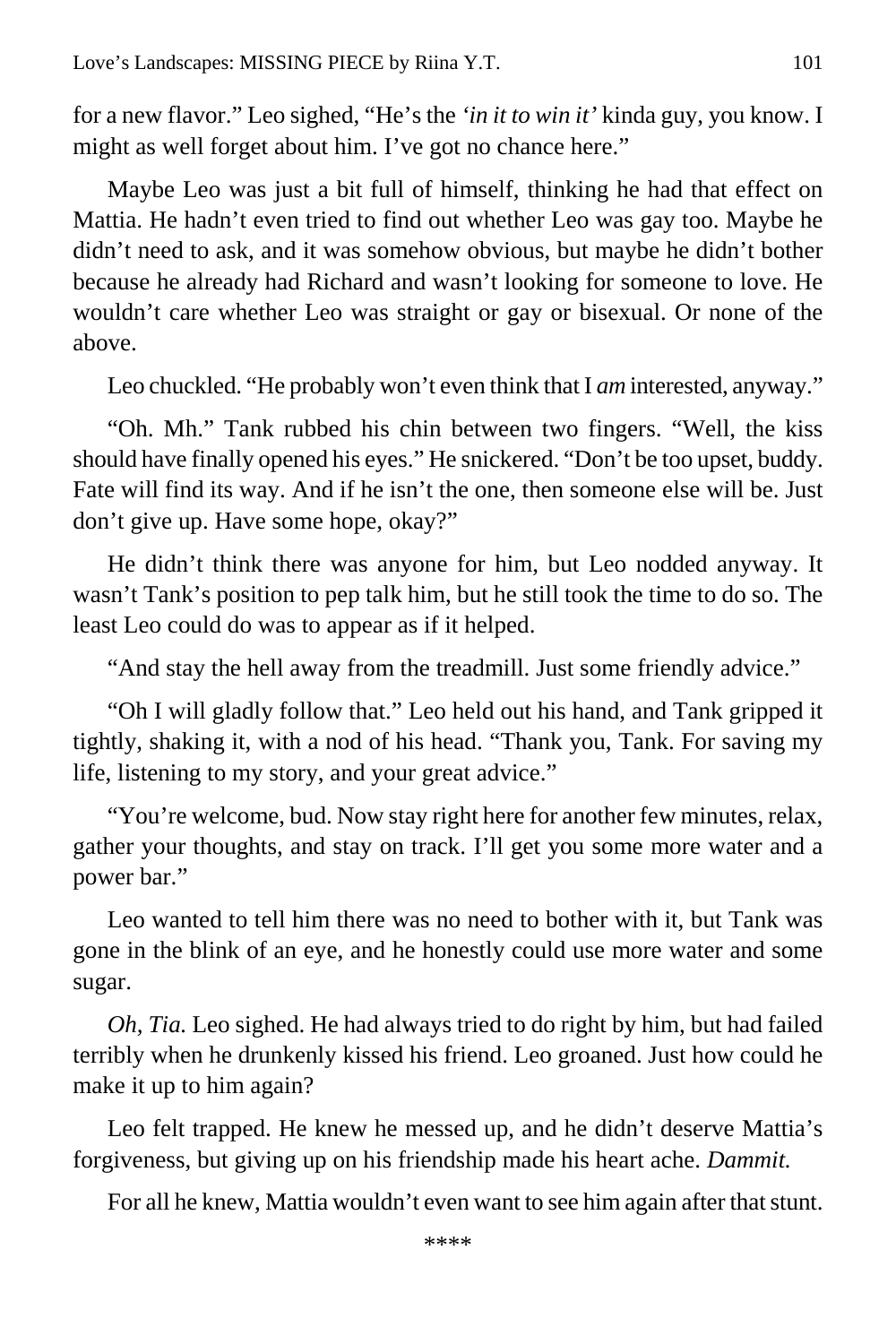for a new flavor." Leo sighed, "He's the *'in it to win it'* kinda guy, you know. I might as well forget about him. I've got no chance here."

Maybe Leo was just a bit full of himself, thinking he had that effect on Mattia. He hadn't even tried to find out whether Leo was gay too. Maybe he didn't need to ask, and it was somehow obvious, but maybe he didn't bother because he already had Richard and wasn't looking for someone to love. He wouldn't care whether Leo was straight or gay or bisexual. Or none of the above.

Leo chuckled. "He probably won't even think that I *am* interested, anyway."

"Oh. Mh." Tank rubbed his chin between two fingers. "Well, the kiss should have finally opened his eyes." He snickered. "Don't be too upset, buddy. Fate will find its way. And if he isn't the one, then someone else will be. Just don't give up. Have some hope, okay?"

He didn't think there was anyone for him, but Leo nodded anyway. It wasn't Tank's position to pep talk him, but he still took the time to do so. The least Leo could do was to appear as if it helped.

"And stay the hell away from the treadmill. Just some friendly advice."

"Oh I will gladly follow that." Leo held out his hand, and Tank gripped it tightly, shaking it, with a nod of his head. "Thank you, Tank. For saving my life, listening to my story, and your great advice."

"You're welcome, bud. Now stay right here for another few minutes, relax, gather your thoughts, and stay on track. I'll get you some more water and a power bar."

Leo wanted to tell him there was no need to bother with it, but Tank was gone in the blink of an eye, and he honestly could use more water and some sugar.

*Oh, Tia.* Leo sighed. He had always tried to do right by him, but had failed terribly when he drunkenly kissed his friend. Leo groaned. Just how could he make it up to him again?

Leo felt trapped. He knew he messed up, and he didn't deserve Mattia's forgiveness, but giving up on his friendship made his heart ache. *Dammit.*

For all he knew, Mattia wouldn't even want to see him again after that stunt.

****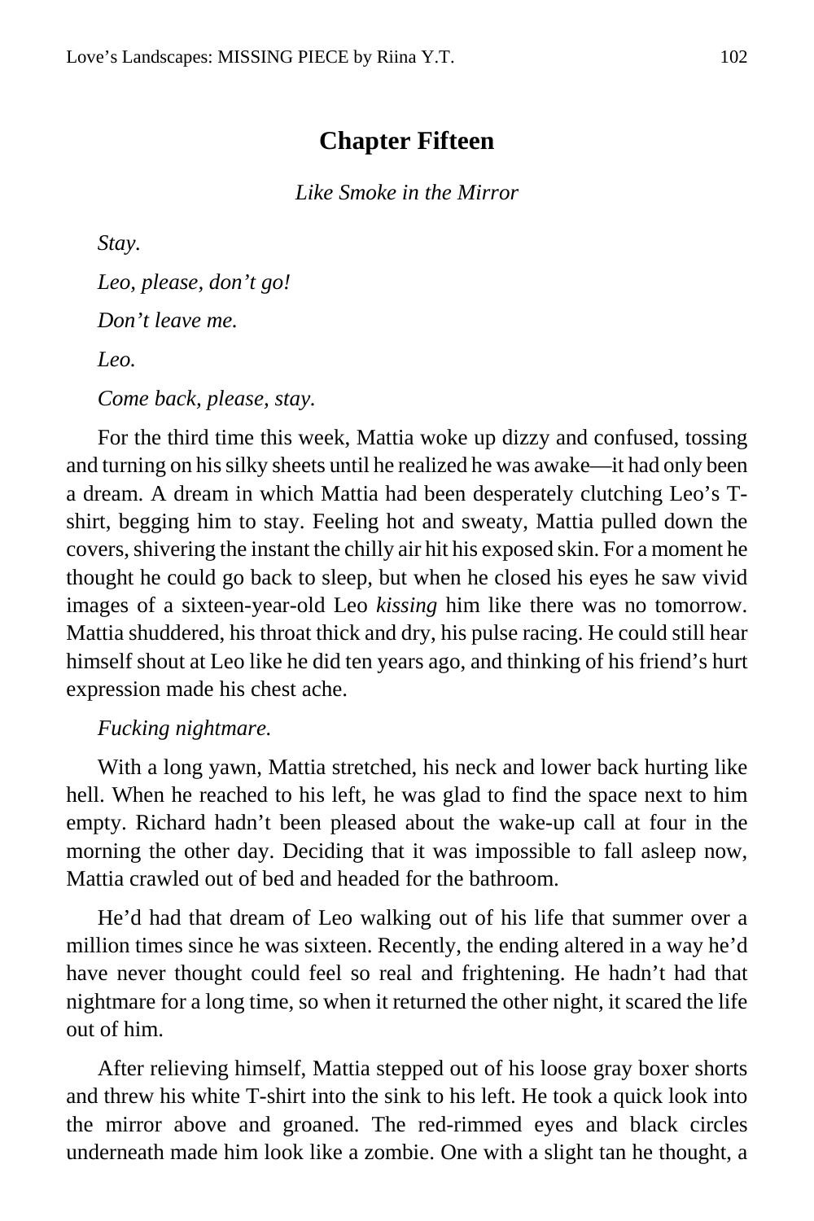## Chapter Fifteen

*Like Smoke in the Mirror*

*Stay.*

*Leo, please, don't go!*

*Don't leave me.*

*Leo.*

*Come back, please, stay.*

For the third time this week, Mattia woke up dizzy and confused, tossing and turning on his silky sheets until he realized he was awake—it had only been a dream. A dream in which Mattia had been desperately clutching Leo's T-shirt, begging him to stay. Feeling hot and sweaty, Mattia pulled down the covers, shivering the instant the chilly air hit his exposed skin. For a moment he thought he could go back to sleep, but when he closed his eyes he saw vivid images of a sixteen-year-old Leo *kissing* him like there was no tomorrow. Mattia shuddered, his throat thick and dry, his pulse racing. He could still hear himself shout at Leo like he did ten years ago, and thinking of his friend's hurt expression made his chest ache.

*Fucking nightmare.*

With a long yawn, Mattia stretched, his neck and lower back hurting like hell. When he reached to his left, he was glad to find the space next to him empty. Richard hadn't been pleased about the wake-up call at four in the morning the other day. Deciding that it was impossible to fall asleep now, Mattia crawled out of bed and headed for the bathroom.

He'd had that dream of Leo walking out of his life that summer over a million times since he was sixteen. Recently, the ending altered in a way he'd have never thought could feel so real and frightening. He hadn't had that nightmare for a long time, so when it returned the other night, it scared the life out of him.

After relieving himself, Mattia stepped out of his loose gray boxer shorts and threw his white T-shirt into the sink to his left. He took a quick look into the mirror above and groaned. The red-rimmed eyes and black circles underneath made him look like a zombie. One with a slight tan he thought, a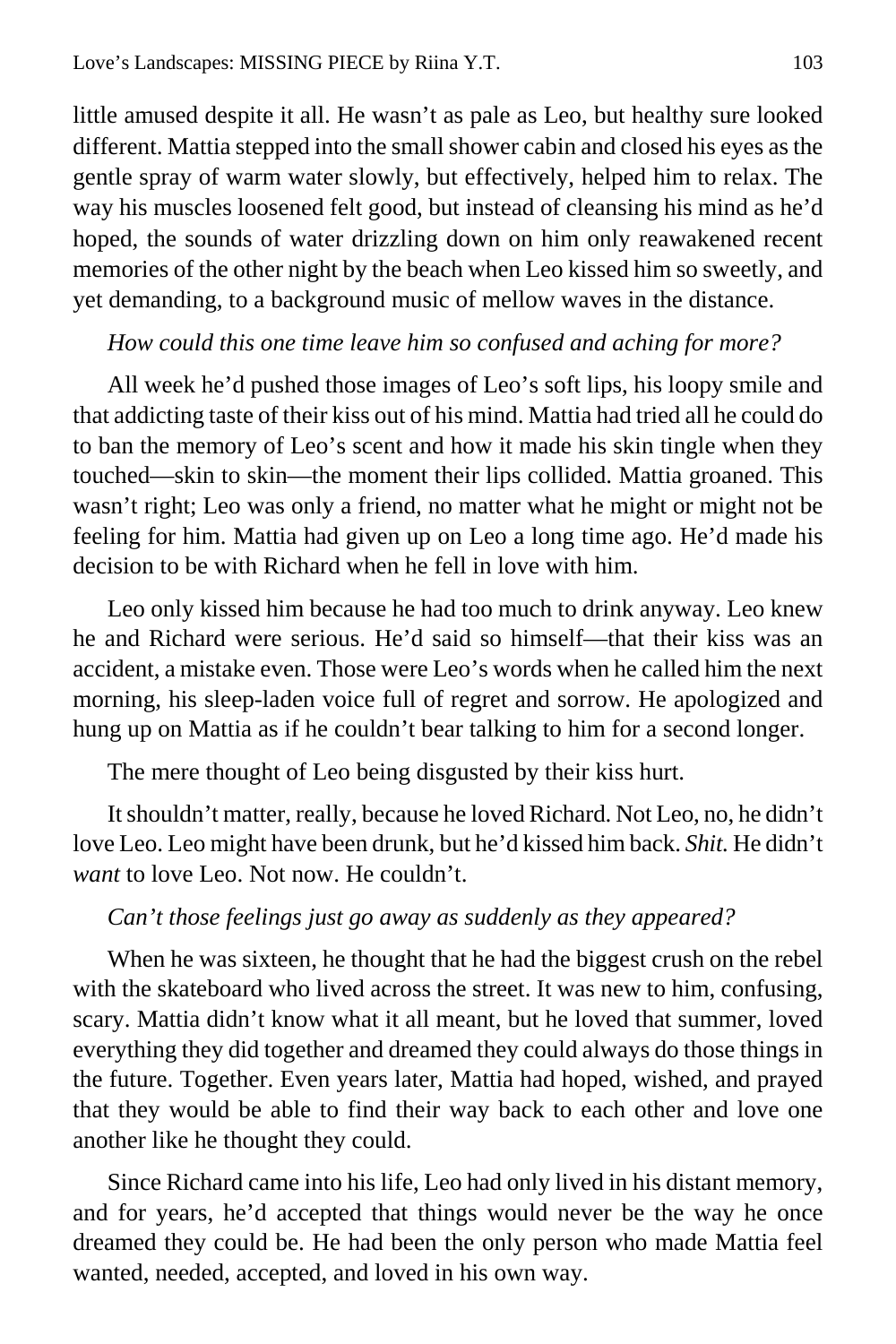little amused despite it all. He wasn't as pale as Leo, but healthy sure looked different. Mattia stepped into the small shower cabin and closed his eyes as the gentle spray of warm water slowly, but effectively, helped him to relax. The way his muscles loosened felt good, but instead of cleansing his mind as he'd hoped, the sounds of water drizzling down on him only reawakened recent memories of the other night by the beach when Leo kissed him so sweetly, and yet demanding, to a background music of mellow waves in the distance.

*How could this one time leave him so confused and aching for more?*

All week he'd pushed those images of Leo's soft lips, his loopy smile and that addicting taste of their kiss out of his mind. Mattia had tried all he could do to ban the memory of Leo's scent and how it made his skin tingle when they touched—skin to skin—the moment their lips collided. Mattia groaned. This wasn't right; Leo was only a friend, no matter what he might or might not be feeling for him. Mattia had given up on Leo a long time ago. He'd made his decision to be with Richard when he fell in love with him.

Leo only kissed him because he had too much to drink anyway. Leo knew he and Richard were serious. He'd said so himself—that their kiss was an accident, a mistake even. Those were Leo's words when he called him the next morning, his sleep-laden voice full of regret and sorrow. He apologized and hung up on Mattia as if he couldn't bear talking to him for a second longer.

The mere thought of Leo being disgusted by their kiss hurt.

It shouldn't matter, really, because he loved Richard. Not Leo, no, he didn't love Leo. Leo might have been drunk, but he'd kissed him back. *Shit.* He didn't *want* to love Leo. Not now. He couldn't.

*Can't those feelings just go away as suddenly as they appeared?*

When he was sixteen, he thought that he had the biggest crush on the rebel with the skateboard who lived across the street. It was new to him, confusing, scary. Mattia didn't know what it all meant, but he loved that summer, loved everything they did together and dreamed they could always do those things in the future. Together. Even years later, Mattia had hoped, wished, and prayed that they would be able to find their way back to each other and love one another like he thought they could.

Since Richard came into his life, Leo had only lived in his distant memory, and for years, he'd accepted that things would never be the way he once dreamed they could be. He had been the only person who made Mattia feel wanted, needed, accepted, and loved in his own way.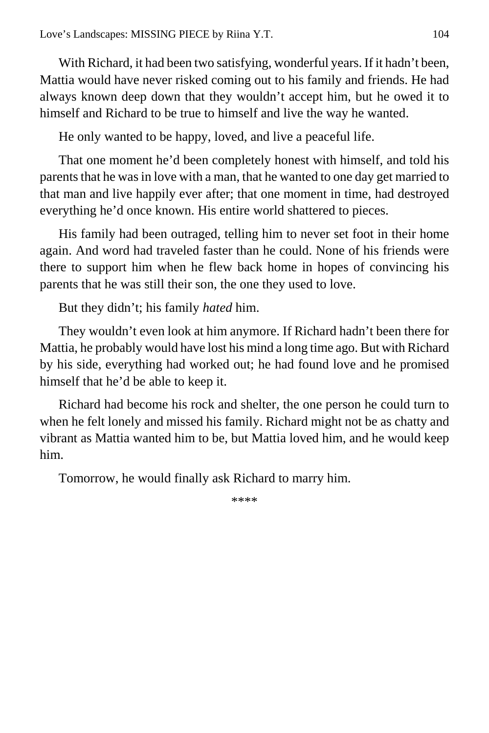With Richard, it had been two satisfying, wonderful years. If it hadn't been, Mattia would have never risked coming out to his family and friends. He had always known deep down that they wouldn't accept him, but he owed it to himself and Richard to be true to himself and live the way he wanted.

He only wanted to be happy, loved, and live a peaceful life.

That one moment he'd been completely honest with himself, and told his parents that he was in love with a man, that he wanted to one day get married to that man and live happily ever after; that one moment in time, had destroyed everything he'd once known. His entire world shattered to pieces.

His family had been outraged, telling him to never set foot in their home again. And word had traveled faster than he could. None of his friends were there to support him when he flew back home in hopes of convincing his parents that he was still their son, the one they used to love.

But they didn't; his family *hated* him.

They wouldn't even look at him anymore. If Richard hadn't been there for Mattia, he probably would have lost his mind a long time ago. But with Richard by his side, everything had worked out; he had found love and he promised himself that he'd be able to keep it.

Richard had become his rock and shelter, the one person he could turn to when he felt lonely and missed his family. Richard might not be as chatty and vibrant as Mattia wanted him to be, but Mattia loved him, and he would keep him.

Tomorrow, he would finally ask Richard to marry him.

****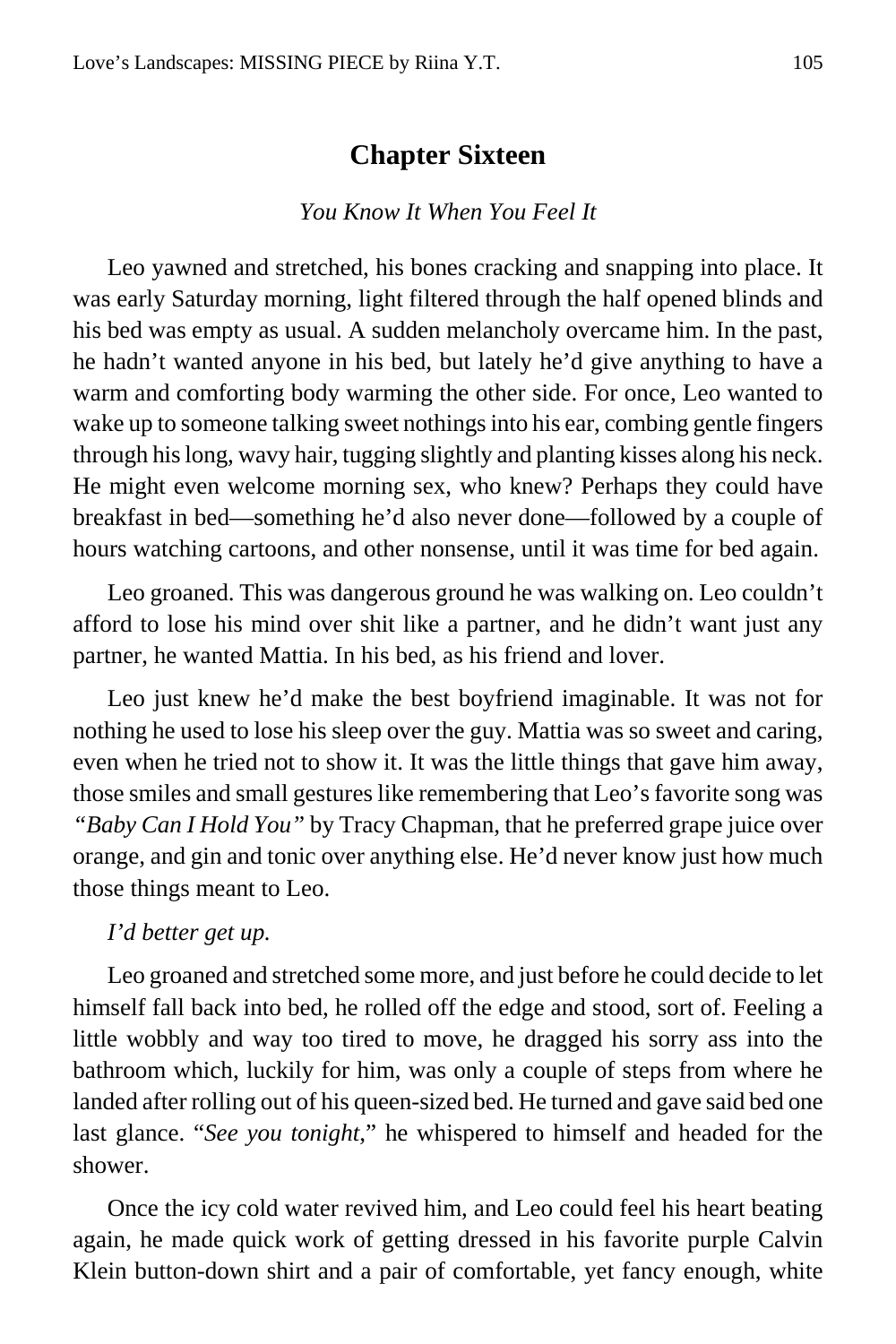## Chapter Sixteen

*You Know It When You Feel It*

Leo yawned and stretched, his bones cracking and snapping into place. It was early Saturday morning, light filtered through the half opened blinds and his bed was empty as usual. A sudden melancholy overcame him. In the past, he hadn't wanted anyone in his bed, but lately he'd give anything to have a warm and comforting body warming the other side. For once, Leo wanted to wake up to someone talking sweet nothings into his ear, combing gentle fingers through his long, wavy hair, tugging slightly and planting kisses along his neck. He might even welcome morning sex, who knew? Perhaps they could have breakfast in bed—something he'd also never done—followed by a couple of hours watching cartoons, and other nonsense, until it was time for bed again.

Leo groaned. This was dangerous ground he was walking on. Leo couldn't afford to lose his mind over shit like a partner, and he didn't want just any partner, he wanted Mattia. In his bed, as his friend and lover.

Leo just knew he'd make the best boyfriend imaginable. It was not for nothing he used to lose his sleep over the guy. Mattia was so sweet and caring, even when he tried not to show it. It was the little things that gave him away, those smiles and small gestures like remembering that Leo's favorite song was *"Baby Can I Hold You"* by Tracy Chapman, that he preferred grape juice over orange, and gin and tonic over anything else. He'd never know just how much those things meant to Leo.

*I'd better get up.*

Leo groaned and stretched some more, and just before he could decide to let himself fall back into bed, he rolled off the edge and stood, sort of. Feeling a little wobbly and way too tired to move, he dragged his sorry ass into the bathroom which, luckily for him, was only a couple of steps from where he landed after rolling out of his queen-sized bed. He turned and gave said bed one last glance. "*See you tonight*," he whispered to himself and headed for the shower.

Once the icy cold water revived him, and Leo could feel his heart beating again, he made quick work of getting dressed in his favorite purple Calvin Klein button-down shirt and a pair of comfortable, yet fancy enough, white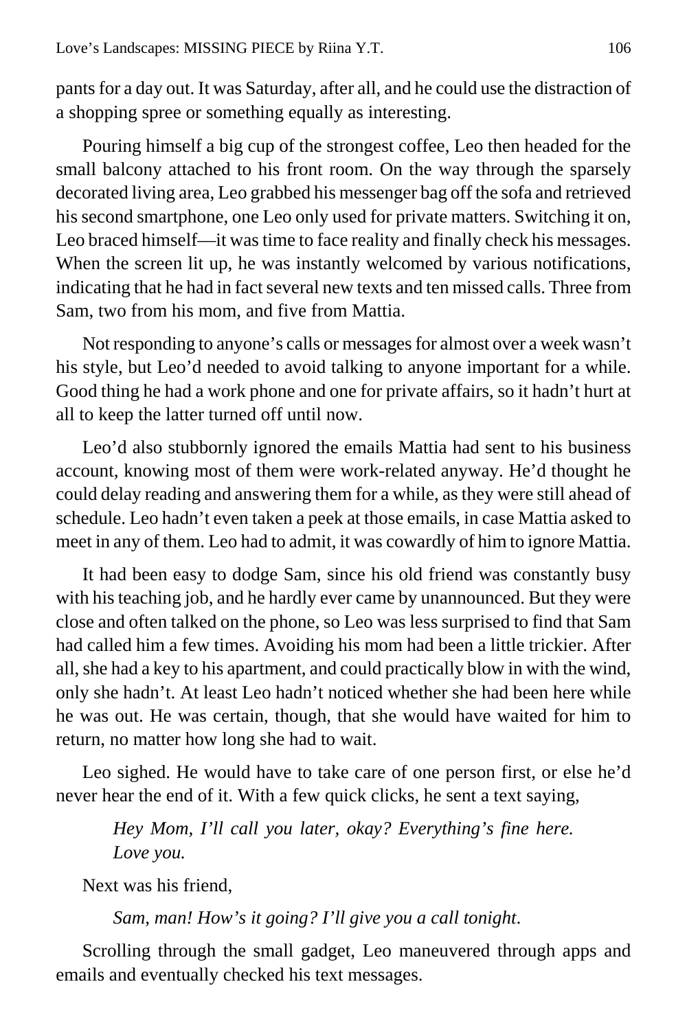pants for a day out. It was Saturday, after all, and he could use the distraction of a shopping spree or something equally as interesting.

Pouring himself a big cup of the strongest coffee, Leo then headed for the small balcony attached to his front room. On the way through the sparsely decorated living area, Leo grabbed his messenger bag off the sofa and retrieved his second smartphone, one Leo only used for private matters. Switching it on, Leo braced himself—it was time to face reality and finally check his messages. When the screen lit up, he was instantly welcomed by various notifications, indicating that he had in fact several new texts and ten missed calls. Three from Sam, two from his mom, and five from Mattia.

Not responding to anyone's calls or messages for almost over a week wasn't his style, but Leo'd needed to avoid talking to anyone important for a while. Good thing he had a work phone and one for private affairs, so it hadn't hurt at all to keep the latter turned off until now.

Leo'd also stubbornly ignored the emails Mattia had sent to his business account, knowing most of them were work-related anyway. He'd thought he could delay reading and answering them for a while, as they were still ahead of schedule. Leo hadn't even taken a peek at those emails, in case Mattia asked to meet in any of them. Leo had to admit, it was cowardly of him to ignore Mattia.

It had been easy to dodge Sam, since his old friend was constantly busy with his teaching job, and he hardly ever came by unannounced. But they were close and often talked on the phone, so Leo was less surprised to find that Sam had called him a few times. Avoiding his mom had been a little trickier. After all, she had a key to his apartment, and could practically blow in with the wind, only she hadn't. At least Leo hadn't noticed whether she had been here while he was out. He was certain, though, that she would have waited for him to return, no matter how long she had to wait.

Leo sighed. He would have to take care of one person first, or else he'd never hear the end of it. With a few quick clicks, he sent a text saying,

> *Hey Mom, I'll call you later, okay? Everything's fine here. Love you.*

Next was his friend,

> *Sam, man! How's it going? I'll give you a call tonight*.

Scrolling through the small gadget, Leo maneuvered through apps and emails and eventually checked his text messages.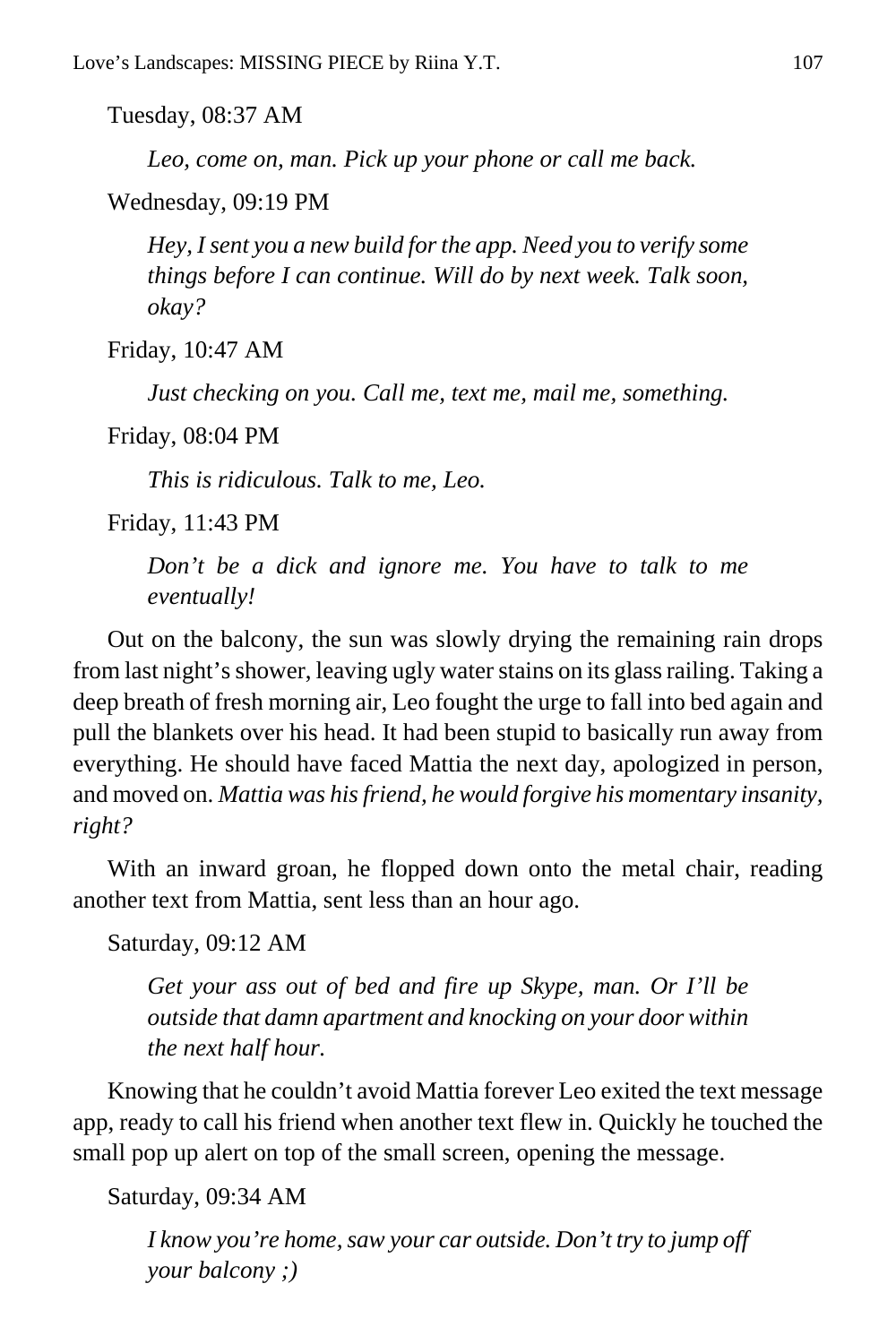Tuesday, 08:37 AM

*Leo, come on, man. Pick up your phone or call me back.*

Wednesday, 09:19 PM

*Hey, I sent you a new build for the app. Need you to verify some things before I can continue. Will do by next week. Talk soon, okay?*

Friday, 10:47 AM

*Just checking on you. Call me, text me, mail me, something.*

Friday, 08:04 PM

*This is ridiculous. Talk to me, Leo.*

Friday, 11:43 PM

*Don't be a dick and ignore me. You have to talk to me eventually!*

Out on the balcony, the sun was slowly drying the remaining rain drops from last night's shower, leaving ugly water stains on its glass railing. Taking a deep breath of fresh morning air, Leo fought the urge to fall into bed again and pull the blankets over his head. It had been stupid to basically run away from everything. He should have faced Mattia the next day, apologized in person, and moved on. *Mattia was his friend, he would forgive his momentary insanity, right?*

With an inward groan, he flopped down onto the metal chair, reading another text from Mattia, sent less than an hour ago.

Saturday, 09:12 AM

*Get your ass out of bed and fire up Skype, man. Or I'll be outside that damn apartment and knocking on your door within the next half hour.*

Knowing that he couldn't avoid Mattia forever Leo exited the text message app, ready to call his friend when another text flew in. Quickly he touched the small pop up alert on top of the small screen, opening the message.

Saturday, 09:34 AM

*I know you're home, saw your car outside. Don't try to jump off your balcony ;)*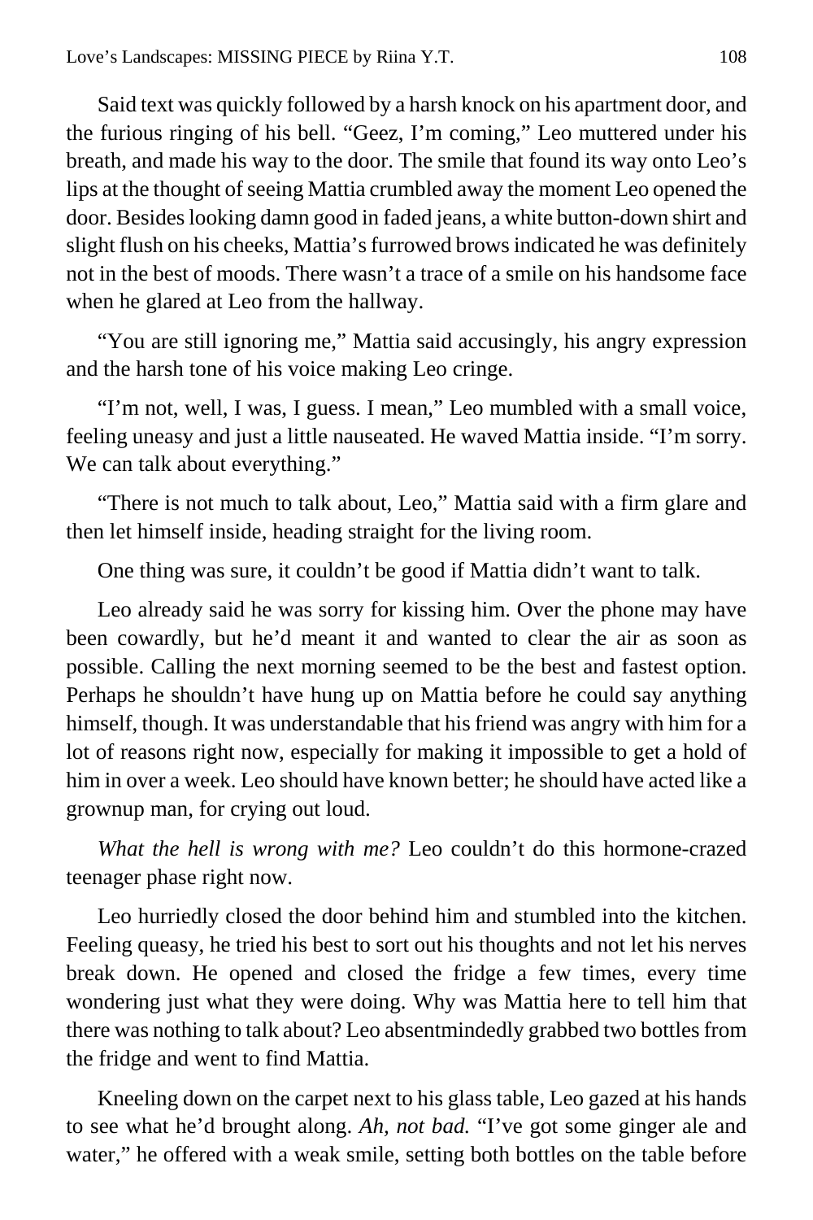Said text was quickly followed by a harsh knock on his apartment door, and the furious ringing of his bell. "Geez, I'm coming," Leo muttered under his breath, and made his way to the door. The smile that found its way onto Leo's lips at the thought of seeing Mattia crumbled away the moment Leo opened the door. Besides looking damn good in faded jeans, a white button-down shirt and slight flush on his cheeks, Mattia's furrowed brows indicated he was definitely not in the best of moods. There wasn't a trace of a smile on his handsome face when he glared at Leo from the hallway.

"You are still ignoring me," Mattia said accusingly, his angry expression and the harsh tone of his voice making Leo cringe.

"I'm not, well, I was, I guess. I mean," Leo mumbled with a small voice, feeling uneasy and just a little nauseated. He waved Mattia inside. "I'm sorry. We can talk about everything."

"There is not much to talk about, Leo," Mattia said with a firm glare and then let himself inside, heading straight for the living room.

One thing was sure, it couldn't be good if Mattia didn't want to talk.

Leo already said he was sorry for kissing him. Over the phone may have been cowardly, but he'd meant it and wanted to clear the air as soon as possible. Calling the next morning seemed to be the best and fastest option. Perhaps he shouldn't have hung up on Mattia before he could say anything himself, though. It was understandable that his friend was angry with him for a lot of reasons right now, especially for making it impossible to get a hold of him in over a week. Leo should have known better; he should have acted like a grownup man, for crying out loud.

*What the hell is wrong with me?* Leo couldn't do this hormone-crazed teenager phase right now.

Leo hurriedly closed the door behind him and stumbled into the kitchen. Feeling queasy, he tried his best to sort out his thoughts and not let his nerves break down. He opened and closed the fridge a few times, every time wondering just what they were doing. Why was Mattia here to tell him that there was nothing to talk about? Leo absentmindedly grabbed two bottles from the fridge and went to find Mattia.

Kneeling down on the carpet next to his glass table, Leo gazed at his hands to see what he'd brought along. *Ah, not bad.* "I've got some ginger ale and water," he offered with a weak smile, setting both bottles on the table before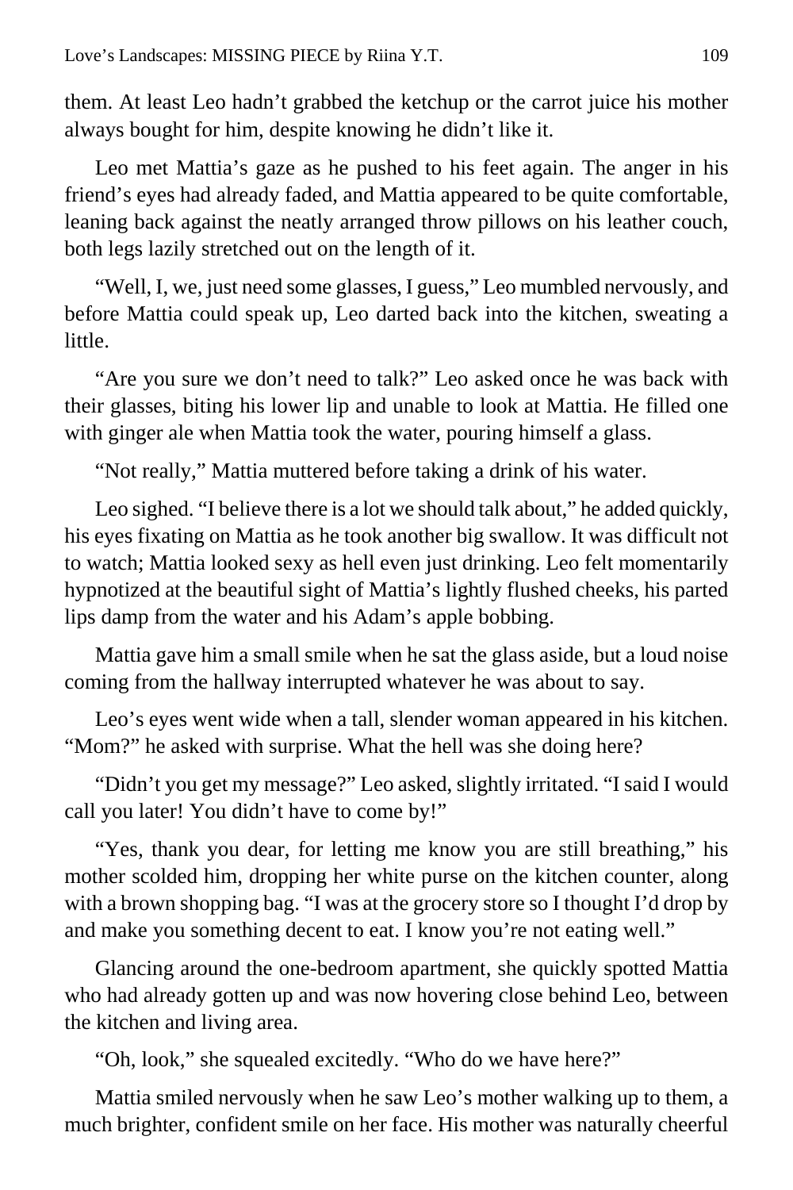them. At least Leo hadn't grabbed the ketchup or the carrot juice his mother always bought for him, despite knowing he didn't like it.

Leo met Mattia's gaze as he pushed to his feet again. The anger in his friend's eyes had already faded, and Mattia appeared to be quite comfortable, leaning back against the neatly arranged throw pillows on his leather couch, both legs lazily stretched out on the length of it.

"Well, I, we, just need some glasses, I guess," Leo mumbled nervously, and before Mattia could speak up, Leo darted back into the kitchen, sweating a little.

"Are you sure we don't need to talk?" Leo asked once he was back with their glasses, biting his lower lip and unable to look at Mattia. He filled one with ginger ale when Mattia took the water, pouring himself a glass.

"Not really," Mattia muttered before taking a drink of his water.

Leo sighed. "I believe there is a lot we should talk about," he added quickly, his eyes fixating on Mattia as he took another big swallow. It was difficult not to watch; Mattia looked sexy as hell even just drinking. Leo felt momentarily hypnotized at the beautiful sight of Mattia's lightly flushed cheeks, his parted lips damp from the water and his Adam's apple bobbing.

Mattia gave him a small smile when he sat the glass aside, but a loud noise coming from the hallway interrupted whatever he was about to say.

Leo's eyes went wide when a tall, slender woman appeared in his kitchen. "Mom?" he asked with surprise. What the hell was she doing here?

"Didn't you get my message?" Leo asked, slightly irritated. "I said I would call you later! You didn't have to come by!"

"Yes, thank you dear, for letting me know you are still breathing," his mother scolded him, dropping her white purse on the kitchen counter, along with a brown shopping bag. "I was at the grocery store so I thought I'd drop by and make you something decent to eat. I know you're not eating well."

Glancing around the one-bedroom apartment, she quickly spotted Mattia who had already gotten up and was now hovering close behind Leo, between the kitchen and living area.

"Oh, look," she squealed excitedly. "Who do we have here?"

Mattia smiled nervously when he saw Leo's mother walking up to them, a much brighter, confident smile on her face. His mother was naturally cheerful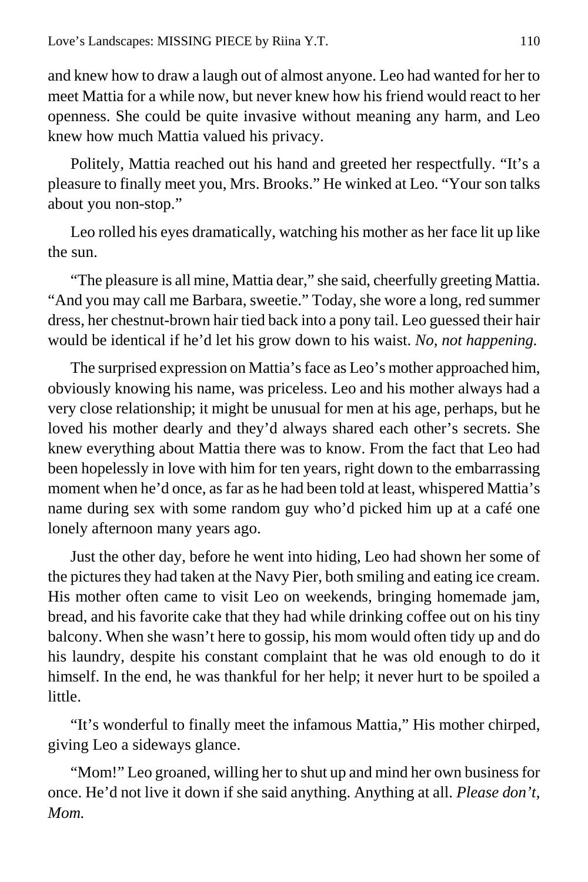and knew how to draw a laugh out of almost anyone. Leo had wanted for her to meet Mattia for a while now, but never knew how his friend would react to her openness. She could be quite invasive without meaning any harm, and Leo knew how much Mattia valued his privacy.

Politely, Mattia reached out his hand and greeted her respectfully. “It’s a pleasure to finally meet you, Mrs. Brooks.” He winked at Leo. “Your son talks about you non-stop.”

Leo rolled his eyes dramatically, watching his mother as her face lit up like the sun.

“The pleasure is all mine, Mattia dear,” she said, cheerfully greeting Mattia. “And you may call me Barbara, sweetie.” Today, she wore a long, red summer dress, her chestnut-brown hair tied back into a pony tail. Leo guessed their hair would be identical if he’d let his grow down to his waist. *No, not happening.*

The surprised expression on Mattia’s face as Leo’s mother approached him, obviously knowing his name, was priceless. Leo and his mother always had a very close relationship; it might be unusual for men at his age, perhaps, but he loved his mother dearly and they’d always shared each other’s secrets. She knew everything about Mattia there was to know. From the fact that Leo had been hopelessly in love with him for ten years, right down to the embarrassing moment when he’d once, as far as he had been told at least, whispered Mattia’s name during sex with some random guy who’d picked him up at a café one lonely afternoon many years ago.

Just the other day, before he went into hiding, Leo had shown her some of the pictures they had taken at the Navy Pier, both smiling and eating ice cream. His mother often came to visit Leo on weekends, bringing homemade jam, bread, and his favorite cake that they had while drinking coffee out on his tiny balcony. When she wasn’t here to gossip, his mom would often tidy up and do his laundry, despite his constant complaint that he was old enough to do it himself. In the end, he was thankful for her help; it never hurt to be spoiled a little.

“It’s wonderful to finally meet the infamous Mattia,” His mother chirped, giving Leo a sideways glance.

“Mom!” Leo groaned, willing her to shut up and mind her own business for once. He’d not live it down if she said anything. Anything at all. *Please don’t, Mom.*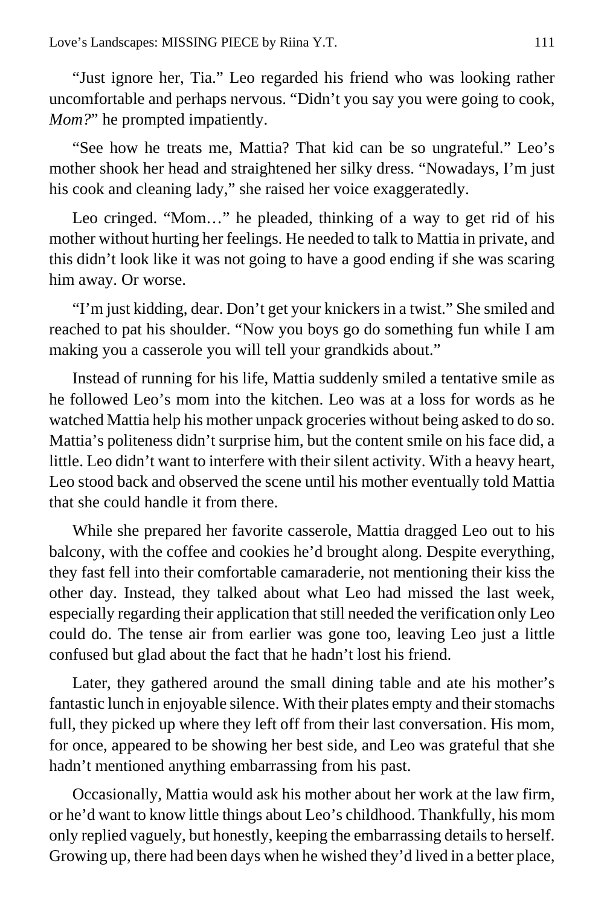"Just ignore her, Tia." Leo regarded his friend who was looking rather uncomfortable and perhaps nervous. "Didn't you say you were going to cook, *Mom?*" he prompted impatiently.

"See how he treats me, Mattia? That kid can be so ungrateful." Leo's mother shook her head and straightened her silky dress. "Nowadays, I'm just his cook and cleaning lady," she raised her voice exaggeratedly.

Leo cringed. "Mom…" he pleaded, thinking of a way to get rid of his mother without hurting her feelings. He needed to talk to Mattia in private, and this didn't look like it was not going to have a good ending if she was scaring him away. Or worse.

"I'm just kidding, dear. Don't get your knickers in a twist." She smiled and reached to pat his shoulder. "Now you boys go do something fun while I am making you a casserole you will tell your grandkids about."

Instead of running for his life, Mattia suddenly smiled a tentative smile as he followed Leo's mom into the kitchen. Leo was at a loss for words as he watched Mattia help his mother unpack groceries without being asked to do so. Mattia's politeness didn't surprise him, but the content smile on his face did, a little. Leo didn't want to interfere with their silent activity. With a heavy heart, Leo stood back and observed the scene until his mother eventually told Mattia that she could handle it from there.

While she prepared her favorite casserole, Mattia dragged Leo out to his balcony, with the coffee and cookies he'd brought along. Despite everything, they fast fell into their comfortable camaraderie, not mentioning their kiss the other day. Instead, they talked about what Leo had missed the last week, especially regarding their application that still needed the verification only Leo could do. The tense air from earlier was gone too, leaving Leo just a little confused but glad about the fact that he hadn't lost his friend.

Later, they gathered around the small dining table and ate his mother's fantastic lunch in enjoyable silence. With their plates empty and their stomachs full, they picked up where they left off from their last conversation. His mom, for once, appeared to be showing her best side, and Leo was grateful that she hadn't mentioned anything embarrassing from his past.

Occasionally, Mattia would ask his mother about her work at the law firm, or he'd want to know little things about Leo's childhood. Thankfully, his mom only replied vaguely, but honestly, keeping the embarrassing details to herself. Growing up, there had been days when he wished they'd lived in a better place,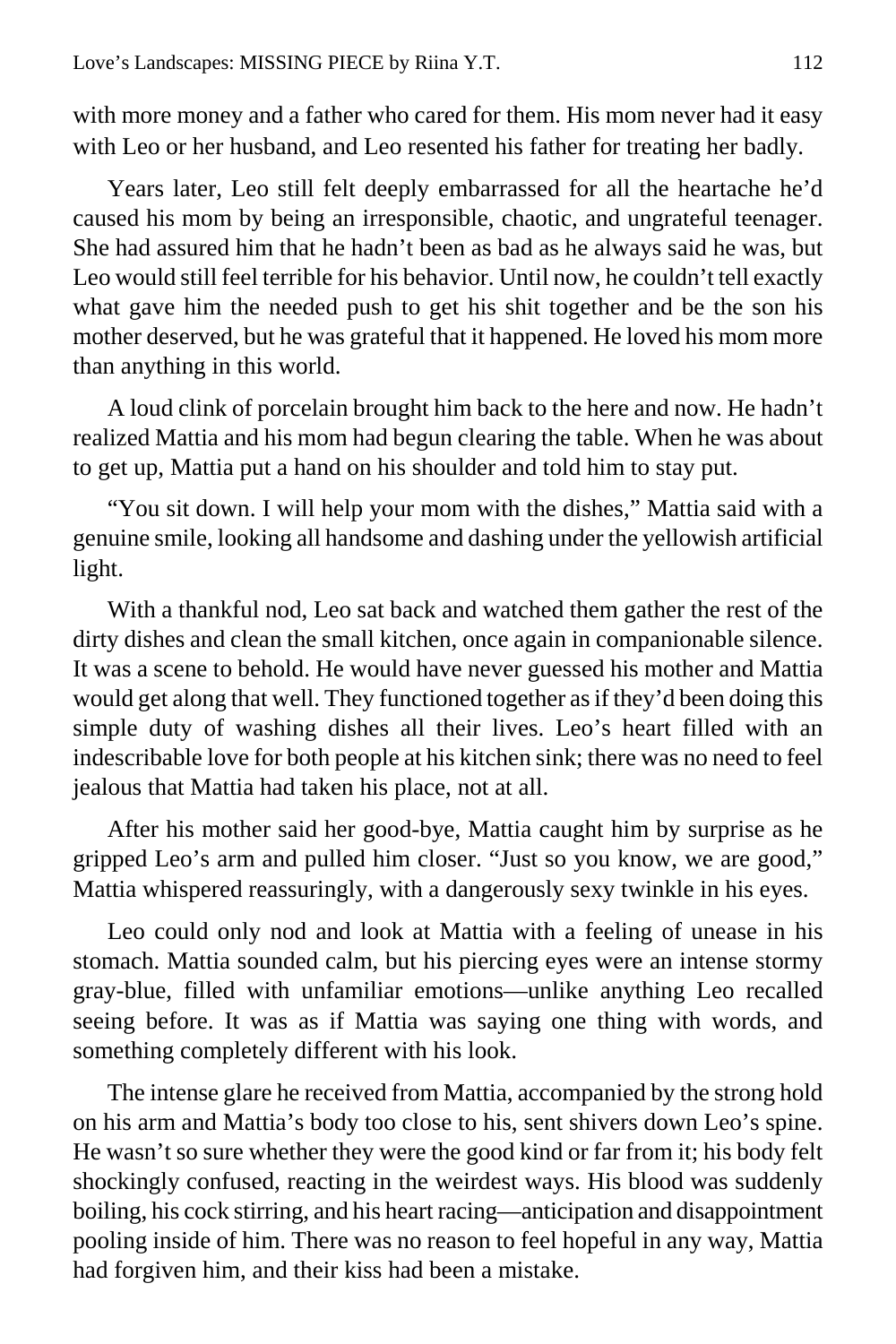with more money and a father who cared for them. His mom never had it easy with Leo or her husband, and Leo resented his father for treating her badly.

Years later, Leo still felt deeply embarrassed for all the heartache he'd caused his mom by being an irresponsible, chaotic, and ungrateful teenager. She had assured him that he hadn't been as bad as he always said he was, but Leo would still feel terrible for his behavior. Until now, he couldn't tell exactly what gave him the needed push to get his shit together and be the son his mother deserved, but he was grateful that it happened. He loved his mom more than anything in this world.

A loud clink of porcelain brought him back to the here and now. He hadn't realized Mattia and his mom had begun clearing the table. When he was about to get up, Mattia put a hand on his shoulder and told him to stay put.

"You sit down. I will help your mom with the dishes," Mattia said with a genuine smile, looking all handsome and dashing under the yellowish artificial light.

With a thankful nod, Leo sat back and watched them gather the rest of the dirty dishes and clean the small kitchen, once again in companionable silence. It was a scene to behold. He would have never guessed his mother and Mattia would get along that well. They functioned together as if they'd been doing this simple duty of washing dishes all their lives. Leo's heart filled with an indescribable love for both people at his kitchen sink; there was no need to feel jealous that Mattia had taken his place, not at all.

After his mother said her good-bye, Mattia caught him by surprise as he gripped Leo's arm and pulled him closer. "Just so you know, we are good," Mattia whispered reassuringly, with a dangerously sexy twinkle in his eyes.

Leo could only nod and look at Mattia with a feeling of unease in his stomach. Mattia sounded calm, but his piercing eyes were an intense stormy gray-blue, filled with unfamiliar emotions—unlike anything Leo recalled seeing before. It was as if Mattia was saying one thing with words, and something completely different with his look.

The intense glare he received from Mattia, accompanied by the strong hold on his arm and Mattia's body too close to his, sent shivers down Leo's spine. He wasn't so sure whether they were the good kind or far from it; his body felt shockingly confused, reacting in the weirdest ways. His blood was suddenly boiling, his cock stirring, and his heart racing—anticipation and disappointment pooling inside of him. There was no reason to feel hopeful in any way, Mattia had forgiven him, and their kiss had been a mistake.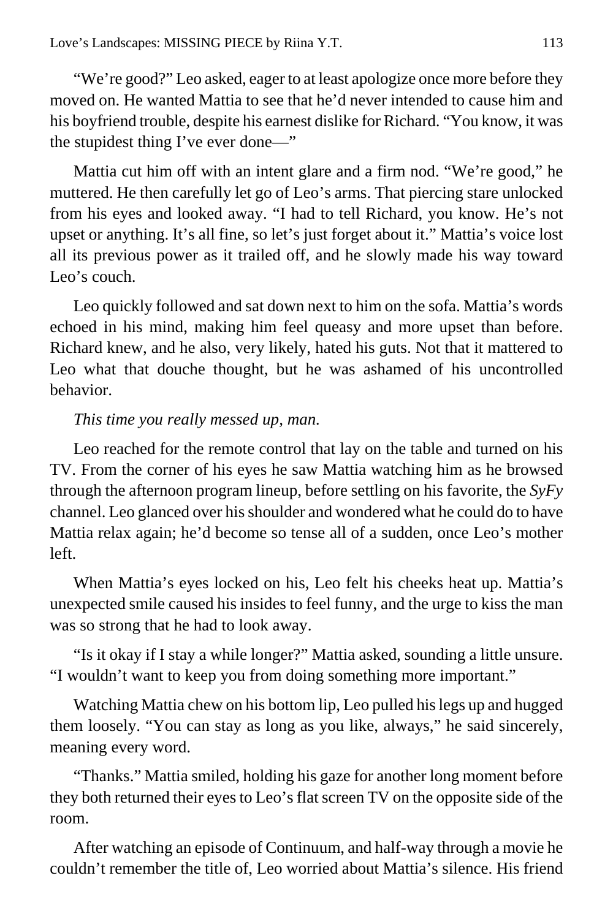"We're good?" Leo asked, eager to at least apologize once more before they moved on. He wanted Mattia to see that he'd never intended to cause him and his boyfriend trouble, despite his earnest dislike for Richard. "You know, it was the stupidest thing I've ever done—"

Mattia cut him off with an intent glare and a firm nod. "We're good," he muttered. He then carefully let go of Leo's arms. That piercing stare unlocked from his eyes and looked away. "I had to tell Richard, you know. He's not upset or anything. It's all fine, so let's just forget about it." Mattia's voice lost all its previous power as it trailed off, and he slowly made his way toward Leo's couch.

Leo quickly followed and sat down next to him on the sofa. Mattia's words echoed in his mind, making him feel queasy and more upset than before. Richard knew, and he also, very likely, hated his guts. Not that it mattered to Leo what that douche thought, but he was ashamed of his uncontrolled behavior.

*This time you really messed up, man.*

Leo reached for the remote control that lay on the table and turned on his TV. From the corner of his eyes he saw Mattia watching him as he browsed through the afternoon program lineup, before settling on his favorite, the *SyFy* channel. Leo glanced over his shoulder and wondered what he could do to have Mattia relax again; he'd become so tense all of a sudden, once Leo's mother left.

When Mattia's eyes locked on his, Leo felt his cheeks heat up. Mattia's unexpected smile caused his insides to feel funny, and the urge to kiss the man was so strong that he had to look away.

"Is it okay if I stay a while longer?" Mattia asked, sounding a little unsure. "I wouldn't want to keep you from doing something more important."

Watching Mattia chew on his bottom lip, Leo pulled his legs up and hugged them loosely. "You can stay as long as you like, always," he said sincerely, meaning every word.

"Thanks." Mattia smiled, holding his gaze for another long moment before they both returned their eyes to Leo's flat screen TV on the opposite side of the room.

After watching an episode of Continuum, and half-way through a movie he couldn't remember the title of, Leo worried about Mattia's silence. His friend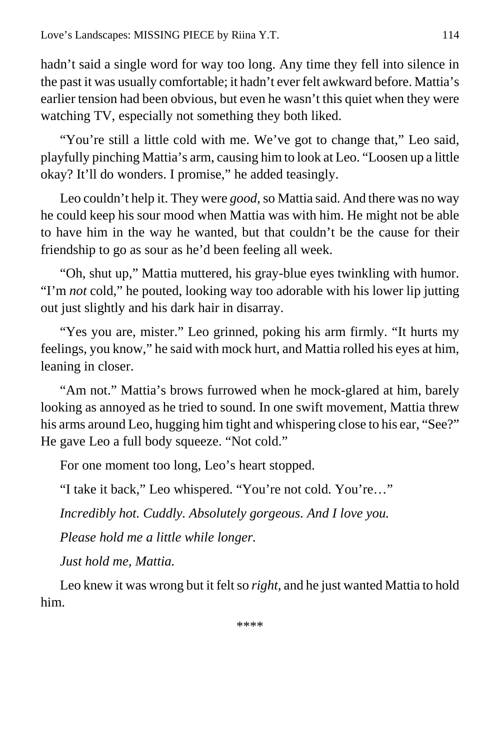hadn't said a single word for way too long. Any time they fell into silence in the past it was usually comfortable; it hadn't ever felt awkward before. Mattia's earlier tension had been obvious, but even he wasn't this quiet when they were watching TV, especially not something they both liked.

"You're still a little cold with me. We've got to change that," Leo said, playfully pinching Mattia's arm, causing him to look at Leo. "Loosen up a little okay? It'll do wonders. I promise," he added teasingly.

Leo couldn't help it. They were *good*, so Mattia said. And there was no way he could keep his sour mood when Mattia was with him. He might not be able to have him in the way he wanted, but that couldn't be the cause for their friendship to go as sour as he'd been feeling all week.

"Oh, shut up," Mattia muttered, his gray-blue eyes twinkling with humor. "I'm *not* cold," he pouted, looking way too adorable with his lower lip jutting out just slightly and his dark hair in disarray.

"Yes you are, mister." Leo grinned, poking his arm firmly. "It hurts my feelings, you know," he said with mock hurt, and Mattia rolled his eyes at him, leaning in closer.

"Am not." Mattia's brows furrowed when he mock-glared at him, barely looking as annoyed as he tried to sound. In one swift movement, Mattia threw his arms around Leo, hugging him tight and whispering close to his ear, "See?" He gave Leo a full body squeeze. "Not cold."

For one moment too long, Leo's heart stopped.

"I take it back," Leo whispered. "You're not cold. You're…"

*Incredibly hot. Cuddly. Absolutely gorgeous. And I love you.*

*Please hold me a little while longer.*

*Just hold me, Mattia.*

Leo knew it was wrong but it felt so *right*, and he just wanted Mattia to hold him.

****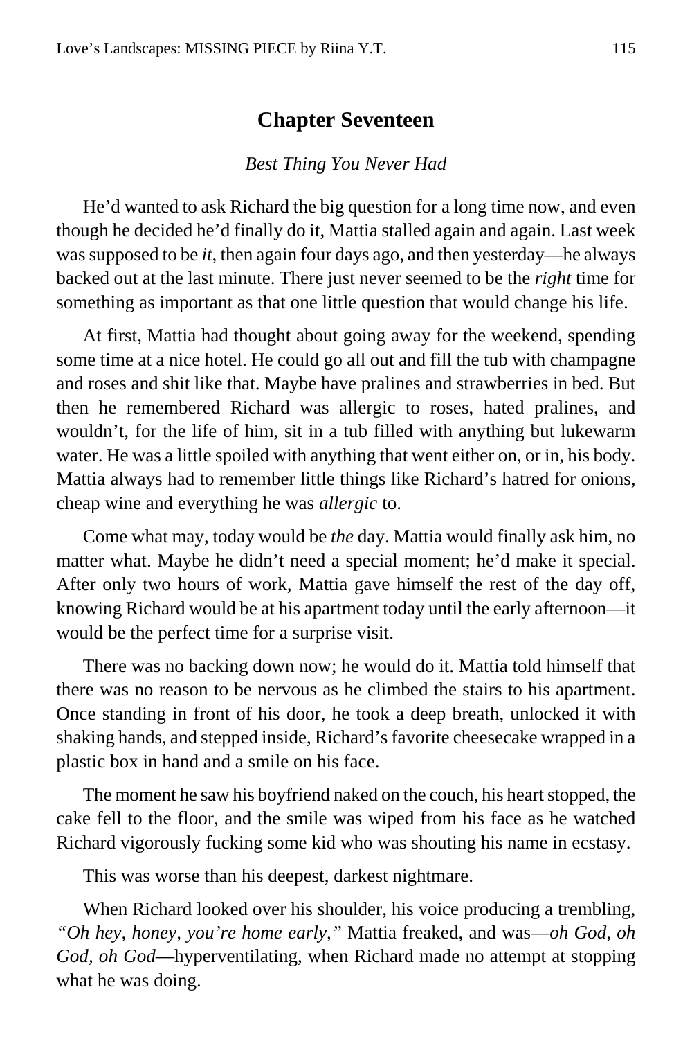## Chapter Seventeen

*Best Thing You Never Had*

He'd wanted to ask Richard the big question for a long time now, and even though he decided he'd finally do it, Mattia stalled again and again. Last week was supposed to be *it*, then again four days ago, and then yesterday—he always backed out at the last minute. There just never seemed to be the *right* time for something as important as that one little question that would change his life.

At first, Mattia had thought about going away for the weekend, spending some time at a nice hotel. He could go all out and fill the tub with champagne and roses and shit like that. Maybe have pralines and strawberries in bed. But then he remembered Richard was allergic to roses, hated pralines, and wouldn't, for the life of him, sit in a tub filled with anything but lukewarm water. He was a little spoiled with anything that went either on, or in, his body. Mattia always had to remember little things like Richard's hatred for onions, cheap wine and everything he was *allergic* to.

Come what may, today would be *the* day. Mattia would finally ask him, no matter what. Maybe he didn't need a special moment; he'd make it special. After only two hours of work, Mattia gave himself the rest of the day off, knowing Richard would be at his apartment today until the early afternoon—it would be the perfect time for a surprise visit.

There was no backing down now; he would do it. Mattia told himself that there was no reason to be nervous as he climbed the stairs to his apartment. Once standing in front of his door, he took a deep breath, unlocked it with shaking hands, and stepped inside, Richard's favorite cheesecake wrapped in a plastic box in hand and a smile on his face.

The moment he saw his boyfriend naked on the couch, his heart stopped, the cake fell to the floor, and the smile was wiped from his face as he watched Richard vigorously fucking some kid who was shouting his name in ecstasy.

This was worse than his deepest, darkest nightmare.

When Richard looked over his shoulder, his voice producing a trembling, *"Oh hey, honey, you're home early,"* Mattia freaked, and was—*oh God, oh God, oh God*—hyperventilating, when Richard made no attempt at stopping what he was doing.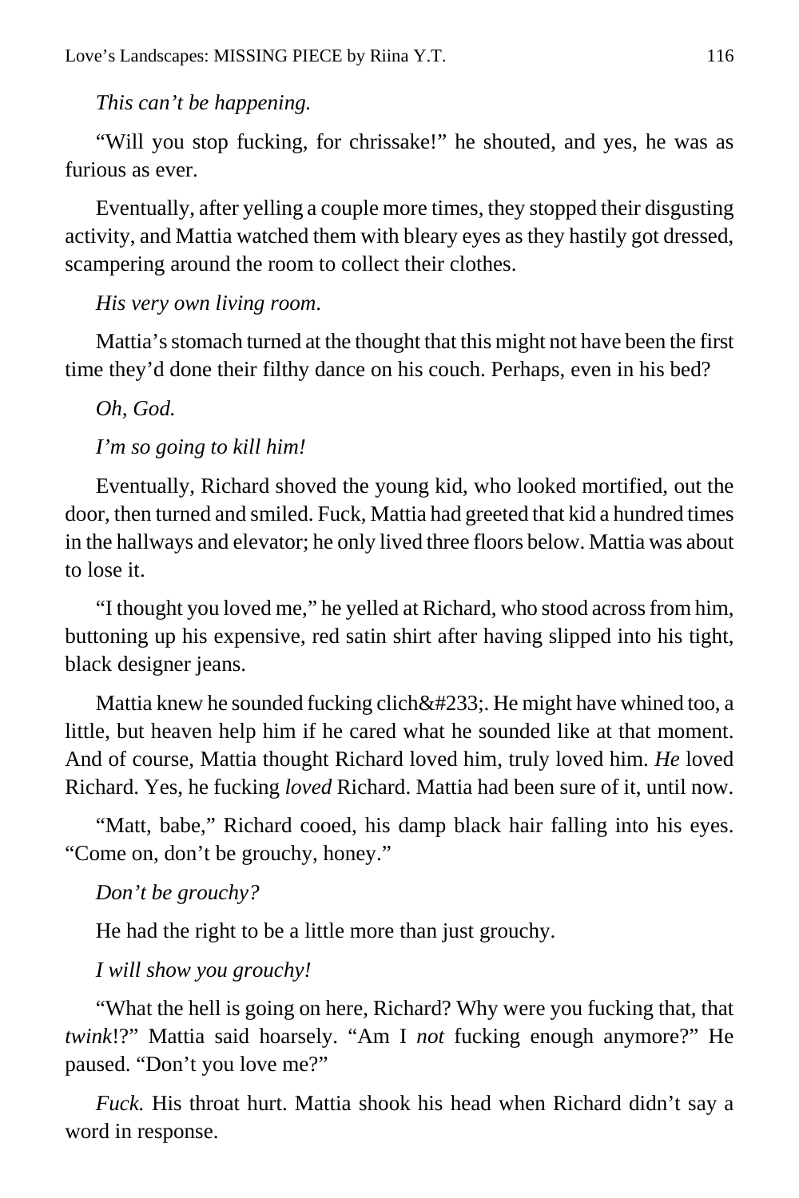*This can't be happening.*

"Will you stop fucking, for chrissake!" he shouted, and yes, he was as furious as ever.

Eventually, after yelling a couple more times, they stopped their disgusting activity, and Mattia watched them with bleary eyes as they hastily got dressed, scampering around the room to collect their clothes.

*His very own living room.*

Mattia's stomach turned at the thought that this might not have been the first time they'd done their filthy dance on his couch. Perhaps, even in his bed?

*Oh, God.*

*I'm so going to kill him!*

Eventually, Richard shoved the young kid, who looked mortified, out the door, then turned and smiled. Fuck, Mattia had greeted that kid a hundred times in the hallways and elevator; he only lived three floors below. Mattia was about to lose it.

"I thought you loved me," he yelled at Richard, who stood across from him, buttoning up his expensive, red satin shirt after having slipped into his tight, black designer jeans.

Mattia knew he sounded fucking clich&#233;. He might have whined too, a little, but heaven help him if he cared what he sounded like at that moment. And of course, Mattia thought Richard loved him, truly loved him. *He* loved Richard. Yes, he fucking *loved* Richard. Mattia had been sure of it, until now.

"Matt, babe," Richard cooed, his damp black hair falling into his eyes. "Come on, don't be grouchy, honey."

*Don't be grouchy?*

He had the right to be a little more than just grouchy.

*I will show you grouchy!*

"What the hell is going on here, Richard? Why were you fucking that, that *twink*!?" Mattia said hoarsely. "Am I *not* fucking enough anymore?" He paused. "Don't you love me?"

*Fuck.* His throat hurt. Mattia shook his head when Richard didn't say a word in response.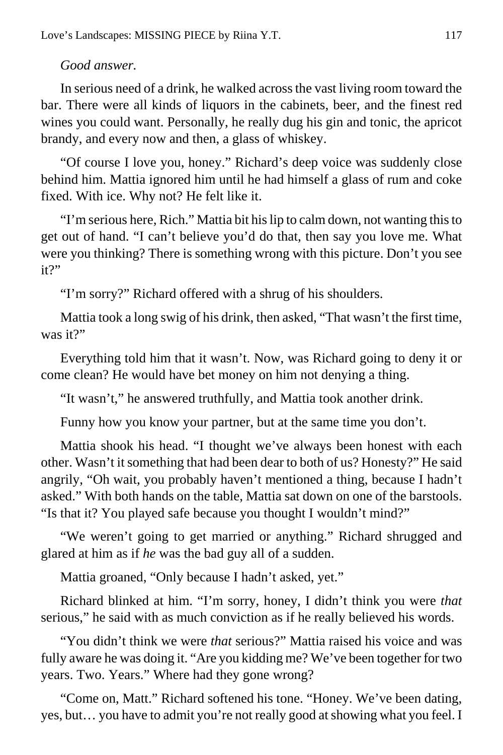*Good answer.*

In serious need of a drink, he walked across the vast living room toward the bar. There were all kinds of liquors in the cabinets, beer, and the finest red wines you could want. Personally, he really dug his gin and tonic, the apricot brandy, and every now and then, a glass of whiskey.

"Of course I love you, honey." Richard's deep voice was suddenly close behind him. Mattia ignored him until he had himself a glass of rum and coke fixed. With ice. Why not? He felt like it.

"I'm serious here, Rich." Mattia bit his lip to calm down, not wanting this to get out of hand. "I can't believe you'd do that, then say you love me. What were you thinking? There is something wrong with this picture. Don't you see it?"

"I'm sorry?" Richard offered with a shrug of his shoulders.

Mattia took a long swig of his drink, then asked, "That wasn't the first time, was it?"

Everything told him that it wasn't. Now, was Richard going to deny it or come clean? He would have bet money on him not denying a thing.

"It wasn't," he answered truthfully, and Mattia took another drink.

Funny how you know your partner, but at the same time you don't.

Mattia shook his head. "I thought we've always been honest with each other. Wasn't it something that had been dear to both of us? Honesty?" He said angrily, "Oh wait, you probably haven't mentioned a thing, because I hadn't asked." With both hands on the table, Mattia sat down on one of the barstools. "Is that it? You played safe because you thought I wouldn't mind?"

"We weren't going to get married or anything." Richard shrugged and glared at him as if *he* was the bad guy all of a sudden.

Mattia groaned, "Only because I hadn't asked, yet."

Richard blinked at him. "I'm sorry, honey, I didn't think you were *that* serious," he said with as much conviction as if he really believed his words.

"You didn't think we were *that* serious?" Mattia raised his voice and was fully aware he was doing it. "Are you kidding me? We've been together for two years. Two. Years." Where had they gone wrong?

"Come on, Matt." Richard softened his tone. "Honey. We've been dating, yes, but… you have to admit you're not really good at showing what you feel. I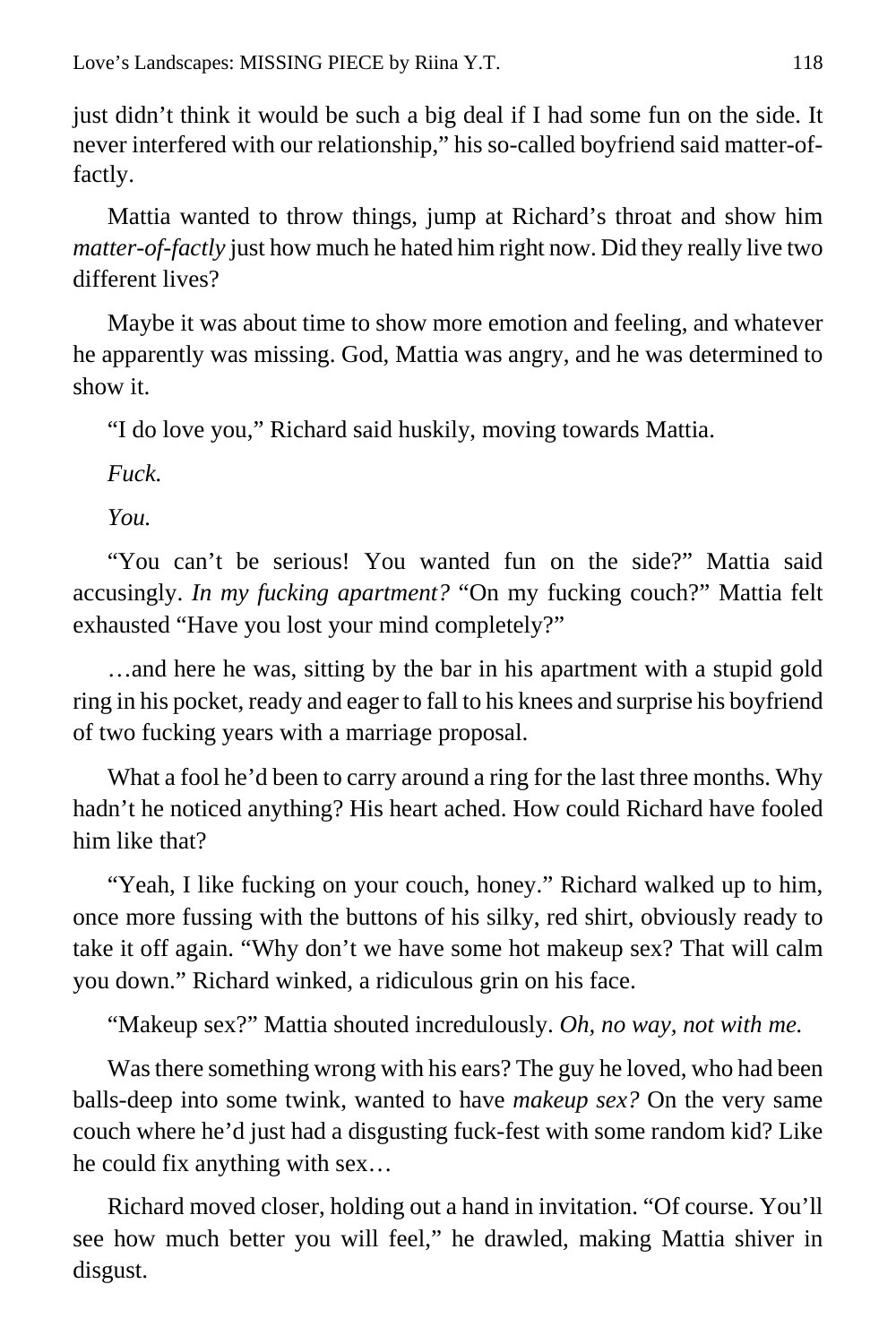just didn't think it would be such a big deal if I had some fun on the side. It never interfered with our relationship," his so-called boyfriend said matter-of-factly.

Mattia wanted to throw things, jump at Richard's throat and show him *matter-of-factly* just how much he hated him right now. Did they really live two different lives?

Maybe it was about time to show more emotion and feeling, and whatever he apparently was missing. God, Mattia was angry, and he was determined to show it.

"I do love you," Richard said huskily, moving towards Mattia.

*Fuck.*

*You.*

"You can't be serious! You wanted fun on the side?" Mattia said accusingly. *In my fucking apartment?* "On my fucking couch?" Mattia felt exhausted "Have you lost your mind completely?"

…and here he was, sitting by the bar in his apartment with a stupid gold ring in his pocket, ready and eager to fall to his knees and surprise his boyfriend of two fucking years with a marriage proposal.

What a fool he'd been to carry around a ring for the last three months. Why hadn't he noticed anything? His heart ached. How could Richard have fooled him like that?

"Yeah, I like fucking on your couch, honey." Richard walked up to him, once more fussing with the buttons of his silky, red shirt, obviously ready to take it off again. "Why don't we have some hot makeup sex? That will calm you down." Richard winked, a ridiculous grin on his face.

"Makeup sex?" Mattia shouted incredulously. *Oh, no way, not with me.*

Was there something wrong with his ears? The guy he loved, who had been balls-deep into some twink, wanted to have *makeup sex?* On the very same couch where he'd just had a disgusting fuck-fest with some random kid? Like he could fix anything with sex…

Richard moved closer, holding out a hand in invitation. "Of course. You'll see how much better you will feel," he drawled, making Mattia shiver in disgust.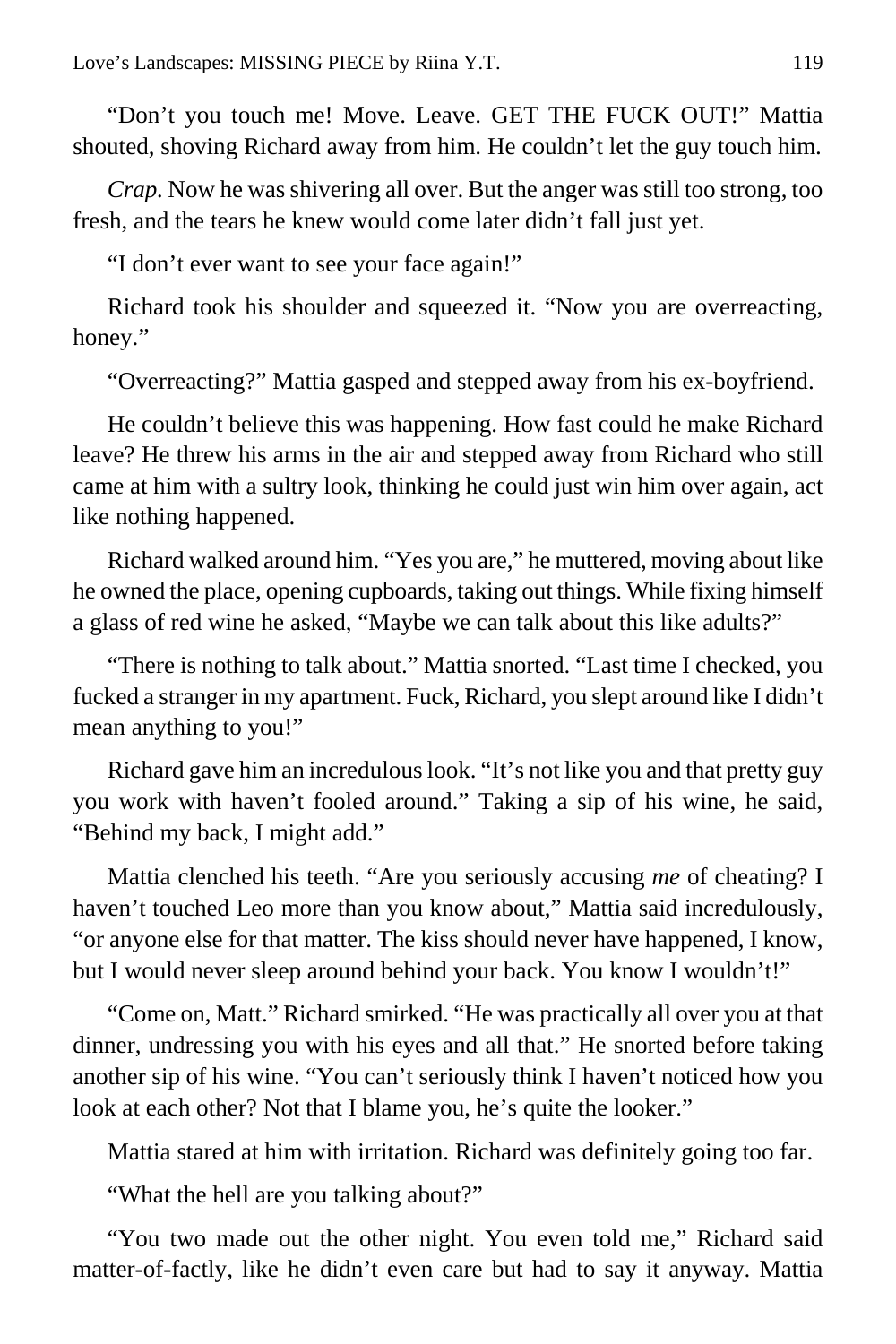"Don't you touch me! Move. Leave. GET THE FUCK OUT!" Mattia shouted, shoving Richard away from him. He couldn't let the guy touch him.

*Crap*. Now he was shivering all over. But the anger was still too strong, too fresh, and the tears he knew would come later didn't fall just yet.

"I don't ever want to see your face again!"

Richard took his shoulder and squeezed it. "Now you are overreacting, honey."

"Overreacting?" Mattia gasped and stepped away from his ex-boyfriend.

He couldn't believe this was happening. How fast could he make Richard leave? He threw his arms in the air and stepped away from Richard who still came at him with a sultry look, thinking he could just win him over again, act like nothing happened.

Richard walked around him. "Yes you are," he muttered, moving about like he owned the place, opening cupboards, taking out things. While fixing himself a glass of red wine he asked, "Maybe we can talk about this like adults?"

"There is nothing to talk about." Mattia snorted. "Last time I checked, you fucked a stranger in my apartment. Fuck, Richard, you slept around like I didn't mean anything to you!"

Richard gave him an incredulous look. "It's not like you and that pretty guy you work with haven't fooled around." Taking a sip of his wine, he said, "Behind my back, I might add."

Mattia clenched his teeth. "Are you seriously accusing *me* of cheating? I haven't touched Leo more than you know about," Mattia said incredulously, "or anyone else for that matter. The kiss should never have happened, I know, but I would never sleep around behind your back. You know I wouldn't!"

"Come on, Matt." Richard smirked. "He was practically all over you at that dinner, undressing you with his eyes and all that." He snorted before taking another sip of his wine. "You can't seriously think I haven't noticed how you look at each other? Not that I blame you, he's quite the looker."

Mattia stared at him with irritation. Richard was definitely going too far.

"What the hell are you talking about?"

"You two made out the other night. You even told me," Richard said matter-of-factly, like he didn't even care but had to say it anyway. Mattia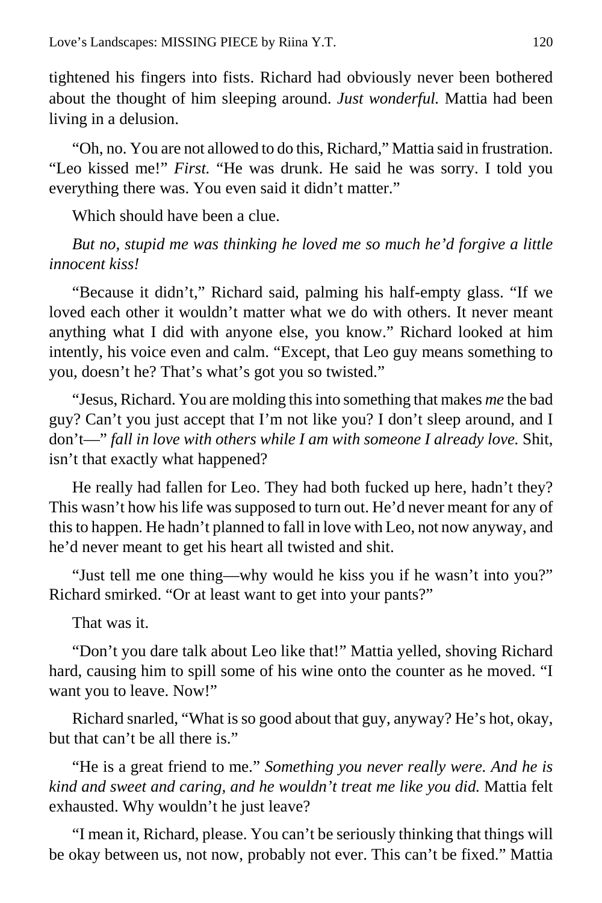tightened his fingers into fists. Richard had obviously never been bothered about the thought of him sleeping around. *Just wonderful.* Mattia had been living in a delusion.

"Oh, no. You are not allowed to do this, Richard," Mattia said in frustration. "Leo kissed me!" *First.* "He was drunk. He said he was sorry. I told you everything there was. You even said it didn't matter."

Which should have been a clue.

*But no, stupid me was thinking he loved me so much he'd forgive a little innocent kiss!*

"Because it didn't," Richard said, palming his half-empty glass. "If we loved each other it wouldn't matter what we do with others. It never meant anything what I did with anyone else, you know." Richard looked at him intently, his voice even and calm. "Except, that Leo guy means something to you, doesn't he? That's what's got you so twisted."

"Jesus, Richard. You are molding this into something that makes *me* the bad guy? Can't you just accept that I'm not like you? I don't sleep around, and I don't—" *fall in love with others while I am with someone I already love.* Shit, isn't that exactly what happened?

He really had fallen for Leo. They had both fucked up here, hadn't they? This wasn't how his life was supposed to turn out. He'd never meant for any of this to happen. He hadn't planned to fall in love with Leo, not now anyway, and he'd never meant to get his heart all twisted and shit.

"Just tell me one thing—why would he kiss you if he wasn't into you?" Richard smirked. "Or at least want to get into your pants?"

That was it.

"Don't you dare talk about Leo like that!" Mattia yelled, shoving Richard hard, causing him to spill some of his wine onto the counter as he moved. "I want you to leave. Now!"

Richard snarled, "What is so good about that guy, anyway? He's hot, okay, but that can't be all there is."

"He is a great friend to me." *Something you never really were. And he is kind and sweet and caring, and he wouldn't treat me like you did.* Mattia felt exhausted. Why wouldn't he just leave?

"I mean it, Richard, please. You can't be seriously thinking that things will be okay between us, not now, probably not ever. This can't be fixed." Mattia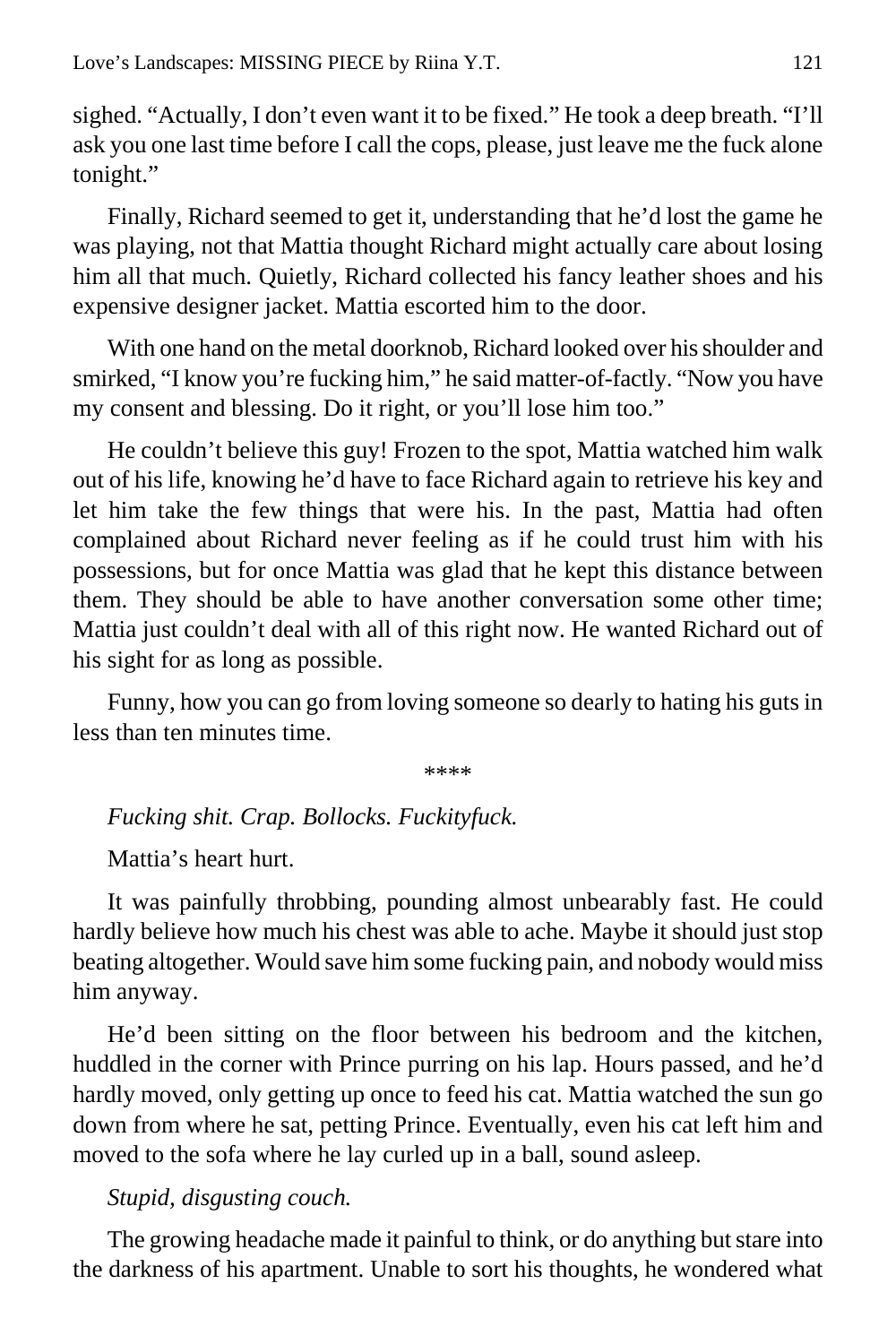sighed. “Actually, I don’t even want it to be fixed.” He took a deep breath. “I’ll ask you one last time before I call the cops, please, just leave me the fuck alone tonight.”

Finally, Richard seemed to get it, understanding that he’d lost the game he was playing, not that Mattia thought Richard might actually care about losing him all that much. Quietly, Richard collected his fancy leather shoes and his expensive designer jacket. Mattia escorted him to the door.

With one hand on the metal doorknob, Richard looked over his shoulder and smirked, “I know you’re fucking him,” he said matter-of-factly. “Now you have my consent and blessing. Do it right, or you’ll lose him too.”

He couldn’t believe this guy! Frozen to the spot, Mattia watched him walk out of his life, knowing he’d have to face Richard again to retrieve his key and let him take the few things that were his. In the past, Mattia had often complained about Richard never feeling as if he could trust him with his possessions, but for once Mattia was glad that he kept this distance between them. They should be able to have another conversation some other time; Mattia just couldn’t deal with all of this right now. He wanted Richard out of his sight for as long as possible.

Funny, how you can go from loving someone so dearly to hating his guts in less than ten minutes time.

****

*Fucking shit. Crap. Bollocks. Fuckityfuck.*

Mattia’s heart hurt.

It was painfully throbbing, pounding almost unbearably fast. He could hardly believe how much his chest was able to ache. Maybe it should just stop beating altogether. Would save him some fucking pain, and nobody would miss him anyway.

He’d been sitting on the floor between his bedroom and the kitchen, huddled in the corner with Prince purring on his lap. Hours passed, and he’d hardly moved, only getting up once to feed his cat. Mattia watched the sun go down from where he sat, petting Prince. Eventually, even his cat left him and moved to the sofa where he lay curled up in a ball, sound asleep.

*Stupid, disgusting couch.*

The growing headache made it painful to think, or do anything but stare into the darkness of his apartment. Unable to sort his thoughts, he wondered what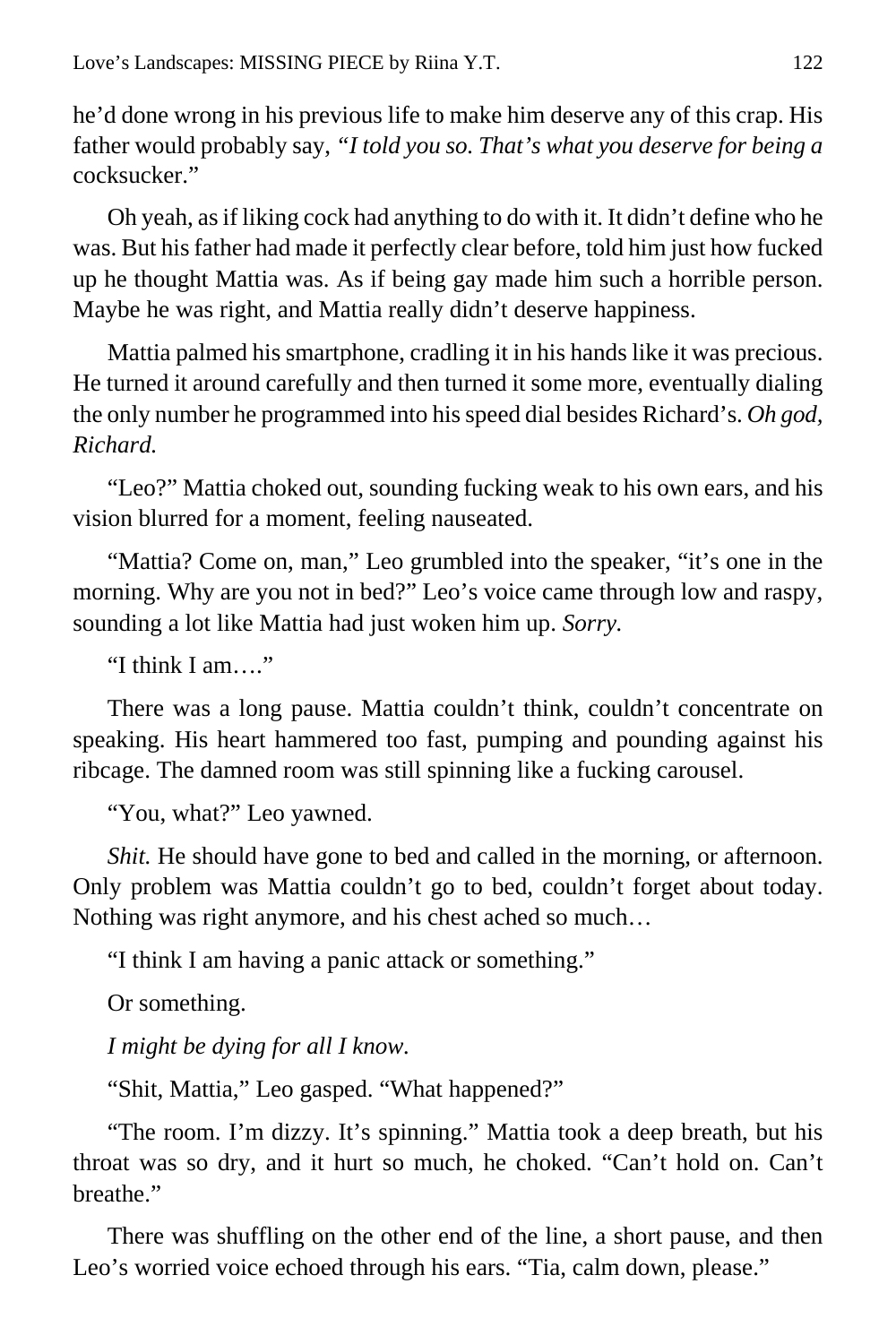he'd done wrong in his previous life to make him deserve any of this crap. His father would probably say, *"I told you so. That's what you deserve for being a* cocksucker."

Oh yeah, as if liking cock had anything to do with it. It didn't define who he was. But his father had made it perfectly clear before, told him just how fucked up he thought Mattia was. As if being gay made him such a horrible person. Maybe he was right, and Mattia really didn't deserve happiness.

Mattia palmed his smartphone, cradling it in his hands like it was precious. He turned it around carefully and then turned it some more, eventually dialing the only number he programmed into his speed dial besides Richard's. *Oh god, Richard.*

"Leo?" Mattia choked out, sounding fucking weak to his own ears, and his vision blurred for a moment, feeling nauseated.

"Mattia? Come on, man," Leo grumbled into the speaker, "it's one in the morning. Why are you not in bed?" Leo's voice came through low and raspy, sounding a lot like Mattia had just woken him up. *Sorry.*

"I think I am…."

There was a long pause. Mattia couldn't think, couldn't concentrate on speaking. His heart hammered too fast, pumping and pounding against his ribcage. The damned room was still spinning like a fucking carousel.

"You, what?" Leo yawned.

*Shit.* He should have gone to bed and called in the morning, or afternoon. Only problem was Mattia couldn't go to bed, couldn't forget about today. Nothing was right anymore, and his chest ached so much…

"I think I am having a panic attack or something."

Or something.

*I might be dying for all I know.*

"Shit, Mattia," Leo gasped. "What happened?"

"The room. I'm dizzy. It's spinning." Mattia took a deep breath, but his throat was so dry, and it hurt so much, he choked. "Can't hold on. Can't breathe."

There was shuffling on the other end of the line, a short pause, and then Leo's worried voice echoed through his ears. "Tia, calm down, please."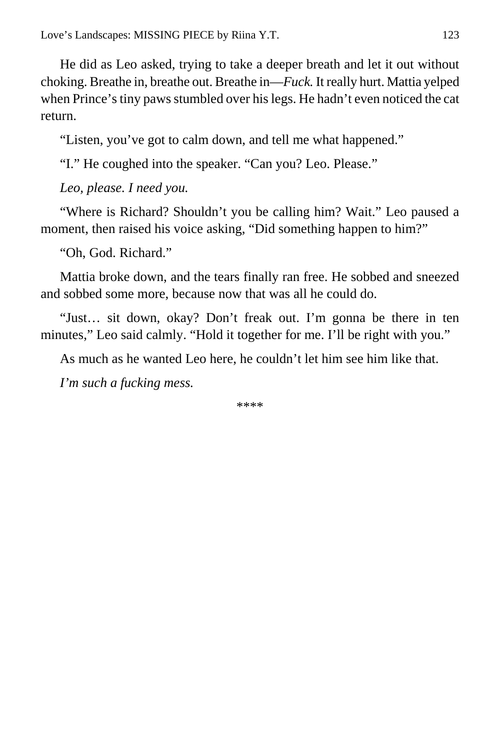He did as Leo asked, trying to take a deeper breath and let it out without choking. Breathe in, breathe out. Breathe in—*Fuck.* It really hurt. Mattia yelped when Prince's tiny paws stumbled over his legs. He hadn't even noticed the cat return.

"Listen, you've got to calm down, and tell me what happened."

"I." He coughed into the speaker. "Can you? Leo. Please."

*Leo, please. I need you.*

"Where is Richard? Shouldn't you be calling him? Wait." Leo paused a moment, then raised his voice asking, "Did something happen to him?"

"Oh, God. Richard."

Mattia broke down, and the tears finally ran free. He sobbed and sneezed and sobbed some more, because now that was all he could do.

"Just… sit down, okay? Don't freak out. I'm gonna be there in ten minutes," Leo said calmly. "Hold it together for me. I'll be right with you."

As much as he wanted Leo here, he couldn't let him see him like that.

*I'm such a fucking mess.*

****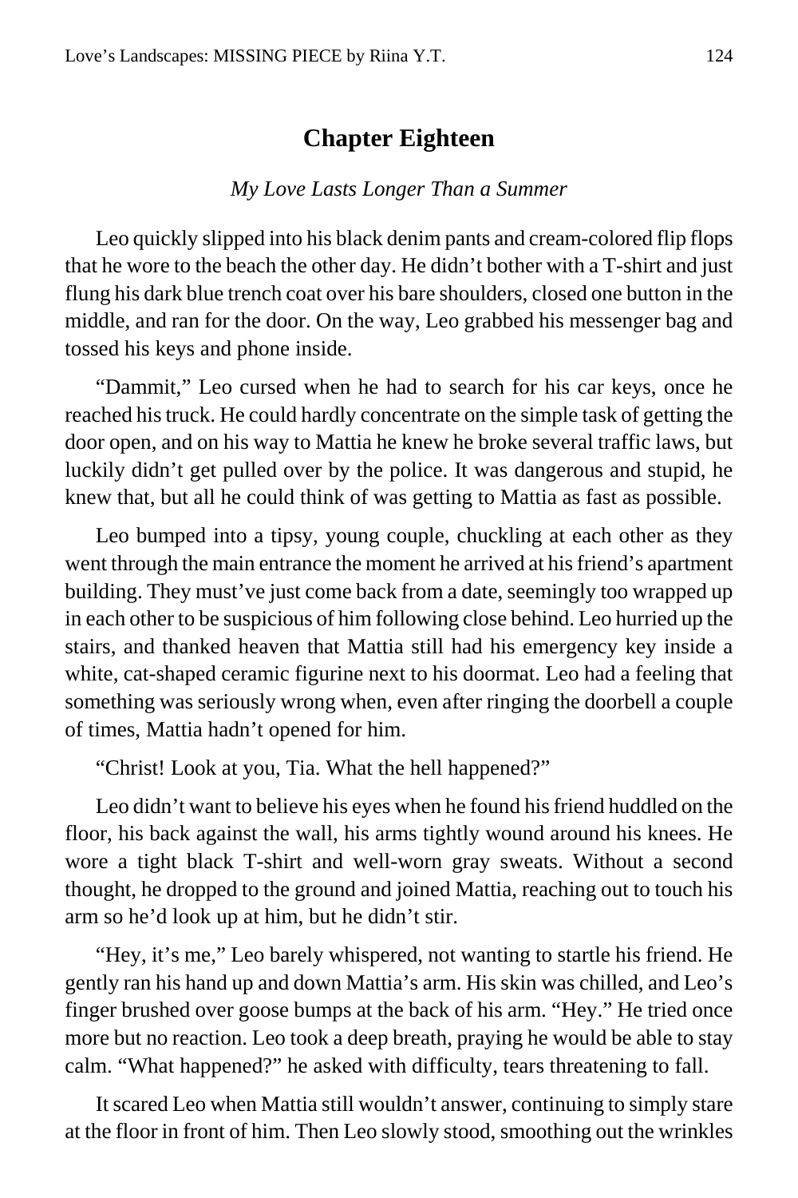## Chapter Eighteen

*My Love Lasts Longer Than a Summer*

Leo quickly slipped into his black denim pants and cream-colored flip flops that he wore to the beach the other day. He didn't bother with a T-shirt and just flung his dark blue trench coat over his bare shoulders, closed one button in the middle, and ran for the door. On the way, Leo grabbed his messenger bag and tossed his keys and phone inside.

"Dammit," Leo cursed when he had to search for his car keys, once he reached his truck. He could hardly concentrate on the simple task of getting the door open, and on his way to Mattia he knew he broke several traffic laws, but luckily didn't get pulled over by the police. It was dangerous and stupid, he knew that, but all he could think of was getting to Mattia as fast as possible.

Leo bumped into a tipsy, young couple, chuckling at each other as they went through the main entrance the moment he arrived at his friend's apartment building. They must've just come back from a date, seemingly too wrapped up in each other to be suspicious of him following close behind. Leo hurried up the stairs, and thanked heaven that Mattia still had his emergency key inside a white, cat-shaped ceramic figurine next to his doormat. Leo had a feeling that something was seriously wrong when, even after ringing the doorbell a couple of times, Mattia hadn't opened for him.

"Christ! Look at you, Tia. What the hell happened?"

Leo didn't want to believe his eyes when he found his friend huddled on the floor, his back against the wall, his arms tightly wound around his knees. He wore a tight black T-shirt and well-worn gray sweats. Without a second thought, he dropped to the ground and joined Mattia, reaching out to touch his arm so he'd look up at him, but he didn't stir.

"Hey, it's me," Leo barely whispered, not wanting to startle his friend. He gently ran his hand up and down Mattia's arm. His skin was chilled, and Leo's finger brushed over goose bumps at the back of his arm. "Hey." He tried once more but no reaction. Leo took a deep breath, praying he would be able to stay calm. "What happened?" he asked with difficulty, tears threatening to fall.

It scared Leo when Mattia still wouldn't answer, continuing to simply stare at the floor in front of him. Then Leo slowly stood, smoothing out the wrinkles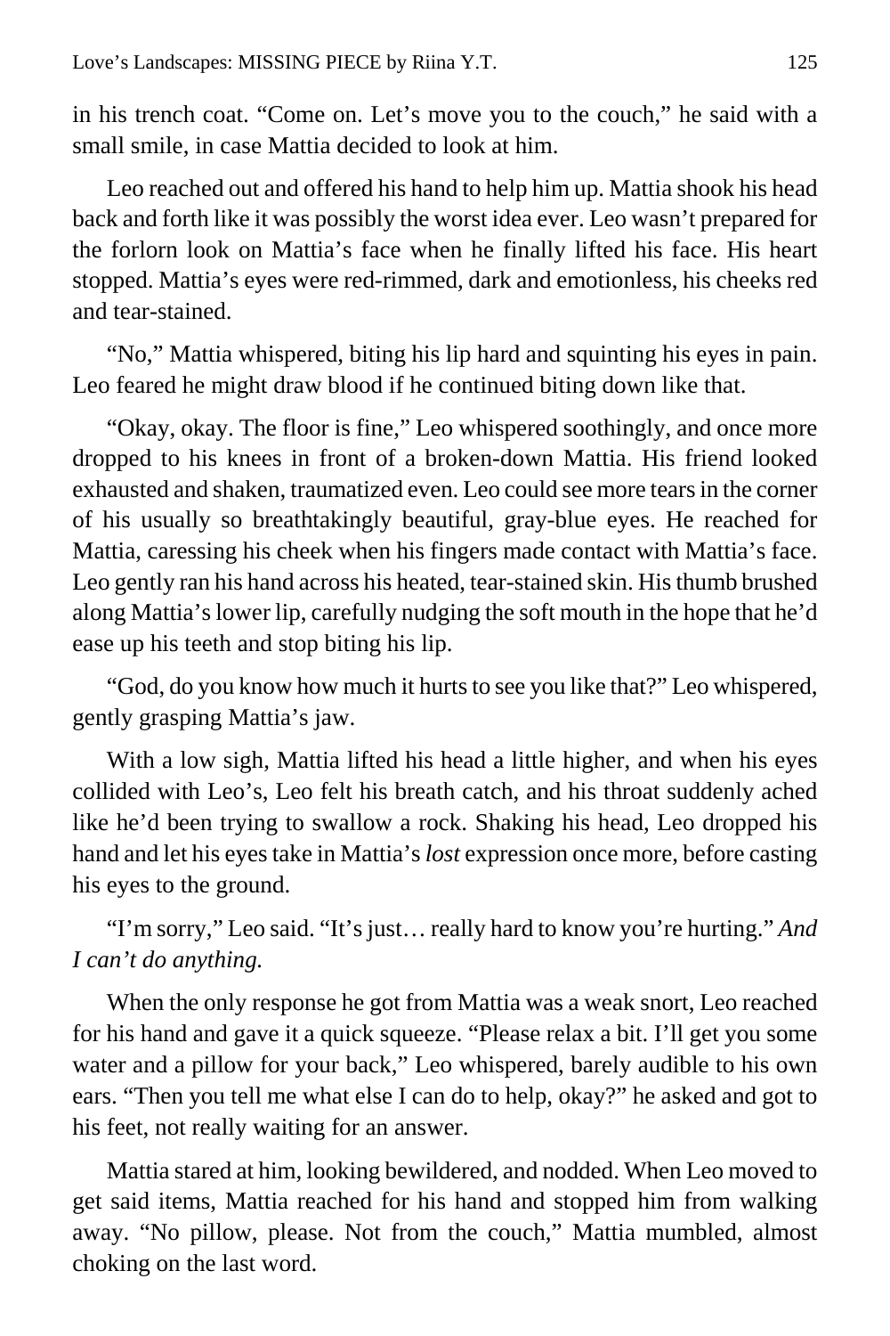in his trench coat. "Come on. Let's move you to the couch," he said with a small smile, in case Mattia decided to look at him.

Leo reached out and offered his hand to help him up. Mattia shook his head back and forth like it was possibly the worst idea ever. Leo wasn't prepared for the forlorn look on Mattia's face when he finally lifted his face. His heart stopped. Mattia's eyes were red-rimmed, dark and emotionless, his cheeks red and tear-stained.

"No," Mattia whispered, biting his lip hard and squinting his eyes in pain. Leo feared he might draw blood if he continued biting down like that.

"Okay, okay. The floor is fine," Leo whispered soothingly, and once more dropped to his knees in front of a broken-down Mattia. His friend looked exhausted and shaken, traumatized even. Leo could see more tears in the corner of his usually so breathtakingly beautiful, gray-blue eyes. He reached for Mattia, caressing his cheek when his fingers made contact with Mattia's face. Leo gently ran his hand across his heated, tear-stained skin. His thumb brushed along Mattia's lower lip, carefully nudging the soft mouth in the hope that he'd ease up his teeth and stop biting his lip.

"God, do you know how much it hurts to see you like that?" Leo whispered, gently grasping Mattia's jaw.

With a low sigh, Mattia lifted his head a little higher, and when his eyes collided with Leo's, Leo felt his breath catch, and his throat suddenly ached like he'd been trying to swallow a rock. Shaking his head, Leo dropped his hand and let his eyes take in Mattia's *lost* expression once more, before casting his eyes to the ground.

"I'm sorry," Leo said. "It's just… really hard to know you're hurting." *And I can't do anything.*

When the only response he got from Mattia was a weak snort, Leo reached for his hand and gave it a quick squeeze. "Please relax a bit. I'll get you some water and a pillow for your back," Leo whispered, barely audible to his own ears. "Then you tell me what else I can do to help, okay?" he asked and got to his feet, not really waiting for an answer.

Mattia stared at him, looking bewildered, and nodded. When Leo moved to get said items, Mattia reached for his hand and stopped him from walking away. "No pillow, please. Not from the couch," Mattia mumbled, almost choking on the last word.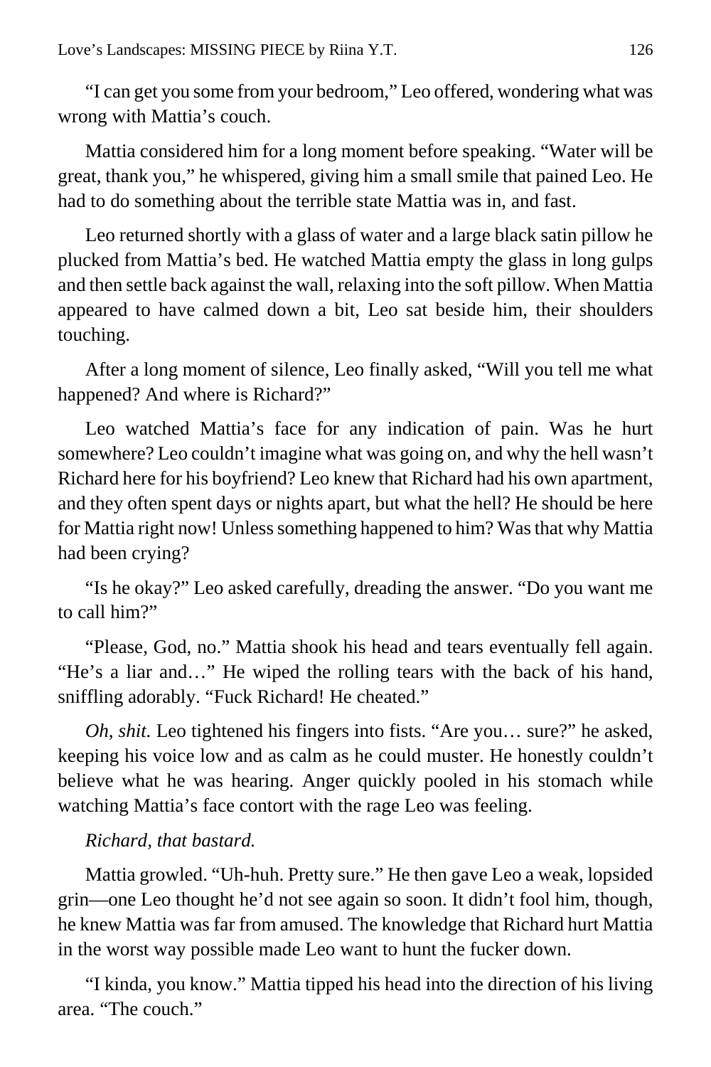"I can get you some from your bedroom," Leo offered, wondering what was wrong with Mattia's couch.

Mattia considered him for a long moment before speaking. "Water will be great, thank you," he whispered, giving him a small smile that pained Leo. He had to do something about the terrible state Mattia was in, and fast.

Leo returned shortly with a glass of water and a large black satin pillow he plucked from Mattia's bed. He watched Mattia empty the glass in long gulps and then settle back against the wall, relaxing into the soft pillow. When Mattia appeared to have calmed down a bit, Leo sat beside him, their shoulders touching.

After a long moment of silence, Leo finally asked, "Will you tell me what happened? And where is Richard?"

Leo watched Mattia's face for any indication of pain. Was he hurt somewhere? Leo couldn't imagine what was going on, and why the hell wasn't Richard here for his boyfriend? Leo knew that Richard had his own apartment, and they often spent days or nights apart, but what the hell? He should be here for Mattia right now! Unless something happened to him? Was that why Mattia had been crying?

"Is he okay?" Leo asked carefully, dreading the answer. "Do you want me to call him?"

"Please, God, no." Mattia shook his head and tears eventually fell again. "He's a liar and…" He wiped the rolling tears with the back of his hand, sniffling adorably. "Fuck Richard! He cheated."

*Oh, shit.* Leo tightened his fingers into fists. "Are you… sure?" he asked, keeping his voice low and as calm as he could muster. He honestly couldn't believe what he was hearing. Anger quickly pooled in his stomach while watching Mattia's face contort with the rage Leo was feeling.

*Richard, that bastard.*

Mattia growled. "Uh-huh. Pretty sure." He then gave Leo a weak, lopsided grin—one Leo thought he'd not see again so soon. It didn't fool him, though, he knew Mattia was far from amused. The knowledge that Richard hurt Mattia in the worst way possible made Leo want to hunt the fucker down.

"I kinda, you know." Mattia tipped his head into the direction of his living area. "The couch."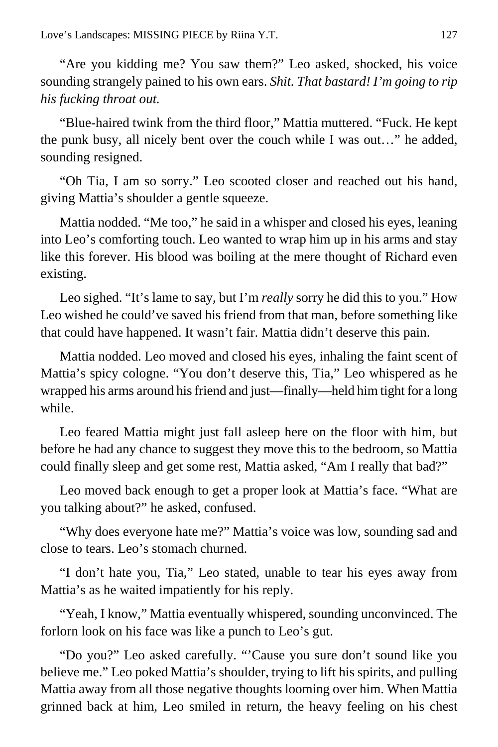“Are you kidding me? You saw them?” Leo asked, shocked, his voice sounding strangely pained to his own ears. *Shit. That bastard! I’m going to rip his fucking throat out.*

“Blue-haired twink from the third floor,” Mattia muttered. “Fuck. He kept the punk busy, all nicely bent over the couch while I was out…” he added, sounding resigned.

“Oh Tia, I am so sorry.” Leo scooted closer and reached out his hand, giving Mattia’s shoulder a gentle squeeze.

Mattia nodded. “Me too,” he said in a whisper and closed his eyes, leaning into Leo’s comforting touch. Leo wanted to wrap him up in his arms and stay like this forever. His blood was boiling at the mere thought of Richard even existing.

Leo sighed. “It’s lame to say, but I’m *really* sorry he did this to you.” How Leo wished he could’ve saved his friend from that man, before something like that could have happened. It wasn’t fair. Mattia didn’t deserve this pain.

Mattia nodded. Leo moved and closed his eyes, inhaling the faint scent of Mattia’s spicy cologne. “You don’t deserve this, Tia,” Leo whispered as he wrapped his arms around his friend and just—finally—held him tight for a long while.

Leo feared Mattia might just fall asleep here on the floor with him, but before he had any chance to suggest they move this to the bedroom, so Mattia could finally sleep and get some rest, Mattia asked, “Am I really that bad?”

Leo moved back enough to get a proper look at Mattia’s face. “What are you talking about?” he asked, confused.

“Why does everyone hate me?” Mattia’s voice was low, sounding sad and close to tears. Leo’s stomach churned.

“I don’t hate you, Tia,” Leo stated, unable to tear his eyes away from Mattia’s as he waited impatiently for his reply.

“Yeah, I know,” Mattia eventually whispered, sounding unconvinced. The forlorn look on his face was like a punch to Leo’s gut.

“Do you?” Leo asked carefully. “’Cause you sure don’t sound like you believe me.” Leo poked Mattia’s shoulder, trying to lift his spirits, and pulling Mattia away from all those negative thoughts looming over him. When Mattia grinned back at him, Leo smiled in return, the heavy feeling on his chest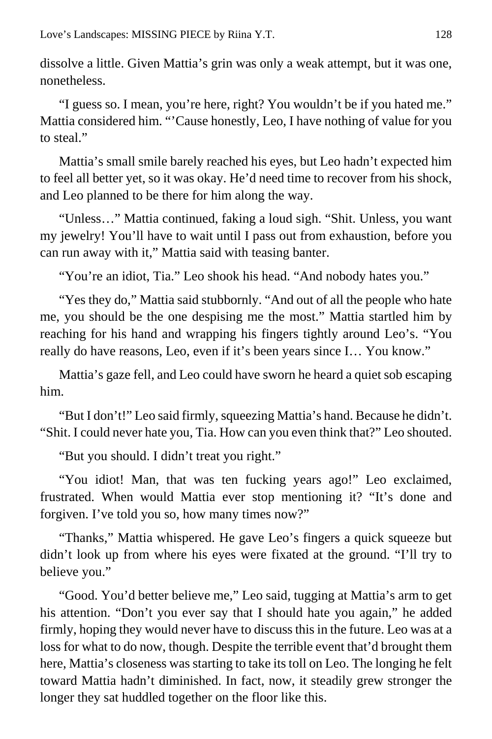dissolve a little. Given Mattia's grin was only a weak attempt, but it was one, nonetheless.

"I guess so. I mean, you're here, right? You wouldn't be if you hated me." Mattia considered him. "'Cause honestly, Leo, I have nothing of value for you to steal."

Mattia's small smile barely reached his eyes, but Leo hadn't expected him to feel all better yet, so it was okay. He'd need time to recover from his shock, and Leo planned to be there for him along the way.

"Unless…" Mattia continued, faking a loud sigh. "Shit. Unless, you want my jewelry! You'll have to wait until I pass out from exhaustion, before you can run away with it," Mattia said with teasing banter.

"You're an idiot, Tia." Leo shook his head. "And nobody hates you."

"Yes they do," Mattia said stubbornly. "And out of all the people who hate me, you should be the one despising me the most." Mattia startled him by reaching for his hand and wrapping his fingers tightly around Leo's. "You really do have reasons, Leo, even if it's been years since I… You know."

Mattia's gaze fell, and Leo could have sworn he heard a quiet sob escaping him.

"But I don't!" Leo said firmly, squeezing Mattia's hand. Because he didn't. "Shit. I could never hate you, Tia. How can you even think that?" Leo shouted.

"But you should. I didn't treat you right."

"You idiot! Man, that was ten fucking years ago!" Leo exclaimed, frustrated. When would Mattia ever stop mentioning it? "It's done and forgiven. I've told you so, how many times now?"

"Thanks," Mattia whispered. He gave Leo's fingers a quick squeeze but didn't look up from where his eyes were fixated at the ground. "I'll try to believe you."

"Good. You'd better believe me," Leo said, tugging at Mattia's arm to get his attention. "Don't you ever say that I should hate you again," he added firmly, hoping they would never have to discuss this in the future. Leo was at a loss for what to do now, though. Despite the terrible event that'd brought them here, Mattia's closeness was starting to take its toll on Leo. The longing he felt toward Mattia hadn't diminished. In fact, now, it steadily grew stronger the longer they sat huddled together on the floor like this.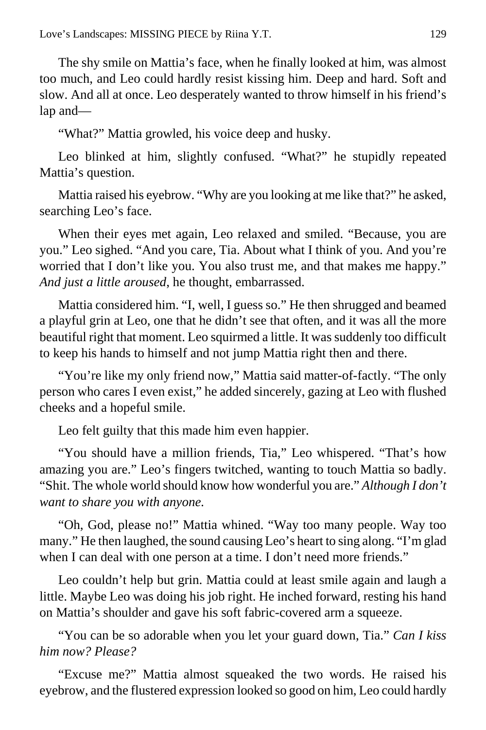The shy smile on Mattia's face, when he finally looked at him, was almost too much, and Leo could hardly resist kissing him. Deep and hard. Soft and slow. And all at once. Leo desperately wanted to throw himself in his friend's lap and—

"What?" Mattia growled, his voice deep and husky.

Leo blinked at him, slightly confused. "What?" he stupidly repeated Mattia's question.

Mattia raised his eyebrow. "Why are you looking at me like that?" he asked, searching Leo's face.

When their eyes met again, Leo relaxed and smiled. "Because, you are you." Leo sighed. "And you care, Tia. About what I think of you. And you're worried that I don't like you. You also trust me, and that makes me happy." *And just a little aroused,* he thought, embarrassed.

Mattia considered him. "I, well, I guess so." He then shrugged and beamed a playful grin at Leo, one that he didn't see that often, and it was all the more beautiful right that moment. Leo squirmed a little. It was suddenly too difficult to keep his hands to himself and not jump Mattia right then and there.

"You're like my only friend now," Mattia said matter-of-factly. "The only person who cares I even exist," he added sincerely, gazing at Leo with flushed cheeks and a hopeful smile.

Leo felt guilty that this made him even happier.

"You should have a million friends, Tia," Leo whispered. "That's how amazing you are." Leo's fingers twitched, wanting to touch Mattia so badly. "Shit. The whole world should know how wonderful you are." *Although I don't want to share you with anyone.*

"Oh, God, please no!" Mattia whined. "Way too many people. Way too many." He then laughed, the sound causing Leo's heart to sing along. "I'm glad when I can deal with one person at a time. I don't need more friends."

Leo couldn't help but grin. Mattia could at least smile again and laugh a little. Maybe Leo was doing his job right. He inched forward, resting his hand on Mattia's shoulder and gave his soft fabric-covered arm a squeeze.

"You can be so adorable when you let your guard down, Tia." *Can I kiss him now? Please?*

"Excuse me?" Mattia almost squeaked the two words. He raised his eyebrow, and the flustered expression looked so good on him, Leo could hardly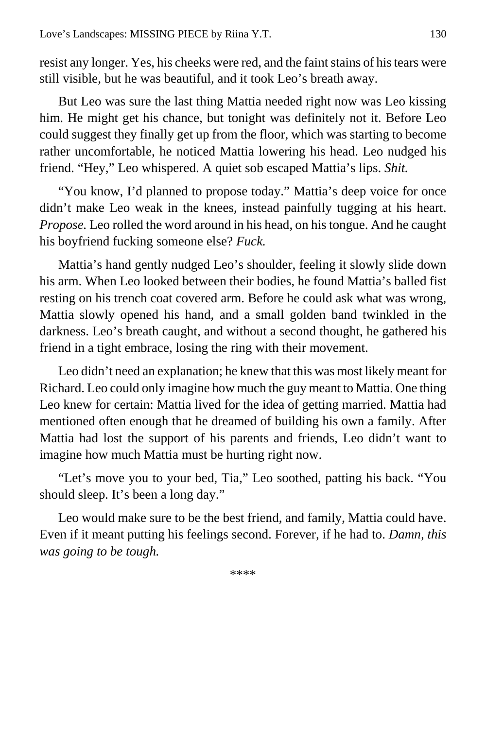resist any longer. Yes, his cheeks were red, and the faint stains of his tears were still visible, but he was beautiful, and it took Leo's breath away.

But Leo was sure the last thing Mattia needed right now was Leo kissing him. He might get his chance, but tonight was definitely not it. Before Leo could suggest they finally get up from the floor, which was starting to become rather uncomfortable, he noticed Mattia lowering his head. Leo nudged his friend. "Hey," Leo whispered. A quiet sob escaped Mattia's lips. *Shit.*

"You know, I'd planned to propose today." Mattia's deep voice for once didn't make Leo weak in the knees, instead painfully tugging at his heart. *Propose.* Leo rolled the word around in his head, on his tongue. And he caught his boyfriend fucking someone else? *Fuck.*

Mattia's hand gently nudged Leo's shoulder, feeling it slowly slide down his arm. When Leo looked between their bodies, he found Mattia's balled fist resting on his trench coat covered arm. Before he could ask what was wrong, Mattia slowly opened his hand, and a small golden band twinkled in the darkness. Leo's breath caught, and without a second thought, he gathered his friend in a tight embrace, losing the ring with their movement.

Leo didn't need an explanation; he knew that this was most likely meant for Richard. Leo could only imagine how much the guy meant to Mattia. One thing Leo knew for certain: Mattia lived for the idea of getting married. Mattia had mentioned often enough that he dreamed of building his own a family. After Mattia had lost the support of his parents and friends, Leo didn't want to imagine how much Mattia must be hurting right now.

"Let's move you to your bed, Tia," Leo soothed, patting his back. "You should sleep. It's been a long day."

Leo would make sure to be the best friend, and family, Mattia could have. Even if it meant putting his feelings second. Forever, if he had to. *Damn, this was going to be tough.*

****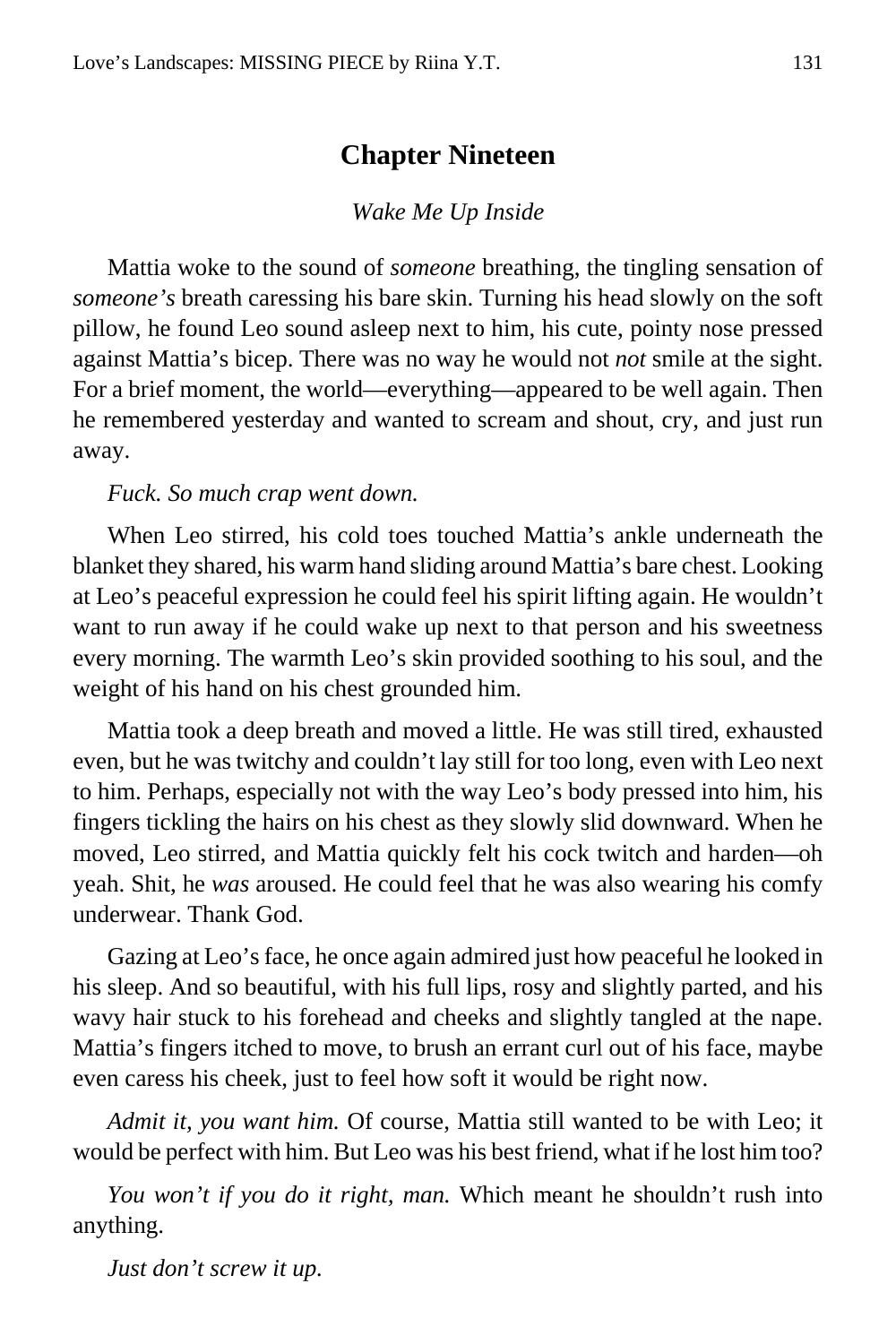## Chapter Nineteen

*Wake Me Up Inside*

Mattia woke to the sound of *someone* breathing, the tingling sensation of *someone's* breath caressing his bare skin. Turning his head slowly on the soft pillow, he found Leo sound asleep next to him, his cute, pointy nose pressed against Mattia's bicep. There was no way he would not *not* smile at the sight. For a brief moment, the world—everything—appeared to be well again. Then he remembered yesterday and wanted to scream and shout, cry, and just run away.

*Fuck. So much crap went down.*

When Leo stirred, his cold toes touched Mattia's ankle underneath the blanket they shared, his warm hand sliding around Mattia's bare chest. Looking at Leo's peaceful expression he could feel his spirit lifting again. He wouldn't want to run away if he could wake up next to that person and his sweetness every morning. The warmth Leo's skin provided soothing to his soul, and the weight of his hand on his chest grounded him.

Mattia took a deep breath and moved a little. He was still tired, exhausted even, but he was twitchy and couldn't lay still for too long, even with Leo next to him. Perhaps, especially not with the way Leo's body pressed into him, his fingers tickling the hairs on his chest as they slowly slid downward. When he moved, Leo stirred, and Mattia quickly felt his cock twitch and harden—oh yeah. Shit, he *was* aroused. He could feel that he was also wearing his comfy underwear. Thank God.

Gazing at Leo's face, he once again admired just how peaceful he looked in his sleep. And so beautiful, with his full lips, rosy and slightly parted, and his wavy hair stuck to his forehead and cheeks and slightly tangled at the nape. Mattia's fingers itched to move, to brush an errant curl out of his face, maybe even caress his cheek, just to feel how soft it would be right now.

*Admit it, you want him.* Of course, Mattia still wanted to be with Leo; it would be perfect with him. But Leo was his best friend, what if he lost him too?

*You won't if you do it right, man.* Which meant he shouldn't rush into anything.

*Just don't screw it up.*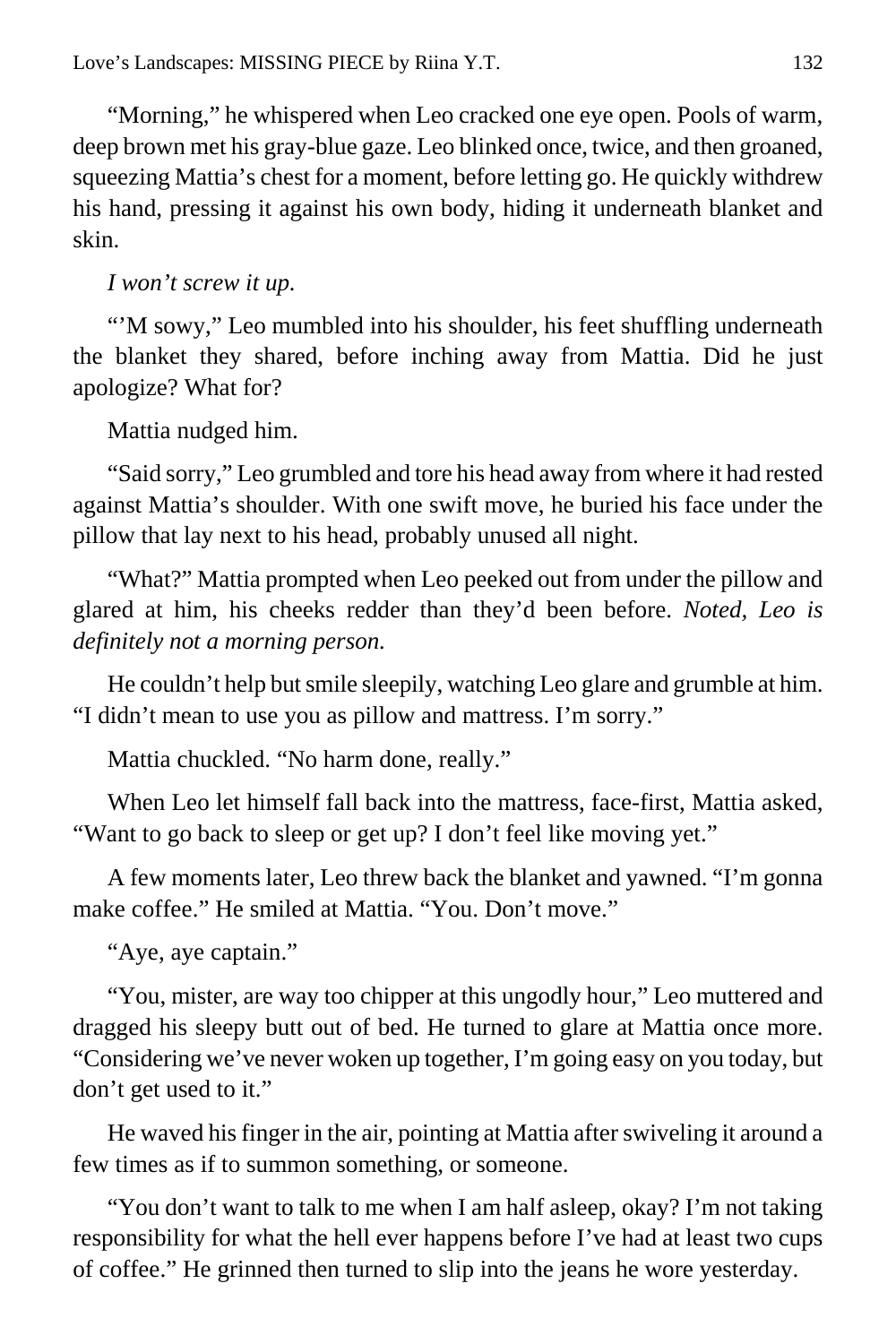"Morning," he whispered when Leo cracked one eye open. Pools of warm, deep brown met his gray-blue gaze. Leo blinked once, twice, and then groaned, squeezing Mattia's chest for a moment, before letting go. He quickly withdrew his hand, pressing it against his own body, hiding it underneath blanket and skin.

*I won't screw it up.*

"'M sowy," Leo mumbled into his shoulder, his feet shuffling underneath the blanket they shared, before inching away from Mattia. Did he just apologize? What for?

Mattia nudged him.

"Said sorry," Leo grumbled and tore his head away from where it had rested against Mattia's shoulder. With one swift move, he buried his face under the pillow that lay next to his head, probably unused all night.

"What?" Mattia prompted when Leo peeked out from under the pillow and glared at him, his cheeks redder than they'd been before. *Noted, Leo is definitely not a morning person.*

He couldn't help but smile sleepily, watching Leo glare and grumble at him. "I didn't mean to use you as pillow and mattress. I'm sorry."

Mattia chuckled. "No harm done, really."

When Leo let himself fall back into the mattress, face-first, Mattia asked, "Want to go back to sleep or get up? I don't feel like moving yet."

A few moments later, Leo threw back the blanket and yawned. "I'm gonna make coffee." He smiled at Mattia. "You. Don't move."

"Aye, aye captain."

"You, mister, are way too chipper at this ungodly hour," Leo muttered and dragged his sleepy butt out of bed. He turned to glare at Mattia once more. "Considering we've never woken up together, I'm going easy on you today, but don't get used to it."

He waved his finger in the air, pointing at Mattia after swiveling it around a few times as if to summon something, or someone.

"You don't want to talk to me when I am half asleep, okay? I'm not taking responsibility for what the hell ever happens before I've had at least two cups of coffee." He grinned then turned to slip into the jeans he wore yesterday.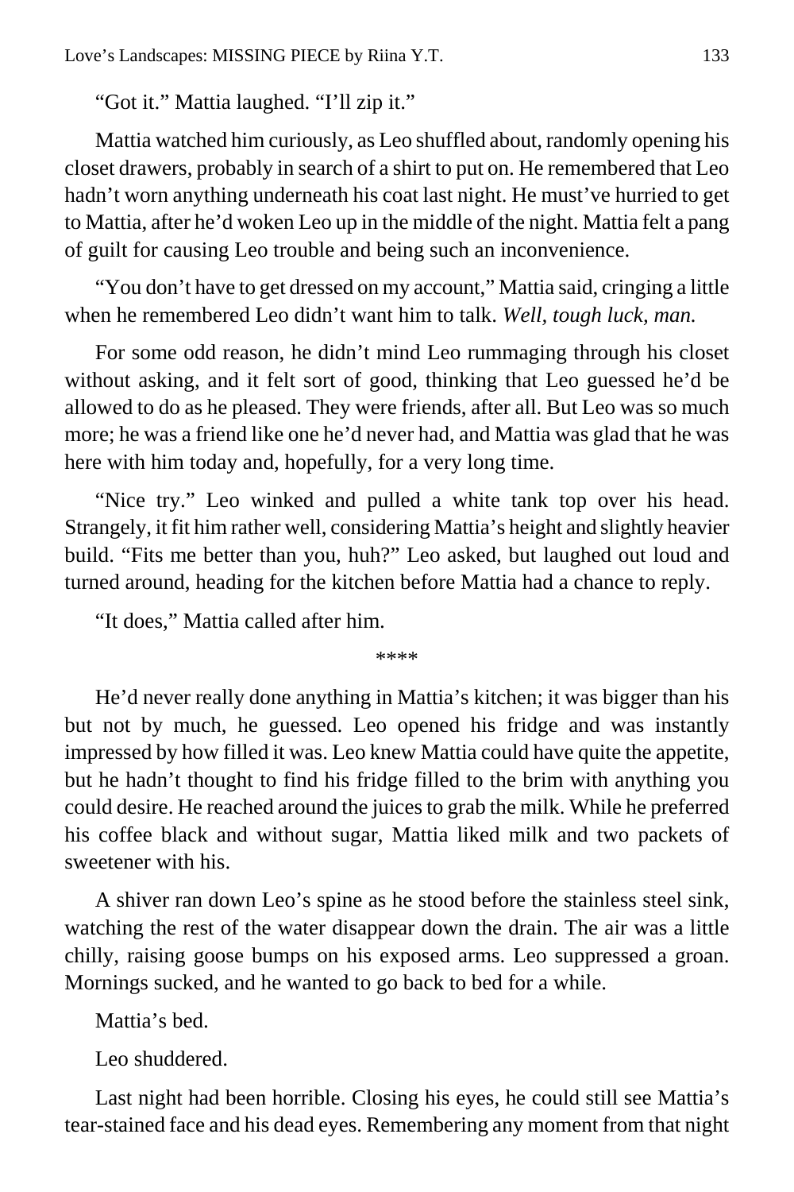"Got it." Mattia laughed. "I'll zip it."

Mattia watched him curiously, as Leo shuffled about, randomly opening his closet drawers, probably in search of a shirt to put on. He remembered that Leo hadn't worn anything underneath his coat last night. He must've hurried to get to Mattia, after he'd woken Leo up in the middle of the night. Mattia felt a pang of guilt for causing Leo trouble and being such an inconvenience.

"You don't have to get dressed on my account," Mattia said, cringing a little when he remembered Leo didn't want him to talk. *Well, tough luck, man.*

For some odd reason, he didn't mind Leo rummaging through his closet without asking, and it felt sort of good, thinking that Leo guessed he'd be allowed to do as he pleased. They were friends, after all. But Leo was so much more; he was a friend like one he'd never had, and Mattia was glad that he was here with him today and, hopefully, for a very long time.

"Nice try." Leo winked and pulled a white tank top over his head. Strangely, it fit him rather well, considering Mattia's height and slightly heavier build. "Fits me better than you, huh?" Leo asked, but laughed out loud and turned around, heading for the kitchen before Mattia had a chance to reply.

"It does," Mattia called after him.

****

He'd never really done anything in Mattia's kitchen; it was bigger than his but not by much, he guessed. Leo opened his fridge and was instantly impressed by how filled it was. Leo knew Mattia could have quite the appetite, but he hadn't thought to find his fridge filled to the brim with anything you could desire. He reached around the juices to grab the milk. While he preferred his coffee black and without sugar, Mattia liked milk and two packets of sweetener with his.

A shiver ran down Leo's spine as he stood before the stainless steel sink, watching the rest of the water disappear down the drain. The air was a little chilly, raising goose bumps on his exposed arms. Leo suppressed a groan. Mornings sucked, and he wanted to go back to bed for a while.

Mattia's bed.

Leo shuddered.

Last night had been horrible. Closing his eyes, he could still see Mattia's tear-stained face and his dead eyes. Remembering any moment from that night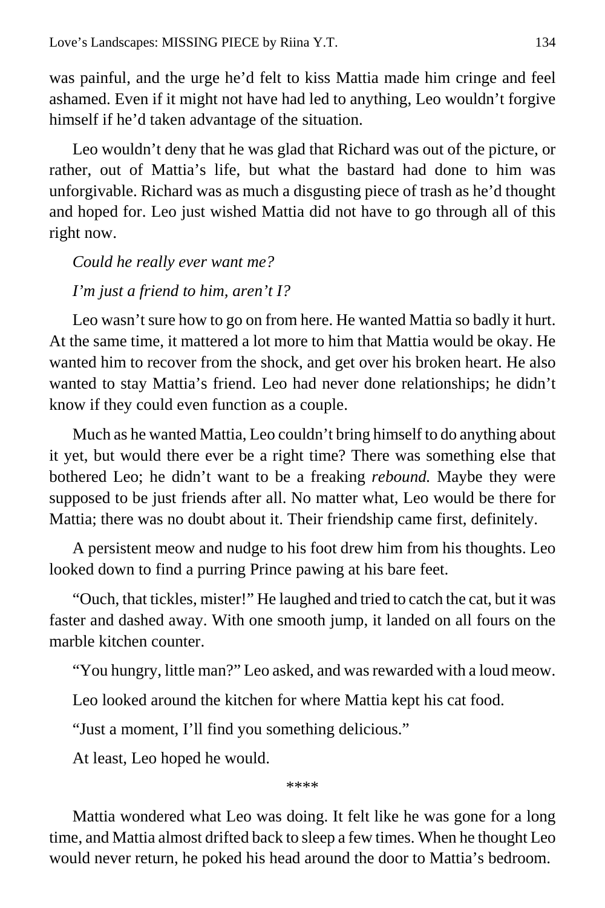was painful, and the urge he'd felt to kiss Mattia made him cringe and feel ashamed. Even if it might not have had led to anything, Leo wouldn't forgive himself if he'd taken advantage of the situation.

Leo wouldn't deny that he was glad that Richard was out of the picture, or rather, out of Mattia's life, but what the bastard had done to him was unforgivable. Richard was as much a disgusting piece of trash as he'd thought and hoped for. Leo just wished Mattia did not have to go through all of this right now.

*Could he really ever want me?*

*I'm just a friend to him, aren't I?*

Leo wasn't sure how to go on from here. He wanted Mattia so badly it hurt. At the same time, it mattered a lot more to him that Mattia would be okay. He wanted him to recover from the shock, and get over his broken heart. He also wanted to stay Mattia's friend. Leo had never done relationships; he didn't know if they could even function as a couple.

Much as he wanted Mattia, Leo couldn't bring himself to do anything about it yet, but would there ever be a right time? There was something else that bothered Leo; he didn't want to be a freaking *rebound.* Maybe they were supposed to be just friends after all. No matter what, Leo would be there for Mattia; there was no doubt about it. Their friendship came first, definitely.

A persistent meow and nudge to his foot drew him from his thoughts. Leo looked down to find a purring Prince pawing at his bare feet.

"Ouch, that tickles, mister!" He laughed and tried to catch the cat, but it was faster and dashed away. With one smooth jump, it landed on all fours on the marble kitchen counter.

"You hungry, little man?" Leo asked, and was rewarded with a loud meow.

Leo looked around the kitchen for where Mattia kept his cat food.

"Just a moment, I'll find you something delicious."

At least, Leo hoped he would.

****

Mattia wondered what Leo was doing. It felt like he was gone for a long time, and Mattia almost drifted back to sleep a few times. When he thought Leo would never return, he poked his head around the door to Mattia's bedroom.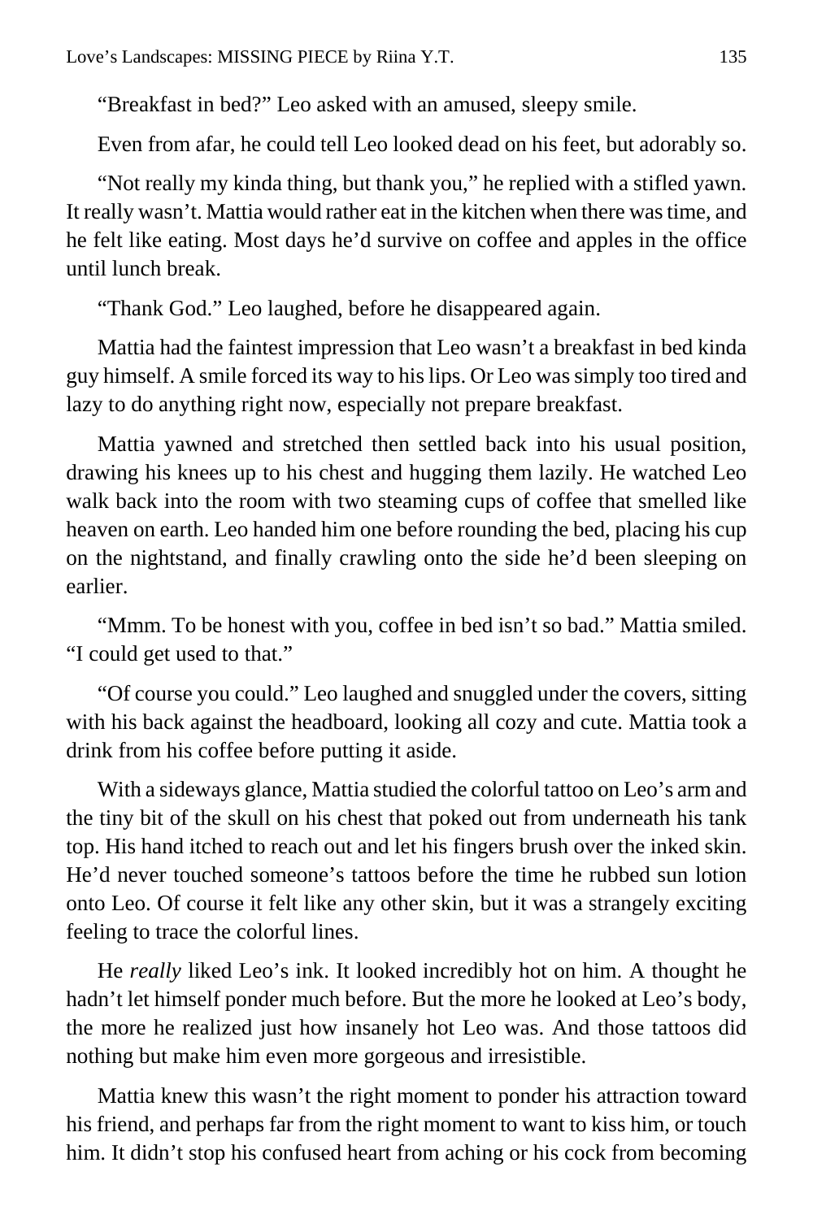"Breakfast in bed?" Leo asked with an amused, sleepy smile.

Even from afar, he could tell Leo looked dead on his feet, but adorably so.

"Not really my kinda thing, but thank you," he replied with a stifled yawn. It really wasn't. Mattia would rather eat in the kitchen when there was time, and he felt like eating. Most days he'd survive on coffee and apples in the office until lunch break.

"Thank God." Leo laughed, before he disappeared again.

Mattia had the faintest impression that Leo wasn't a breakfast in bed kinda guy himself. A smile forced its way to his lips. Or Leo was simply too tired and lazy to do anything right now, especially not prepare breakfast.

Mattia yawned and stretched then settled back into his usual position, drawing his knees up to his chest and hugging them lazily. He watched Leo walk back into the room with two steaming cups of coffee that smelled like heaven on earth. Leo handed him one before rounding the bed, placing his cup on the nightstand, and finally crawling onto the side he'd been sleeping on earlier.

"Mmm. To be honest with you, coffee in bed isn't so bad." Mattia smiled. "I could get used to that."

"Of course you could." Leo laughed and snuggled under the covers, sitting with his back against the headboard, looking all cozy and cute. Mattia took a drink from his coffee before putting it aside.

With a sideways glance, Mattia studied the colorful tattoo on Leo's arm and the tiny bit of the skull on his chest that poked out from underneath his tank top. His hand itched to reach out and let his fingers brush over the inked skin. He'd never touched someone's tattoos before the time he rubbed sun lotion onto Leo. Of course it felt like any other skin, but it was a strangely exciting feeling to trace the colorful lines.

He *really* liked Leo's ink. It looked incredibly hot on him. A thought he hadn't let himself ponder much before. But the more he looked at Leo's body, the more he realized just how insanely hot Leo was. And those tattoos did nothing but make him even more gorgeous and irresistible.

Mattia knew this wasn't the right moment to ponder his attraction toward his friend, and perhaps far from the right moment to want to kiss him, or touch him. It didn't stop his confused heart from aching or his cock from becoming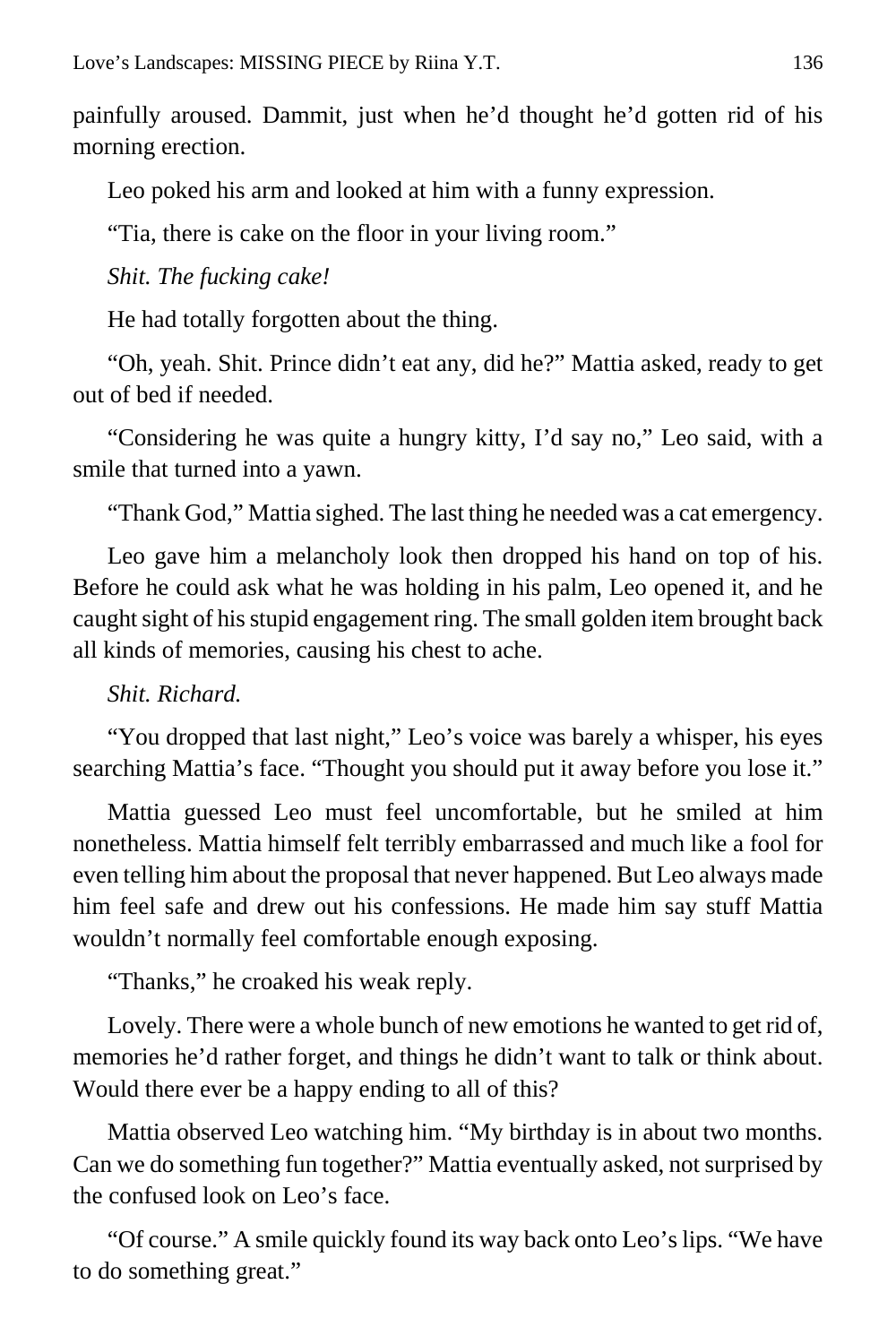painfully aroused. Dammit, just when he'd thought he'd gotten rid of his morning erection.

Leo poked his arm and looked at him with a funny expression.

"Tia, there is cake on the floor in your living room."

*Shit. The fucking cake!*

He had totally forgotten about the thing.

"Oh, yeah. Shit. Prince didn't eat any, did he?" Mattia asked, ready to get out of bed if needed.

"Considering he was quite a hungry kitty, I'd say no," Leo said, with a smile that turned into a yawn.

"Thank God," Mattia sighed. The last thing he needed was a cat emergency.

Leo gave him a melancholy look then dropped his hand on top of his. Before he could ask what he was holding in his palm, Leo opened it, and he caught sight of his stupid engagement ring. The small golden item brought back all kinds of memories, causing his chest to ache.

*Shit. Richard.*

"You dropped that last night," Leo's voice was barely a whisper, his eyes searching Mattia's face. "Thought you should put it away before you lose it."

Mattia guessed Leo must feel uncomfortable, but he smiled at him nonetheless. Mattia himself felt terribly embarrassed and much like a fool for even telling him about the proposal that never happened. But Leo always made him feel safe and drew out his confessions. He made him say stuff Mattia wouldn't normally feel comfortable enough exposing.

"Thanks," he croaked his weak reply.

Lovely. There were a whole bunch of new emotions he wanted to get rid of, memories he'd rather forget, and things he didn't want to talk or think about. Would there ever be a happy ending to all of this?

Mattia observed Leo watching him. "My birthday is in about two months. Can we do something fun together?" Mattia eventually asked, not surprised by the confused look on Leo's face.

"Of course." A smile quickly found its way back onto Leo's lips. "We have to do something great."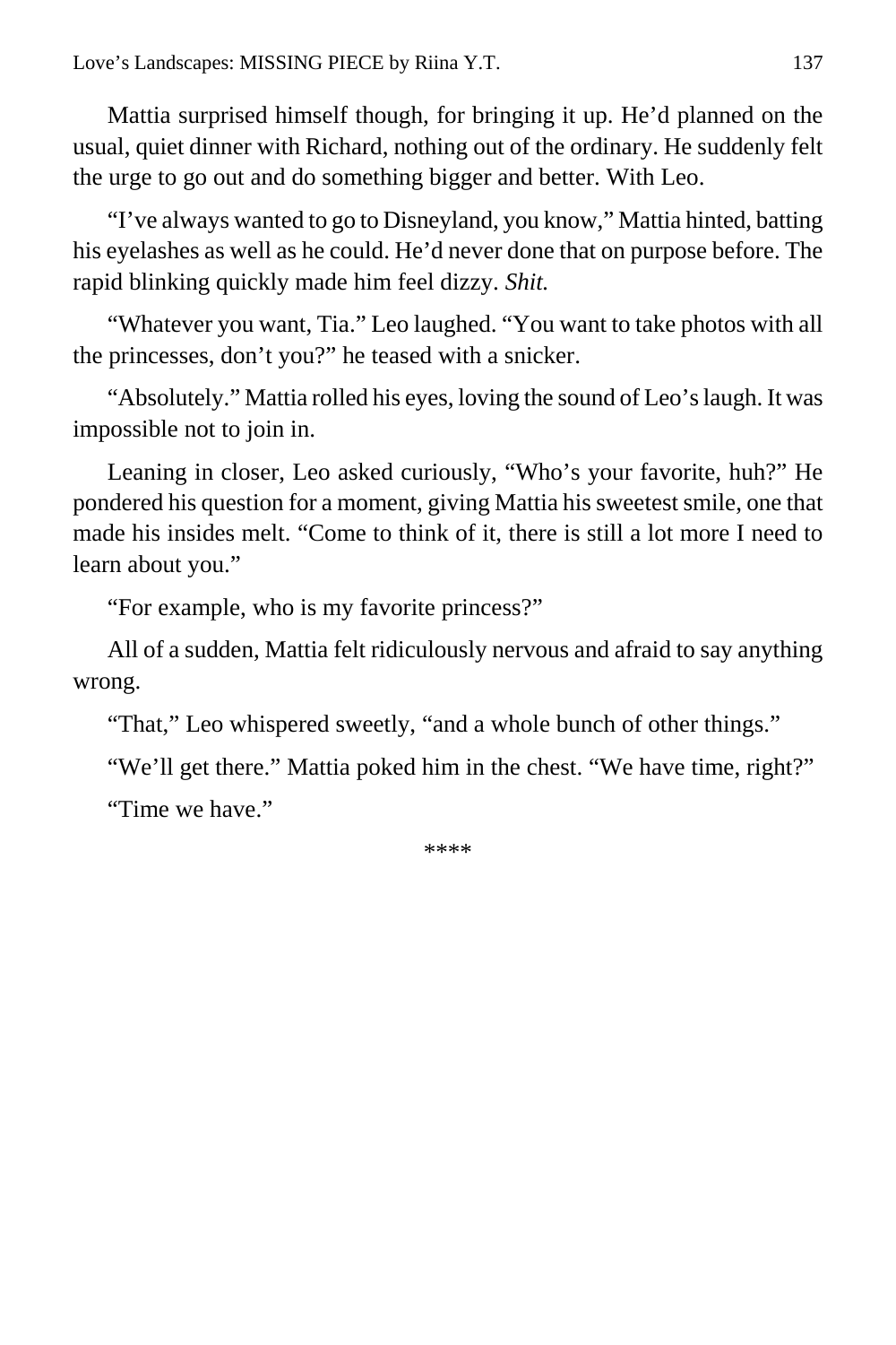Mattia surprised himself though, for bringing it up. He'd planned on the usual, quiet dinner with Richard, nothing out of the ordinary. He suddenly felt the urge to go out and do something bigger and better. With Leo.

"I've always wanted to go to Disneyland, you know," Mattia hinted, batting his eyelashes as well as he could. He'd never done that on purpose before. The rapid blinking quickly made him feel dizzy. *Shit.*

"Whatever you want, Tia." Leo laughed. "You want to take photos with all the princesses, don't you?" he teased with a snicker.

"Absolutely." Mattia rolled his eyes, loving the sound of Leo's laugh. It was impossible not to join in.

Leaning in closer, Leo asked curiously, "Who's your favorite, huh?" He pondered his question for a moment, giving Mattia his sweetest smile, one that made his insides melt. "Come to think of it, there is still a lot more I need to learn about you."

"For example, who is my favorite princess?"

All of a sudden, Mattia felt ridiculously nervous and afraid to say anything wrong.

"That," Leo whispered sweetly, "and a whole bunch of other things."

"We'll get there." Mattia poked him in the chest. "We have time, right?"

"Time we have."

****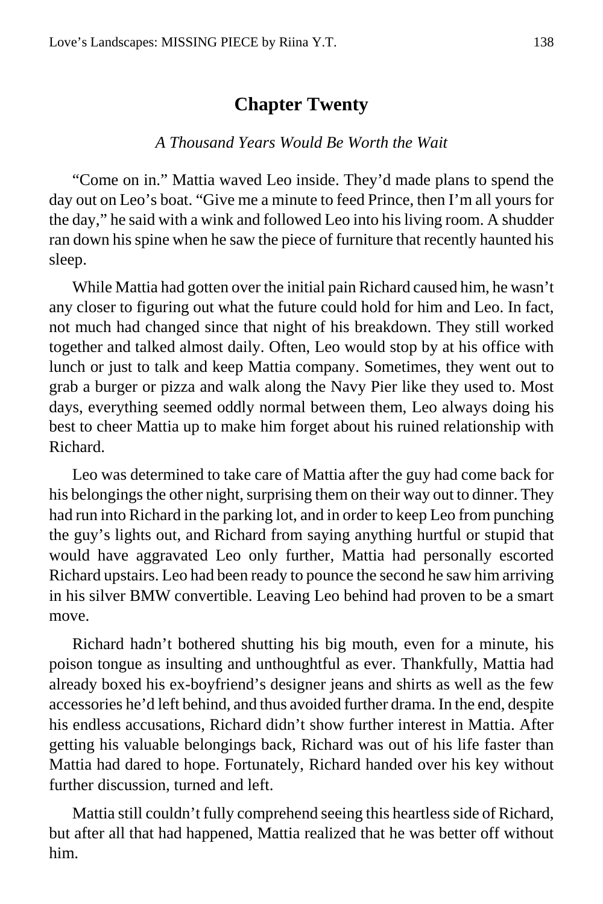## Chapter Twenty

*A Thousand Years Would Be Worth the Wait*

"Come on in." Mattia waved Leo inside. They'd made plans to spend the day out on Leo's boat. "Give me a minute to feed Prince, then I'm all yours for the day," he said with a wink and followed Leo into his living room. A shudder ran down his spine when he saw the piece of furniture that recently haunted his sleep.

While Mattia had gotten over the initial pain Richard caused him, he wasn't any closer to figuring out what the future could hold for him and Leo. In fact, not much had changed since that night of his breakdown. They still worked together and talked almost daily. Often, Leo would stop by at his office with lunch or just to talk and keep Mattia company. Sometimes, they went out to grab a burger or pizza and walk along the Navy Pier like they used to. Most days, everything seemed oddly normal between them, Leo always doing his best to cheer Mattia up to make him forget about his ruined relationship with Richard.

Leo was determined to take care of Mattia after the guy had come back for his belongings the other night, surprising them on their way out to dinner. They had run into Richard in the parking lot, and in order to keep Leo from punching the guy's lights out, and Richard from saying anything hurtful or stupid that would have aggravated Leo only further, Mattia had personally escorted Richard upstairs. Leo had been ready to pounce the second he saw him arriving in his silver BMW convertible. Leaving Leo behind had proven to be a smart move.

Richard hadn't bothered shutting his big mouth, even for a minute, his poison tongue as insulting and unthoughtful as ever. Thankfully, Mattia had already boxed his ex-boyfriend's designer jeans and shirts as well as the few accessories he'd left behind, and thus avoided further drama. In the end, despite his endless accusations, Richard didn't show further interest in Mattia. After getting his valuable belongings back, Richard was out of his life faster than Mattia had dared to hope. Fortunately, Richard handed over his key without further discussion, turned and left.

Mattia still couldn't fully comprehend seeing this heartless side of Richard, but after all that had happened, Mattia realized that he was better off without him.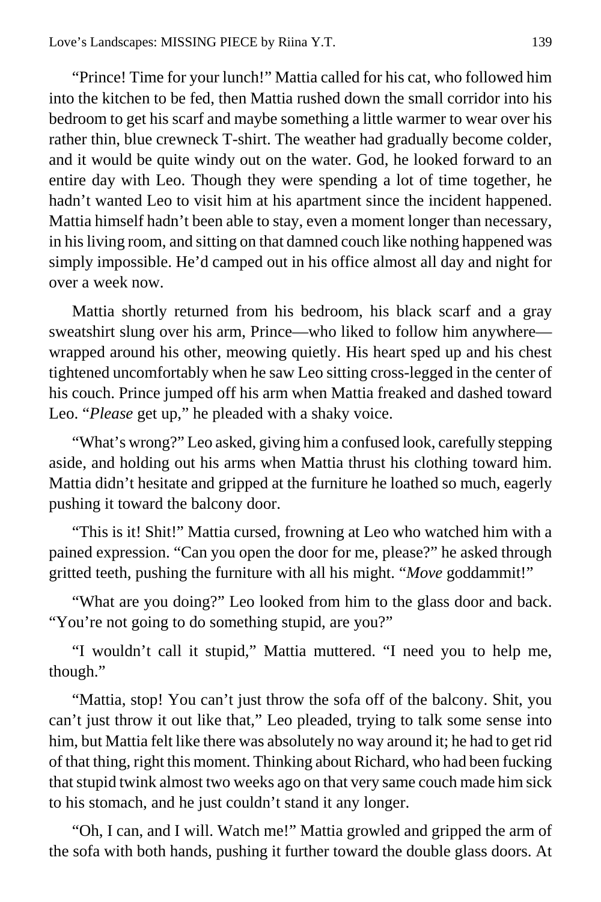"Prince! Time for your lunch!" Mattia called for his cat, who followed him into the kitchen to be fed, then Mattia rushed down the small corridor into his bedroom to get his scarf and maybe something a little warmer to wear over his rather thin, blue crewneck T-shirt. The weather had gradually become colder, and it would be quite windy out on the water. God, he looked forward to an entire day with Leo. Though they were spending a lot of time together, he hadn't wanted Leo to visit him at his apartment since the incident happened. Mattia himself hadn't been able to stay, even a moment longer than necessary, in his living room, and sitting on that damned couch like nothing happened was simply impossible. He'd camped out in his office almost all day and night for over a week now.

Mattia shortly returned from his bedroom, his black scarf and a gray sweatshirt slung over his arm, Prince—who liked to follow him anywhere—wrapped around his other, meowing quietly. His heart sped up and his chest tightened uncomfortably when he saw Leo sitting cross-legged in the center of his couch. Prince jumped off his arm when Mattia freaked and dashed toward Leo. "*Please* get up," he pleaded with a shaky voice.

"What's wrong?" Leo asked, giving him a confused look, carefully stepping aside, and holding out his arms when Mattia thrust his clothing toward him. Mattia didn't hesitate and gripped at the furniture he loathed so much, eagerly pushing it toward the balcony door.

"This is it! Shit!" Mattia cursed, frowning at Leo who watched him with a pained expression. "Can you open the door for me, please?" he asked through gritted teeth, pushing the furniture with all his might. "*Move* goddammit!"

"What are you doing?" Leo looked from him to the glass door and back. "You're not going to do something stupid, are you?"

"I wouldn't call it stupid," Mattia muttered. "I need you to help me, though."

"Mattia, stop! You can't just throw the sofa off of the balcony. Shit, you can't just throw it out like that," Leo pleaded, trying to talk some sense into him, but Mattia felt like there was absolutely no way around it; he had to get rid of that thing, right this moment. Thinking about Richard, who had been fucking that stupid twink almost two weeks ago on that very same couch made him sick to his stomach, and he just couldn't stand it any longer.

"Oh, I can, and I will. Watch me!" Mattia growled and gripped the arm of the sofa with both hands, pushing it further toward the double glass doors. At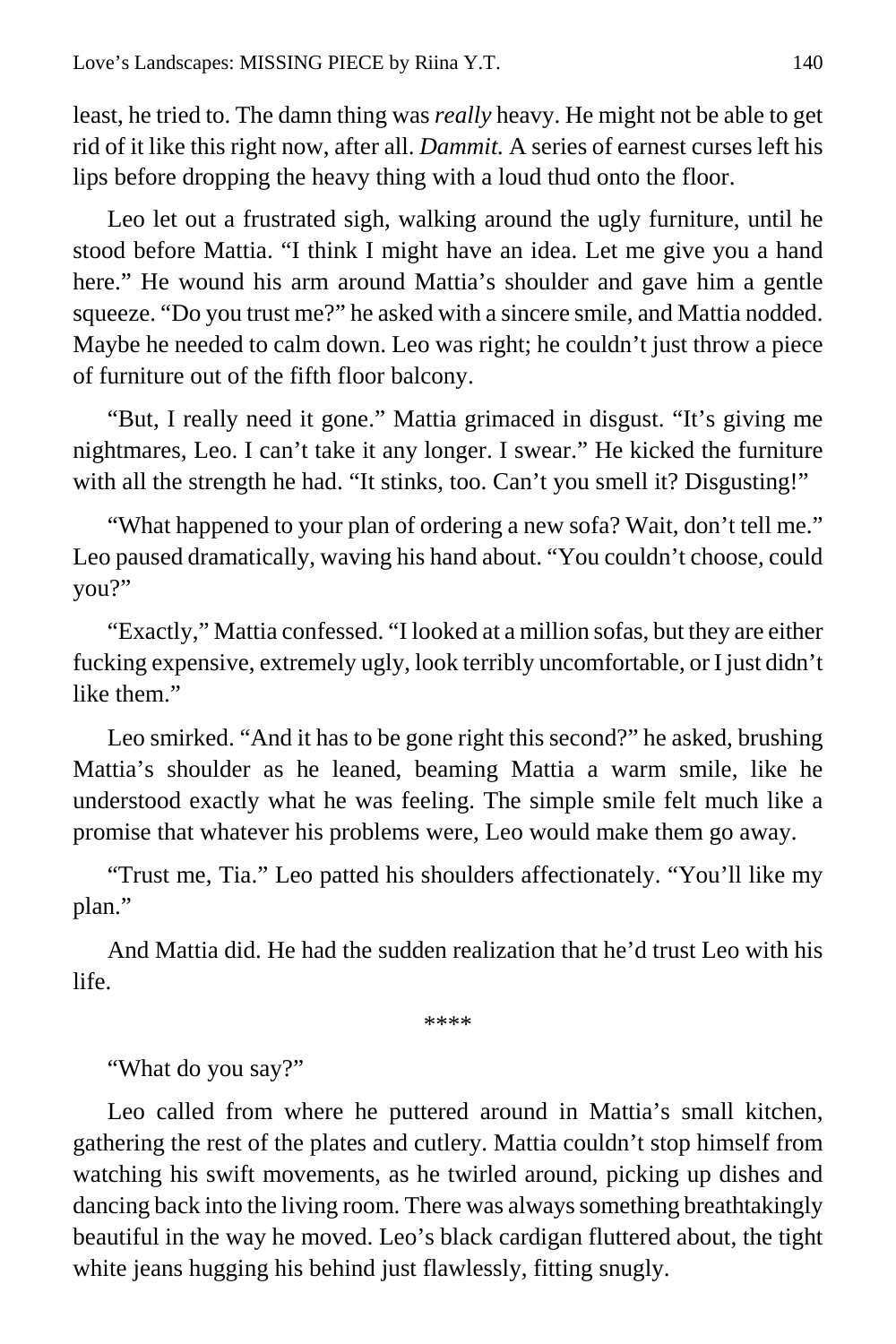least, he tried to. The damn thing was *really* heavy. He might not be able to get rid of it like this right now, after all. *Dammit.* A series of earnest curses left his lips before dropping the heavy thing with a loud thud onto the floor.

Leo let out a frustrated sigh, walking around the ugly furniture, until he stood before Mattia. "I think I might have an idea. Let me give you a hand here." He wound his arm around Mattia's shoulder and gave him a gentle squeeze. "Do you trust me?" he asked with a sincere smile, and Mattia nodded. Maybe he needed to calm down. Leo was right; he couldn't just throw a piece of furniture out of the fifth floor balcony.

"But, I really need it gone." Mattia grimaced in disgust. "It's giving me nightmares, Leo. I can't take it any longer. I swear." He kicked the furniture with all the strength he had. "It stinks, too. Can't you smell it? Disgusting!"

"What happened to your plan of ordering a new sofa? Wait, don't tell me." Leo paused dramatically, waving his hand about. "You couldn't choose, could you?"

"Exactly," Mattia confessed. "I looked at a million sofas, but they are either fucking expensive, extremely ugly, look terribly uncomfortable, or I just didn't like them."

Leo smirked. "And it has to be gone right this second?" he asked, brushing Mattia's shoulder as he leaned, beaming Mattia a warm smile, like he understood exactly what he was feeling. The simple smile felt much like a promise that whatever his problems were, Leo would make them go away.

"Trust me, Tia." Leo patted his shoulders affectionately. "You'll like my plan."

And Mattia did. He had the sudden realization that he'd trust Leo with his life.

****

"What do you say?"

Leo called from where he puttered around in Mattia's small kitchen, gathering the rest of the plates and cutlery. Mattia couldn't stop himself from watching his swift movements, as he twirled around, picking up dishes and dancing back into the living room. There was always something breathtakingly beautiful in the way he moved. Leo's black cardigan fluttered about, the tight white jeans hugging his behind just flawlessly, fitting snugly.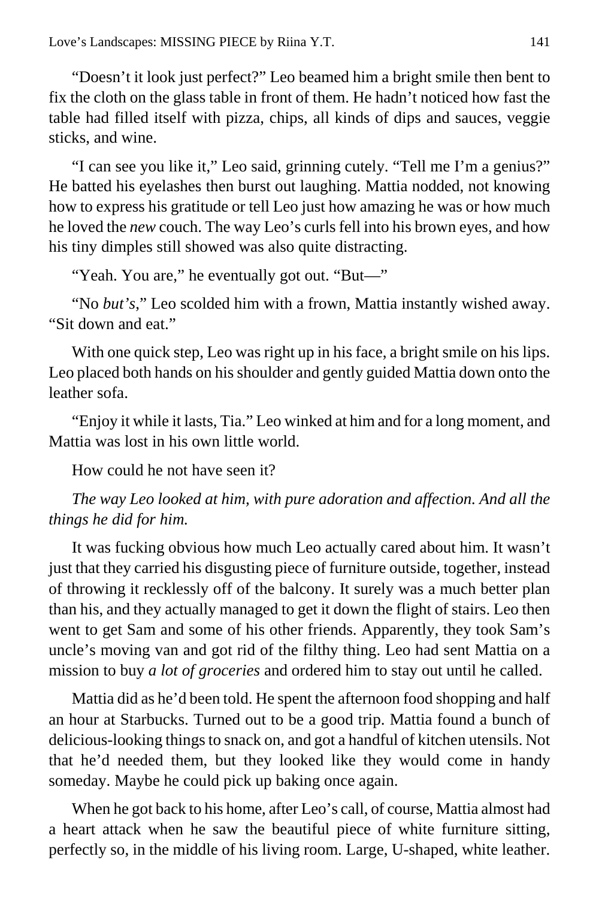"Doesn't it look just perfect?" Leo beamed him a bright smile then bent to fix the cloth on the glass table in front of them. He hadn't noticed how fast the table had filled itself with pizza, chips, all kinds of dips and sauces, veggie sticks, and wine.

"I can see you like it," Leo said, grinning cutely. "Tell me I'm a genius?" He batted his eyelashes then burst out laughing. Mattia nodded, not knowing how to express his gratitude or tell Leo just how amazing he was or how much he loved the *new* couch. The way Leo's curls fell into his brown eyes, and how his tiny dimples still showed was also quite distracting.

"Yeah. You are," he eventually got out. "But—"

"No *but's*," Leo scolded him with a frown, Mattia instantly wished away. "Sit down and eat."

With one quick step, Leo was right up in his face, a bright smile on his lips. Leo placed both hands on his shoulder and gently guided Mattia down onto the leather sofa.

"Enjoy it while it lasts, Tia." Leo winked at him and for a long moment, and Mattia was lost in his own little world.

How could he not have seen it?

*The way Leo looked at him, with pure adoration and affection. And all the things he did for him.*

It was fucking obvious how much Leo actually cared about him. It wasn't just that they carried his disgusting piece of furniture outside, together, instead of throwing it recklessly off of the balcony. It surely was a much better plan than his, and they actually managed to get it down the flight of stairs. Leo then went to get Sam and some of his other friends. Apparently, they took Sam's uncle's moving van and got rid of the filthy thing. Leo had sent Mattia on a mission to buy *a lot of groceries* and ordered him to stay out until he called.

Mattia did as he'd been told. He spent the afternoon food shopping and half an hour at Starbucks. Turned out to be a good trip. Mattia found a bunch of delicious-looking things to snack on, and got a handful of kitchen utensils. Not that he'd needed them, but they looked like they would come in handy someday. Maybe he could pick up baking once again.

When he got back to his home, after Leo's call, of course, Mattia almost had a heart attack when he saw the beautiful piece of white furniture sitting, perfectly so, in the middle of his living room. Large, U-shaped, white leather.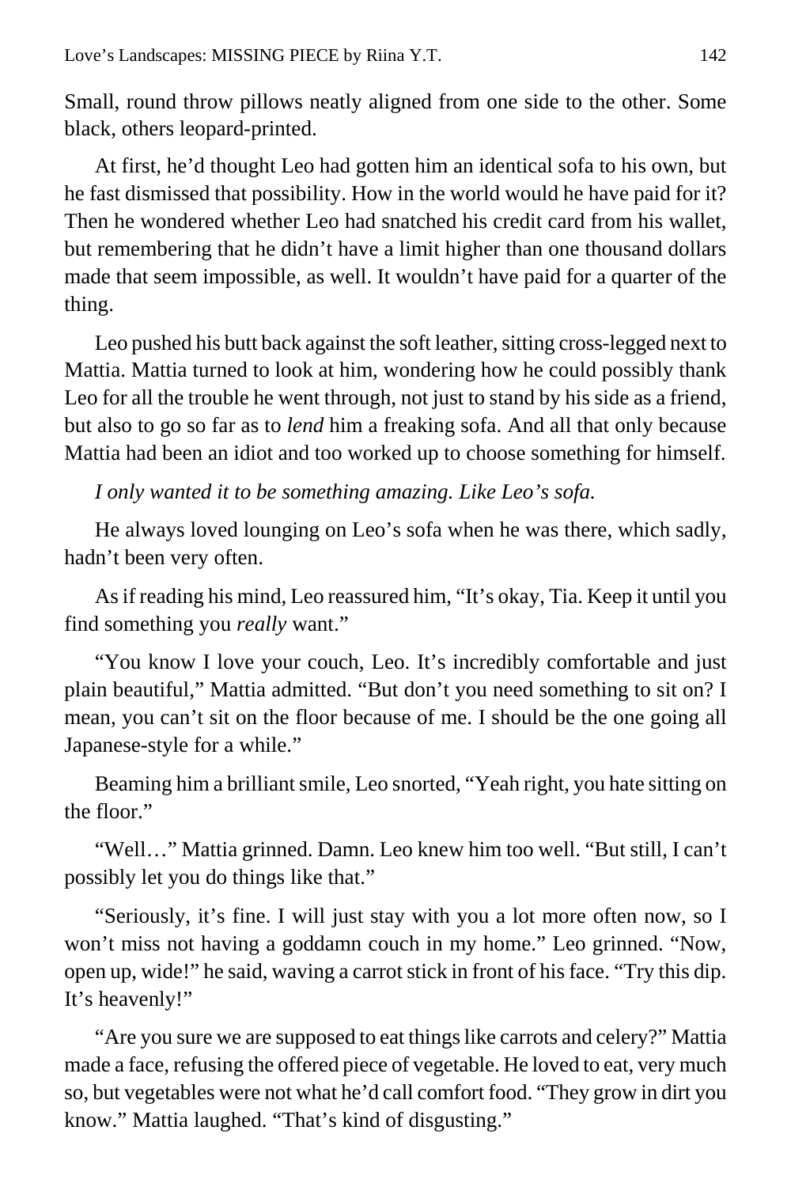Small, round throw pillows neatly aligned from one side to the other. Some black, others leopard-printed.

At first, he'd thought Leo had gotten him an identical sofa to his own, but he fast dismissed that possibility. How in the world would he have paid for it? Then he wondered whether Leo had snatched his credit card from his wallet, but remembering that he didn't have a limit higher than one thousand dollars made that seem impossible, as well. It wouldn't have paid for a quarter of the thing.

Leo pushed his butt back against the soft leather, sitting cross-legged next to Mattia. Mattia turned to look at him, wondering how he could possibly thank Leo for all the trouble he went through, not just to stand by his side as a friend, but also to go so far as to *lend* him a freaking sofa. And all that only because Mattia had been an idiot and too worked up to choose something for himself.

*I only wanted it to be something amazing. Like Leo's sofa.*

He always loved lounging on Leo's sofa when he was there, which sadly, hadn't been very often.

As if reading his mind, Leo reassured him, "It's okay, Tia. Keep it until you find something you *really* want."

"You know I love your couch, Leo. It's incredibly comfortable and just plain beautiful," Mattia admitted. "But don't you need something to sit on? I mean, you can't sit on the floor because of me. I should be the one going all Japanese-style for a while."

Beaming him a brilliant smile, Leo snorted, "Yeah right, you hate sitting on the floor."

"Well…" Mattia grinned. Damn. Leo knew him too well. "But still, I can't possibly let you do things like that."

"Seriously, it's fine. I will just stay with you a lot more often now, so I won't miss not having a goddamn couch in my home." Leo grinned. "Now, open up, wide!" he said, waving a carrot stick in front of his face. "Try this dip. It's heavenly!"

"Are you sure we are supposed to eat things like carrots and celery?" Mattia made a face, refusing the offered piece of vegetable. He loved to eat, very much so, but vegetables were not what he'd call comfort food. "They grow in dirt you know." Mattia laughed. "That's kind of disgusting."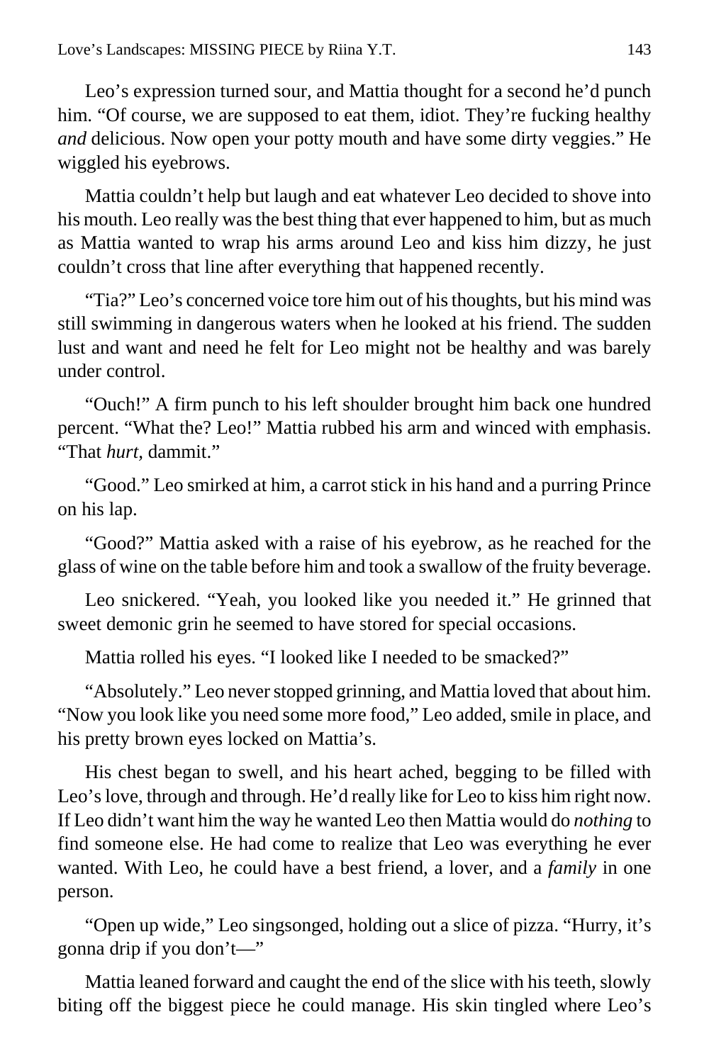Leo's expression turned sour, and Mattia thought for a second he'd punch him. "Of course, we are supposed to eat them, idiot. They're fucking healthy *and* delicious. Now open your potty mouth and have some dirty veggies." He wiggled his eyebrows.

Mattia couldn't help but laugh and eat whatever Leo decided to shove into his mouth. Leo really was the best thing that ever happened to him, but as much as Mattia wanted to wrap his arms around Leo and kiss him dizzy, he just couldn't cross that line after everything that happened recently.

"Tia?" Leo's concerned voice tore him out of his thoughts, but his mind was still swimming in dangerous waters when he looked at his friend. The sudden lust and want and need he felt for Leo might not be healthy and was barely under control.

"Ouch!" A firm punch to his left shoulder brought him back one hundred percent. "What the? Leo!" Mattia rubbed his arm and winced with emphasis. "That *hurt*, dammit."

"Good." Leo smirked at him, a carrot stick in his hand and a purring Prince on his lap.

"Good?" Mattia asked with a raise of his eyebrow, as he reached for the glass of wine on the table before him and took a swallow of the fruity beverage.

Leo snickered. "Yeah, you looked like you needed it." He grinned that sweet demonic grin he seemed to have stored for special occasions.

Mattia rolled his eyes. "I looked like I needed to be smacked?"

"Absolutely." Leo never stopped grinning, and Mattia loved that about him. "Now you look like you need some more food," Leo added, smile in place, and his pretty brown eyes locked on Mattia's.

His chest began to swell, and his heart ached, begging to be filled with Leo's love, through and through. He'd really like for Leo to kiss him right now. If Leo didn't want him the way he wanted Leo then Mattia would do *nothing* to find someone else. He had come to realize that Leo was everything he ever wanted. With Leo, he could have a best friend, a lover, and a *family* in one person.

"Open up wide," Leo singsonged, holding out a slice of pizza. "Hurry, it's gonna drip if you don't—"

Mattia leaned forward and caught the end of the slice with his teeth, slowly biting off the biggest piece he could manage. His skin tingled where Leo's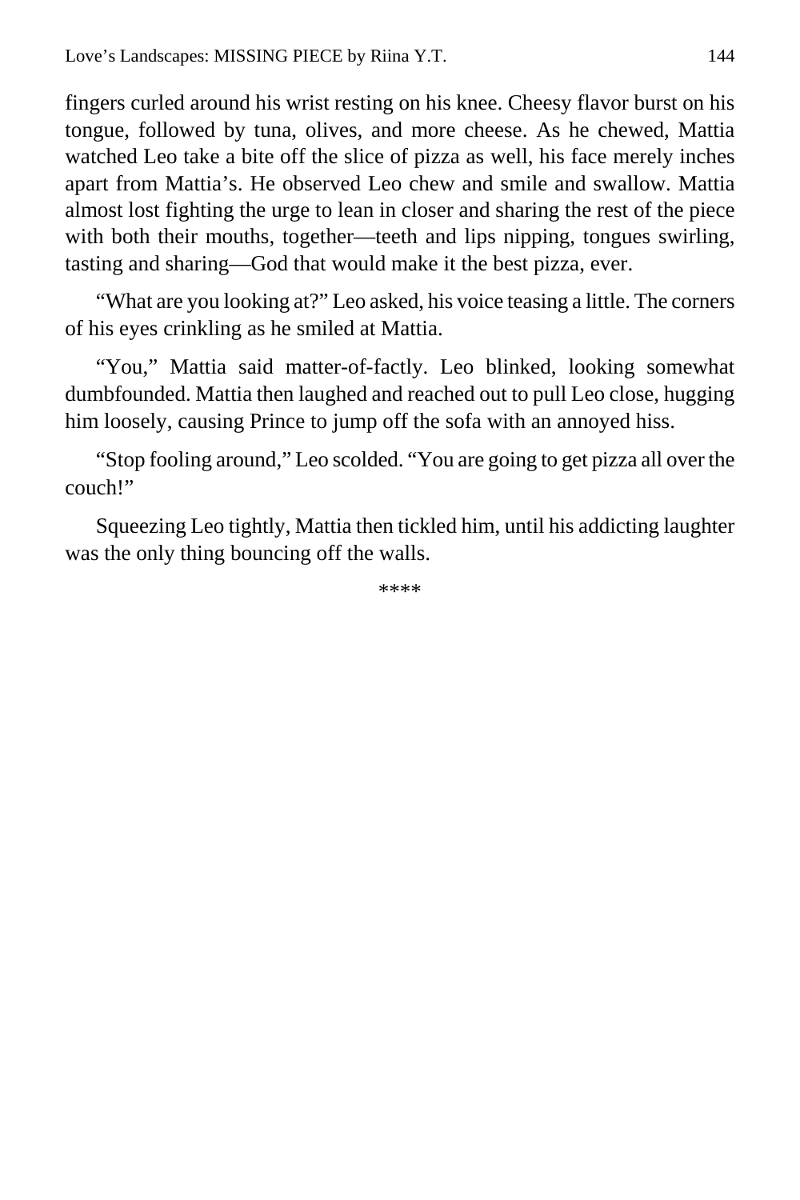fingers curled around his wrist resting on his knee. Cheesy flavor burst on his tongue, followed by tuna, olives, and more cheese. As he chewed, Mattia watched Leo take a bite off the slice of pizza as well, his face merely inches apart from Mattia's. He observed Leo chew and smile and swallow. Mattia almost lost fighting the urge to lean in closer and sharing the rest of the piece with both their mouths, together—teeth and lips nipping, tongues swirling, tasting and sharing—God that would make it the best pizza, ever.

"What are you looking at?" Leo asked, his voice teasing a little. The corners of his eyes crinkling as he smiled at Mattia.

"You," Mattia said matter-of-factly. Leo blinked, looking somewhat dumbfounded. Mattia then laughed and reached out to pull Leo close, hugging him loosely, causing Prince to jump off the sofa with an annoyed hiss.

"Stop fooling around," Leo scolded. "You are going to get pizza all over the couch!"

Squeezing Leo tightly, Mattia then tickled him, until his addicting laughter was the only thing bouncing off the walls.

****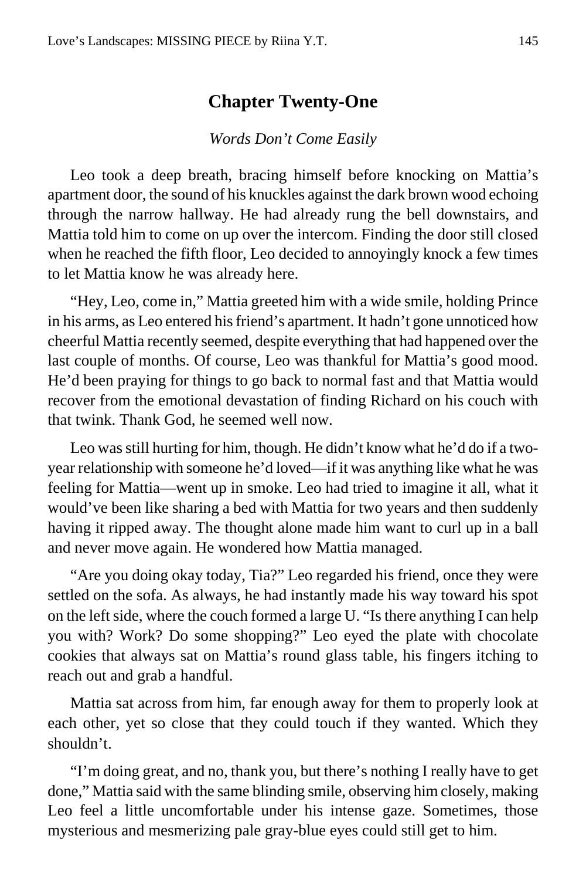## Chapter Twenty-One

*Words Don't Come Easily*

Leo took a deep breath, bracing himself before knocking on Mattia's apartment door, the sound of his knuckles against the dark brown wood echoing through the narrow hallway. He had already rung the bell downstairs, and Mattia told him to come on up over the intercom. Finding the door still closed when he reached the fifth floor, Leo decided to annoyingly knock a few times to let Mattia know he was already here.

"Hey, Leo, come in," Mattia greeted him with a wide smile, holding Prince in his arms, as Leo entered his friend's apartment. It hadn't gone unnoticed how cheerful Mattia recently seemed, despite everything that had happened over the last couple of months. Of course, Leo was thankful for Mattia's good mood. He'd been praying for things to go back to normal fast and that Mattia would recover from the emotional devastation of finding Richard on his couch with that twink. Thank God, he seemed well now.

Leo was still hurting for him, though. He didn't know what he'd do if a two-year relationship with someone he'd loved—if it was anything like what he was feeling for Mattia—went up in smoke. Leo had tried to imagine it all, what it would've been like sharing a bed with Mattia for two years and then suddenly having it ripped away. The thought alone made him want to curl up in a ball and never move again. He wondered how Mattia managed.

"Are you doing okay today, Tia?" Leo regarded his friend, once they were settled on the sofa. As always, he had instantly made his way toward his spot on the left side, where the couch formed a large U. "Is there anything I can help you with? Work? Do some shopping?" Leo eyed the plate with chocolate cookies that always sat on Mattia's round glass table, his fingers itching to reach out and grab a handful.

Mattia sat across from him, far enough away for them to properly look at each other, yet so close that they could touch if they wanted. Which they shouldn't.

"I'm doing great, and no, thank you, but there's nothing I really have to get done," Mattia said with the same blinding smile, observing him closely, making Leo feel a little uncomfortable under his intense gaze. Sometimes, those mysterious and mesmerizing pale gray-blue eyes could still get to him.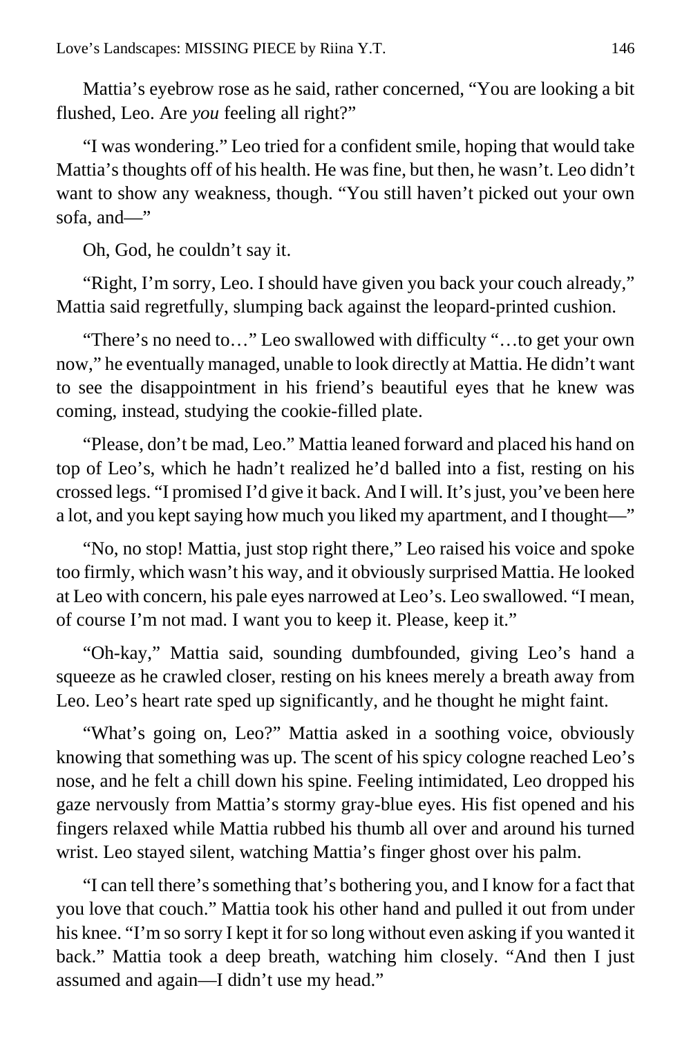Mattia's eyebrow rose as he said, rather concerned, "You are looking a bit flushed, Leo. Are *you* feeling all right?"

"I was wondering." Leo tried for a confident smile, hoping that would take Mattia's thoughts off of his health. He was fine, but then, he wasn't. Leo didn't want to show any weakness, though. "You still haven't picked out your own sofa, and—"

Oh, God, he couldn't say it.

"Right, I'm sorry, Leo. I should have given you back your couch already," Mattia said regretfully, slumping back against the leopard-printed cushion.

"There's no need to…" Leo swallowed with difficulty "…to get your own now," he eventually managed, unable to look directly at Mattia. He didn't want to see the disappointment in his friend's beautiful eyes that he knew was coming, instead, studying the cookie-filled plate.

"Please, don't be mad, Leo." Mattia leaned forward and placed his hand on top of Leo's, which he hadn't realized he'd balled into a fist, resting on his crossed legs. "I promised I'd give it back. And I will. It's just, you've been here a lot, and you kept saying how much you liked my apartment, and I thought—"

"No, no stop! Mattia, just stop right there," Leo raised his voice and spoke too firmly, which wasn't his way, and it obviously surprised Mattia. He looked at Leo with concern, his pale eyes narrowed at Leo's. Leo swallowed. "I mean, of course I'm not mad. I want you to keep it. Please, keep it."

"Oh-kay," Mattia said, sounding dumbfounded, giving Leo's hand a squeeze as he crawled closer, resting on his knees merely a breath away from Leo. Leo's heart rate sped up significantly, and he thought he might faint.

"What's going on, Leo?" Mattia asked in a soothing voice, obviously knowing that something was up. The scent of his spicy cologne reached Leo's nose, and he felt a chill down his spine. Feeling intimidated, Leo dropped his gaze nervously from Mattia's stormy gray-blue eyes. His fist opened and his fingers relaxed while Mattia rubbed his thumb all over and around his turned wrist. Leo stayed silent, watching Mattia's finger ghost over his palm.

"I can tell there's something that's bothering you, and I know for a fact that you love that couch." Mattia took his other hand and pulled it out from under his knee. "I'm so sorry I kept it for so long without even asking if you wanted it back." Mattia took a deep breath, watching him closely. "And then I just assumed and again—I didn't use my head."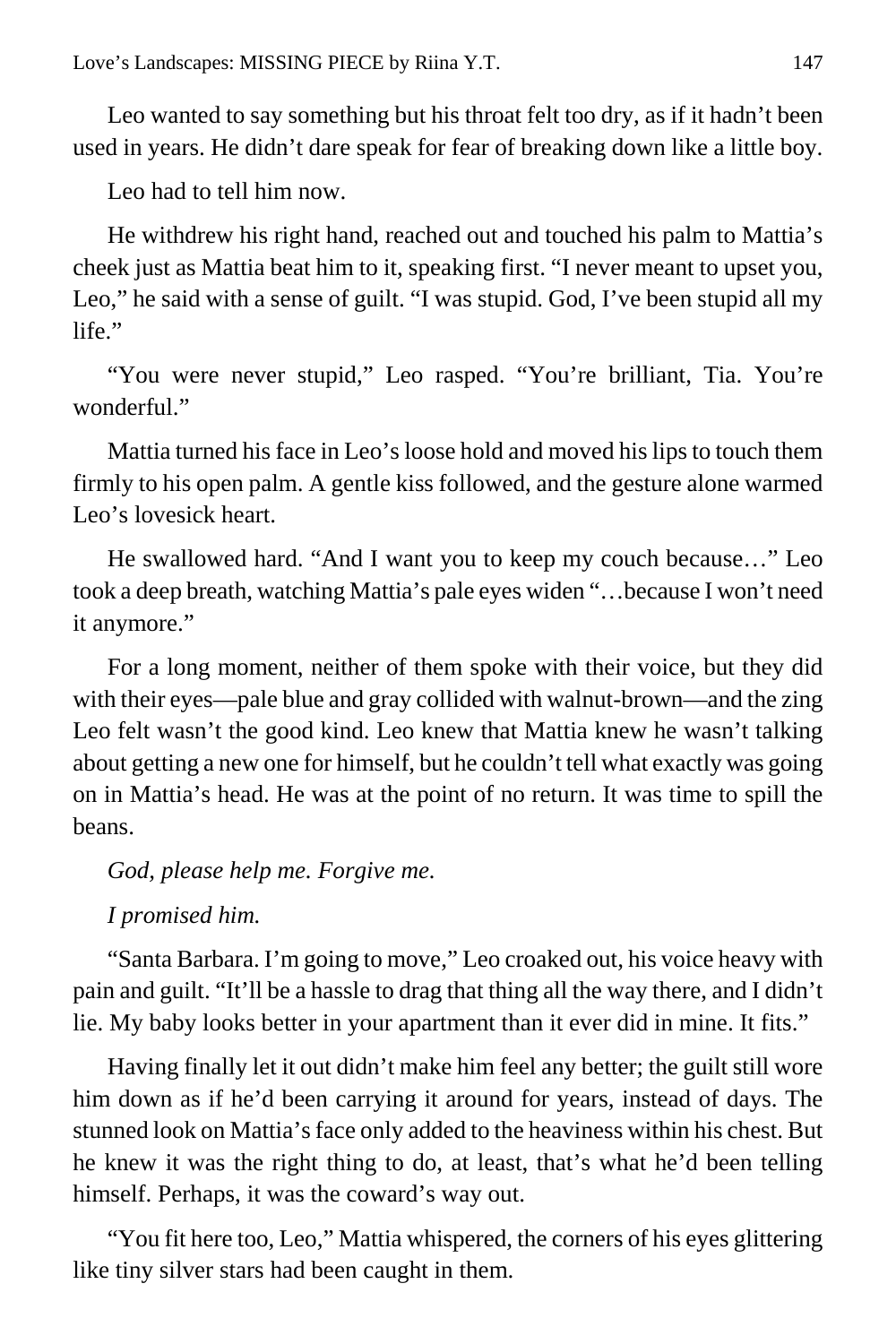Leo wanted to say something but his throat felt too dry, as if it hadn't been used in years. He didn't dare speak for fear of breaking down like a little boy.

Leo had to tell him now.

He withdrew his right hand, reached out and touched his palm to Mattia's cheek just as Mattia beat him to it, speaking first. "I never meant to upset you, Leo," he said with a sense of guilt. "I was stupid. God, I've been stupid all my life."

"You were never stupid," Leo rasped. "You're brilliant, Tia. You're wonderful."

Mattia turned his face in Leo's loose hold and moved his lips to touch them firmly to his open palm. A gentle kiss followed, and the gesture alone warmed Leo's lovesick heart.

He swallowed hard. "And I want you to keep my couch because…" Leo took a deep breath, watching Mattia's pale eyes widen "…because I won't need it anymore."

For a long moment, neither of them spoke with their voice, but they did with their eyes—pale blue and gray collided with walnut-brown—and the zing Leo felt wasn't the good kind. Leo knew that Mattia knew he wasn't talking about getting a new one for himself, but he couldn't tell what exactly was going on in Mattia's head. He was at the point of no return. It was time to spill the beans.

*God, please help me. Forgive me.*

*I promised him.*

"Santa Barbara. I'm going to move," Leo croaked out, his voice heavy with pain and guilt. "It'll be a hassle to drag that thing all the way there, and I didn't lie. My baby looks better in your apartment than it ever did in mine. It fits."

Having finally let it out didn't make him feel any better; the guilt still wore him down as if he'd been carrying it around for years, instead of days. The stunned look on Mattia's face only added to the heaviness within his chest. But he knew it was the right thing to do, at least, that's what he'd been telling himself. Perhaps, it was the coward's way out.

"You fit here too, Leo," Mattia whispered, the corners of his eyes glittering like tiny silver stars had been caught in them.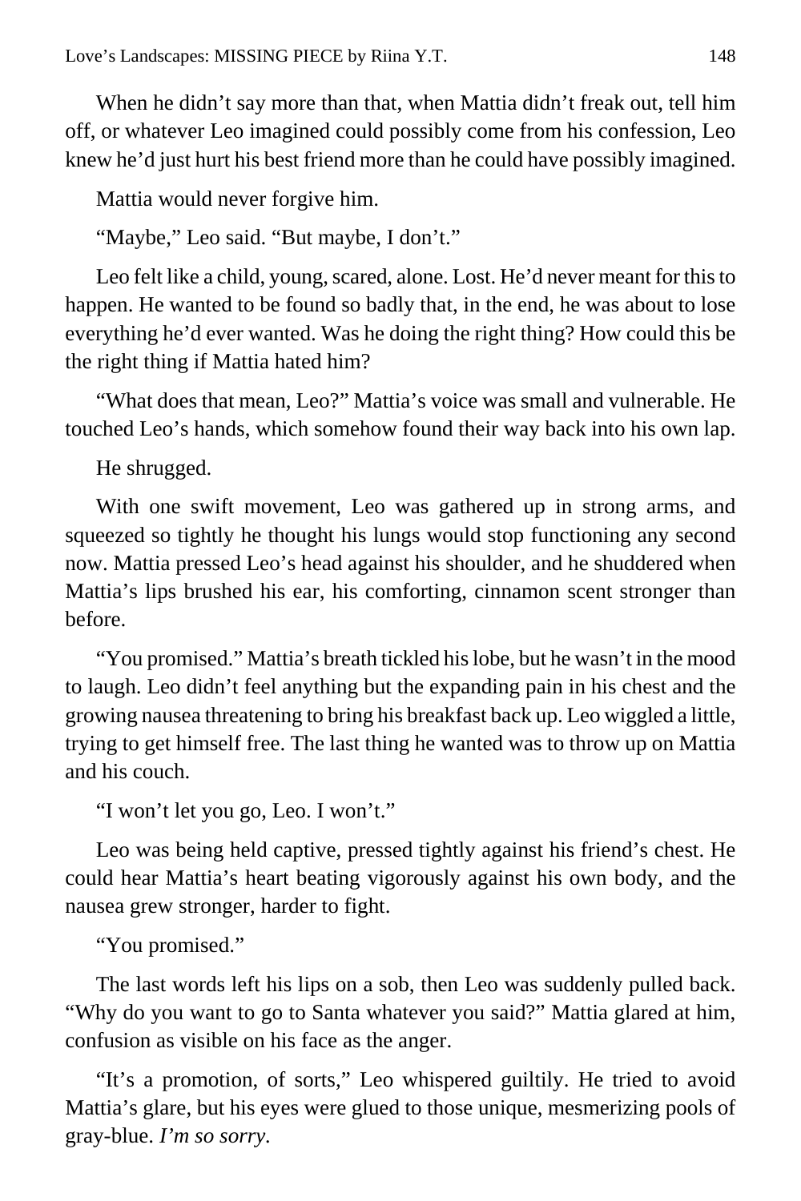When he didn't say more than that, when Mattia didn't freak out, tell him off, or whatever Leo imagined could possibly come from his confession, Leo knew he'd just hurt his best friend more than he could have possibly imagined.

Mattia would never forgive him.

"Maybe," Leo said. "But maybe, I don't."

Leo felt like a child, young, scared, alone. Lost. He'd never meant for this to happen. He wanted to be found so badly that, in the end, he was about to lose everything he'd ever wanted. Was he doing the right thing? How could this be the right thing if Mattia hated him?

"What does that mean, Leo?" Mattia's voice was small and vulnerable. He touched Leo's hands, which somehow found their way back into his own lap.

He shrugged.

With one swift movement, Leo was gathered up in strong arms, and squeezed so tightly he thought his lungs would stop functioning any second now. Mattia pressed Leo's head against his shoulder, and he shuddered when Mattia's lips brushed his ear, his comforting, cinnamon scent stronger than before.

"You promised." Mattia's breath tickled his lobe, but he wasn't in the mood to laugh. Leo didn't feel anything but the expanding pain in his chest and the growing nausea threatening to bring his breakfast back up. Leo wiggled a little, trying to get himself free. The last thing he wanted was to throw up on Mattia and his couch.

"I won't let you go, Leo. I won't."

Leo was being held captive, pressed tightly against his friend's chest. He could hear Mattia's heart beating vigorously against his own body, and the nausea grew stronger, harder to fight.

"You promised."

The last words left his lips on a sob, then Leo was suddenly pulled back. "Why do you want to go to Santa whatever you said?" Mattia glared at him, confusion as visible on his face as the anger.

"It's a promotion, of sorts," Leo whispered guiltily. He tried to avoid Mattia's glare, but his eyes were glued to those unique, mesmerizing pools of gray-blue. *I'm so sorry.*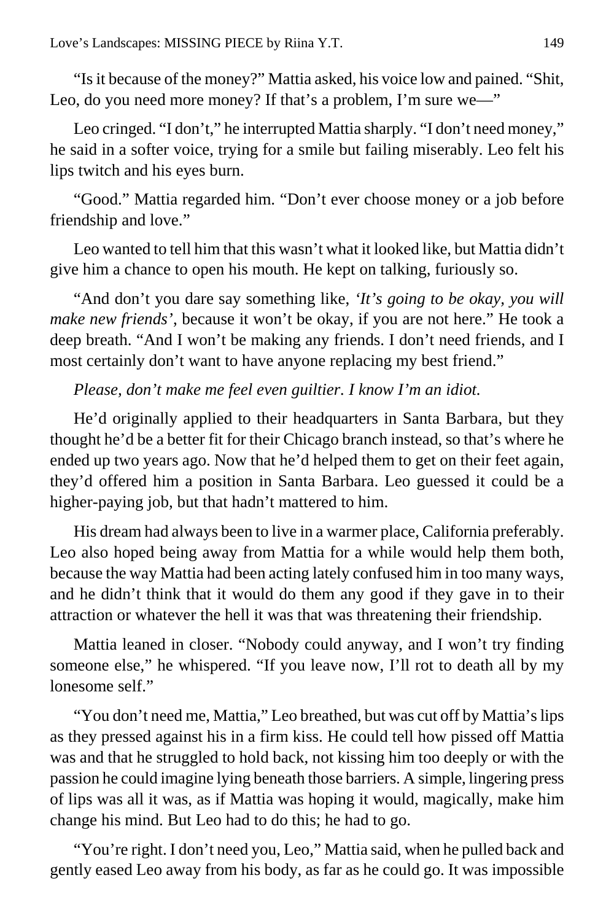"Is it because of the money?" Mattia asked, his voice low and pained. "Shit, Leo, do you need more money? If that's a problem, I'm sure we—"

Leo cringed. "I don't," he interrupted Mattia sharply. "I don't need money," he said in a softer voice, trying for a smile but failing miserably. Leo felt his lips twitch and his eyes burn.

"Good." Mattia regarded him. "Don't ever choose money or a job before friendship and love."

Leo wanted to tell him that this wasn't what it looked like, but Mattia didn't give him a chance to open his mouth. He kept on talking, furiously so.

"And don't you dare say something like, *'It's going to be okay, you will make new friends'*, because it won't be okay, if you are not here." He took a deep breath. "And I won't be making any friends. I don't need friends, and I most certainly don't want to have anyone replacing my best friend."

*Please, don't make me feel even guiltier. I know I'm an idiot.*

He'd originally applied to their headquarters in Santa Barbara, but they thought he'd be a better fit for their Chicago branch instead, so that's where he ended up two years ago. Now that he'd helped them to get on their feet again, they'd offered him a position in Santa Barbara. Leo guessed it could be a higher-paying job, but that hadn't mattered to him.

His dream had always been to live in a warmer place, California preferably. Leo also hoped being away from Mattia for a while would help them both, because the way Mattia had been acting lately confused him in too many ways, and he didn't think that it would do them any good if they gave in to their attraction or whatever the hell it was that was threatening their friendship.

Mattia leaned in closer. "Nobody could anyway, and I won't try finding someone else," he whispered. "If you leave now, I'll rot to death all by my lonesome self."

"You don't need me, Mattia," Leo breathed, but was cut off by Mattia's lips as they pressed against his in a firm kiss. He could tell how pissed off Mattia was and that he struggled to hold back, not kissing him too deeply or with the passion he could imagine lying beneath those barriers. A simple, lingering press of lips was all it was, as if Mattia was hoping it would, magically, make him change his mind. But Leo had to do this; he had to go.

"You're right. I don't need you, Leo," Mattia said, when he pulled back and gently eased Leo away from his body, as far as he could go. It was impossible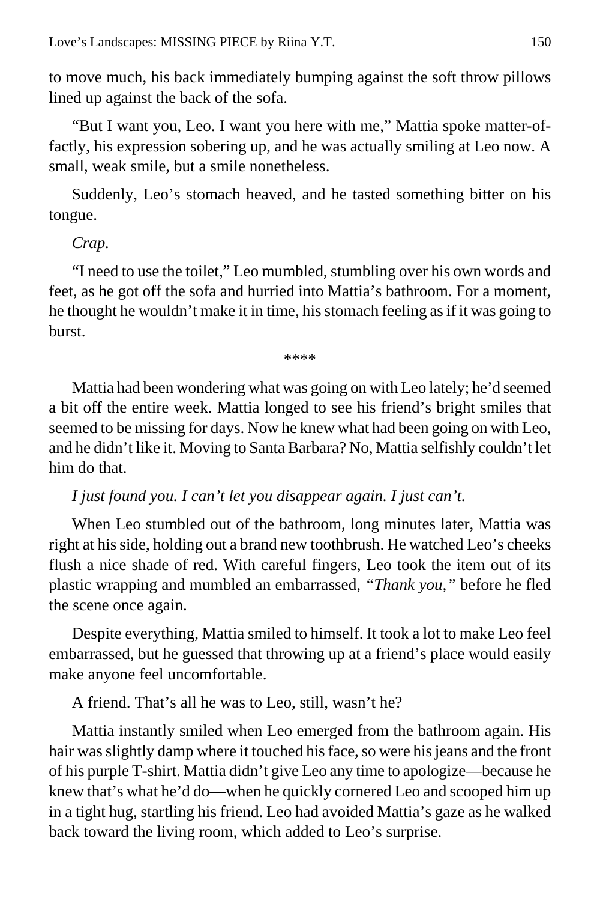to move much, his back immediately bumping against the soft throw pillows lined up against the back of the sofa.

"But I want you, Leo. I want you here with me," Mattia spoke matter-of-factly, his expression sobering up, and he was actually smiling at Leo now. A small, weak smile, but a smile nonetheless.

Suddenly, Leo's stomach heaved, and he tasted something bitter on his tongue.

*Crap.*

"I need to use the toilet," Leo mumbled, stumbling over his own words and feet, as he got off the sofa and hurried into Mattia's bathroom. For a moment, he thought he wouldn't make it in time, his stomach feeling as if it was going to burst.

****

Mattia had been wondering what was going on with Leo lately; he'd seemed a bit off the entire week. Mattia longed to see his friend's bright smiles that seemed to be missing for days. Now he knew what had been going on with Leo, and he didn't like it. Moving to Santa Barbara? No, Mattia selfishly couldn't let him do that.

*I just found you. I can't let you disappear again. I just can't.*

When Leo stumbled out of the bathroom, long minutes later, Mattia was right at his side, holding out a brand new toothbrush. He watched Leo's cheeks flush a nice shade of red. With careful fingers, Leo took the item out of its plastic wrapping and mumbled an embarrassed, *"Thank you,"* before he fled the scene once again.

Despite everything, Mattia smiled to himself. It took a lot to make Leo feel embarrassed, but he guessed that throwing up at a friend's place would easily make anyone feel uncomfortable.

A friend. That's all he was to Leo, still, wasn't he?

Mattia instantly smiled when Leo emerged from the bathroom again. His hair was slightly damp where it touched his face, so were his jeans and the front of his purple T-shirt. Mattia didn't give Leo any time to apologize—because he knew that's what he'd do—when he quickly cornered Leo and scooped him up in a tight hug, startling his friend. Leo had avoided Mattia's gaze as he walked back toward the living room, which added to Leo's surprise.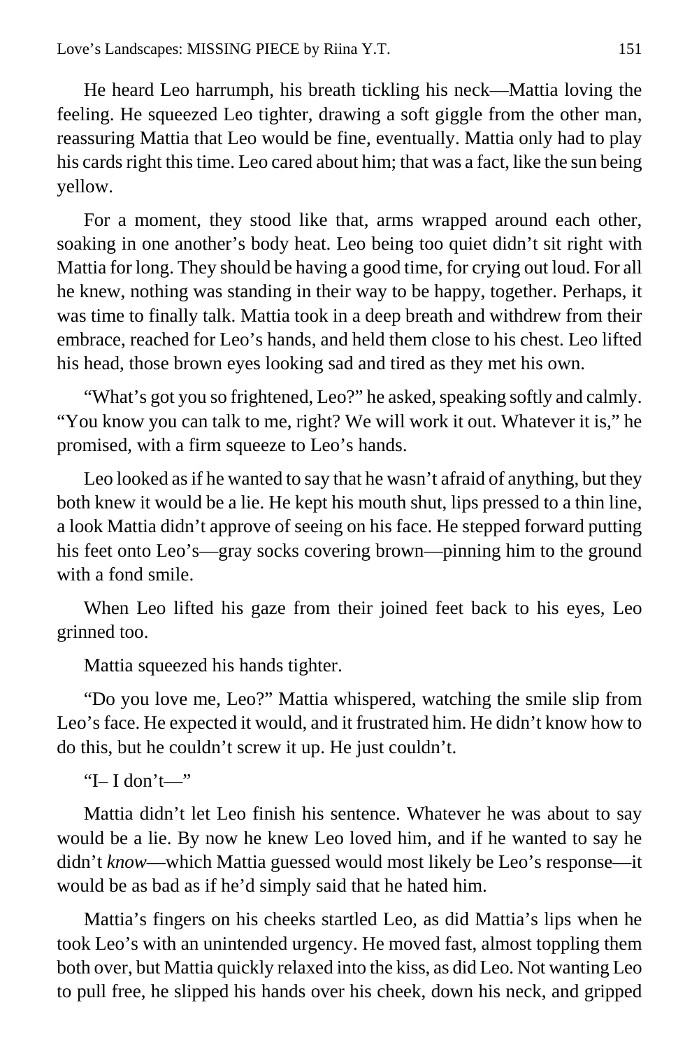He heard Leo harrumph, his breath tickling his neck—Mattia loving the feeling. He squeezed Leo tighter, drawing a soft giggle from the other man, reassuring Mattia that Leo would be fine, eventually. Mattia only had to play his cards right this time. Leo cared about him; that was a fact, like the sun being yellow.

For a moment, they stood like that, arms wrapped around each other, soaking in one another's body heat. Leo being too quiet didn't sit right with Mattia for long. They should be having a good time, for crying out loud. For all he knew, nothing was standing in their way to be happy, together. Perhaps, it was time to finally talk. Mattia took in a deep breath and withdrew from their embrace, reached for Leo's hands, and held them close to his chest. Leo lifted his head, those brown eyes looking sad and tired as they met his own.

"What's got you so frightened, Leo?" he asked, speaking softly and calmly. "You know you can talk to me, right? We will work it out. Whatever it is," he promised, with a firm squeeze to Leo's hands.

Leo looked as if he wanted to say that he wasn't afraid of anything, but they both knew it would be a lie. He kept his mouth shut, lips pressed to a thin line, a look Mattia didn't approve of seeing on his face. He stepped forward putting his feet onto Leo's—gray socks covering brown—pinning him to the ground with a fond smile.

When Leo lifted his gaze from their joined feet back to his eyes, Leo grinned too.

Mattia squeezed his hands tighter.

"Do you love me, Leo?" Mattia whispered, watching the smile slip from Leo's face. He expected it would, and it frustrated him. He didn't know how to do this, but he couldn't screw it up. He just couldn't.

"I– I don't—"

Mattia didn't let Leo finish his sentence. Whatever he was about to say would be a lie. By now he knew Leo loved him, and if he wanted to say he didn't *know*—which Mattia guessed would most likely be Leo's response—it would be as bad as if he'd simply said that he hated him.

Mattia's fingers on his cheeks startled Leo, as did Mattia's lips when he took Leo's with an unintended urgency. He moved fast, almost toppling them both over, but Mattia quickly relaxed into the kiss, as did Leo. Not wanting Leo to pull free, he slipped his hands over his cheek, down his neck, and gripped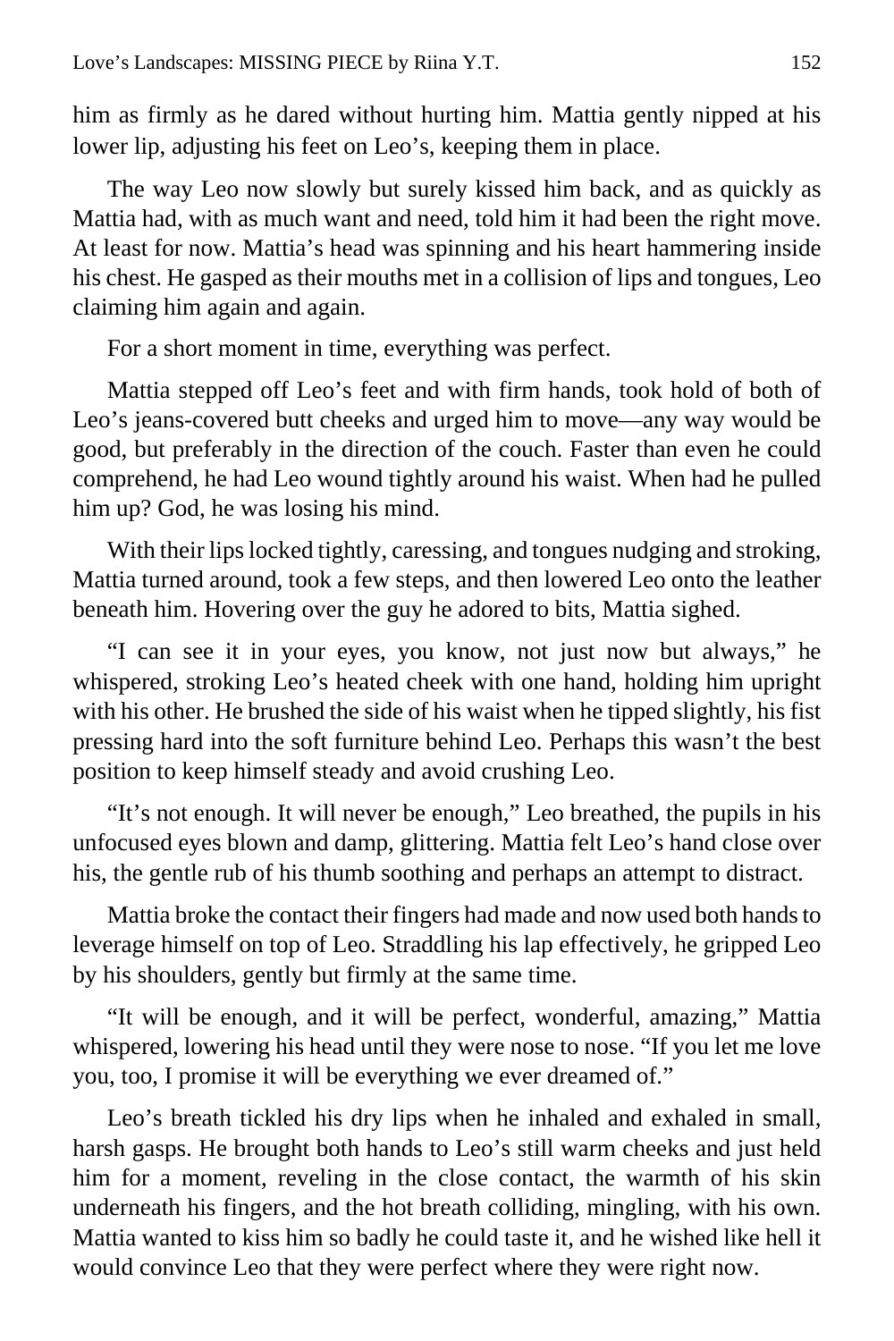him as firmly as he dared without hurting him. Mattia gently nipped at his lower lip, adjusting his feet on Leo's, keeping them in place.

The way Leo now slowly but surely kissed him back, and as quickly as Mattia had, with as much want and need, told him it had been the right move. At least for now. Mattia's head was spinning and his heart hammering inside his chest. He gasped as their mouths met in a collision of lips and tongues, Leo claiming him again and again.

For a short moment in time, everything was perfect.

Mattia stepped off Leo's feet and with firm hands, took hold of both of Leo's jeans-covered butt cheeks and urged him to move—any way would be good, but preferably in the direction of the couch. Faster than even he could comprehend, he had Leo wound tightly around his waist. When had he pulled him up? God, he was losing his mind.

With their lips locked tightly, caressing, and tongues nudging and stroking, Mattia turned around, took a few steps, and then lowered Leo onto the leather beneath him. Hovering over the guy he adored to bits, Mattia sighed.

"I can see it in your eyes, you know, not just now but always," he whispered, stroking Leo's heated cheek with one hand, holding him upright with his other. He brushed the side of his waist when he tipped slightly, his fist pressing hard into the soft furniture behind Leo. Perhaps this wasn't the best position to keep himself steady and avoid crushing Leo.

"It's not enough. It will never be enough," Leo breathed, the pupils in his unfocused eyes blown and damp, glittering. Mattia felt Leo's hand close over his, the gentle rub of his thumb soothing and perhaps an attempt to distract.

Mattia broke the contact their fingers had made and now used both hands to leverage himself on top of Leo. Straddling his lap effectively, he gripped Leo by his shoulders, gently but firmly at the same time.

"It will be enough, and it will be perfect, wonderful, amazing," Mattia whispered, lowering his head until they were nose to nose. "If you let me love you, too, I promise it will be everything we ever dreamed of."

Leo's breath tickled his dry lips when he inhaled and exhaled in small, harsh gasps. He brought both hands to Leo's still warm cheeks and just held him for a moment, reveling in the close contact, the warmth of his skin underneath his fingers, and the hot breath colliding, mingling, with his own. Mattia wanted to kiss him so badly he could taste it, and he wished like hell it would convince Leo that they were perfect where they were right now.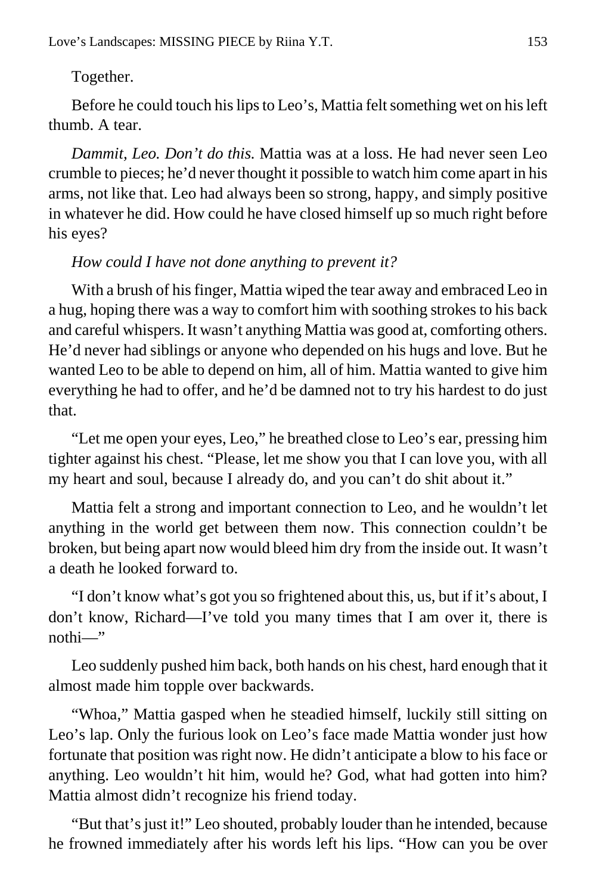Together.

Before he could touch his lips to Leo's, Mattia felt something wet on his left thumb. A tear.

*Dammit, Leo. Don't do this.* Mattia was at a loss. He had never seen Leo crumble to pieces; he'd never thought it possible to watch him come apart in his arms, not like that. Leo had always been so strong, happy, and simply positive in whatever he did. How could he have closed himself up so much right before his eyes?

*How could I have not done anything to prevent it?*

With a brush of his finger, Mattia wiped the tear away and embraced Leo in a hug, hoping there was a way to comfort him with soothing strokes to his back and careful whispers. It wasn't anything Mattia was good at, comforting others. He'd never had siblings or anyone who depended on his hugs and love. But he wanted Leo to be able to depend on him, all of him. Mattia wanted to give him everything he had to offer, and he'd be damned not to try his hardest to do just that.

"Let me open your eyes, Leo," he breathed close to Leo's ear, pressing him tighter against his chest. "Please, let me show you that I can love you, with all my heart and soul, because I already do, and you can't do shit about it."

Mattia felt a strong and important connection to Leo, and he wouldn't let anything in the world get between them now. This connection couldn't be broken, but being apart now would bleed him dry from the inside out. It wasn't a death he looked forward to.

"I don't know what's got you so frightened about this, us, but if it's about, I don't know, Richard—I've told you many times that I am over it, there is nothi—"

Leo suddenly pushed him back, both hands on his chest, hard enough that it almost made him topple over backwards.

"Whoa," Mattia gasped when he steadied himself, luckily still sitting on Leo's lap. Only the furious look on Leo's face made Mattia wonder just how fortunate that position was right now. He didn't anticipate a blow to his face or anything. Leo wouldn't hit him, would he? God, what had gotten into him? Mattia almost didn't recognize his friend today.

"But that's just it!" Leo shouted, probably louder than he intended, because he frowned immediately after his words left his lips. "How can you be over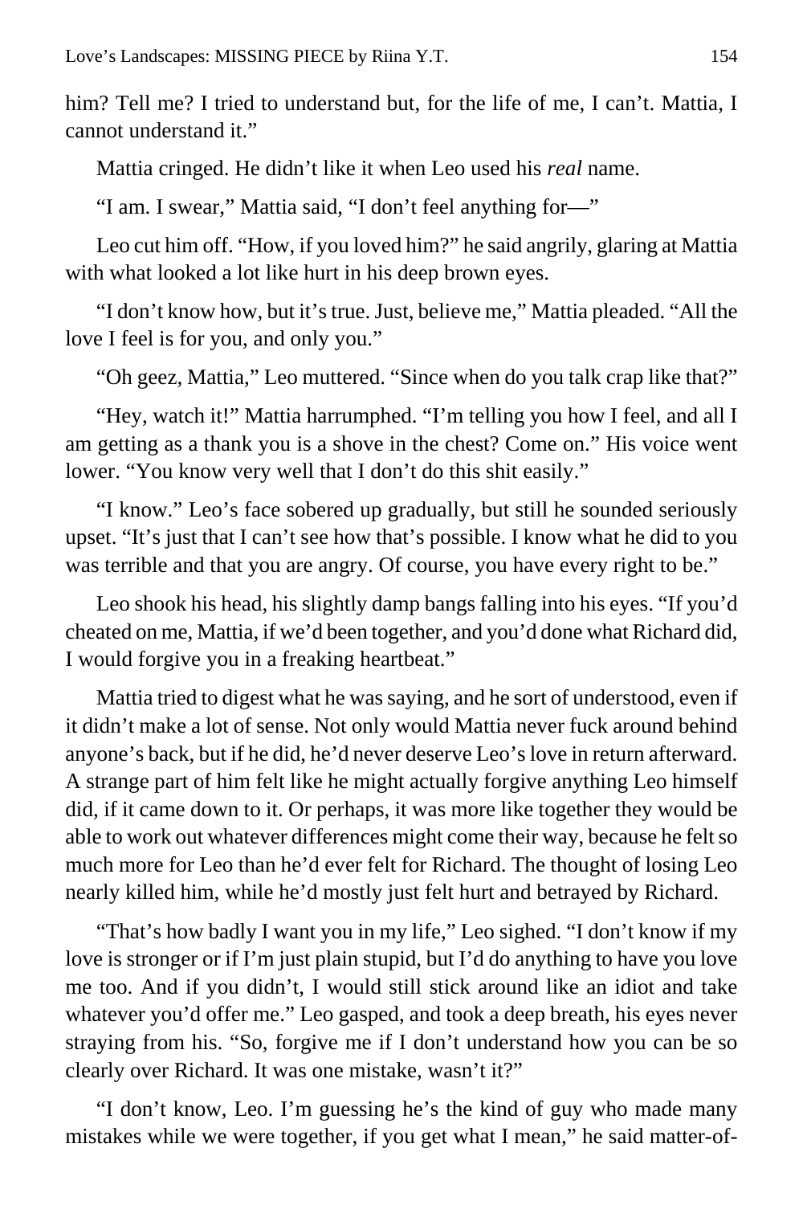him? Tell me? I tried to understand but, for the life of me, I can't. Mattia, I cannot understand it."

Mattia cringed. He didn't like it when Leo used his *real* name.

"I am. I swear," Mattia said, "I don't feel anything for—"

Leo cut him off. "How, if you loved him?" he said angrily, glaring at Mattia with what looked a lot like hurt in his deep brown eyes.

"I don't know how, but it's true. Just, believe me," Mattia pleaded. "All the love I feel is for you, and only you."

"Oh geez, Mattia," Leo muttered. "Since when do you talk crap like that?"

"Hey, watch it!" Mattia harrumphed. "I'm telling you how I feel, and all I am getting as a thank you is a shove in the chest? Come on." His voice went lower. "You know very well that I don't do this shit easily."

"I know." Leo's face sobered up gradually, but still he sounded seriously upset. "It's just that I can't see how that's possible. I know what he did to you was terrible and that you are angry. Of course, you have every right to be."

Leo shook his head, his slightly damp bangs falling into his eyes. "If you'd cheated on me, Mattia, if we'd been together, and you'd done what Richard did, I would forgive you in a freaking heartbeat."

Mattia tried to digest what he was saying, and he sort of understood, even if it didn't make a lot of sense. Not only would Mattia never fuck around behind anyone's back, but if he did, he'd never deserve Leo's love in return afterward. A strange part of him felt like he might actually forgive anything Leo himself did, if it came down to it. Or perhaps, it was more like together they would be able to work out whatever differences might come their way, because he felt so much more for Leo than he'd ever felt for Richard. The thought of losing Leo nearly killed him, while he'd mostly just felt hurt and betrayed by Richard.

"That's how badly I want you in my life," Leo sighed. "I don't know if my love is stronger or if I'm just plain stupid, but I'd do anything to have you love me too. And if you didn't, I would still stick around like an idiot and take whatever you'd offer me." Leo gasped, and took a deep breath, his eyes never straying from his. "So, forgive me if I don't understand how you can be so clearly over Richard. It was one mistake, wasn't it?"

"I don't know, Leo. I'm guessing he's the kind of guy who made many mistakes while we were together, if you get what I mean," he said matter-of-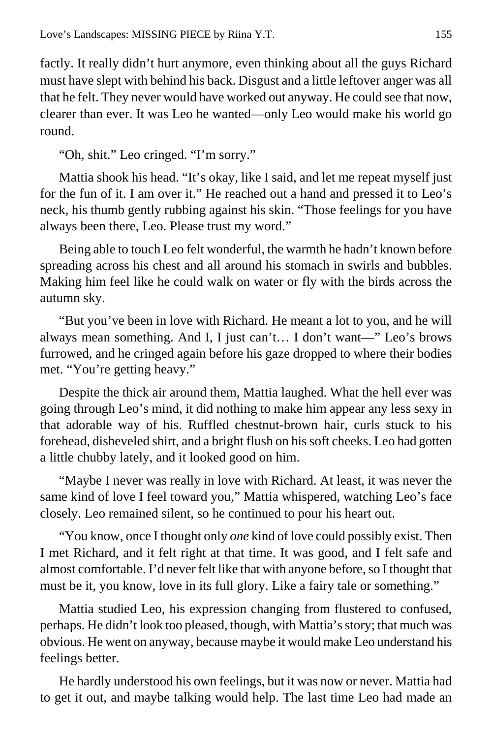factly. It really didn't hurt anymore, even thinking about all the guys Richard must have slept with behind his back. Disgust and a little leftover anger was all that he felt. They never would have worked out anyway. He could see that now, clearer than ever. It was Leo he wanted—only Leo would make his world go round.

"Oh, shit." Leo cringed. "I'm sorry."

Mattia shook his head. "It's okay, like I said, and let me repeat myself just for the fun of it. I am over it." He reached out a hand and pressed it to Leo's neck, his thumb gently rubbing against his skin. "Those feelings for you have always been there, Leo. Please trust my word."

Being able to touch Leo felt wonderful, the warmth he hadn't known before spreading across his chest and all around his stomach in swirls and bubbles. Making him feel like he could walk on water or fly with the birds across the autumn sky.

"But you've been in love with Richard. He meant a lot to you, and he will always mean something. And I, I just can't… I don't want—" Leo's brows furrowed, and he cringed again before his gaze dropped to where their bodies met. "You're getting heavy."

Despite the thick air around them, Mattia laughed. What the hell ever was going through Leo's mind, it did nothing to make him appear any less sexy in that adorable way of his. Ruffled chestnut-brown hair, curls stuck to his forehead, disheveled shirt, and a bright flush on his soft cheeks. Leo had gotten a little chubby lately, and it looked good on him.

"Maybe I never was really in love with Richard. At least, it was never the same kind of love I feel toward you," Mattia whispered, watching Leo's face closely. Leo remained silent, so he continued to pour his heart out.

"You know, once I thought only *one* kind of love could possibly exist. Then I met Richard, and it felt right at that time. It was good, and I felt safe and almost comfortable. I'd never felt like that with anyone before, so I thought that must be it, you know, love in its full glory. Like a fairy tale or something."

Mattia studied Leo, his expression changing from flustered to confused, perhaps. He didn't look too pleased, though, with Mattia's story; that much was obvious. He went on anyway, because maybe it would make Leo understand his feelings better.

He hardly understood his own feelings, but it was now or never. Mattia had to get it out, and maybe talking would help. The last time Leo had made an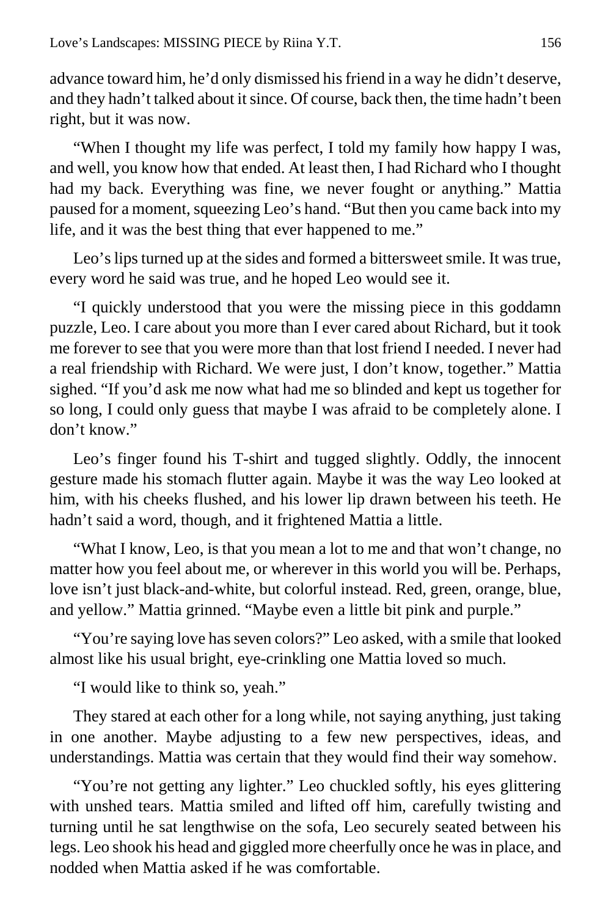advance toward him, he'd only dismissed his friend in a way he didn't deserve, and they hadn't talked about it since. Of course, back then, the time hadn't been right, but it was now.

"When I thought my life was perfect, I told my family how happy I was, and well, you know how that ended. At least then, I had Richard who I thought had my back. Everything was fine, we never fought or anything." Mattia paused for a moment, squeezing Leo's hand. "But then you came back into my life, and it was the best thing that ever happened to me."

Leo's lips turned up at the sides and formed a bittersweet smile. It was true, every word he said was true, and he hoped Leo would see it.

"I quickly understood that you were the missing piece in this goddamn puzzle, Leo. I care about you more than I ever cared about Richard, but it took me forever to see that you were more than that lost friend I needed. I never had a real friendship with Richard. We were just, I don't know, together." Mattia sighed. "If you'd ask me now what had me so blinded and kept us together for so long, I could only guess that maybe I was afraid to be completely alone. I don't know."

Leo's finger found his T-shirt and tugged slightly. Oddly, the innocent gesture made his stomach flutter again. Maybe it was the way Leo looked at him, with his cheeks flushed, and his lower lip drawn between his teeth. He hadn't said a word, though, and it frightened Mattia a little.

"What I know, Leo, is that you mean a lot to me and that won't change, no matter how you feel about me, or wherever in this world you will be. Perhaps, love isn't just black-and-white, but colorful instead. Red, green, orange, blue, and yellow." Mattia grinned. "Maybe even a little bit pink and purple."

"You're saying love has seven colors?" Leo asked, with a smile that looked almost like his usual bright, eye-crinkling one Mattia loved so much.

"I would like to think so, yeah."

They stared at each other for a long while, not saying anything, just taking in one another. Maybe adjusting to a few new perspectives, ideas, and understandings. Mattia was certain that they would find their way somehow.

"You're not getting any lighter." Leo chuckled softly, his eyes glittering with unshed tears. Mattia smiled and lifted off him, carefully twisting and turning until he sat lengthwise on the sofa, Leo securely seated between his legs. Leo shook his head and giggled more cheerfully once he was in place, and nodded when Mattia asked if he was comfortable.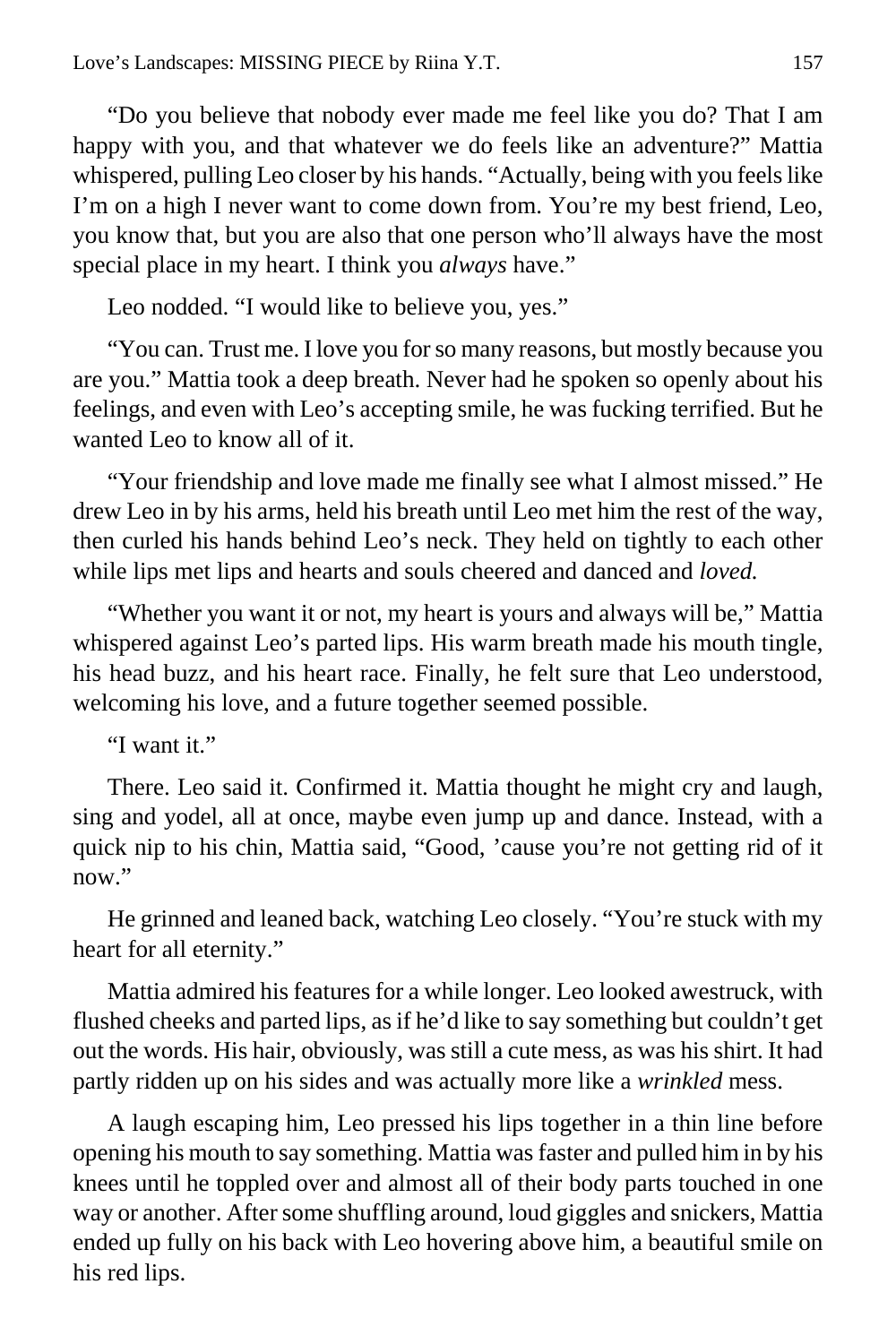"Do you believe that nobody ever made me feel like you do? That I am happy with you, and that whatever we do feels like an adventure?" Mattia whispered, pulling Leo closer by his hands. "Actually, being with you feels like I'm on a high I never want to come down from. You're my best friend, Leo, you know that, but you are also that one person who'll always have the most special place in my heart. I think you *always* have."

Leo nodded. "I would like to believe you, yes."

"You can. Trust me. I love you for so many reasons, but mostly because you are you." Mattia took a deep breath. Never had he spoken so openly about his feelings, and even with Leo's accepting smile, he was fucking terrified. But he wanted Leo to know all of it.

"Your friendship and love made me finally see what I almost missed." He drew Leo in by his arms, held his breath until Leo met him the rest of the way, then curled his hands behind Leo's neck. They held on tightly to each other while lips met lips and hearts and souls cheered and danced and *loved.*

"Whether you want it or not, my heart is yours and always will be," Mattia whispered against Leo's parted lips. His warm breath made his mouth tingle, his head buzz, and his heart race. Finally, he felt sure that Leo understood, welcoming his love, and a future together seemed possible.

"I want it."

There. Leo said it. Confirmed it. Mattia thought he might cry and laugh, sing and yodel, all at once, maybe even jump up and dance. Instead, with a quick nip to his chin, Mattia said, "Good, 'cause you're not getting rid of it now."

He grinned and leaned back, watching Leo closely. "You're stuck with my heart for all eternity."

Mattia admired his features for a while longer. Leo looked awestruck, with flushed cheeks and parted lips, as if he'd like to say something but couldn't get out the words. His hair, obviously, was still a cute mess, as was his shirt. It had partly ridden up on his sides and was actually more like a *wrinkled* mess.

A laugh escaping him, Leo pressed his lips together in a thin line before opening his mouth to say something. Mattia was faster and pulled him in by his knees until he toppled over and almost all of their body parts touched in one way or another. After some shuffling around, loud giggles and snickers, Mattia ended up fully on his back with Leo hovering above him, a beautiful smile on his red lips.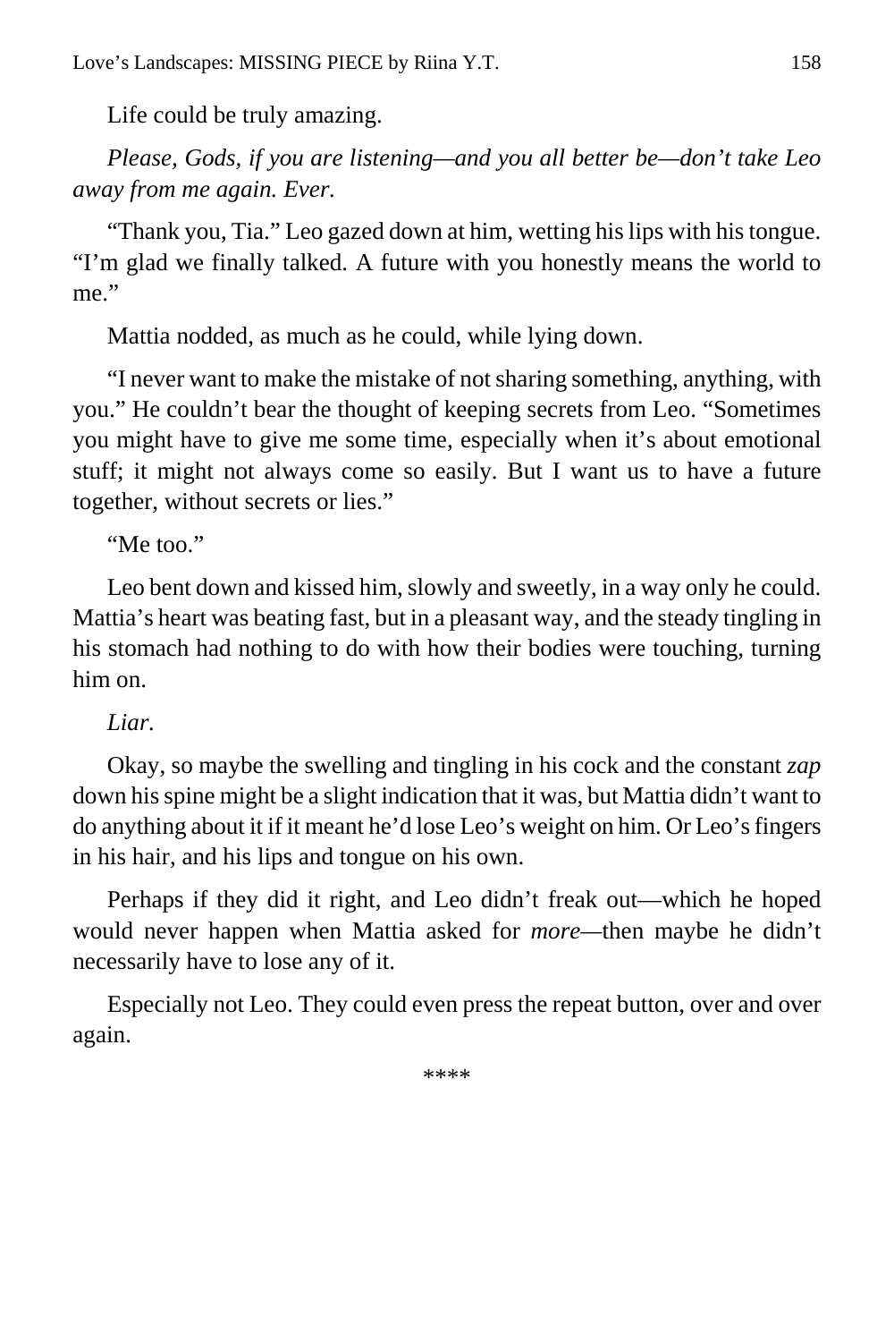Life could be truly amazing.

*Please, Gods, if you are listening—and you all better be—don't take Leo away from me again. Ever.*

"Thank you, Tia." Leo gazed down at him, wetting his lips with his tongue. "I'm glad we finally talked. A future with you honestly means the world to me."

Mattia nodded, as much as he could, while lying down.

"I never want to make the mistake of not sharing something, anything, with you." He couldn't bear the thought of keeping secrets from Leo. "Sometimes you might have to give me some time, especially when it's about emotional stuff; it might not always come so easily. But I want us to have a future together, without secrets or lies."

"Me too."

Leo bent down and kissed him, slowly and sweetly, in a way only he could. Mattia's heart was beating fast, but in a pleasant way, and the steady tingling in his stomach had nothing to do with how their bodies were touching, turning him on.

*Liar.*

Okay, so maybe the swelling and tingling in his cock and the constant *zap* down his spine might be a slight indication that it was, but Mattia didn't want to do anything about it if it meant he'd lose Leo's weight on him. Or Leo's fingers in his hair, and his lips and tongue on his own.

Perhaps if they did it right, and Leo didn't freak out—which he hoped would never happen when Mattia asked for *more*—then maybe he didn't necessarily have to lose any of it.

Especially not Leo. They could even press the repeat button, over and over again.

****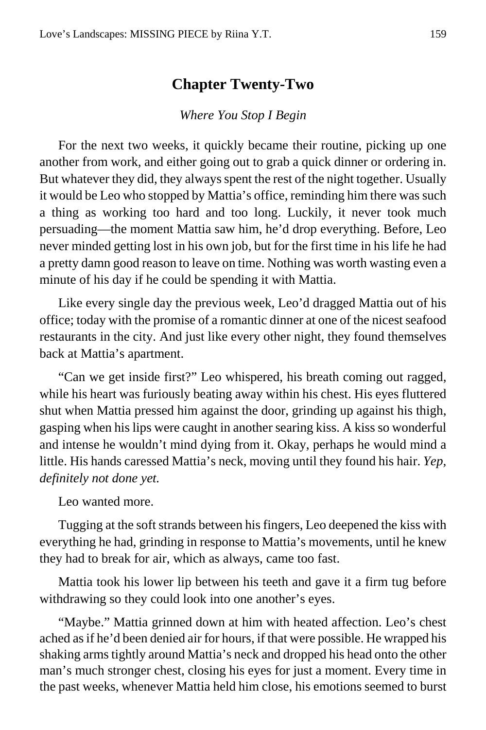## Chapter Twenty-Two

*Where You Stop I Begin*

For the next two weeks, it quickly became their routine, picking up one another from work, and either going out to grab a quick dinner or ordering in. But whatever they did, they always spent the rest of the night together. Usually it would be Leo who stopped by Mattia's office, reminding him there was such a thing as working too hard and too long. Luckily, it never took much persuading—the moment Mattia saw him, he'd drop everything. Before, Leo never minded getting lost in his own job, but for the first time in his life he had a pretty damn good reason to leave on time. Nothing was worth wasting even a minute of his day if he could be spending it with Mattia.

Like every single day the previous week, Leo'd dragged Mattia out of his office; today with the promise of a romantic dinner at one of the nicest seafood restaurants in the city. And just like every other night, they found themselves back at Mattia's apartment.

"Can we get inside first?" Leo whispered, his breath coming out ragged, while his heart was furiously beating away within his chest. His eyes fluttered shut when Mattia pressed him against the door, grinding up against his thigh, gasping when his lips were caught in another searing kiss. A kiss so wonderful and intense he wouldn't mind dying from it. Okay, perhaps he would mind a little. His hands caressed Mattia's neck, moving until they found his hair. *Yep, definitely not done yet.*

Leo wanted more.

Tugging at the soft strands between his fingers, Leo deepened the kiss with everything he had, grinding in response to Mattia's movements, until he knew they had to break for air, which as always, came too fast.

Mattia took his lower lip between his teeth and gave it a firm tug before withdrawing so they could look into one another's eyes.

"Maybe." Mattia grinned down at him with heated affection. Leo's chest ached as if he'd been denied air for hours, if that were possible. He wrapped his shaking arms tightly around Mattia's neck and dropped his head onto the other man's much stronger chest, closing his eyes for just a moment. Every time in the past weeks, whenever Mattia held him close, his emotions seemed to burst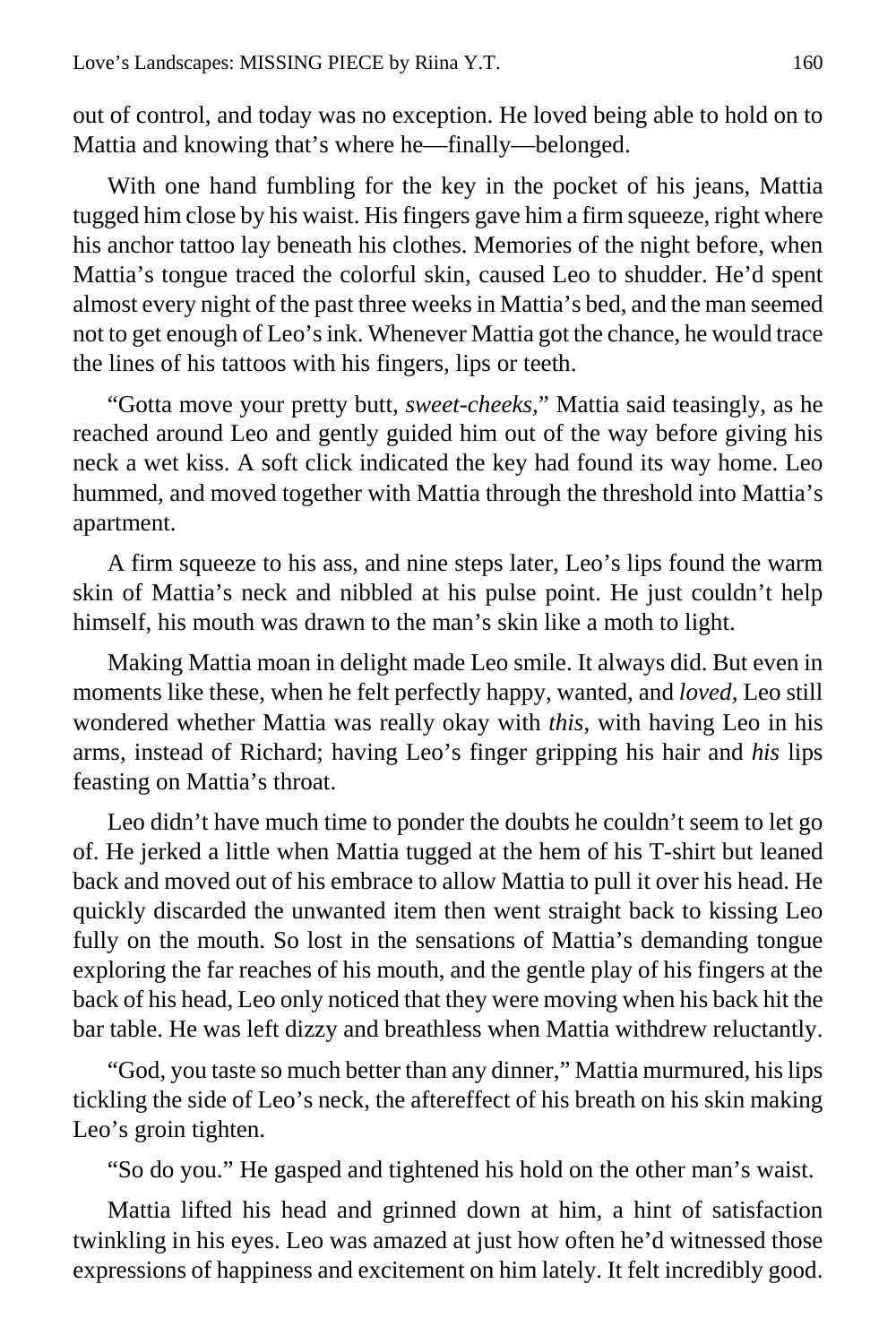out of control, and today was no exception. He loved being able to hold on to Mattia and knowing that's where he—finally—belonged.

With one hand fumbling for the key in the pocket of his jeans, Mattia tugged him close by his waist. His fingers gave him a firm squeeze, right where his anchor tattoo lay beneath his clothes. Memories of the night before, when Mattia's tongue traced the colorful skin, caused Leo to shudder. He'd spent almost every night of the past three weeks in Mattia's bed, and the man seemed not to get enough of Leo's ink. Whenever Mattia got the chance, he would trace the lines of his tattoos with his fingers, lips or teeth.

"Gotta move your pretty butt, *sweet-cheeks*," Mattia said teasingly, as he reached around Leo and gently guided him out of the way before giving his neck a wet kiss. A soft click indicated the key had found its way home. Leo hummed, and moved together with Mattia through the threshold into Mattia's apartment.

A firm squeeze to his ass, and nine steps later, Leo's lips found the warm skin of Mattia's neck and nibbled at his pulse point. He just couldn't help himself, his mouth was drawn to the man's skin like a moth to light.

Making Mattia moan in delight made Leo smile. It always did. But even in moments like these, when he felt perfectly happy, wanted, and *loved*, Leo still wondered whether Mattia was really okay with *this*, with having Leo in his arms, instead of Richard; having Leo's finger gripping his hair and *his* lips feasting on Mattia's throat.

Leo didn't have much time to ponder the doubts he couldn't seem to let go of. He jerked a little when Mattia tugged at the hem of his T-shirt but leaned back and moved out of his embrace to allow Mattia to pull it over his head. He quickly discarded the unwanted item then went straight back to kissing Leo fully on the mouth. So lost in the sensations of Mattia's demanding tongue exploring the far reaches of his mouth, and the gentle play of his fingers at the back of his head, Leo only noticed that they were moving when his back hit the bar table. He was left dizzy and breathless when Mattia withdrew reluctantly.

"God, you taste so much better than any dinner," Mattia murmured, his lips tickling the side of Leo's neck, the aftereffect of his breath on his skin making Leo's groin tighten.

"So do you." He gasped and tightened his hold on the other man's waist.

Mattia lifted his head and grinned down at him, a hint of satisfaction twinkling in his eyes. Leo was amazed at just how often he'd witnessed those expressions of happiness and excitement on him lately. It felt incredibly good.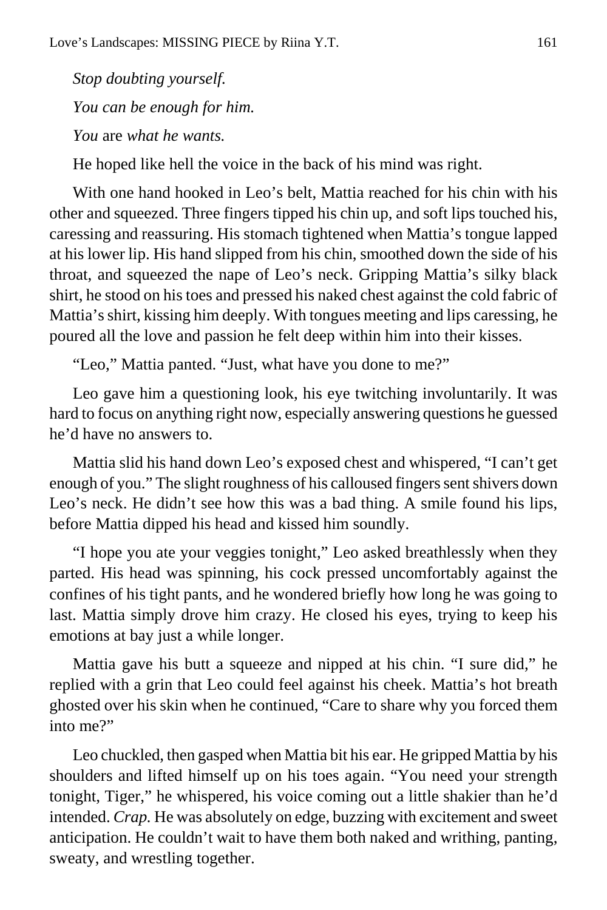*Stop doubting yourself.*

*You can be enough for him.*

*You* are *what he wants.*

He hoped like hell the voice in the back of his mind was right.

With one hand hooked in Leo's belt, Mattia reached for his chin with his other and squeezed. Three fingers tipped his chin up, and soft lips touched his, caressing and reassuring. His stomach tightened when Mattia's tongue lapped at his lower lip. His hand slipped from his chin, smoothed down the side of his throat, and squeezed the nape of Leo's neck. Gripping Mattia's silky black shirt, he stood on his toes and pressed his naked chest against the cold fabric of Mattia's shirt, kissing him deeply. With tongues meeting and lips caressing, he poured all the love and passion he felt deep within him into their kisses.

"Leo," Mattia panted. "Just, what have you done to me?"

Leo gave him a questioning look, his eye twitching involuntarily. It was hard to focus on anything right now, especially answering questions he guessed he'd have no answers to.

Mattia slid his hand down Leo's exposed chest and whispered, "I can't get enough of you." The slight roughness of his calloused fingers sent shivers down Leo's neck. He didn't see how this was a bad thing. A smile found his lips, before Mattia dipped his head and kissed him soundly.

"I hope you ate your veggies tonight," Leo asked breathlessly when they parted. His head was spinning, his cock pressed uncomfortably against the confines of his tight pants, and he wondered briefly how long he was going to last. Mattia simply drove him crazy. He closed his eyes, trying to keep his emotions at bay just a while longer.

Mattia gave his butt a squeeze and nipped at his chin. "I sure did," he replied with a grin that Leo could feel against his cheek. Mattia's hot breath ghosted over his skin when he continued, "Care to share why you forced them into me?"

Leo chuckled, then gasped when Mattia bit his ear. He gripped Mattia by his shoulders and lifted himself up on his toes again. "You need your strength tonight, Tiger," he whispered, his voice coming out a little shakier than he'd intended. *Crap.* He was absolutely on edge, buzzing with excitement and sweet anticipation. He couldn't wait to have them both naked and writhing, panting, sweaty, and wrestling together.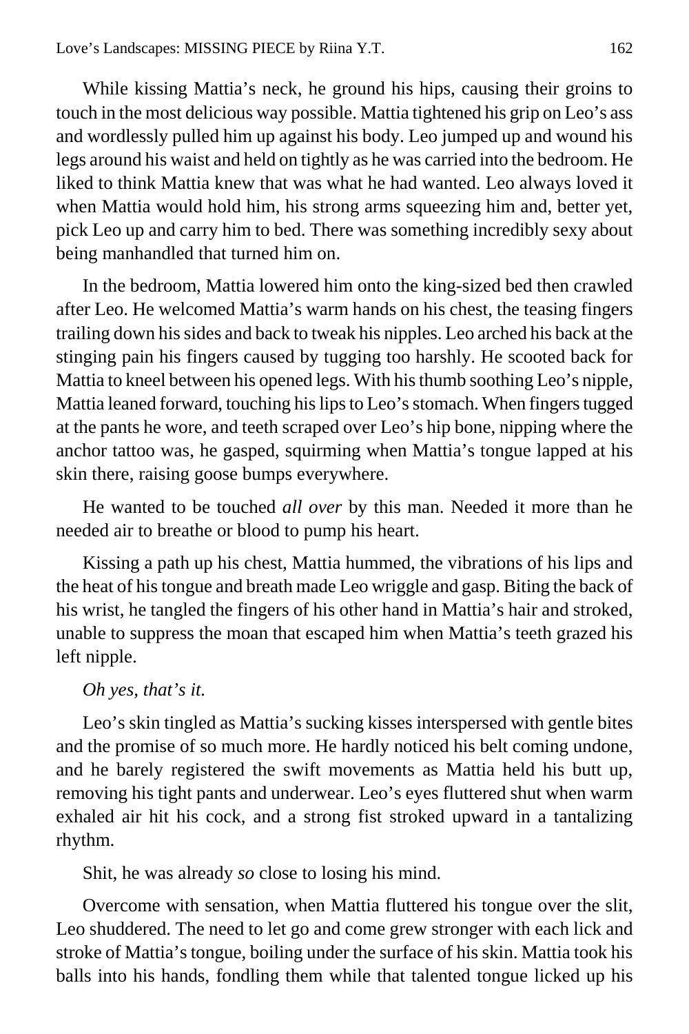While kissing Mattia's neck, he ground his hips, causing their groins to touch in the most delicious way possible. Mattia tightened his grip on Leo's ass and wordlessly pulled him up against his body. Leo jumped up and wound his legs around his waist and held on tightly as he was carried into the bedroom. He liked to think Mattia knew that was what he had wanted. Leo always loved it when Mattia would hold him, his strong arms squeezing him and, better yet, pick Leo up and carry him to bed. There was something incredibly sexy about being manhandled that turned him on.

In the bedroom, Mattia lowered him onto the king-sized bed then crawled after Leo. He welcomed Mattia's warm hands on his chest, the teasing fingers trailing down his sides and back to tweak his nipples. Leo arched his back at the stinging pain his fingers caused by tugging too harshly. He scooted back for Mattia to kneel between his opened legs. With his thumb soothing Leo's nipple, Mattia leaned forward, touching his lips to Leo's stomach. When fingers tugged at the pants he wore, and teeth scraped over Leo's hip bone, nipping where the anchor tattoo was, he gasped, squirming when Mattia's tongue lapped at his skin there, raising goose bumps everywhere.

He wanted to be touched *all over* by this man. Needed it more than he needed air to breathe or blood to pump his heart.

Kissing a path up his chest, Mattia hummed, the vibrations of his lips and the heat of his tongue and breath made Leo wriggle and gasp. Biting the back of his wrist, he tangled the fingers of his other hand in Mattia's hair and stroked, unable to suppress the moan that escaped him when Mattia's teeth grazed his left nipple.

*Oh yes, that's it.*

Leo's skin tingled as Mattia's sucking kisses interspersed with gentle bites and the promise of so much more. He hardly noticed his belt coming undone, and he barely registered the swift movements as Mattia held his butt up, removing his tight pants and underwear. Leo's eyes fluttered shut when warm exhaled air hit his cock, and a strong fist stroked upward in a tantalizing rhythm.

Shit, he was already *so* close to losing his mind.

Overcome with sensation, when Mattia fluttered his tongue over the slit, Leo shuddered. The need to let go and come grew stronger with each lick and stroke of Mattia's tongue, boiling under the surface of his skin. Mattia took his balls into his hands, fondling them while that talented tongue licked up his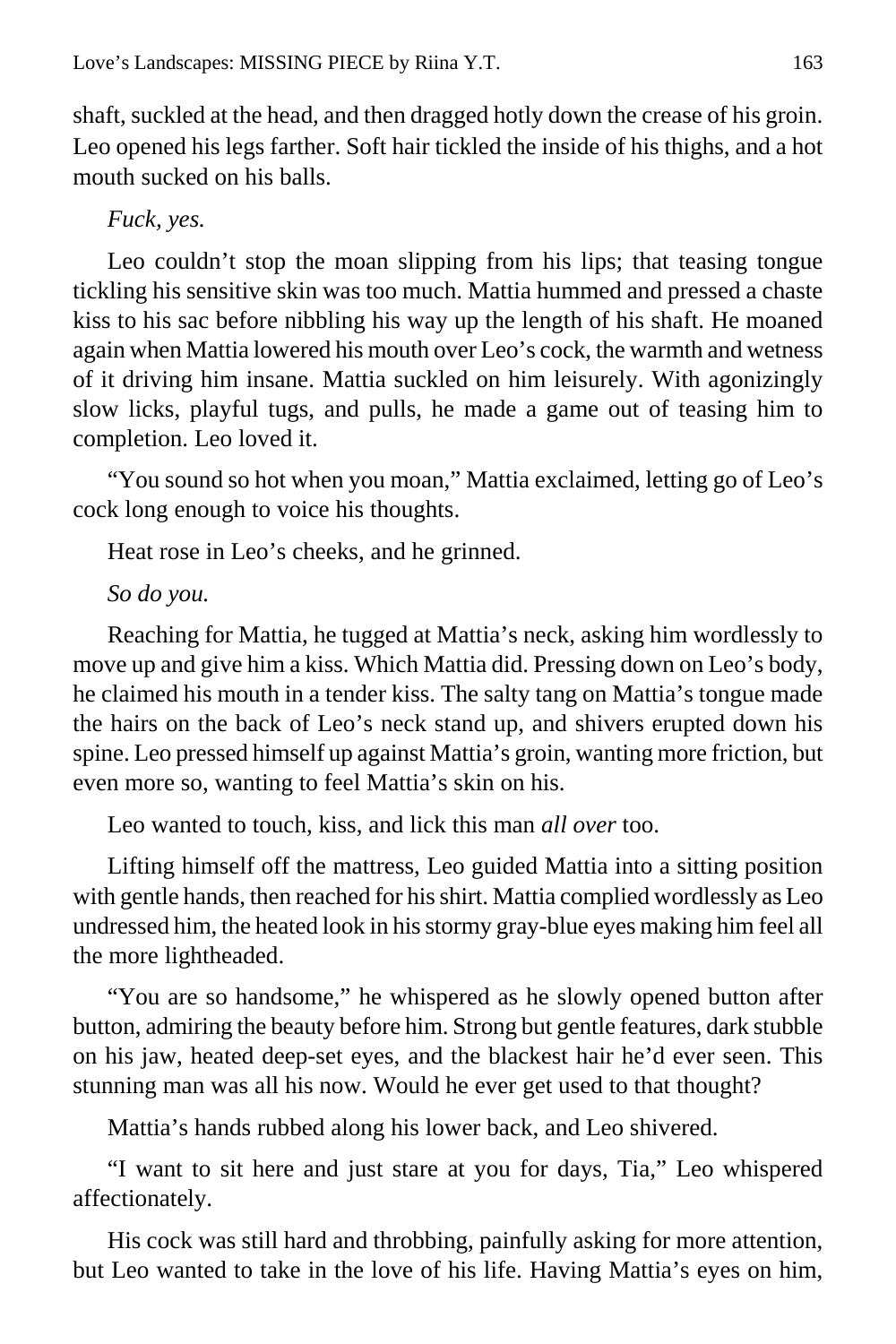shaft, suckled at the head, and then dragged hotly down the crease of his groin. Leo opened his legs farther. Soft hair tickled the inside of his thighs, and a hot mouth sucked on his balls.

*Fuck, yes.*

Leo couldn't stop the moan slipping from his lips; that teasing tongue tickling his sensitive skin was too much. Mattia hummed and pressed a chaste kiss to his sac before nibbling his way up the length of his shaft. He moaned again when Mattia lowered his mouth over Leo's cock, the warmth and wetness of it driving him insane. Mattia suckled on him leisurely. With agonizingly slow licks, playful tugs, and pulls, he made a game out of teasing him to completion. Leo loved it.

"You sound so hot when you moan," Mattia exclaimed, letting go of Leo's cock long enough to voice his thoughts.

Heat rose in Leo's cheeks, and he grinned.

*So do you.*

Reaching for Mattia, he tugged at Mattia's neck, asking him wordlessly to move up and give him a kiss. Which Mattia did. Pressing down on Leo's body, he claimed his mouth in a tender kiss. The salty tang on Mattia's tongue made the hairs on the back of Leo's neck stand up, and shivers erupted down his spine. Leo pressed himself up against Mattia's groin, wanting more friction, but even more so, wanting to feel Mattia's skin on his.

Leo wanted to touch, kiss, and lick this man *all over* too.

Lifting himself off the mattress, Leo guided Mattia into a sitting position with gentle hands, then reached for his shirt. Mattia complied wordlessly as Leo undressed him, the heated look in his stormy gray-blue eyes making him feel all the more lightheaded.

"You are so handsome," he whispered as he slowly opened button after button, admiring the beauty before him. Strong but gentle features, dark stubble on his jaw, heated deep-set eyes, and the blackest hair he'd ever seen. This stunning man was all his now. Would he ever get used to that thought?

Mattia's hands rubbed along his lower back, and Leo shivered.

"I want to sit here and just stare at you for days, Tia," Leo whispered affectionately.

His cock was still hard and throbbing, painfully asking for more attention, but Leo wanted to take in the love of his life. Having Mattia's eyes on him,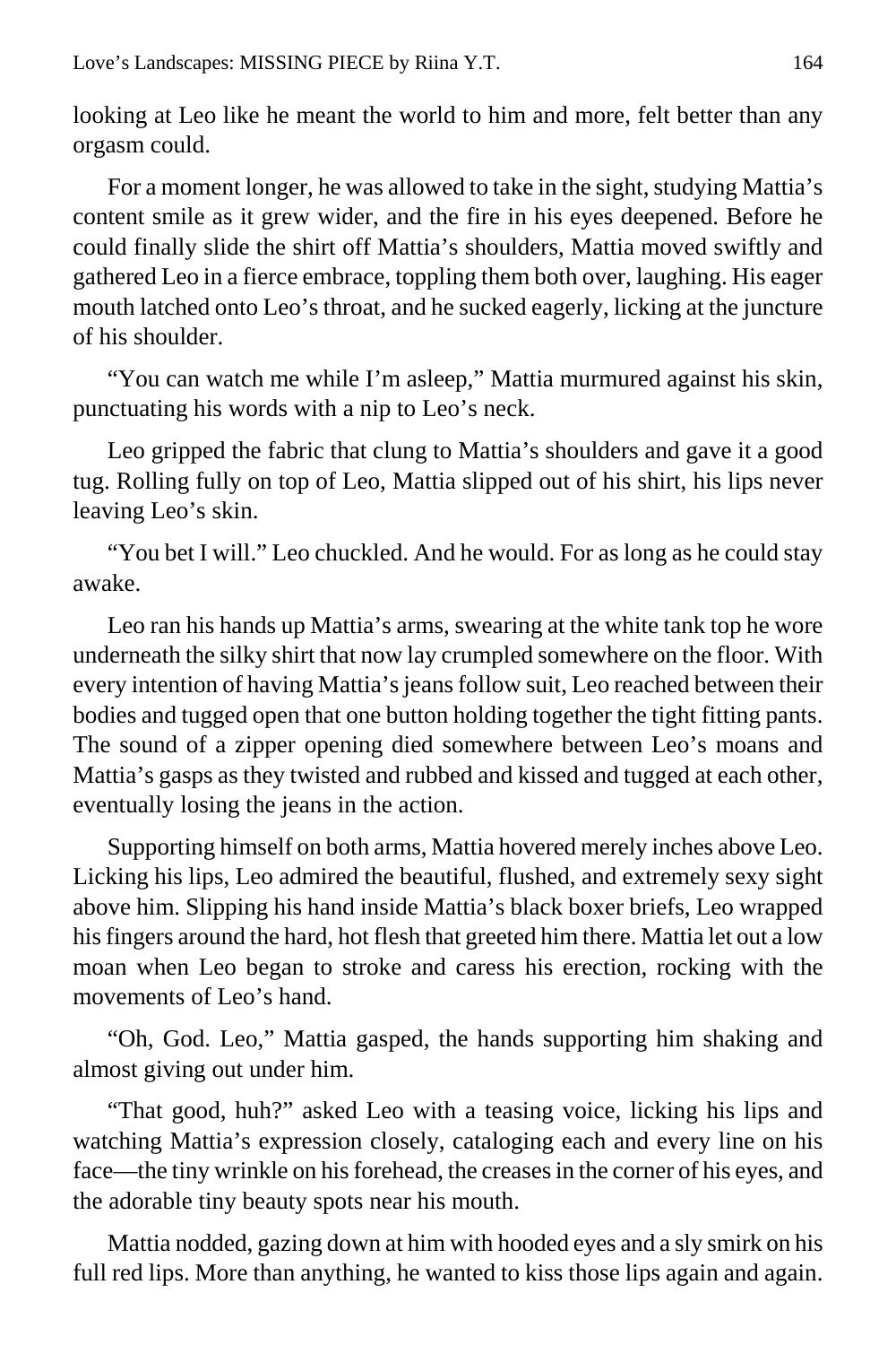looking at Leo like he meant the world to him and more, felt better than any orgasm could.

For a moment longer, he was allowed to take in the sight, studying Mattia's content smile as it grew wider, and the fire in his eyes deepened. Before he could finally slide the shirt off Mattia's shoulders, Mattia moved swiftly and gathered Leo in a fierce embrace, toppling them both over, laughing. His eager mouth latched onto Leo's throat, and he sucked eagerly, licking at the juncture of his shoulder.

"You can watch me while I'm asleep," Mattia murmured against his skin, punctuating his words with a nip to Leo's neck.

Leo gripped the fabric that clung to Mattia's shoulders and gave it a good tug. Rolling fully on top of Leo, Mattia slipped out of his shirt, his lips never leaving Leo's skin.

"You bet I will." Leo chuckled. And he would. For as long as he could stay awake.

Leo ran his hands up Mattia's arms, swearing at the white tank top he wore underneath the silky shirt that now lay crumpled somewhere on the floor. With every intention of having Mattia's jeans follow suit, Leo reached between their bodies and tugged open that one button holding together the tight fitting pants. The sound of a zipper opening died somewhere between Leo's moans and Mattia's gasps as they twisted and rubbed and kissed and tugged at each other, eventually losing the jeans in the action.

Supporting himself on both arms, Mattia hovered merely inches above Leo. Licking his lips, Leo admired the beautiful, flushed, and extremely sexy sight above him. Slipping his hand inside Mattia's black boxer briefs, Leo wrapped his fingers around the hard, hot flesh that greeted him there. Mattia let out a low moan when Leo began to stroke and caress his erection, rocking with the movements of Leo's hand.

"Oh, God. Leo," Mattia gasped, the hands supporting him shaking and almost giving out under him.

"That good, huh?" asked Leo with a teasing voice, licking his lips and watching Mattia's expression closely, cataloging each and every line on his face—the tiny wrinkle on his forehead, the creases in the corner of his eyes, and the adorable tiny beauty spots near his mouth.

Mattia nodded, gazing down at him with hooded eyes and a sly smirk on his full red lips. More than anything, he wanted to kiss those lips again and again.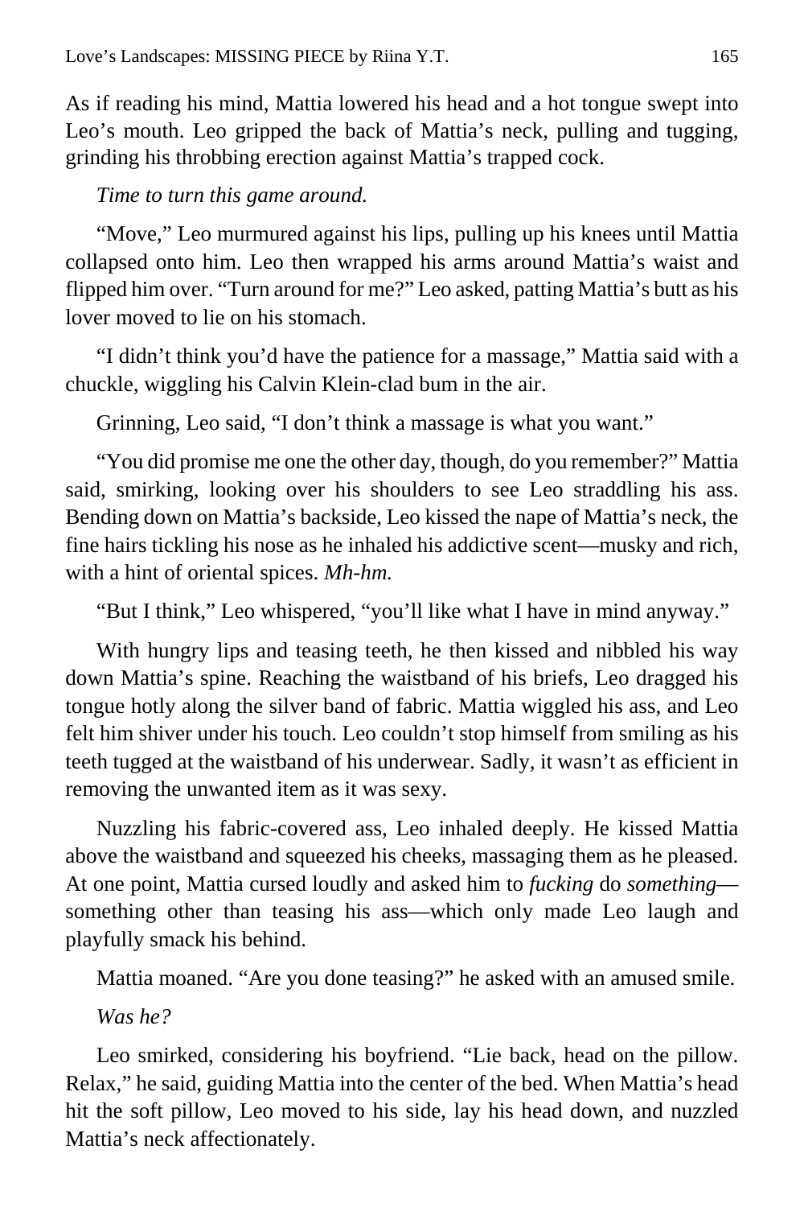As if reading his mind, Mattia lowered his head and a hot tongue swept into Leo's mouth. Leo gripped the back of Mattia's neck, pulling and tugging, grinding his throbbing erection against Mattia's trapped cock.

*Time to turn this game around.*

"Move," Leo murmured against his lips, pulling up his knees until Mattia collapsed onto him. Leo then wrapped his arms around Mattia's waist and flipped him over. "Turn around for me?" Leo asked, patting Mattia's butt as his lover moved to lie on his stomach.

"I didn't think you'd have the patience for a massage," Mattia said with a chuckle, wiggling his Calvin Klein-clad bum in the air.

Grinning, Leo said, "I don't think a massage is what you want."

"You did promise me one the other day, though, do you remember?" Mattia said, smirking, looking over his shoulders to see Leo straddling his ass. Bending down on Mattia's backside, Leo kissed the nape of Mattia's neck, the fine hairs tickling his nose as he inhaled his addictive scent—musky and rich, with a hint of oriental spices. *Mh-hm.*

"But I think," Leo whispered, "you'll like what I have in mind anyway."

With hungry lips and teasing teeth, he then kissed and nibbled his way down Mattia's spine. Reaching the waistband of his briefs, Leo dragged his tongue hotly along the silver band of fabric. Mattia wiggled his ass, and Leo felt him shiver under his touch. Leo couldn't stop himself from smiling as his teeth tugged at the waistband of his underwear. Sadly, it wasn't as efficient in removing the unwanted item as it was sexy.

Nuzzling his fabric-covered ass, Leo inhaled deeply. He kissed Mattia above the waistband and squeezed his cheeks, massaging them as he pleased. At one point, Mattia cursed loudly and asked him to *fucking* do *something*—something other than teasing his ass—which only made Leo laugh and playfully smack his behind.

Mattia moaned. "Are you done teasing?" he asked with an amused smile.

*Was he?*

Leo smirked, considering his boyfriend. "Lie back, head on the pillow. Relax," he said, guiding Mattia into the center of the bed. When Mattia's head hit the soft pillow, Leo moved to his side, lay his head down, and nuzzled Mattia's neck affectionately.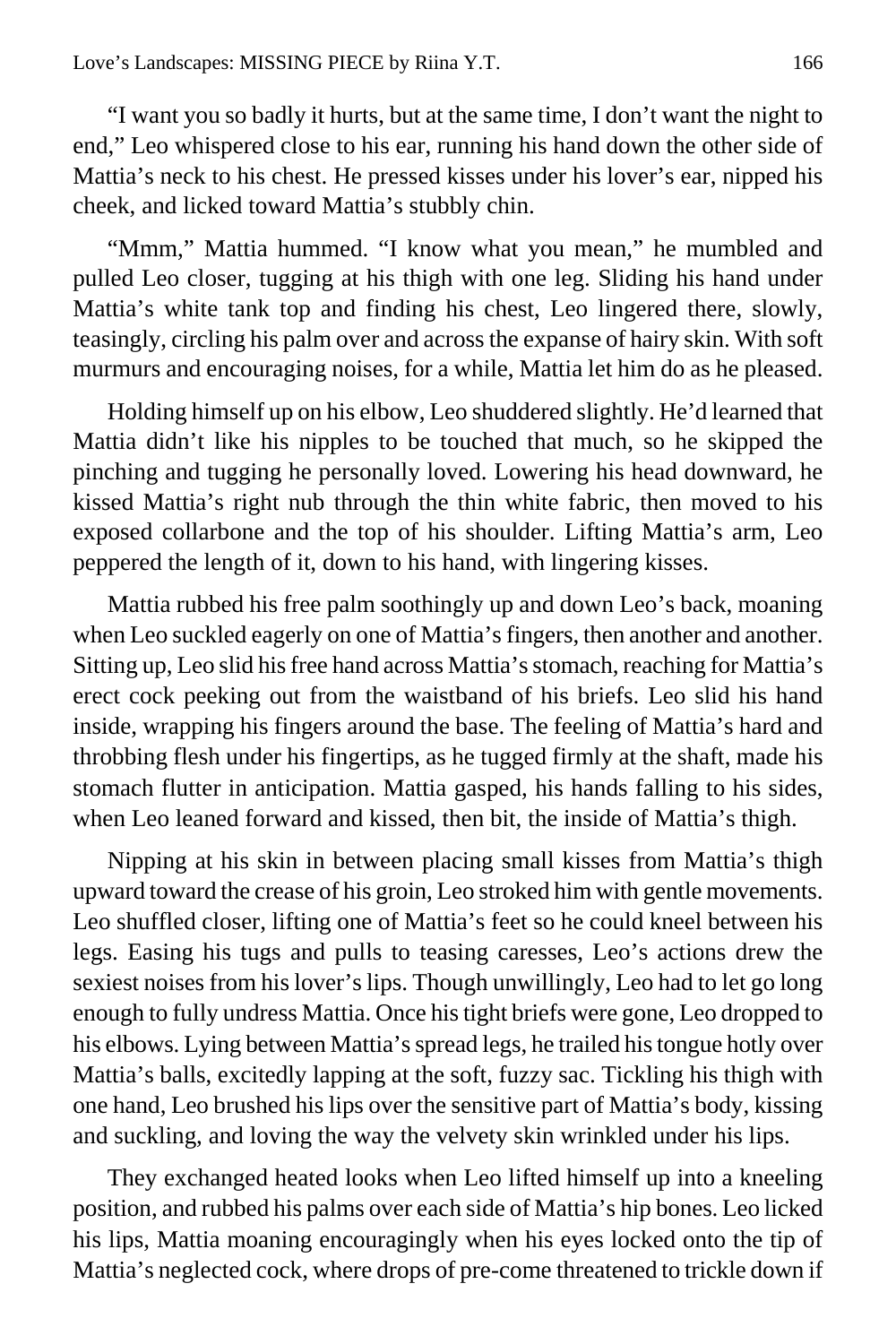"I want you so badly it hurts, but at the same time, I don't want the night to end," Leo whispered close to his ear, running his hand down the other side of Mattia's neck to his chest. He pressed kisses under his lover's ear, nipped his cheek, and licked toward Mattia's stubbly chin.

"Mmm," Mattia hummed. "I know what you mean," he mumbled and pulled Leo closer, tugging at his thigh with one leg. Sliding his hand under Mattia's white tank top and finding his chest, Leo lingered there, slowly, teasingly, circling his palm over and across the expanse of hairy skin. With soft murmurs and encouraging noises, for a while, Mattia let him do as he pleased.

Holding himself up on his elbow, Leo shuddered slightly. He'd learned that Mattia didn't like his nipples to be touched that much, so he skipped the pinching and tugging he personally loved. Lowering his head downward, he kissed Mattia's right nub through the thin white fabric, then moved to his exposed collarbone and the top of his shoulder. Lifting Mattia's arm, Leo peppered the length of it, down to his hand, with lingering kisses.

Mattia rubbed his free palm soothingly up and down Leo's back, moaning when Leo suckled eagerly on one of Mattia's fingers, then another and another. Sitting up, Leo slid his free hand across Mattia's stomach, reaching for Mattia's erect cock peeking out from the waistband of his briefs. Leo slid his hand inside, wrapping his fingers around the base. The feeling of Mattia's hard and throbbing flesh under his fingertips, as he tugged firmly at the shaft, made his stomach flutter in anticipation. Mattia gasped, his hands falling to his sides, when Leo leaned forward and kissed, then bit, the inside of Mattia's thigh.

Nipping at his skin in between placing small kisses from Mattia's thigh upward toward the crease of his groin, Leo stroked him with gentle movements. Leo shuffled closer, lifting one of Mattia's feet so he could kneel between his legs. Easing his tugs and pulls to teasing caresses, Leo's actions drew the sexiest noises from his lover's lips. Though unwillingly, Leo had to let go long enough to fully undress Mattia. Once his tight briefs were gone, Leo dropped to his elbows. Lying between Mattia's spread legs, he trailed his tongue hotly over Mattia's balls, excitedly lapping at the soft, fuzzy sac. Tickling his thigh with one hand, Leo brushed his lips over the sensitive part of Mattia's body, kissing and suckling, and loving the way the velvety skin wrinkled under his lips.

They exchanged heated looks when Leo lifted himself up into a kneeling position, and rubbed his palms over each side of Mattia's hip bones. Leo licked his lips, Mattia moaning encouragingly when his eyes locked onto the tip of Mattia's neglected cock, where drops of pre-come threatened to trickle down if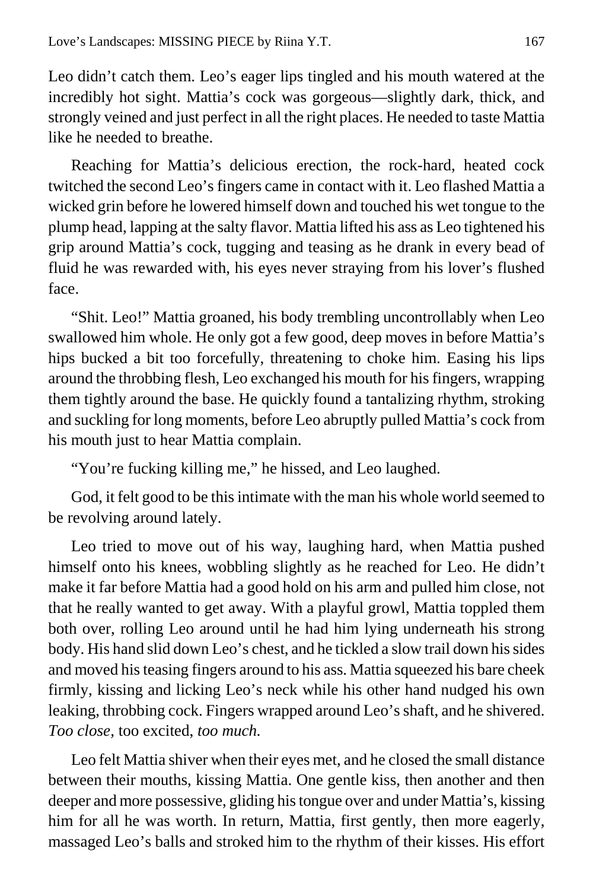Leo didn't catch them. Leo's eager lips tingled and his mouth watered at the incredibly hot sight. Mattia's cock was gorgeous—slightly dark, thick, and strongly veined and just perfect in all the right places. He needed to taste Mattia like he needed to breathe.

Reaching for Mattia's delicious erection, the rock-hard, heated cock twitched the second Leo's fingers came in contact with it. Leo flashed Mattia a wicked grin before he lowered himself down and touched his wet tongue to the plump head, lapping at the salty flavor. Mattia lifted his ass as Leo tightened his grip around Mattia's cock, tugging and teasing as he drank in every bead of fluid he was rewarded with, his eyes never straying from his lover's flushed face.

"Shit. Leo!" Mattia groaned, his body trembling uncontrollably when Leo swallowed him whole. He only got a few good, deep moves in before Mattia's hips bucked a bit too forcefully, threatening to choke him. Easing his lips around the throbbing flesh, Leo exchanged his mouth for his fingers, wrapping them tightly around the base. He quickly found a tantalizing rhythm, stroking and suckling for long moments, before Leo abruptly pulled Mattia's cock from his mouth just to hear Mattia complain.

"You're fucking killing me," he hissed, and Leo laughed.

God, it felt good to be this intimate with the man his whole world seemed to be revolving around lately.

Leo tried to move out of his way, laughing hard, when Mattia pushed himself onto his knees, wobbling slightly as he reached for Leo. He didn't make it far before Mattia had a good hold on his arm and pulled him close, not that he really wanted to get away. With a playful growl, Mattia toppled them both over, rolling Leo around until he had him lying underneath his strong body. His hand slid down Leo's chest, and he tickled a slow trail down his sides and moved his teasing fingers around to his ass. Mattia squeezed his bare cheek firmly, kissing and licking Leo's neck while his other hand nudged his own leaking, throbbing cock. Fingers wrapped around Leo's shaft, and he shivered. *Too close,* too excited, *too much.*

Leo felt Mattia shiver when their eyes met, and he closed the small distance between their mouths, kissing Mattia. One gentle kiss, then another and then deeper and more possessive, gliding his tongue over and under Mattia's, kissing him for all he was worth. In return, Mattia, first gently, then more eagerly, massaged Leo's balls and stroked him to the rhythm of their kisses. His effort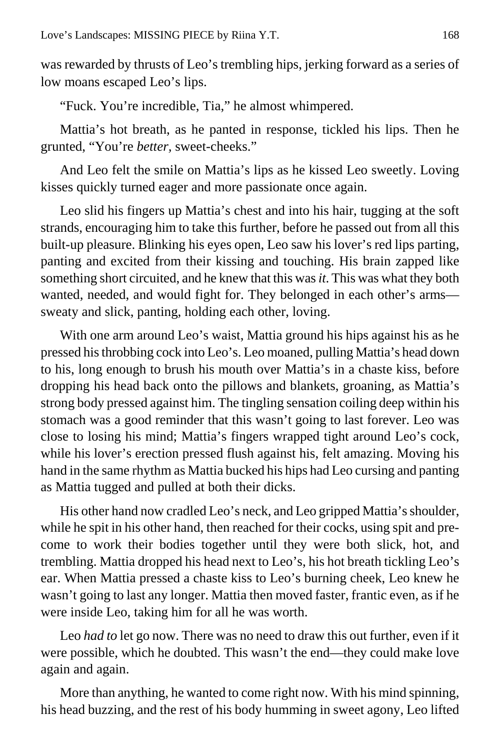was rewarded by thrusts of Leo's trembling hips, jerking forward as a series of low moans escaped Leo's lips.

"Fuck. You're incredible, Tia," he almost whimpered.

Mattia's hot breath, as he panted in response, tickled his lips. Then he grunted, "You're *better*, sweet-cheeks."

And Leo felt the smile on Mattia's lips as he kissed Leo sweetly. Loving kisses quickly turned eager and more passionate once again.

Leo slid his fingers up Mattia's chest and into his hair, tugging at the soft strands, encouraging him to take this further, before he passed out from all this built-up pleasure. Blinking his eyes open, Leo saw his lover's red lips parting, panting and excited from their kissing and touching. His brain zapped like something short circuited, and he knew that this was *it*. This was what they both wanted, needed, and would fight for. They belonged in each other's arms—sweaty and slick, panting, holding each other, loving.

With one arm around Leo's waist, Mattia ground his hips against his as he pressed his throbbing cock into Leo's. Leo moaned, pulling Mattia's head down to his, long enough to brush his mouth over Mattia's in a chaste kiss, before dropping his head back onto the pillows and blankets, groaning, as Mattia's strong body pressed against him. The tingling sensation coiling deep within his stomach was a good reminder that this wasn't going to last forever. Leo was close to losing his mind; Mattia's fingers wrapped tight around Leo's cock, while his lover's erection pressed flush against his, felt amazing. Moving his hand in the same rhythm as Mattia bucked his hips had Leo cursing and panting as Mattia tugged and pulled at both their dicks.

His other hand now cradled Leo's neck, and Leo gripped Mattia's shoulder, while he spit in his other hand, then reached for their cocks, using spit and pre-come to work their bodies together until they were both slick, hot, and trembling. Mattia dropped his head next to Leo's, his hot breath tickling Leo's ear. When Mattia pressed a chaste kiss to Leo's burning cheek, Leo knew he wasn't going to last any longer. Mattia then moved faster, frantic even, as if he were inside Leo, taking him for all he was worth.

Leo *had to* let go now. There was no need to draw this out further, even if it were possible, which he doubted. This wasn't the end—they could make love again and again.

More than anything, he wanted to come right now. With his mind spinning, his head buzzing, and the rest of his body humming in sweet agony, Leo lifted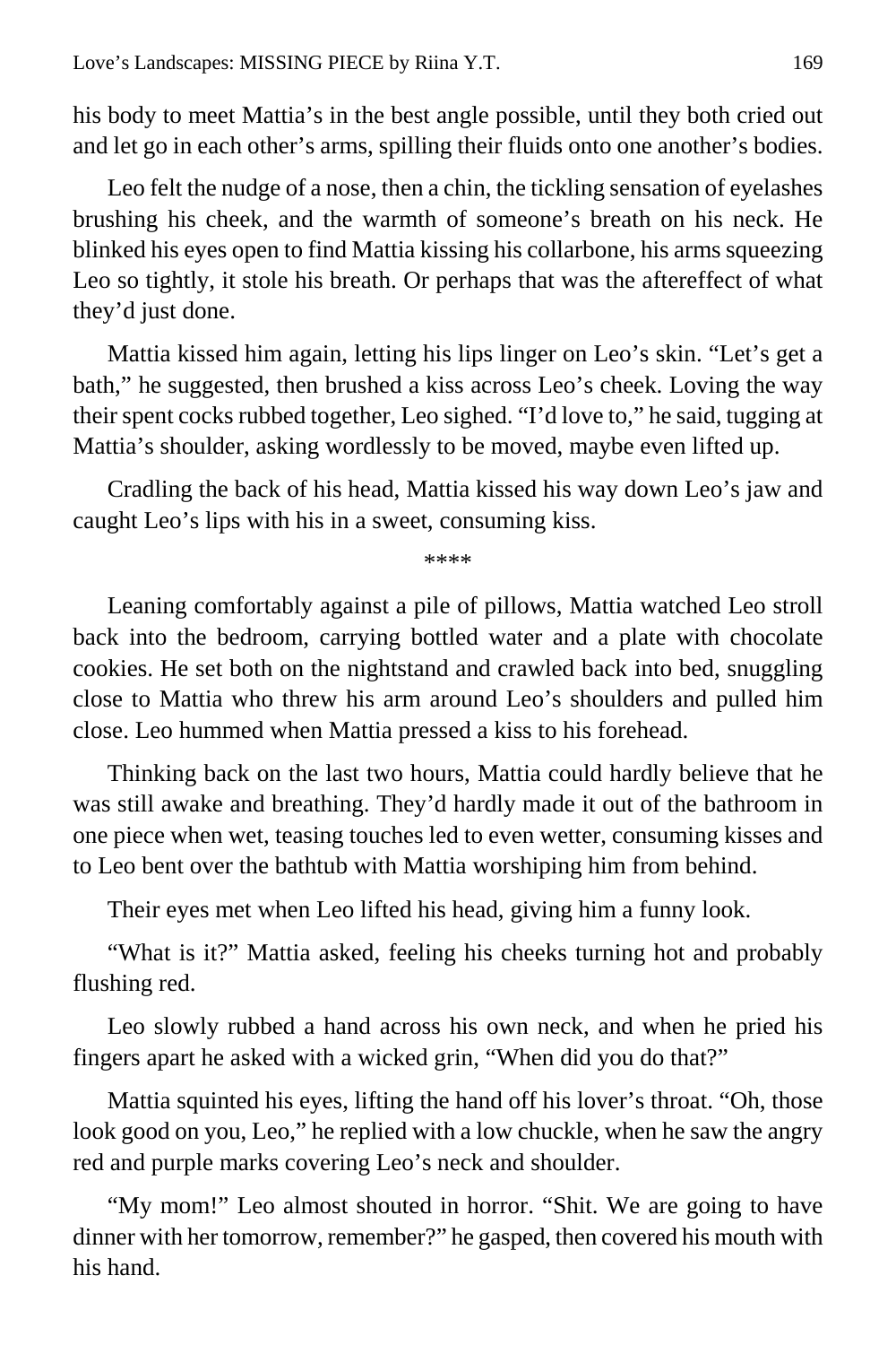his body to meet Mattia's in the best angle possible, until they both cried out and let go in each other's arms, spilling their fluids onto one another's bodies.

Leo felt the nudge of a nose, then a chin, the tickling sensation of eyelashes brushing his cheek, and the warmth of someone's breath on his neck. He blinked his eyes open to find Mattia kissing his collarbone, his arms squeezing Leo so tightly, it stole his breath. Or perhaps that was the aftereffect of what they'd just done.

Mattia kissed him again, letting his lips linger on Leo's skin. "Let's get a bath," he suggested, then brushed a kiss across Leo's cheek. Loving the way their spent cocks rubbed together, Leo sighed. "I'd love to," he said, tugging at Mattia's shoulder, asking wordlessly to be moved, maybe even lifted up.

Cradling the back of his head, Mattia kissed his way down Leo's jaw and caught Leo's lips with his in a sweet, consuming kiss.

****

Leaning comfortably against a pile of pillows, Mattia watched Leo stroll back into the bedroom, carrying bottled water and a plate with chocolate cookies. He set both on the nightstand and crawled back into bed, snuggling close to Mattia who threw his arm around Leo's shoulders and pulled him close. Leo hummed when Mattia pressed a kiss to his forehead.

Thinking back on the last two hours, Mattia could hardly believe that he was still awake and breathing. They'd hardly made it out of the bathroom in one piece when wet, teasing touches led to even wetter, consuming kisses and to Leo bent over the bathtub with Mattia worshiping him from behind.

Their eyes met when Leo lifted his head, giving him a funny look.

"What is it?" Mattia asked, feeling his cheeks turning hot and probably flushing red.

Leo slowly rubbed a hand across his own neck, and when he pried his fingers apart he asked with a wicked grin, "When did you do that?"

Mattia squinted his eyes, lifting the hand off his lover's throat. "Oh, those look good on you, Leo," he replied with a low chuckle, when he saw the angry red and purple marks covering Leo's neck and shoulder.

"My mom!" Leo almost shouted in horror. "Shit. We are going to have dinner with her tomorrow, remember?" he gasped, then covered his mouth with his hand.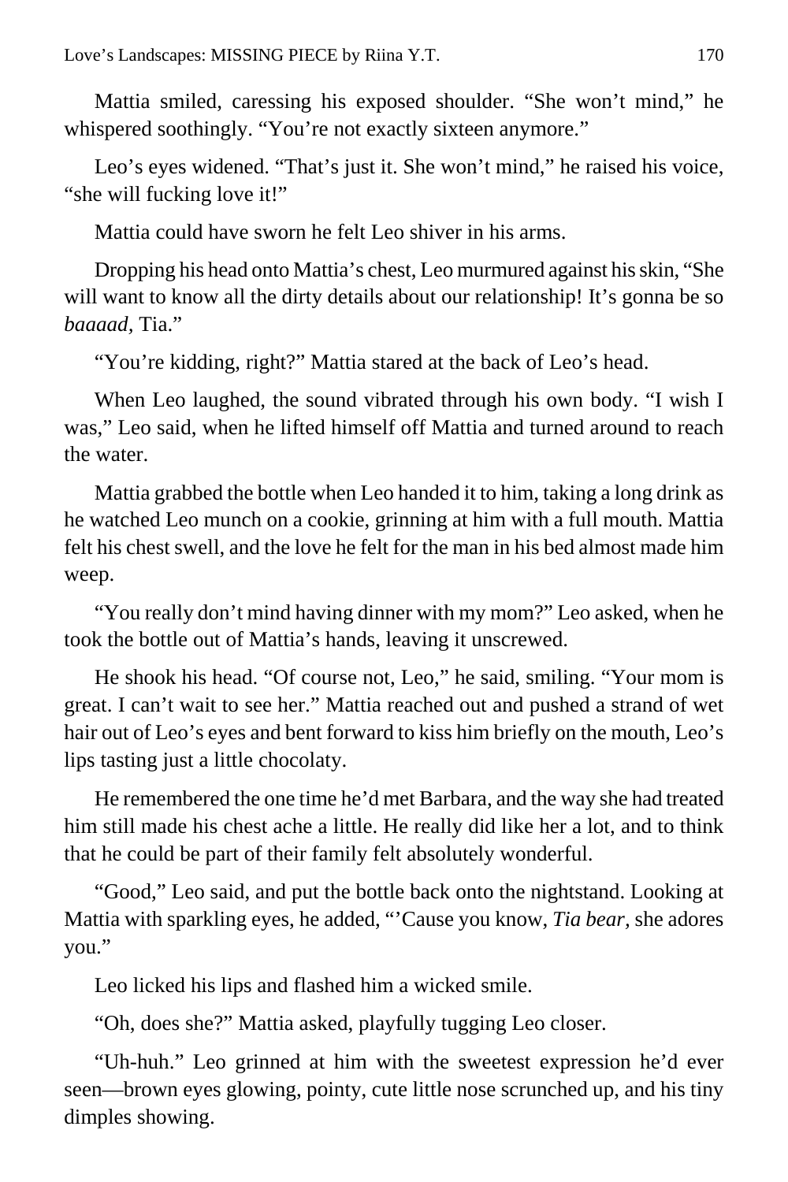Mattia smiled, caressing his exposed shoulder. “She won’t mind,” he whispered soothingly. “You’re not exactly sixteen anymore.”

Leo’s eyes widened. “That’s just it. She won’t mind,” he raised his voice, “she will fucking love it!”

Mattia could have sworn he felt Leo shiver in his arms.

Dropping his head onto Mattia’s chest, Leo murmured against his skin, “She will want to know all the dirty details about our relationship! It’s gonna be so *baaaad*, Tia.”

“You’re kidding, right?” Mattia stared at the back of Leo’s head.

When Leo laughed, the sound vibrated through his own body. “I wish I was,” Leo said, when he lifted himself off Mattia and turned around to reach the water.

Mattia grabbed the bottle when Leo handed it to him, taking a long drink as he watched Leo munch on a cookie, grinning at him with a full mouth. Mattia felt his chest swell, and the love he felt for the man in his bed almost made him weep.

“You really don’t mind having dinner with my mom?” Leo asked, when he took the bottle out of Mattia’s hands, leaving it unscrewed.

He shook his head. “Of course not, Leo,” he said, smiling. “Your mom is great. I can’t wait to see her.” Mattia reached out and pushed a strand of wet hair out of Leo’s eyes and bent forward to kiss him briefly on the mouth, Leo’s lips tasting just a little chocolaty.

He remembered the one time he’d met Barbara, and the way she had treated him still made his chest ache a little. He really did like her a lot, and to think that he could be part of their family felt absolutely wonderful.

“Good,” Leo said, and put the bottle back onto the nightstand. Looking at Mattia with sparkling eyes, he added, “’Cause you know, *Tia bear*, she adores you.”

Leo licked his lips and flashed him a wicked smile.

“Oh, does she?” Mattia asked, playfully tugging Leo closer.

“Uh-huh.” Leo grinned at him with the sweetest expression he’d ever seen—brown eyes glowing, pointy, cute little nose scrunched up, and his tiny dimples showing.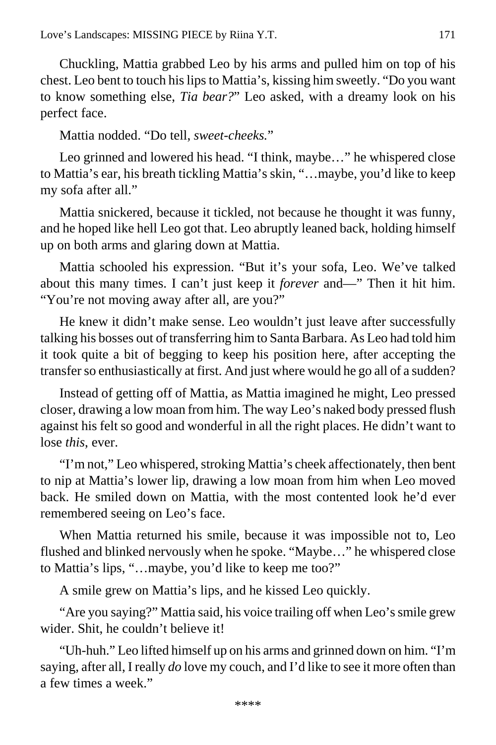Chuckling, Mattia grabbed Leo by his arms and pulled him on top of his chest. Leo bent to touch his lips to Mattia's, kissing him sweetly. "Do you want to know something else, *Tia bear?*" Leo asked, with a dreamy look on his perfect face.

Mattia nodded. "Do tell, *sweet-cheeks.*"

Leo grinned and lowered his head. "I think, maybe…" he whispered close to Mattia's ear, his breath tickling Mattia's skin, "…maybe, you'd like to keep my sofa after all."

Mattia snickered, because it tickled, not because he thought it was funny, and he hoped like hell Leo got that. Leo abruptly leaned back, holding himself up on both arms and glaring down at Mattia.

Mattia schooled his expression. "But it's your sofa, Leo. We've talked about this many times. I can't just keep it *forever* and—" Then it hit him. "You're not moving away after all, are you?"

He knew it didn't make sense. Leo wouldn't just leave after successfully talking his bosses out of transferring him to Santa Barbara. As Leo had told him it took quite a bit of begging to keep his position here, after accepting the transfer so enthusiastically at first. And just where would he go all of a sudden?

Instead of getting off of Mattia, as Mattia imagined he might, Leo pressed closer, drawing a low moan from him. The way Leo's naked body pressed flush against his felt so good and wonderful in all the right places. He didn't want to lose *this*, ever.

"I'm not," Leo whispered, stroking Mattia's cheek affectionately, then bent to nip at Mattia's lower lip, drawing a low moan from him when Leo moved back. He smiled down on Mattia, with the most contented look he'd ever remembered seeing on Leo's face.

When Mattia returned his smile, because it was impossible not to, Leo flushed and blinked nervously when he spoke. "Maybe…" he whispered close to Mattia's lips, "…maybe, you'd like to keep me too?"

A smile grew on Mattia's lips, and he kissed Leo quickly.

"Are you saying?" Mattia said, his voice trailing off when Leo's smile grew wider. Shit, he couldn't believe it!

"Uh-huh." Leo lifted himself up on his arms and grinned down on him. "I'm saying, after all, I really *do* love my couch, and I'd like to see it more often than a few times a week."

\*\*\*\*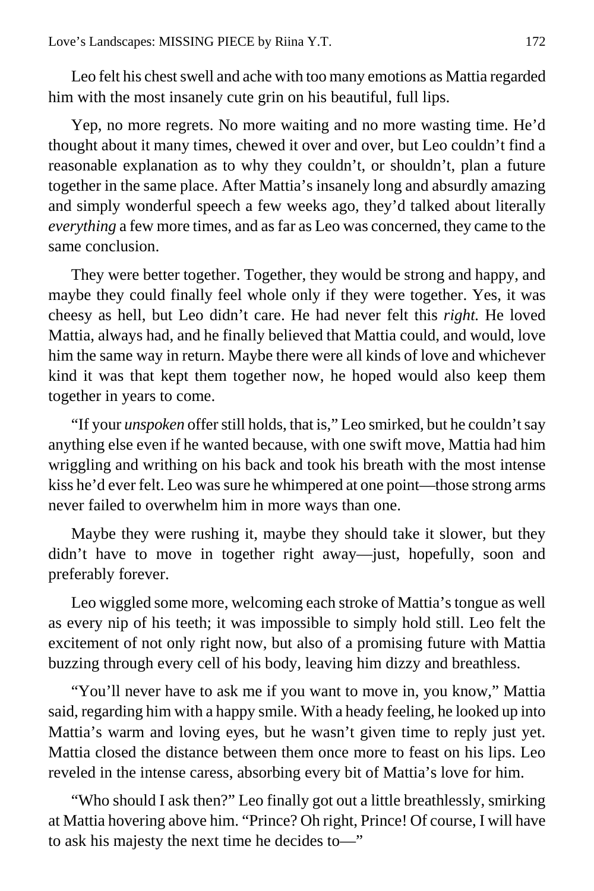Leo felt his chest swell and ache with too many emotions as Mattia regarded him with the most insanely cute grin on his beautiful, full lips.

Yep, no more regrets. No more waiting and no more wasting time. He'd thought about it many times, chewed it over and over, but Leo couldn't find a reasonable explanation as to why they couldn't, or shouldn't, plan a future together in the same place. After Mattia's insanely long and absurdly amazing and simply wonderful speech a few weeks ago, they'd talked about literally *everything* a few more times, and as far as Leo was concerned, they came to the same conclusion.

They were better together. Together, they would be strong and happy, and maybe they could finally feel whole only if they were together. Yes, it was cheesy as hell, but Leo didn't care. He had never felt this *right.* He loved Mattia, always had, and he finally believed that Mattia could, and would, love him the same way in return. Maybe there were all kinds of love and whichever kind it was that kept them together now, he hoped would also keep them together in years to come.

"If your *unspoken* offer still holds, that is," Leo smirked, but he couldn't say anything else even if he wanted because, with one swift move, Mattia had him wriggling and writhing on his back and took his breath with the most intense kiss he'd ever felt. Leo was sure he whimpered at one point—those strong arms never failed to overwhelm him in more ways than one.

Maybe they were rushing it, maybe they should take it slower, but they didn't have to move in together right away—just, hopefully, soon and preferably forever.

Leo wiggled some more, welcoming each stroke of Mattia's tongue as well as every nip of his teeth; it was impossible to simply hold still. Leo felt the excitement of not only right now, but also of a promising future with Mattia buzzing through every cell of his body, leaving him dizzy and breathless.

"You'll never have to ask me if you want to move in, you know," Mattia said, regarding him with a happy smile. With a heady feeling, he looked up into Mattia's warm and loving eyes, but he wasn't given time to reply just yet. Mattia closed the distance between them once more to feast on his lips. Leo reveled in the intense caress, absorbing every bit of Mattia's love for him.

"Who should I ask then?" Leo finally got out a little breathlessly, smirking at Mattia hovering above him. "Prince? Oh right, Prince! Of course, I will have to ask his majesty the next time he decides to—"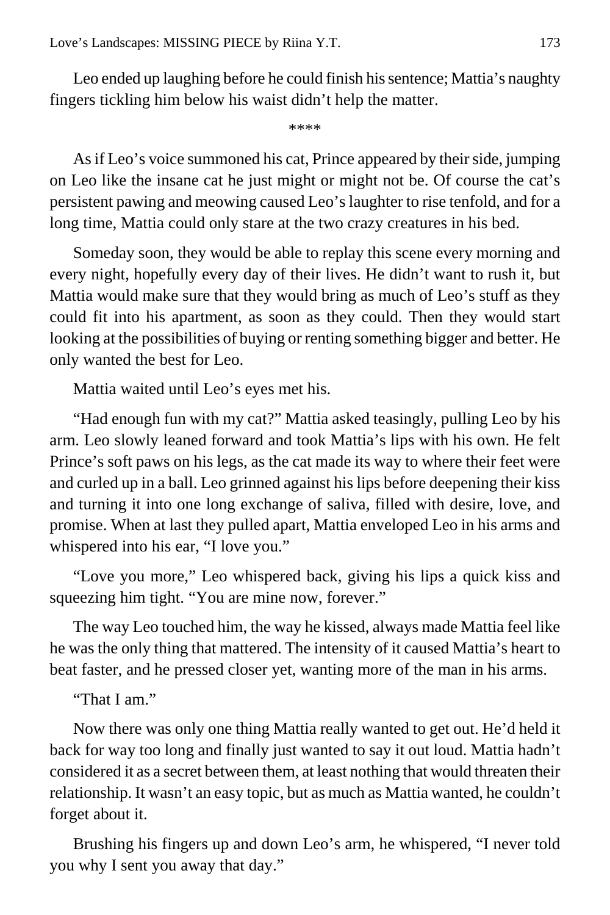Leo ended up laughing before he could finish his sentence; Mattia's naughty fingers tickling him below his waist didn't help the matter.

****

As if Leo's voice summoned his cat, Prince appeared by their side, jumping on Leo like the insane cat he just might or might not be. Of course the cat's persistent pawing and meowing caused Leo's laughter to rise tenfold, and for a long time, Mattia could only stare at the two crazy creatures in his bed.

Someday soon, they would be able to replay this scene every morning and every night, hopefully every day of their lives. He didn't want to rush it, but Mattia would make sure that they would bring as much of Leo's stuff as they could fit into his apartment, as soon as they could. Then they would start looking at the possibilities of buying or renting something bigger and better. He only wanted the best for Leo.

Mattia waited until Leo's eyes met his.

"Had enough fun with my cat?" Mattia asked teasingly, pulling Leo by his arm. Leo slowly leaned forward and took Mattia's lips with his own. He felt Prince's soft paws on his legs, as the cat made its way to where their feet were and curled up in a ball. Leo grinned against his lips before deepening their kiss and turning it into one long exchange of saliva, filled with desire, love, and promise. When at last they pulled apart, Mattia enveloped Leo in his arms and whispered into his ear, "I love you."

"Love you more," Leo whispered back, giving his lips a quick kiss and squeezing him tight. "You are mine now, forever."

The way Leo touched him, the way he kissed, always made Mattia feel like he was the only thing that mattered. The intensity of it caused Mattia's heart to beat faster, and he pressed closer yet, wanting more of the man in his arms.

"That I am."

Now there was only one thing Mattia really wanted to get out. He'd held it back for way too long and finally just wanted to say it out loud. Mattia hadn't considered it as a secret between them, at least nothing that would threaten their relationship. It wasn't an easy topic, but as much as Mattia wanted, he couldn't forget about it.

Brushing his fingers up and down Leo's arm, he whispered, "I never told you why I sent you away that day."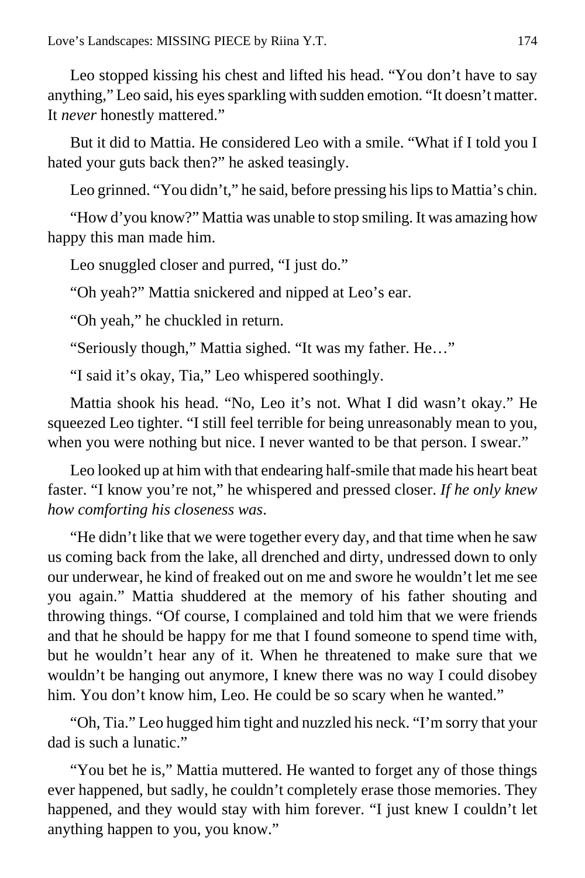Leo stopped kissing his chest and lifted his head. "You don't have to say anything," Leo said, his eyes sparkling with sudden emotion. "It doesn't matter. It *never* honestly mattered."

But it did to Mattia. He considered Leo with a smile. "What if I told you I hated your guts back then?" he asked teasingly.

Leo grinned. "You didn't," he said, before pressing his lips to Mattia's chin.

"How d'you know?" Mattia was unable to stop smiling. It was amazing how happy this man made him.

Leo snuggled closer and purred, "I just do."

"Oh yeah?" Mattia snickered and nipped at Leo's ear.

"Oh yeah," he chuckled in return.

"Seriously though," Mattia sighed. "It was my father. He…"

"I said it's okay, Tia," Leo whispered soothingly.

Mattia shook his head. "No, Leo it's not. What I did wasn't okay." He squeezed Leo tighter. "I still feel terrible for being unreasonably mean to you, when you were nothing but nice. I never wanted to be that person. I swear."

Leo looked up at him with that endearing half-smile that made his heart beat faster. "I know you're not," he whispered and pressed closer. *If he only knew how comforting his closeness was*.

"He didn't like that we were together every day, and that time when he saw us coming back from the lake, all drenched and dirty, undressed down to only our underwear, he kind of freaked out on me and swore he wouldn't let me see you again." Mattia shuddered at the memory of his father shouting and throwing things. "Of course, I complained and told him that we were friends and that he should be happy for me that I found someone to spend time with, but he wouldn't hear any of it. When he threatened to make sure that we wouldn't be hanging out anymore, I knew there was no way I could disobey him. You don't know him, Leo. He could be so scary when he wanted."

"Oh, Tia." Leo hugged him tight and nuzzled his neck. "I'm sorry that your dad is such a lunatic."

"You bet he is," Mattia muttered. He wanted to forget any of those things ever happened, but sadly, he couldn't completely erase those memories. They happened, and they would stay with him forever. "I just knew I couldn't let anything happen to you, you know."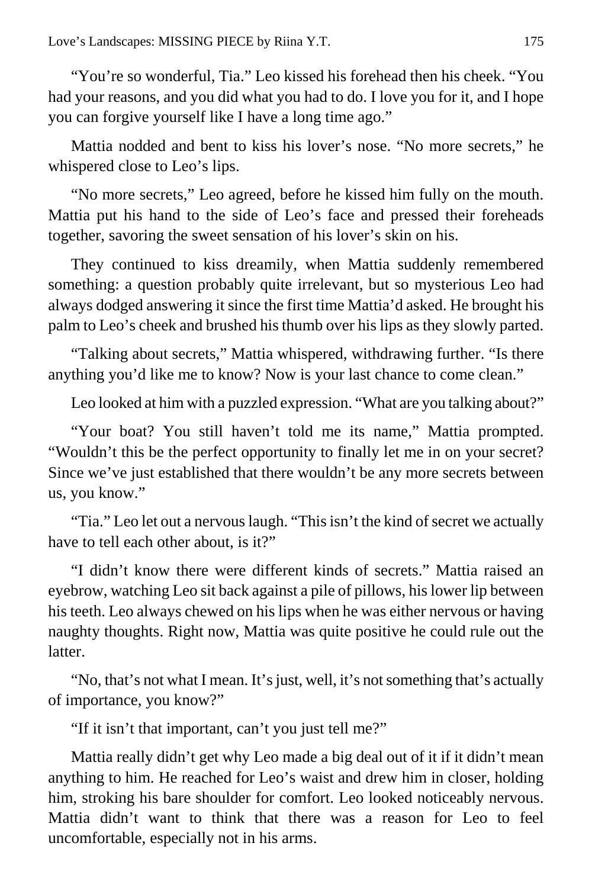"You're so wonderful, Tia." Leo kissed his forehead then his cheek. "You had your reasons, and you did what you had to do. I love you for it, and I hope you can forgive yourself like I have a long time ago."

Mattia nodded and bent to kiss his lover's nose. "No more secrets," he whispered close to Leo's lips.

"No more secrets," Leo agreed, before he kissed him fully on the mouth. Mattia put his hand to the side of Leo's face and pressed their foreheads together, savoring the sweet sensation of his lover's skin on his.

They continued to kiss dreamily, when Mattia suddenly remembered something: a question probably quite irrelevant, but so mysterious Leo had always dodged answering it since the first time Mattia'd asked. He brought his palm to Leo's cheek and brushed his thumb over his lips as they slowly parted.

"Talking about secrets," Mattia whispered, withdrawing further. "Is there anything you'd like me to know? Now is your last chance to come clean."

Leo looked at him with a puzzled expression. "What are you talking about?"

"Your boat? You still haven't told me its name," Mattia prompted. "Wouldn't this be the perfect opportunity to finally let me in on your secret? Since we've just established that there wouldn't be any more secrets between us, you know."

"Tia." Leo let out a nervous laugh. "This isn't the kind of secret we actually have to tell each other about, is it?"

"I didn't know there were different kinds of secrets." Mattia raised an eyebrow, watching Leo sit back against a pile of pillows, his lower lip between his teeth. Leo always chewed on his lips when he was either nervous or having naughty thoughts. Right now, Mattia was quite positive he could rule out the latter.

"No, that's not what I mean. It's just, well, it's not something that's actually of importance, you know?"

"If it isn't that important, can't you just tell me?"

Mattia really didn't get why Leo made a big deal out of it if it didn't mean anything to him. He reached for Leo's waist and drew him in closer, holding him, stroking his bare shoulder for comfort. Leo looked noticeably nervous. Mattia didn't want to think that there was a reason for Leo to feel uncomfortable, especially not in his arms.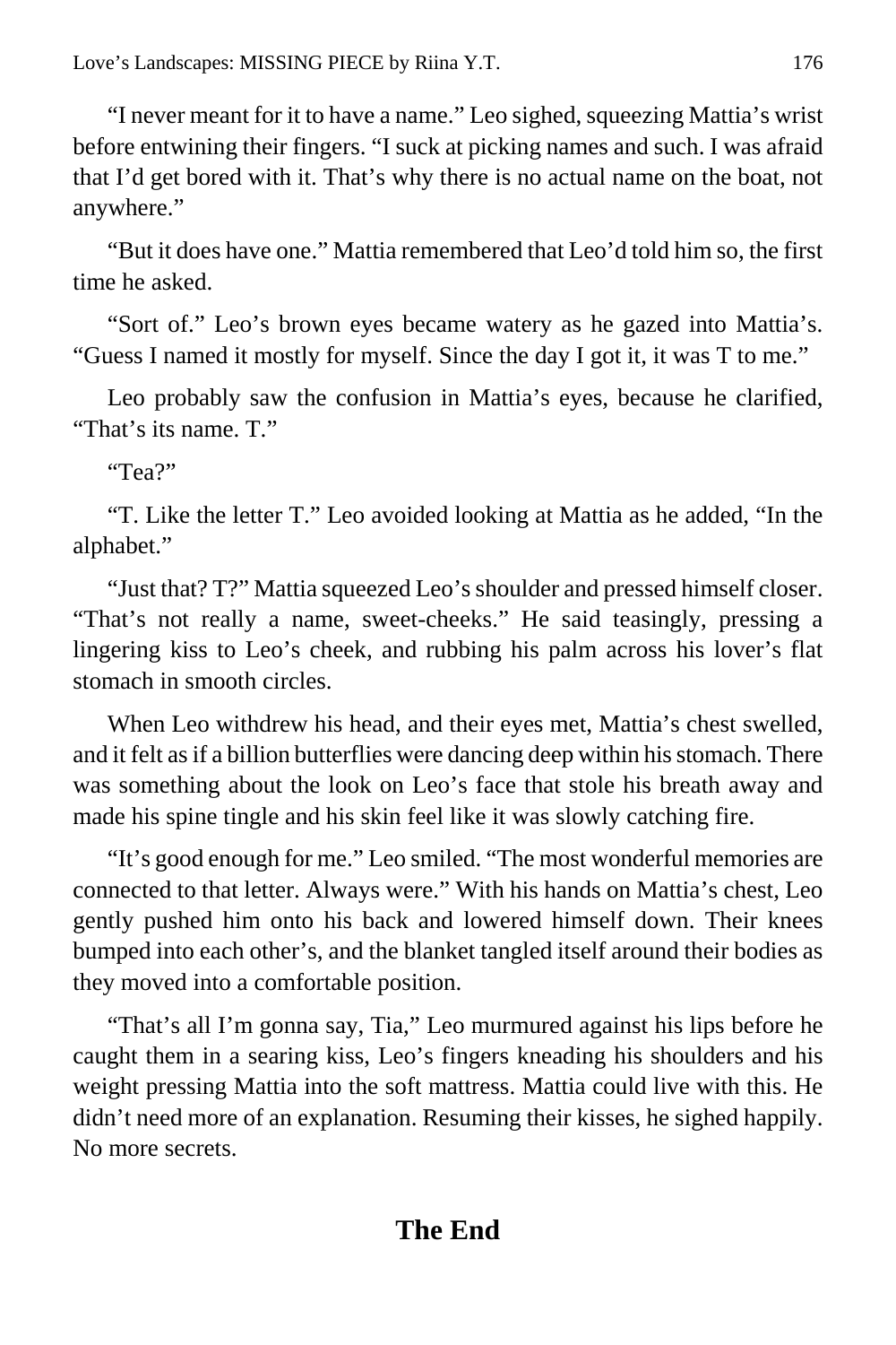"I never meant for it to have a name." Leo sighed, squeezing Mattia's wrist before entwining their fingers. "I suck at picking names and such. I was afraid that I'd get bored with it. That's why there is no actual name on the boat, not anywhere."

"But it does have one." Mattia remembered that Leo'd told him so, the first time he asked.

"Sort of." Leo's brown eyes became watery as he gazed into Mattia's. "Guess I named it mostly for myself. Since the day I got it, it was T to me."

Leo probably saw the confusion in Mattia's eyes, because he clarified, "That's its name. T."

"Tea?"

"T. Like the letter T." Leo avoided looking at Mattia as he added, "In the alphabet."

"Just that? T?" Mattia squeezed Leo's shoulder and pressed himself closer. "That's not really a name, sweet-cheeks." He said teasingly, pressing a lingering kiss to Leo's cheek, and rubbing his palm across his lover's flat stomach in smooth circles.

When Leo withdrew his head, and their eyes met, Mattia's chest swelled, and it felt as if a billion butterflies were dancing deep within his stomach. There was something about the look on Leo's face that stole his breath away and made his spine tingle and his skin feel like it was slowly catching fire.

"It's good enough for me." Leo smiled. "The most wonderful memories are connected to that letter. Always were." With his hands on Mattia's chest, Leo gently pushed him onto his back and lowered himself down. Their knees bumped into each other's, and the blanket tangled itself around their bodies as they moved into a comfortable position.

"That's all I'm gonna say, Tia," Leo murmured against his lips before he caught them in a searing kiss, Leo's fingers kneading his shoulders and his weight pressing Mattia into the soft mattress. Mattia could live with this. He didn't need more of an explanation. Resuming their kisses, he sighed happily. No more secrets.

## The End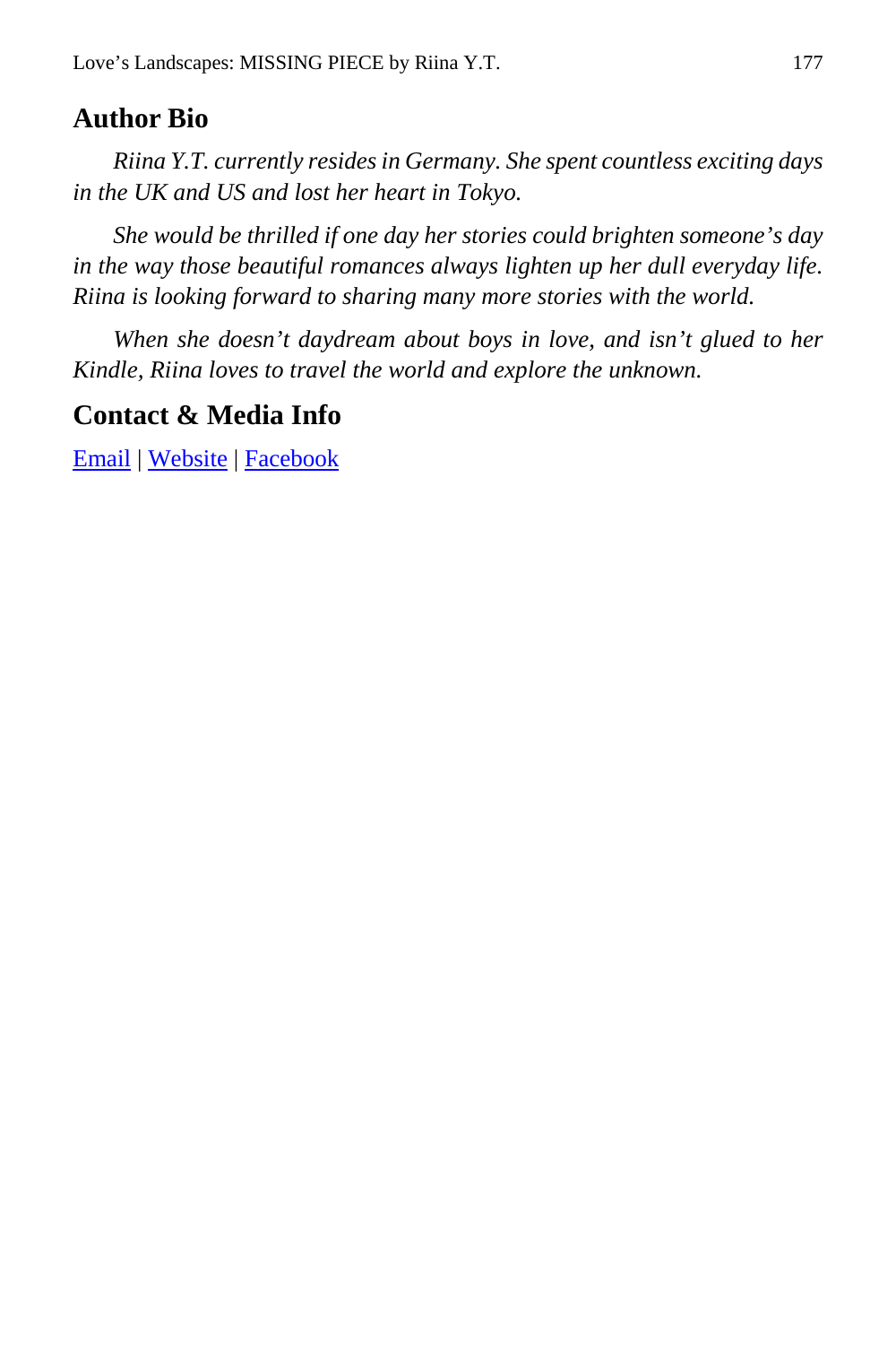## Author Bio

*Riina Y.T. currently resides in Germany. She spent countless exciting days in the UK and US and lost her heart in Tokyo.*

*She would be thrilled if one day her stories could brighten someone's day in the way those beautiful romances always lighten up her dull everyday life. Riina is looking forward to sharing many more stories with the world.*

*When she doesn't daydream about boys in love, and isn't glued to her Kindle, Riina loves to travel the world and explore the unknown.*

## Contact & Media Info

Email | Website | Facebook